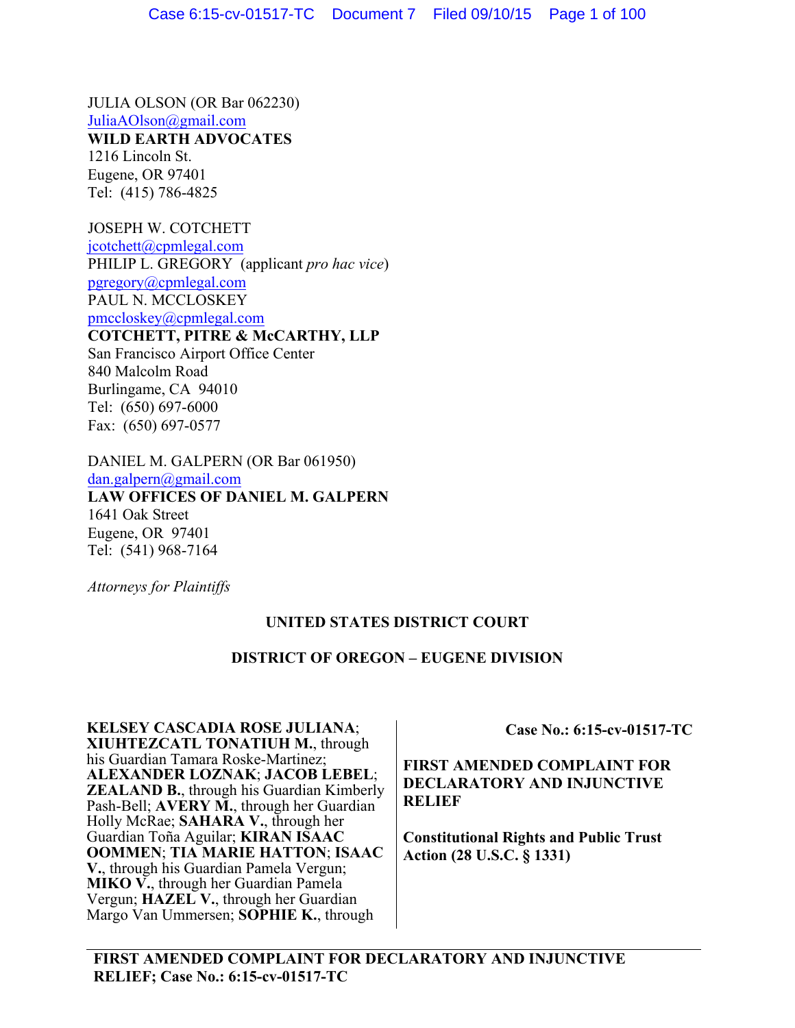JULIA OLSON (OR Bar 062230)
JuliaAOlson@gmail.com
**WILD EARTH ADVOCATES**
1216 Lincoln St.
Eugene, OR 97401
Tel: (415) 786-4825

JOSEPH W. COTCHETT
jcotchett@cpmlegal.com
PHILIP L. GREGORY (applicant *pro hac vice*)
pgregory@cpmlegal.com
PAUL N. MCCLOSKEY
pmccloskey@cpmlegal.com
**COTCHETT, PITRE & McCARTHY, LLP**
San Francisco Airport Office Center
840 Malcolm Road
Burlingame, CA 94010
Tel: (650) 697-6000
Fax: (650) 697-0577

DANIEL M. GALPERN (OR Bar 061950)
dan.galpern@gmail.com
**LAW OFFICES OF DANIEL M. GALPERN**
1641 Oak Street
Eugene, OR 97401
Tel: (541) 968-7164

*Attorneys for Plaintiffs*

**UNITED STATES DISTRICT COURT**

**DISTRICT OF OREGON – EUGENE DIVISION**

**KELSEY CASCADIA ROSE JULIANA**; **XIUHTEZCATL TONATIUH M.**, through his Guardian Tamara Roske-Martinez; **ALEXANDER LOZNAK**; **JACOB LEBEL**; **ZEALAND B.**, through his Guardian Kimberly Pash-Bell; **AVERY M.**, through her Guardian Holly McRae; **SAHARA V.**, through her Guardian Toña Aguilar; **KIRAN ISAAC OOMMEN**; **TIA MARIE HATTON**; **ISAAC V.**, through his Guardian Pamela Vergun; **MIKO V.**, through her Guardian Pamela Vergun; **HAZEL V.**, through her Guardian Margo Van Ummersen; **SOPHIE K.**, through

**Case No.: 6:15-cv-01517-TC**

**FIRST AMENDED COMPLAINT FOR DECLARATORY AND INJUNCTIVE RELIEF**

**Constitutional Rights and Public Trust Action (28 U.S.C. § 1331)**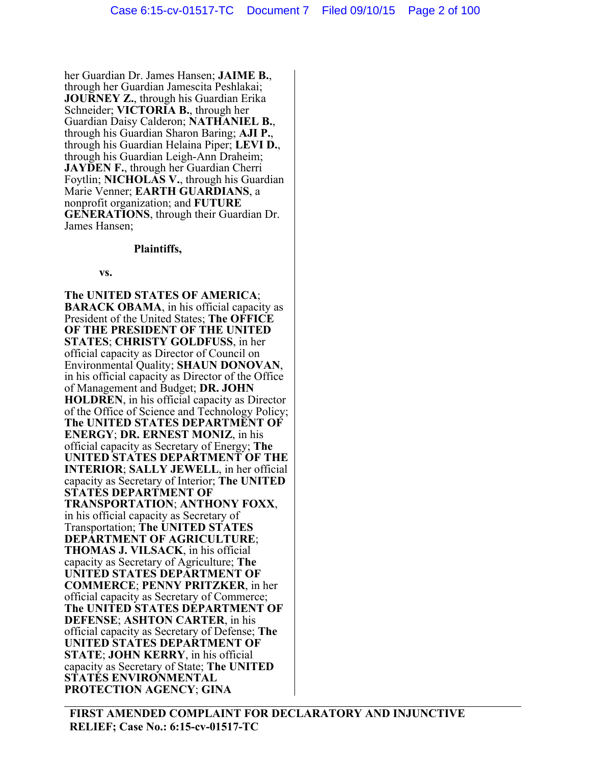her Guardian Dr. James Hansen; **JAIME B.**, through her Guardian Jamescita Peshlakai; **JOURNEY Z.**, through his Guardian Erika Schneider; **VICTORIA B.**, through her Guardian Daisy Calderon; **NATHANIEL B.**, through his Guardian Sharon Baring; **AJI P.**, through his Guardian Helaina Piper; **LEVI D.**, through his Guardian Leigh-Ann Draheim; **JAYDEN F.**, through her Guardian Cherri Foytlin; **NICHOLAS V.**, through his Guardian Marie Venner; **EARTH GUARDIANS**, a nonprofit organization; and **FUTURE GENERATIONS**, through their Guardian Dr. James Hansen;

**Plaintiffs,**

**vs.**

**The UNITED STATES OF AMERICA**; **BARACK OBAMA**, in his official capacity as President of the United States; **The OFFICE OF THE PRESIDENT OF THE UNITED STATES**; **CHRISTY GOLDFUSS**, in her official capacity as Director of Council on Environmental Quality; **SHAUN DONOVAN**, in his official capacity as Director of the Office of Management and Budget; **DR. JOHN HOLDREN**, in his official capacity as Director of the Office of Science and Technology Policy; **The UNITED STATES DEPARTMENT OF ENERGY**; **DR. ERNEST MONIZ**, in his official capacity as Secretary of Energy; **The UNITED STATES DEPARTMENT OF THE INTERIOR**; **SALLY JEWELL**, in her official capacity as Secretary of Interior; **The UNITED STATES DEPARTMENT OF TRANSPORTATION**; **ANTHONY FOXX**, in his official capacity as Secretary of Transportation; **The UNITED STATES DEPARTMENT OF AGRICULTURE**; **THOMAS J. VILSACK**, in his official capacity as Secretary of Agriculture; **The UNITED STATES DEPARTMENT OF COMMERCE**; **PENNY PRITZKER**, in her official capacity as Secretary of Commerce; **The UNITED STATES DEPARTMENT OF DEFENSE**; **ASHTON CARTER**, in his official capacity as Secretary of Defense; **The UNITED STATES DEPARTMENT OF STATE**; **JOHN KERRY**, in his official capacity as Secretary of State; **The UNITED STATES ENVIRONMENTAL PROTECTION AGENCY**; **GINA**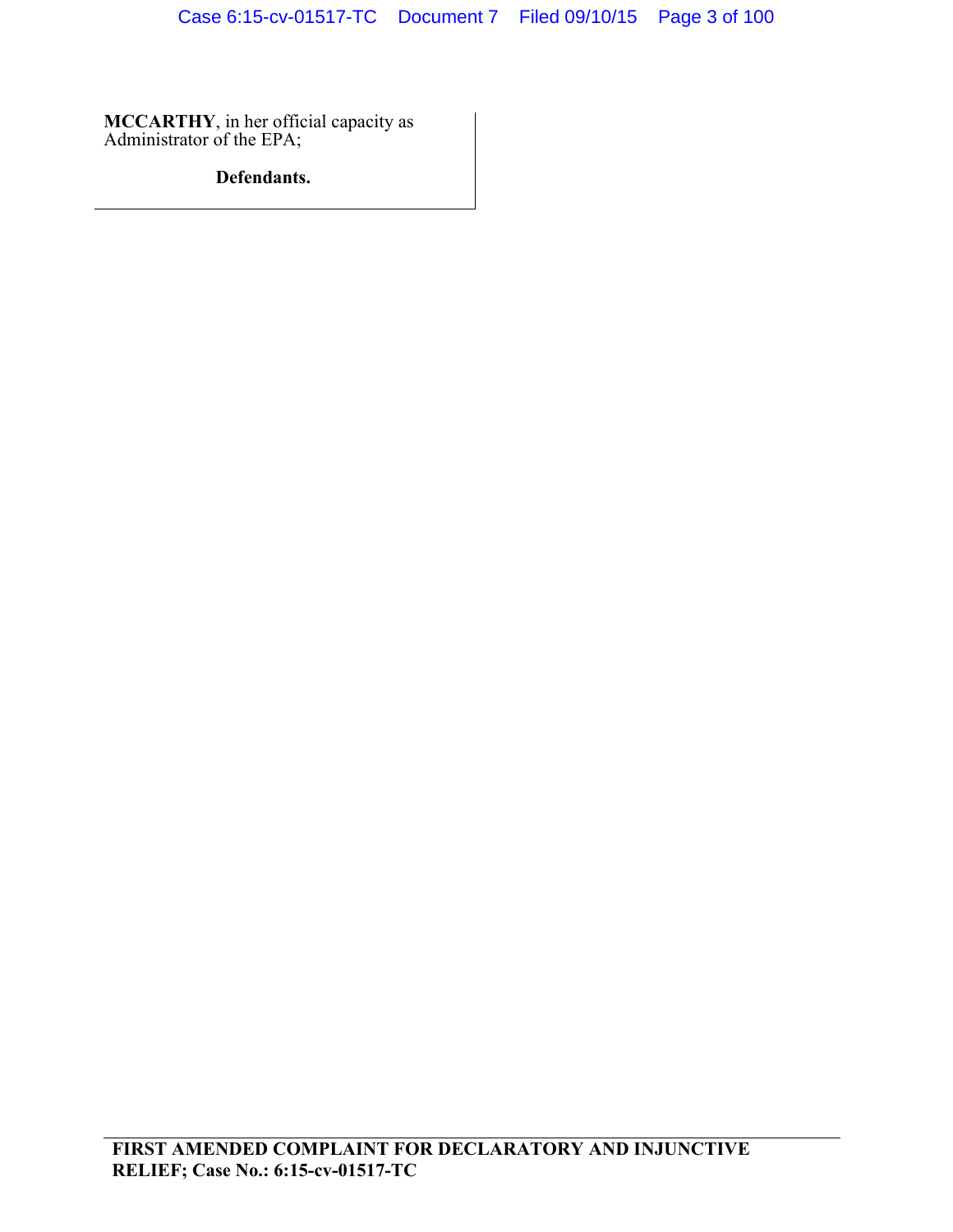**MCCARTHY**, in her official capacity as Administrator of the EPA;

**Defendants.**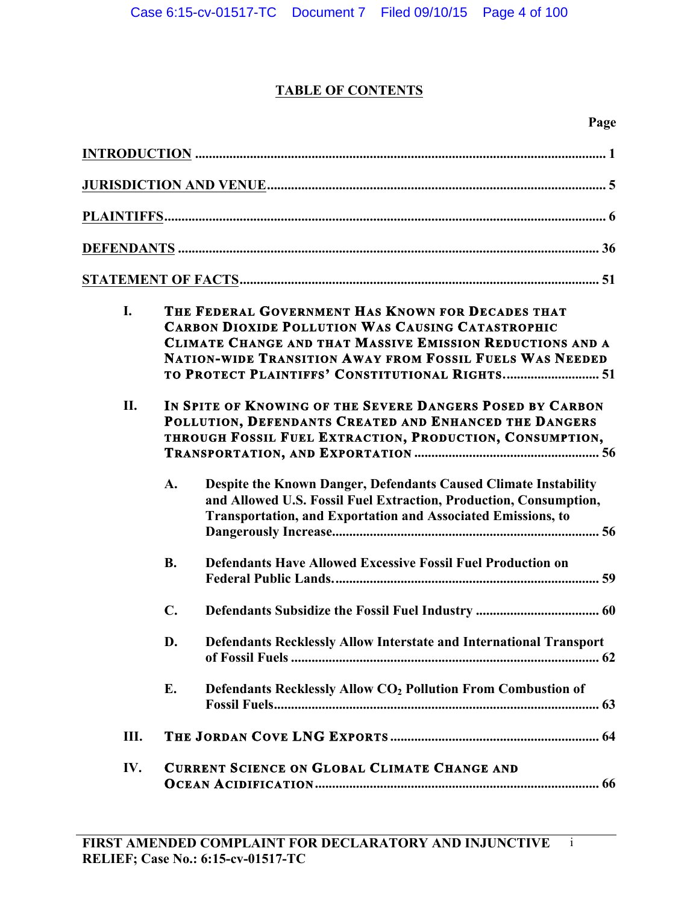# TABLE OF CONTENTS

| | | | Page |
|---|---|---|---|
| **INTRODUCTION** | | | 1 |
| **JURISDICTION AND VENUE** | | | 5 |
| **PLAINTIFFS** | | | 6 |
| **DEFENDANTS** | | | 36 |
| **STATEMENT OF FACTS** | | | 51 |
| **I.** | **THE FEDERAL GOVERNMENT HAS KNOWN FOR DECADES THAT CARBON DIOXIDE POLLUTION WAS CAUSING CATASTROPHIC CLIMATE CHANGE AND THAT MASSIVE EMISSION REDUCTIONS AND A NATION-WIDE TRANSITION AWAY FROM FOSSIL FUELS WAS NEEDED TO PROTECT PLAINTIFFS' CONSTITUTIONAL RIGHTS.** | | 51 |
| **II.** | **IN SPITE OF KNOWING OF THE SEVERE DANGERS POSED BY CARBON POLLUTION, DEFENDANTS CREATED AND ENHANCED THE DANGERS THROUGH FOSSIL FUEL EXTRACTION, PRODUCTION, CONSUMPTION, TRANSPORTATION, AND EXPORTATION** | | 56 |
| | **A.** | **Despite the Known Danger, Defendants Caused Climate Instability and Allowed U.S. Fossil Fuel Extraction, Production, Consumption, Transportation, and Exportation and Associated Emissions, to Dangerously Increase** | 56 |
| | **B.** | **Defendants Have Allowed Excessive Fossil Fuel Production on Federal Public Lands.** | 59 |
| | **C.** | **Defendants Subsidize the Fossil Fuel Industry** | 60 |
| | **D.** | **Defendants Recklessly Allow Interstate and International Transport of Fossil Fuels** | 62 |
| | **E.** | **Defendants Recklessly Allow $CO_2$ Pollution From Combustion of Fossil Fuels** | 63 |
| **III.** | **THE JORDAN COVE LNG EXPORTS** | | 64 |
| **IV.** | **CURRENT SCIENCE ON GLOBAL CLIMATE CHANGE AND OCEAN ACIDIFICATION** | | 66 |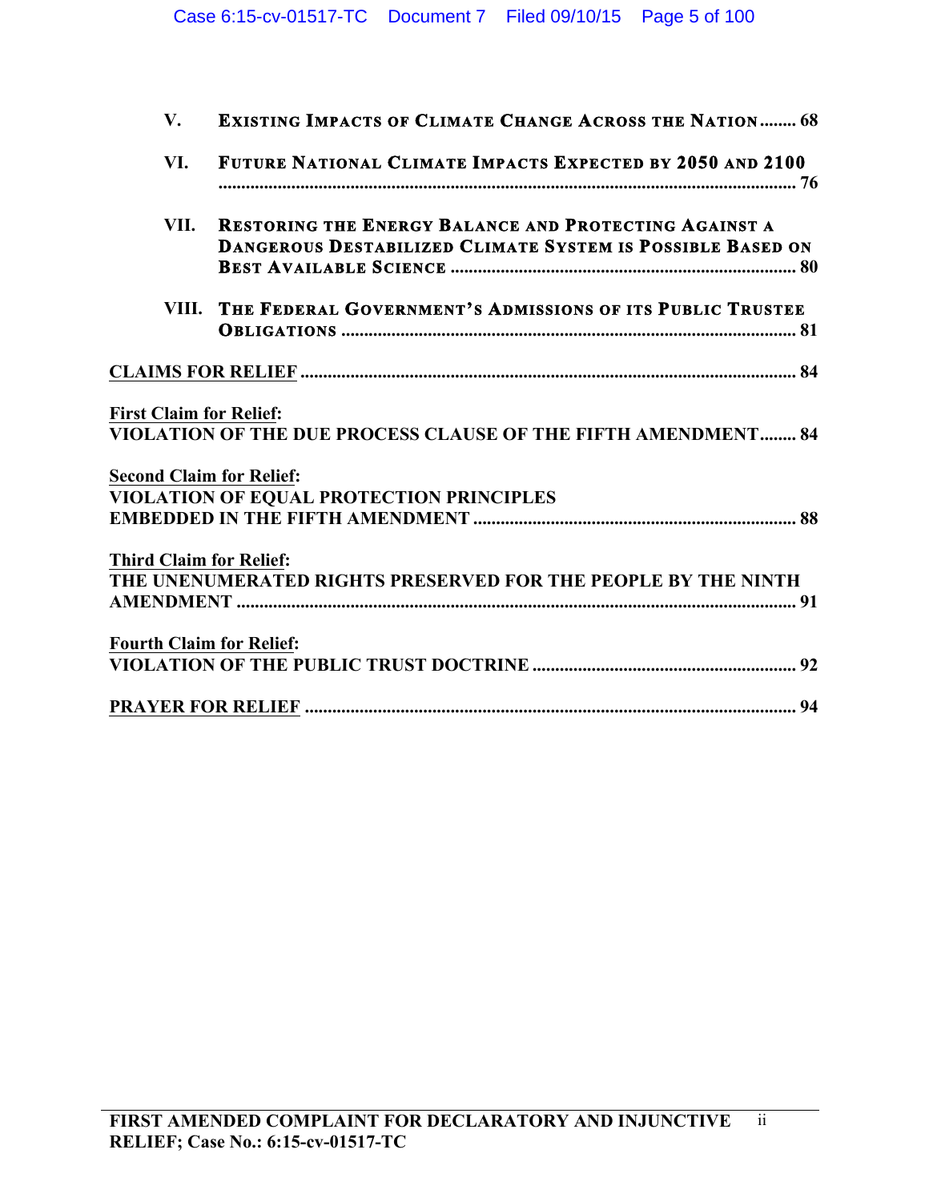V. **Existing Impacts of Climate Change Across the Nation** ........ 68

VI. **Future National Climate Impacts Expected by 2050 and 2100** ........ 76

VII. **Restoring the Energy Balance and Protecting Against a Dangerous Destabilized Climate System is Possible Based on Best Available Science** ........ 80

VIII. **The Federal Government's Admissions of its Public Trustee Obligations** ........ 81

**CLAIMS FOR RELIEF** ........ 84

**First Claim for Relief:**
**VIOLATION OF THE DUE PROCESS CLAUSE OF THE FIFTH AMENDMENT** ........ 84

**Second Claim for Relief:**
**VIOLATION OF EQUAL PROTECTION PRINCIPLES EMBEDDED IN THE FIFTH AMENDMENT** ........ 88

**Third Claim for Relief:**
**THE UNENUMERATED RIGHTS PRESERVED FOR THE PEOPLE BY THE NINTH AMENDMENT** ........ 91

**Fourth Claim for Relief:**
**VIOLATION OF THE PUBLIC TRUST DOCTRINE** ........ 92

**PRAYER FOR RELIEF** ........ 94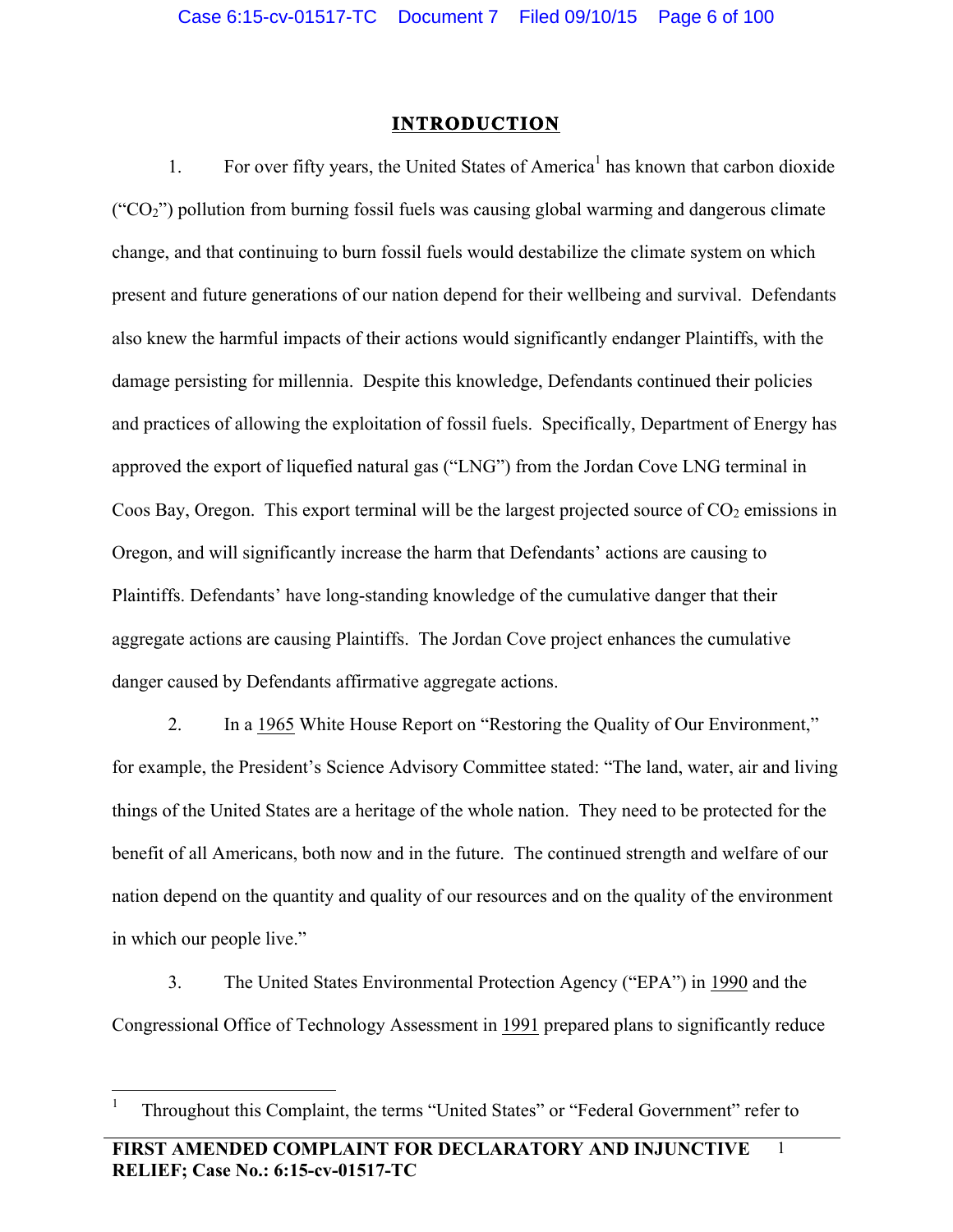# INTRODUCTION

1. For over fifty years, the United States of America[1] has known that carbon dioxide ("$CO_2$") pollution from burning fossil fuels was causing global warming and dangerous climate change, and that continuing to burn fossil fuels would destabilize the climate system on which present and future generations of our nation depend for their wellbeing and survival. Defendants also knew the harmful impacts of their actions would significantly endanger Plaintiffs, with the damage persisting for millennia. Despite this knowledge, Defendants continued their policies and practices of allowing the exploitation of fossil fuels. Specifically, Department of Energy has approved the export of liquefied natural gas ("LNG") from the Jordan Cove LNG terminal in Coos Bay, Oregon. This export terminal will be the largest projected source of $CO_2$ emissions in Oregon, and will significantly increase the harm that Defendants' actions are causing to Plaintiffs. Defendants' have long-standing knowledge of the cumulative danger that their aggregate actions are causing Plaintiffs. The Jordan Cove project enhances the cumulative danger caused by Defendants affirmative aggregate actions.

2. In a 1965 White House Report on "Restoring the Quality of Our Environment," for example, the President's Science Advisory Committee stated: "The land, water, air and living things of the United States are a heritage of the whole nation. They need to be protected for the benefit of all Americans, both now and in the future. The continued strength and welfare of our nation depend on the quantity and quality of our resources and on the quality of the environment in which our people live."

3. The United States Environmental Protection Agency ("EPA") in 1990 and the Congressional Office of Technology Assessment in 1991 prepared plans to significantly reduce

[1] Throughout this Complaint, the terms "United States" or "Federal Government" refer to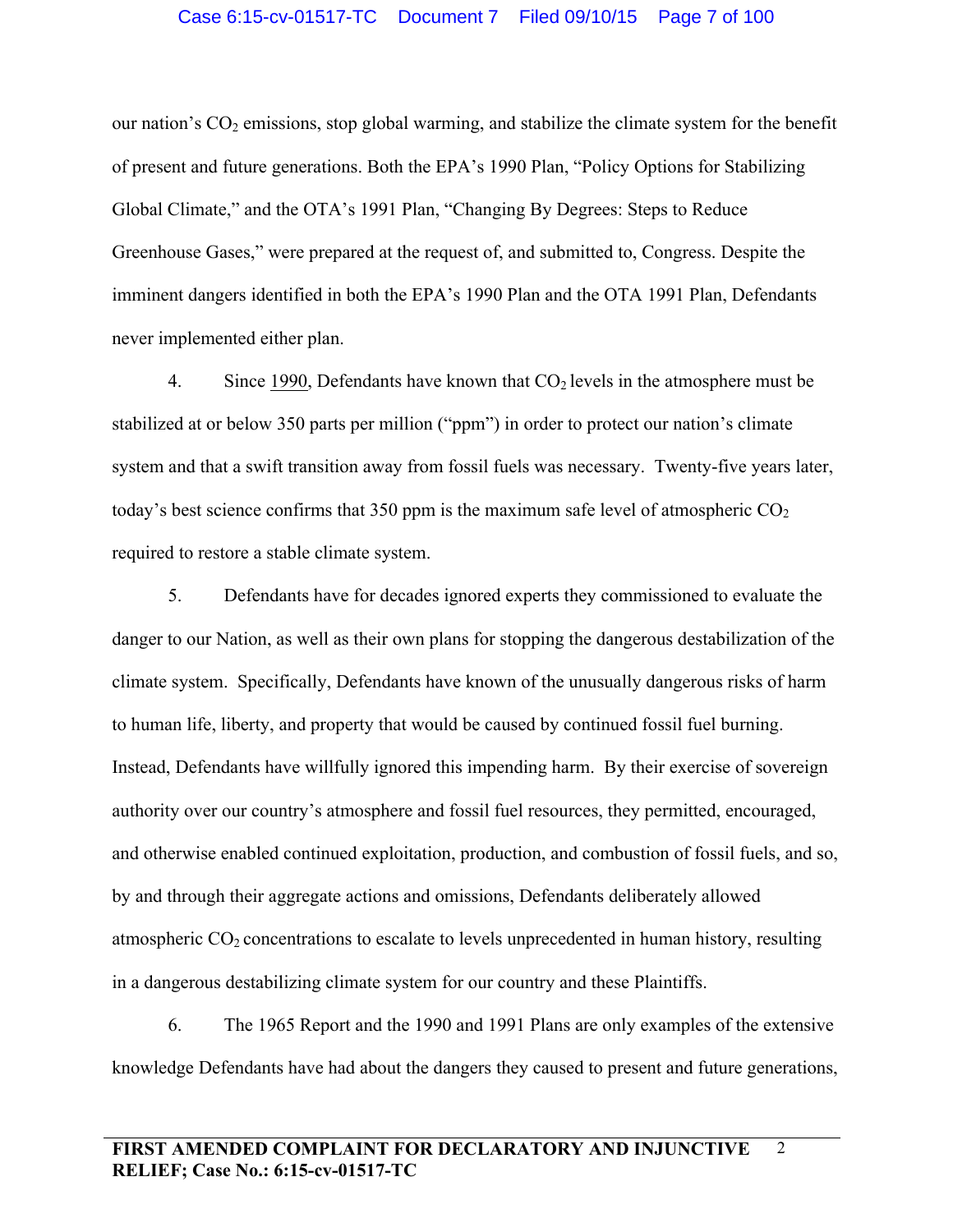our nation's $CO_2$ emissions, stop global warming, and stabilize the climate system for the benefit of present and future generations. Both the EPA's 1990 Plan, "Policy Options for Stabilizing Global Climate," and the OTA's 1991 Plan, "Changing By Degrees: Steps to Reduce Greenhouse Gases," were prepared at the request of, and submitted to, Congress. Despite the imminent dangers identified in both the EPA's 1990 Plan and the OTA 1991 Plan, Defendants never implemented either plan.

4. Since 1990, Defendants have known that $CO_2$ levels in the atmosphere must be stabilized at or below 350 parts per million ("ppm") in order to protect our nation's climate system and that a swift transition away from fossil fuels was necessary. Twenty-five years later, today's best science confirms that 350 ppm is the maximum safe level of atmospheric $CO_2$ required to restore a stable climate system.

5. Defendants have for decades ignored experts they commissioned to evaluate the danger to our Nation, as well as their own plans for stopping the dangerous destabilization of the climate system. Specifically, Defendants have known of the unusually dangerous risks of harm to human life, liberty, and property that would be caused by continued fossil fuel burning. Instead, Defendants have willfully ignored this impending harm. By their exercise of sovereign authority over our country's atmosphere and fossil fuel resources, they permitted, encouraged, and otherwise enabled continued exploitation, production, and combustion of fossil fuels, and so, by and through their aggregate actions and omissions, Defendants deliberately allowed atmospheric $CO_2$ concentrations to escalate to levels unprecedented in human history, resulting in a dangerous destabilizing climate system for our country and these Plaintiffs.

6. The 1965 Report and the 1990 and 1991 Plans are only examples of the extensive knowledge Defendants have had about the dangers they caused to present and future generations,

**FIRST AMENDED COMPLAINT FOR DECLARATORY AND INJUNCTIVE RELIEF; Case No.: 6:15-cv-01517-TC**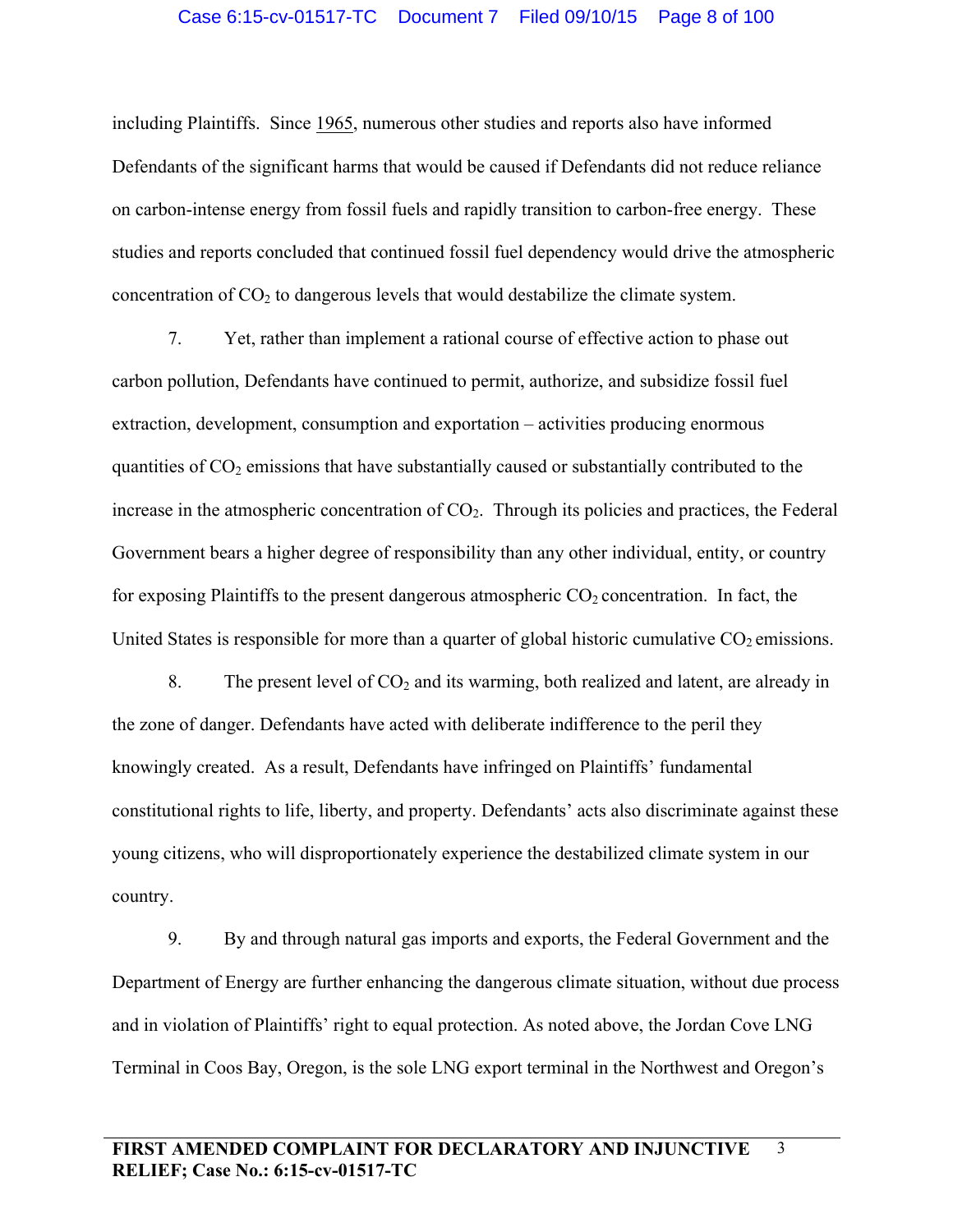including Plaintiffs. Since 1965, numerous other studies and reports also have informed Defendants of the significant harms that would be caused if Defendants did not reduce reliance on carbon-intense energy from fossil fuels and rapidly transition to carbon-free energy. These studies and reports concluded that continued fossil fuel dependency would drive the atmospheric concentration of $CO_2$ to dangerous levels that would destabilize the climate system.

7. Yet, rather than implement a rational course of effective action to phase out carbon pollution, Defendants have continued to permit, authorize, and subsidize fossil fuel extraction, development, consumption and exportation – activities producing enormous quantities of $CO_2$ emissions that have substantially caused or substantially contributed to the increase in the atmospheric concentration of $CO_2$. Through its policies and practices, the Federal Government bears a higher degree of responsibility than any other individual, entity, or country for exposing Plaintiffs to the present dangerous atmospheric $CO_2$ concentration. In fact, the United States is responsible for more than a quarter of global historic cumulative $CO_2$ emissions.

8. The present level of $CO_2$ and its warming, both realized and latent, are already in the zone of danger. Defendants have acted with deliberate indifference to the peril they knowingly created. As a result, Defendants have infringed on Plaintiffs' fundamental constitutional rights to life, liberty, and property. Defendants' acts also discriminate against these young citizens, who will disproportionately experience the destabilized climate system in our country.

9. By and through natural gas imports and exports, the Federal Government and the Department of Energy are further enhancing the dangerous climate situation, without due process and in violation of Plaintiffs' right to equal protection. As noted above, the Jordan Cove LNG Terminal in Coos Bay, Oregon, is the sole LNG export terminal in the Northwest and Oregon's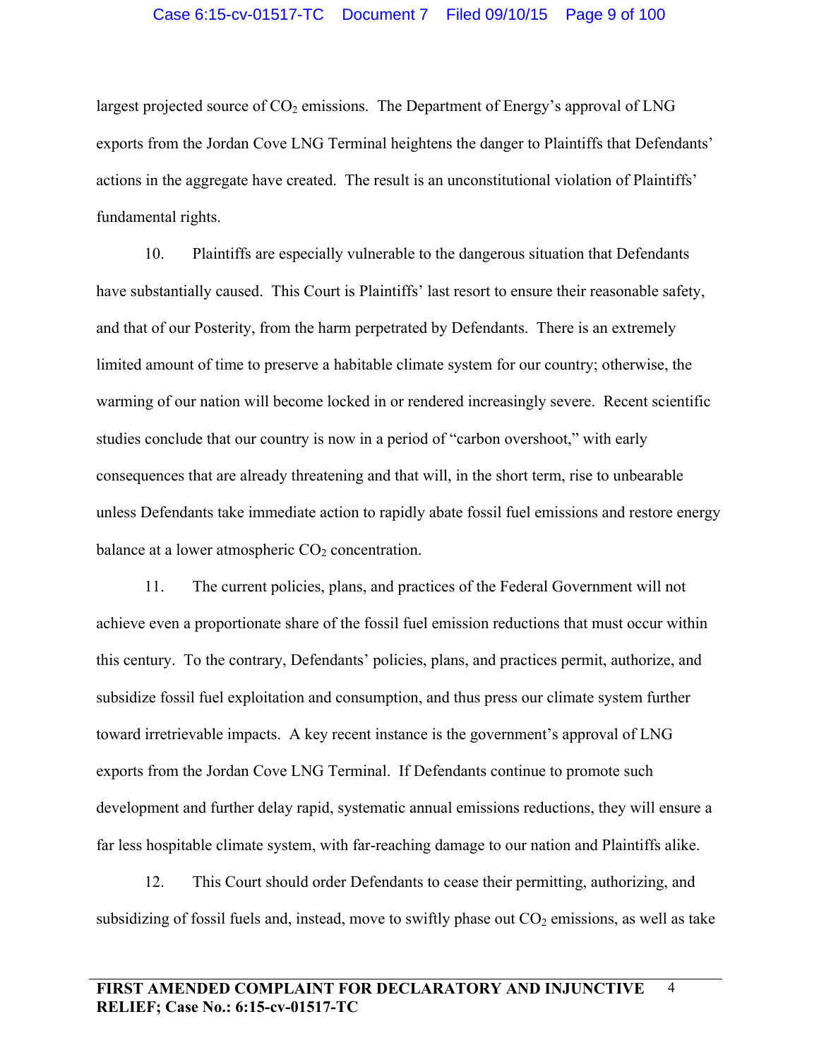largest projected source of $CO_2$ emissions. The Department of Energy's approval of LNG exports from the Jordan Cove LNG Terminal heightens the danger to Plaintiffs that Defendants' actions in the aggregate have created. The result is an unconstitutional violation of Plaintiffs' fundamental rights.

10. Plaintiffs are especially vulnerable to the dangerous situation that Defendants have substantially caused. This Court is Plaintiffs' last resort to ensure their reasonable safety, and that of our Posterity, from the harm perpetrated by Defendants. There is an extremely limited amount of time to preserve a habitable climate system for our country; otherwise, the warming of our nation will become locked in or rendered increasingly severe. Recent scientific studies conclude that our country is now in a period of "carbon overshoot," with early consequences that are already threatening and that will, in the short term, rise to unbearable unless Defendants take immediate action to rapidly abate fossil fuel emissions and restore energy balance at a lower atmospheric $CO_2$ concentration.

11. The current policies, plans, and practices of the Federal Government will not achieve even a proportionate share of the fossil fuel emission reductions that must occur within this century. To the contrary, Defendants' policies, plans, and practices permit, authorize, and subsidize fossil fuel exploitation and consumption, and thus press our climate system further toward irretrievable impacts. A key recent instance is the government's approval of LNG exports from the Jordan Cove LNG Terminal. If Defendants continue to promote such development and further delay rapid, systematic annual emissions reductions, they will ensure a far less hospitable climate system, with far-reaching damage to our nation and Plaintiffs alike.

12. This Court should order Defendants to cease their permitting, authorizing, and subsidizing of fossil fuels and, instead, move to swiftly phase out $CO_2$ emissions, as well as take

**FIRST AMENDED COMPLAINT FOR DECLARATORY AND INJUNCTIVE RELIEF; Case No.: 6:15-cv-01517-TC**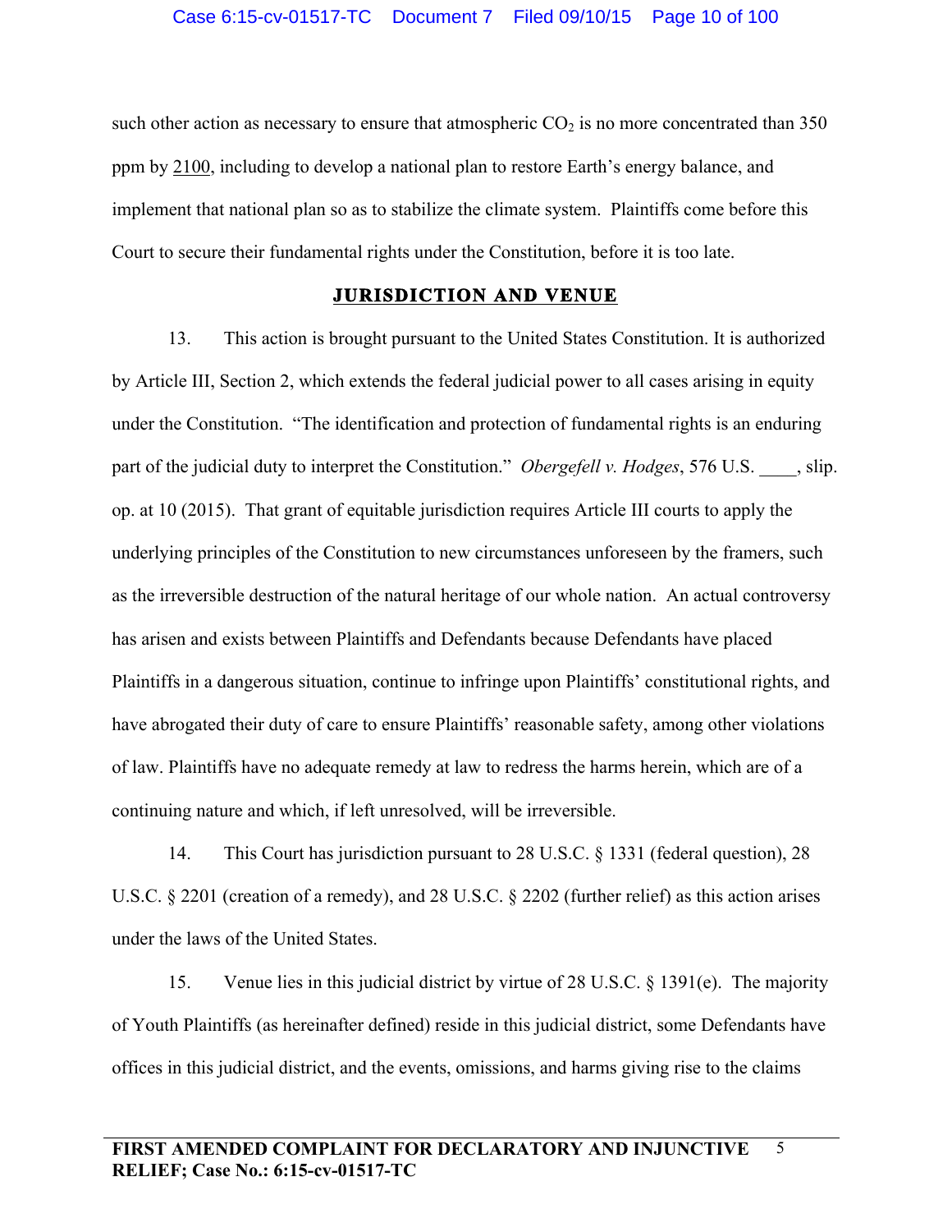such other action as necessary to ensure that atmospheric $CO_2$ is no more concentrated than 350 ppm by 2100, including to develop a national plan to restore Earth's energy balance, and implement that national plan so as to stabilize the climate system. Plaintiffs come before this Court to secure their fundamental rights under the Constitution, before it is too late.

## JURISDICTION AND VENUE

13. This action is brought pursuant to the United States Constitution. It is authorized by Article III, Section 2, which extends the federal judicial power to all cases arising in equity under the Constitution. "The identification and protection of fundamental rights is an enduring part of the judicial duty to interpret the Constitution." *Obergefell v. Hodges*, 576 U.S. ____, slip. op. at 10 (2015). That grant of equitable jurisdiction requires Article III courts to apply the underlying principles of the Constitution to new circumstances unforeseen by the framers, such as the irreversible destruction of the natural heritage of our whole nation. An actual controversy has arisen and exists between Plaintiffs and Defendants because Defendants have placed Plaintiffs in a dangerous situation, continue to infringe upon Plaintiffs' constitutional rights, and have abrogated their duty of care to ensure Plaintiffs' reasonable safety, among other violations of law. Plaintiffs have no adequate remedy at law to redress the harms herein, which are of a continuing nature and which, if left unresolved, will be irreversible.

14. This Court has jurisdiction pursuant to 28 U.S.C. § 1331 (federal question), 28 U.S.C. § 2201 (creation of a remedy), and 28 U.S.C. § 2202 (further relief) as this action arises under the laws of the United States.

15. Venue lies in this judicial district by virtue of 28 U.S.C. § 1391(e). The majority of Youth Plaintiffs (as hereinafter defined) reside in this judicial district, some Defendants have offices in this judicial district, and the events, omissions, and harms giving rise to the claims

**FIRST AMENDED COMPLAINT FOR DECLARATORY AND INJUNCTIVE RELIEF; Case No.: 6:15-cv-01517-TC**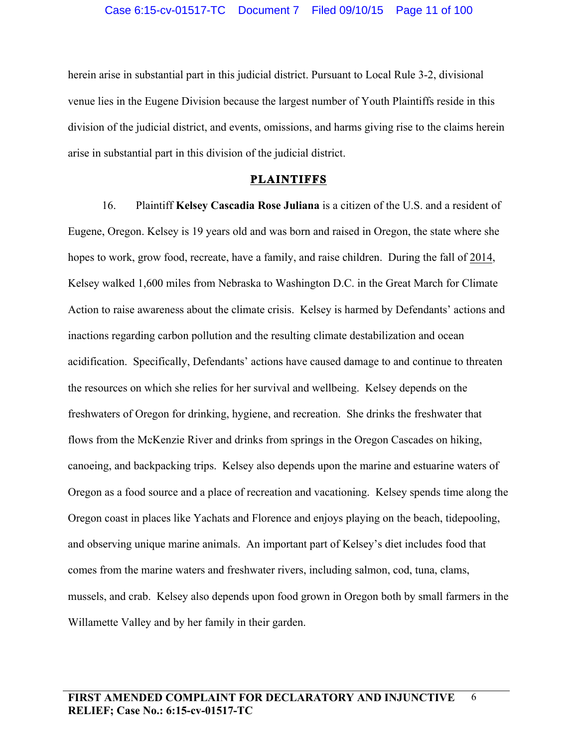herein arise in substantial part in this judicial district. Pursuant to Local Rule 3-2, divisional venue lies in the Eugene Division because the largest number of Youth Plaintiffs reside in this division of the judicial district, and events, omissions, and harms giving rise to the claims herein arise in substantial part in this division of the judicial district.

## PLAINTIFFS

16. Plaintiff **Kelsey Cascadia Rose Juliana** is a citizen of the U.S. and a resident of Eugene, Oregon. Kelsey is 19 years old and was born and raised in Oregon, the state where she hopes to work, grow food, recreate, have a family, and raise children. During the fall of 2014, Kelsey walked 1,600 miles from Nebraska to Washington D.C. in the Great March for Climate Action to raise awareness about the climate crisis. Kelsey is harmed by Defendants' actions and inactions regarding carbon pollution and the resulting climate destabilization and ocean acidification. Specifically, Defendants' actions have caused damage to and continue to threaten the resources on which she relies for her survival and wellbeing. Kelsey depends on the freshwaters of Oregon for drinking, hygiene, and recreation. She drinks the freshwater that flows from the McKenzie River and drinks from springs in the Oregon Cascades on hiking, canoeing, and backpacking trips. Kelsey also depends upon the marine and estuarine waters of Oregon as a food source and a place of recreation and vacationing. Kelsey spends time along the Oregon coast in places like Yachats and Florence and enjoys playing on the beach, tidepooling, and observing unique marine animals. An important part of Kelsey's diet includes food that comes from the marine waters and freshwater rivers, including salmon, cod, tuna, clams, mussels, and crab. Kelsey also depends upon food grown in Oregon both by small farmers in the Willamette Valley and by her family in their garden.

**FIRST AMENDED COMPLAINT FOR DECLARATORY AND INJUNCTIVE RELIEF; Case No.: 6:15-cv-01517-TC**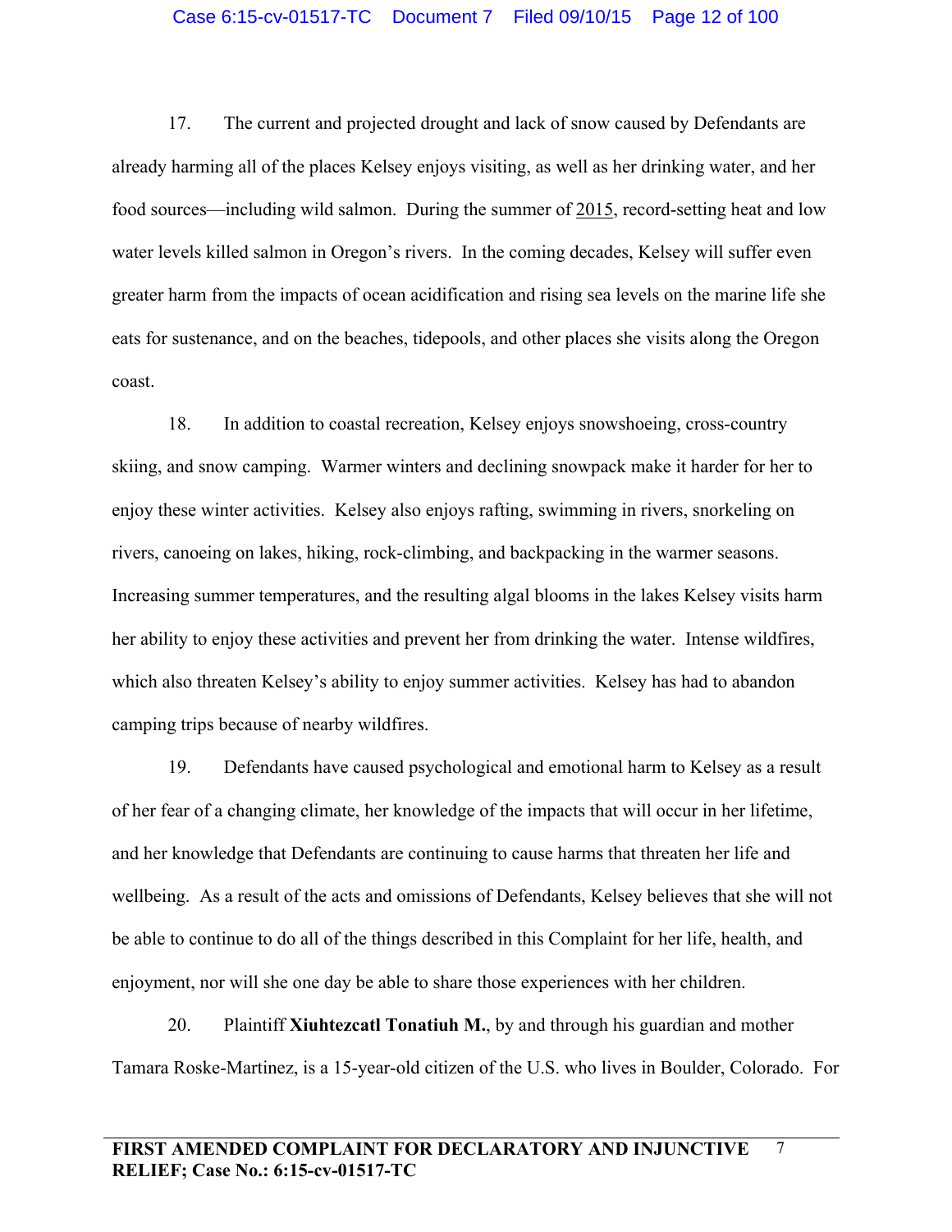17. The current and projected drought and lack of snow caused by Defendants are already harming all of the places Kelsey enjoys visiting, as well as her drinking water, and her food sources—including wild salmon. During the summer of 2015, record-setting heat and low water levels killed salmon in Oregon's rivers. In the coming decades, Kelsey will suffer even greater harm from the impacts of ocean acidification and rising sea levels on the marine life she eats for sustenance, and on the beaches, tidepools, and other places she visits along the Oregon coast.

18. In addition to coastal recreation, Kelsey enjoys snowshoeing, cross-country skiing, and snow camping. Warmer winters and declining snowpack make it harder for her to enjoy these winter activities. Kelsey also enjoys rafting, swimming in rivers, snorkeling on rivers, canoeing on lakes, hiking, rock-climbing, and backpacking in the warmer seasons. Increasing summer temperatures, and the resulting algal blooms in the lakes Kelsey visits harm her ability to enjoy these activities and prevent her from drinking the water. Intense wildfires, which also threaten Kelsey's ability to enjoy summer activities. Kelsey has had to abandon camping trips because of nearby wildfires.

19. Defendants have caused psychological and emotional harm to Kelsey as a result of her fear of a changing climate, her knowledge of the impacts that will occur in her lifetime, and her knowledge that Defendants are continuing to cause harms that threaten her life and wellbeing. As a result of the acts and omissions of Defendants, Kelsey believes that she will not be able to continue to do all of the things described in this Complaint for her life, health, and enjoyment, nor will she one day be able to share those experiences with her children.

20. Plaintiff **Xiuhtezcatl Tonatiuh M.**, by and through his guardian and mother Tamara Roske-Martinez, is a 15-year-old citizen of the U.S. who lives in Boulder, Colorado. For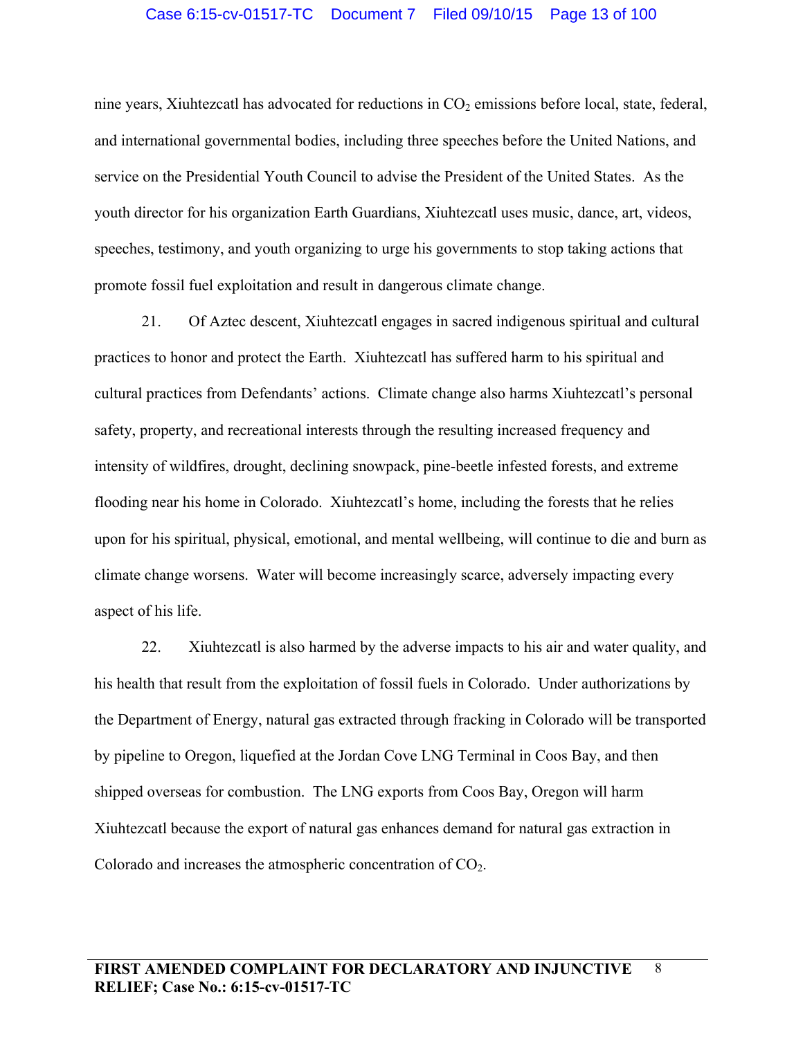nine years, Xiuhtezcatl has advocated for reductions in $CO_2$ emissions before local, state, federal, and international governmental bodies, including three speeches before the United Nations, and service on the Presidential Youth Council to advise the President of the United States. As the youth director for his organization Earth Guardians, Xiuhtezcatl uses music, dance, art, videos, speeches, testimony, and youth organizing to urge his governments to stop taking actions that promote fossil fuel exploitation and result in dangerous climate change.

21. Of Aztec descent, Xiuhtezcatl engages in sacred indigenous spiritual and cultural practices to honor and protect the Earth. Xiuhtezcatl has suffered harm to his spiritual and cultural practices from Defendants' actions. Climate change also harms Xiuhtezcatl's personal safety, property, and recreational interests through the resulting increased frequency and intensity of wildfires, drought, declining snowpack, pine-beetle infested forests, and extreme flooding near his home in Colorado. Xiuhtezcatl's home, including the forests that he relies upon for his spiritual, physical, emotional, and mental wellbeing, will continue to die and burn as climate change worsens. Water will become increasingly scarce, adversely impacting every aspect of his life.

22. Xiuhtezcatl is also harmed by the adverse impacts to his air and water quality, and his health that result from the exploitation of fossil fuels in Colorado. Under authorizations by the Department of Energy, natural gas extracted through fracking in Colorado will be transported by pipeline to Oregon, liquefied at the Jordan Cove LNG Terminal in Coos Bay, and then shipped overseas for combustion. The LNG exports from Coos Bay, Oregon will harm Xiuhtezcatl because the export of natural gas enhances demand for natural gas extraction in Colorado and increases the atmospheric concentration of $CO_2$.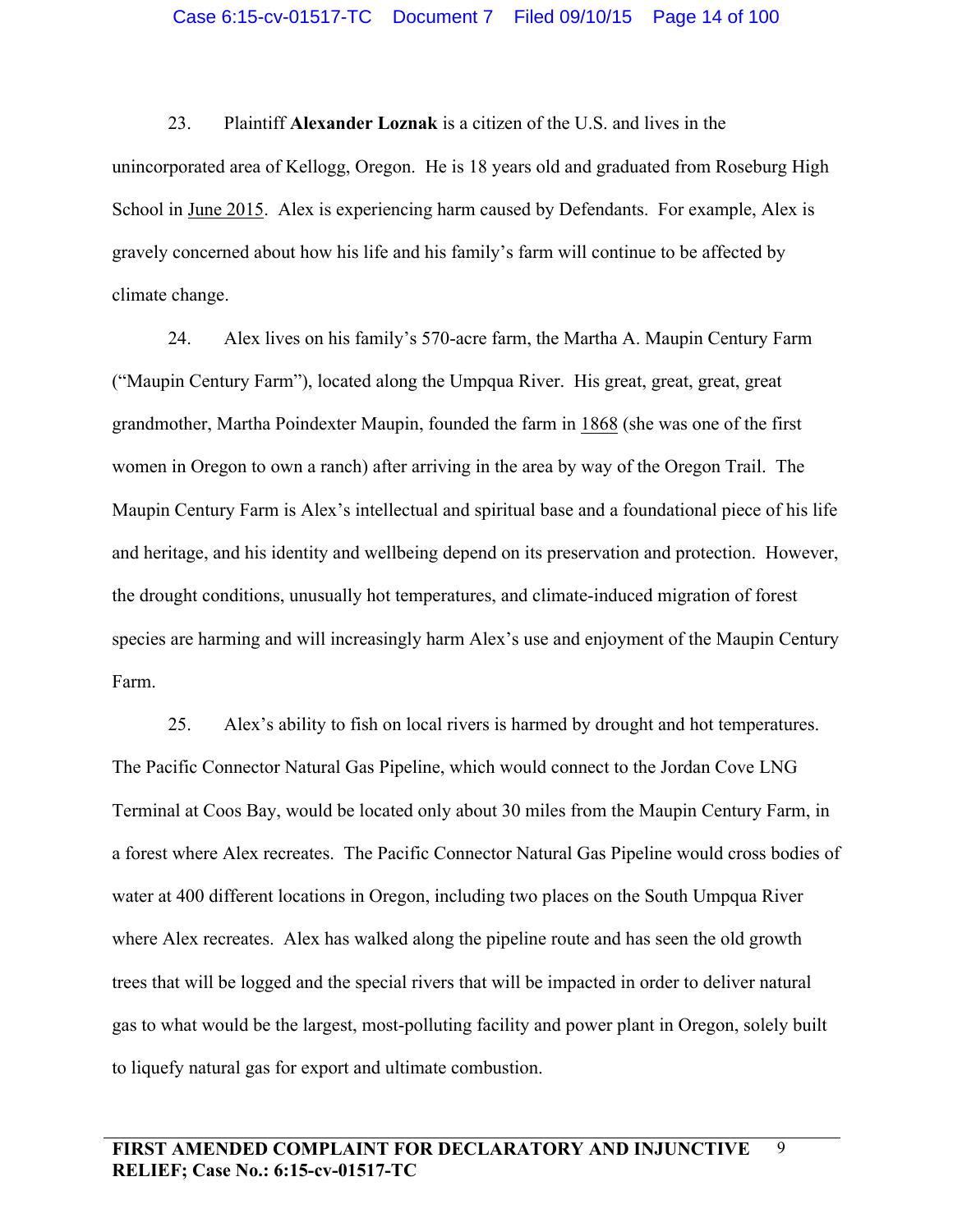23. Plaintiff **Alexander Loznak** is a citizen of the U.S. and lives in the unincorporated area of Kellogg, Oregon. He is 18 years old and graduated from Roseburg High School in June 2015. Alex is experiencing harm caused by Defendants. For example, Alex is gravely concerned about how his life and his family's farm will continue to be affected by climate change.

24. Alex lives on his family's 570-acre farm, the Martha A. Maupin Century Farm ("Maupin Century Farm"), located along the Umpqua River. His great, great, great, great grandmother, Martha Poindexter Maupin, founded the farm in 1868 (she was one of the first women in Oregon to own a ranch) after arriving in the area by way of the Oregon Trail. The Maupin Century Farm is Alex's intellectual and spiritual base and a foundational piece of his life and heritage, and his identity and wellbeing depend on its preservation and protection. However, the drought conditions, unusually hot temperatures, and climate-induced migration of forest species are harming and will increasingly harm Alex's use and enjoyment of the Maupin Century Farm.

25. Alex's ability to fish on local rivers is harmed by drought and hot temperatures. The Pacific Connector Natural Gas Pipeline, which would connect to the Jordan Cove LNG Terminal at Coos Bay, would be located only about 30 miles from the Maupin Century Farm, in a forest where Alex recreates. The Pacific Connector Natural Gas Pipeline would cross bodies of water at 400 different locations in Oregon, including two places on the South Umpqua River where Alex recreates. Alex has walked along the pipeline route and has seen the old growth trees that will be logged and the special rivers that will be impacted in order to deliver natural gas to what would be the largest, most-polluting facility and power plant in Oregon, solely built to liquefy natural gas for export and ultimate combustion.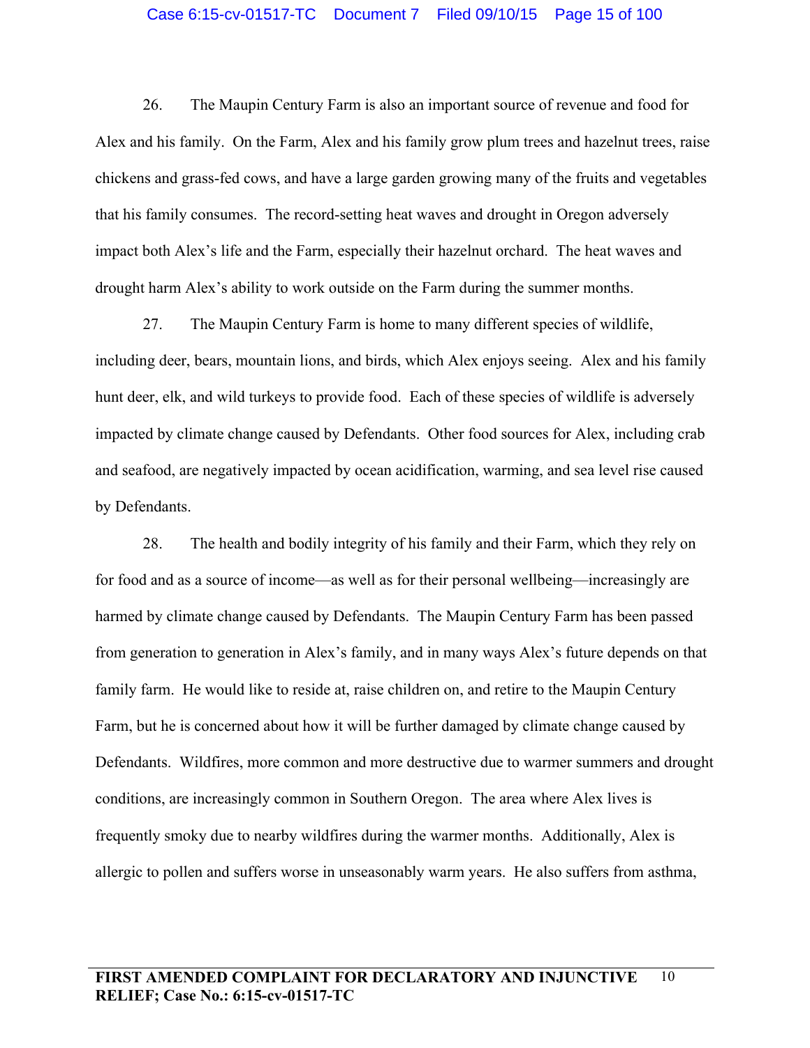26. The Maupin Century Farm is also an important source of revenue and food for Alex and his family. On the Farm, Alex and his family grow plum trees and hazelnut trees, raise chickens and grass-fed cows, and have a large garden growing many of the fruits and vegetables that his family consumes. The record-setting heat waves and drought in Oregon adversely impact both Alex's life and the Farm, especially their hazelnut orchard. The heat waves and drought harm Alex's ability to work outside on the Farm during the summer months.

27. The Maupin Century Farm is home to many different species of wildlife, including deer, bears, mountain lions, and birds, which Alex enjoys seeing. Alex and his family hunt deer, elk, and wild turkeys to provide food. Each of these species of wildlife is adversely impacted by climate change caused by Defendants. Other food sources for Alex, including crab and seafood, are negatively impacted by ocean acidification, warming, and sea level rise caused by Defendants.

28. The health and bodily integrity of his family and their Farm, which they rely on for food and as a source of income—as well as for their personal wellbeing—increasingly are harmed by climate change caused by Defendants. The Maupin Century Farm has been passed from generation to generation in Alex's family, and in many ways Alex's future depends on that family farm. He would like to reside at, raise children on, and retire to the Maupin Century Farm, but he is concerned about how it will be further damaged by climate change caused by Defendants. Wildfires, more common and more destructive due to warmer summers and drought conditions, are increasingly common in Southern Oregon. The area where Alex lives is frequently smoky due to nearby wildfires during the warmer months. Additionally, Alex is allergic to pollen and suffers worse in unseasonably warm years. He also suffers from asthma,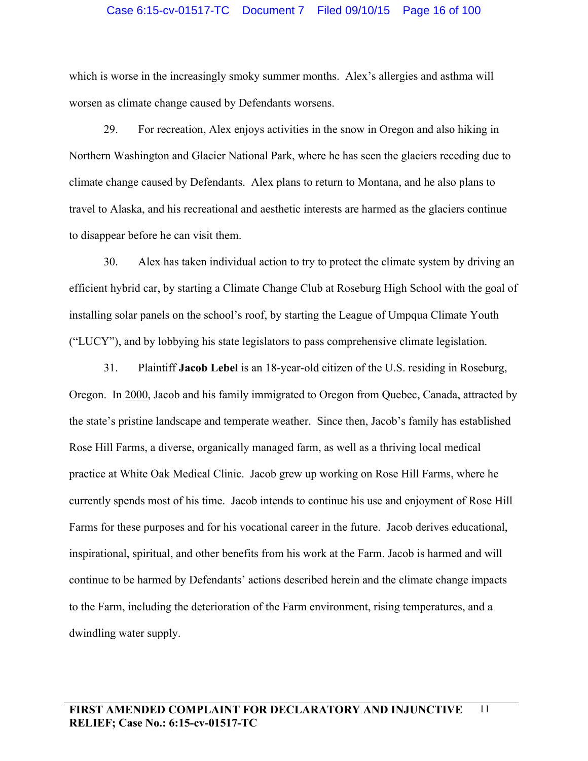which is worse in the increasingly smoky summer months. Alex's allergies and asthma will worsen as climate change caused by Defendants worsens.

29. For recreation, Alex enjoys activities in the snow in Oregon and also hiking in Northern Washington and Glacier National Park, where he has seen the glaciers receding due to climate change caused by Defendants. Alex plans to return to Montana, and he also plans to travel to Alaska, and his recreational and aesthetic interests are harmed as the glaciers continue to disappear before he can visit them.

30. Alex has taken individual action to try to protect the climate system by driving an efficient hybrid car, by starting a Climate Change Club at Roseburg High School with the goal of installing solar panels on the school's roof, by starting the League of Umpqua Climate Youth ("LUCY"), and by lobbying his state legislators to pass comprehensive climate legislation.

31. Plaintiff **Jacob Lebel** is an 18-year-old citizen of the U.S. residing in Roseburg, Oregon. In 2000, Jacob and his family immigrated to Oregon from Quebec, Canada, attracted by the state's pristine landscape and temperate weather. Since then, Jacob's family has established Rose Hill Farms, a diverse, organically managed farm, as well as a thriving local medical practice at White Oak Medical Clinic. Jacob grew up working on Rose Hill Farms, where he currently spends most of his time. Jacob intends to continue his use and enjoyment of Rose Hill Farms for these purposes and for his vocational career in the future. Jacob derives educational, inspirational, spiritual, and other benefits from his work at the Farm. Jacob is harmed and will continue to be harmed by Defendants' actions described herein and the climate change impacts to the Farm, including the deterioration of the Farm environment, rising temperatures, and a dwindling water supply.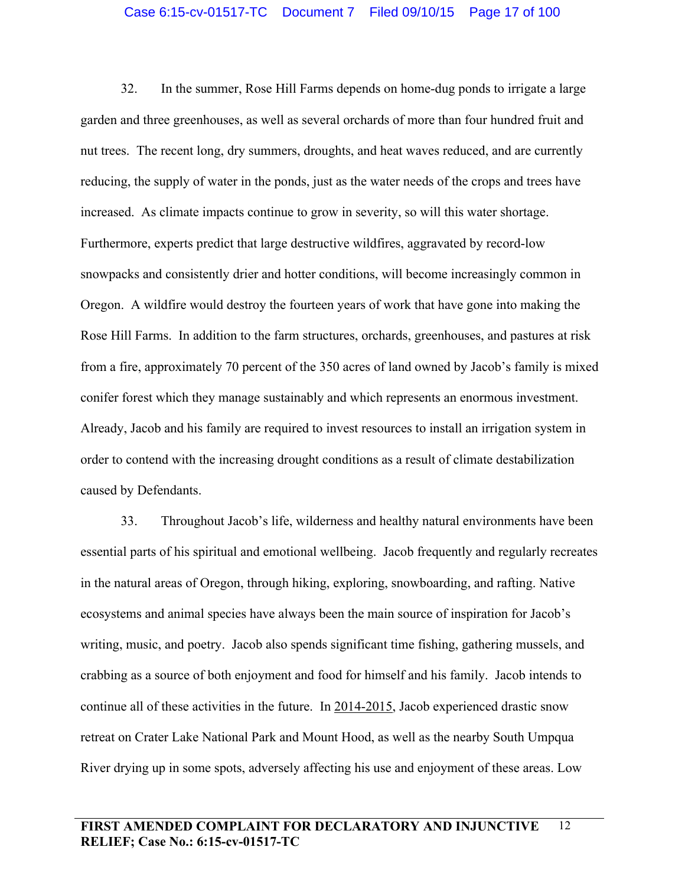32. In the summer, Rose Hill Farms depends on home-dug ponds to irrigate a large garden and three greenhouses, as well as several orchards of more than four hundred fruit and nut trees. The recent long, dry summers, droughts, and heat waves reduced, and are currently reducing, the supply of water in the ponds, just as the water needs of the crops and trees have increased. As climate impacts continue to grow in severity, so will this water shortage. Furthermore, experts predict that large destructive wildfires, aggravated by record-low snowpacks and consistently drier and hotter conditions, will become increasingly common in Oregon. A wildfire would destroy the fourteen years of work that have gone into making the Rose Hill Farms. In addition to the farm structures, orchards, greenhouses, and pastures at risk from a fire, approximately 70 percent of the 350 acres of land owned by Jacob's family is mixed conifer forest which they manage sustainably and which represents an enormous investment. Already, Jacob and his family are required to invest resources to install an irrigation system in order to contend with the increasing drought conditions as a result of climate destabilization caused by Defendants.

33. Throughout Jacob's life, wilderness and healthy natural environments have been essential parts of his spiritual and emotional wellbeing. Jacob frequently and regularly recreates in the natural areas of Oregon, through hiking, exploring, snowboarding, and rafting. Native ecosystems and animal species have always been the main source of inspiration for Jacob's writing, music, and poetry. Jacob also spends significant time fishing, gathering mussels, and crabbing as a source of both enjoyment and food for himself and his family. Jacob intends to continue all of these activities in the future. In 2014-2015, Jacob experienced drastic snow retreat on Crater Lake National Park and Mount Hood, as well as the nearby South Umpqua River drying up in some spots, adversely affecting his use and enjoyment of these areas. Low

**FIRST AMENDED COMPLAINT FOR DECLARATORY AND INJUNCTIVE RELIEF; Case No.: 6:15-cv-01517-TC**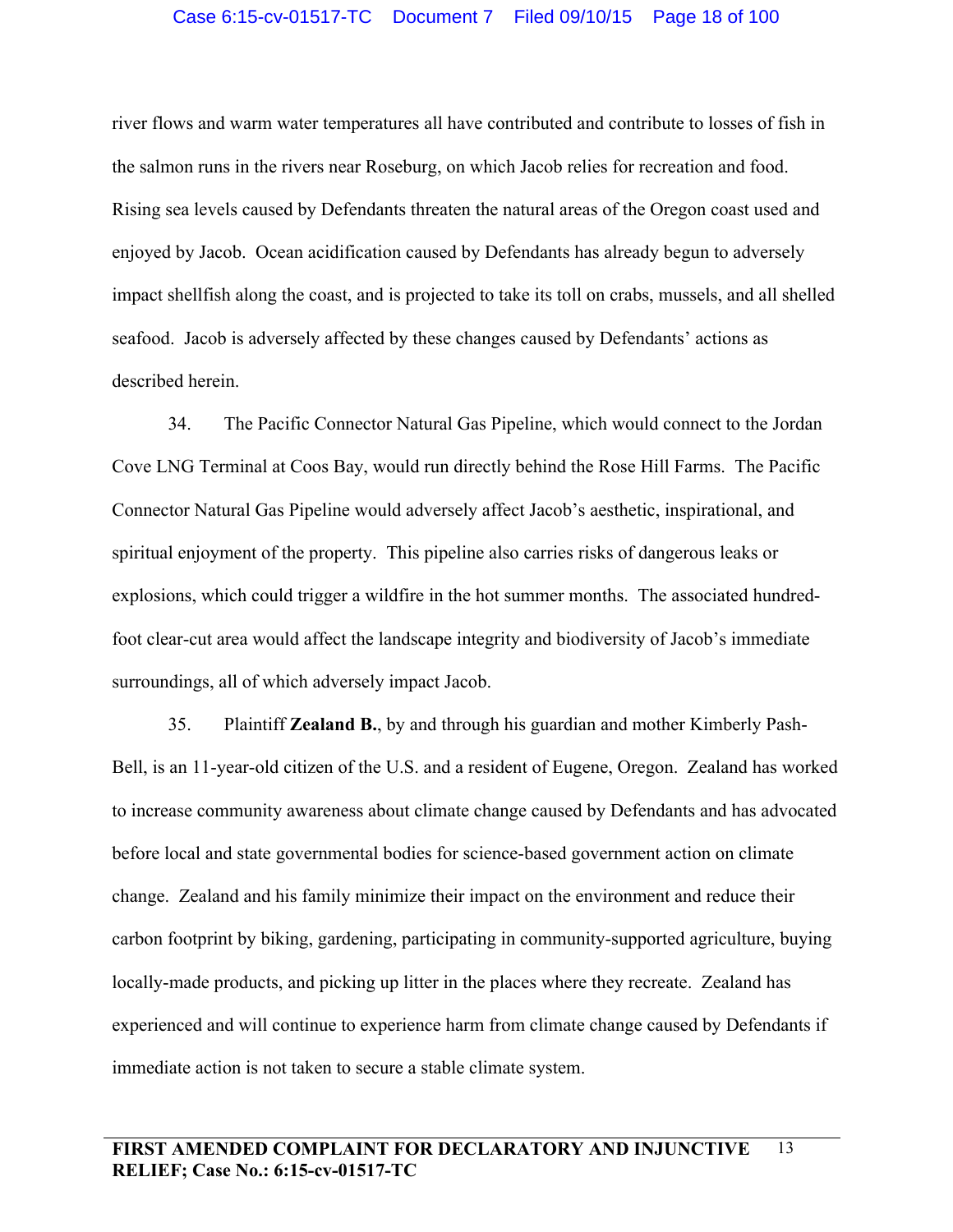river flows and warm water temperatures all have contributed and contribute to losses of fish in the salmon runs in the rivers near Roseburg, on which Jacob relies for recreation and food. Rising sea levels caused by Defendants threaten the natural areas of the Oregon coast used and enjoyed by Jacob. Ocean acidification caused by Defendants has already begun to adversely impact shellfish along the coast, and is projected to take its toll on crabs, mussels, and all shelled seafood. Jacob is adversely affected by these changes caused by Defendants' actions as described herein.

34. The Pacific Connector Natural Gas Pipeline, which would connect to the Jordan Cove LNG Terminal at Coos Bay, would run directly behind the Rose Hill Farms. The Pacific Connector Natural Gas Pipeline would adversely affect Jacob's aesthetic, inspirational, and spiritual enjoyment of the property. This pipeline also carries risks of dangerous leaks or explosions, which could trigger a wildfire in the hot summer months. The associated hundred-foot clear-cut area would affect the landscape integrity and biodiversity of Jacob's immediate surroundings, all of which adversely impact Jacob.

35. Plaintiff **Zealand B.**, by and through his guardian and mother Kimberly Pash-Bell, is an 11-year-old citizen of the U.S. and a resident of Eugene, Oregon. Zealand has worked to increase community awareness about climate change caused by Defendants and has advocated before local and state governmental bodies for science-based government action on climate change. Zealand and his family minimize their impact on the environment and reduce their carbon footprint by biking, gardening, participating in community-supported agriculture, buying locally-made products, and picking up litter in the places where they recreate. Zealand has experienced and will continue to experience harm from climate change caused by Defendants if immediate action is not taken to secure a stable climate system.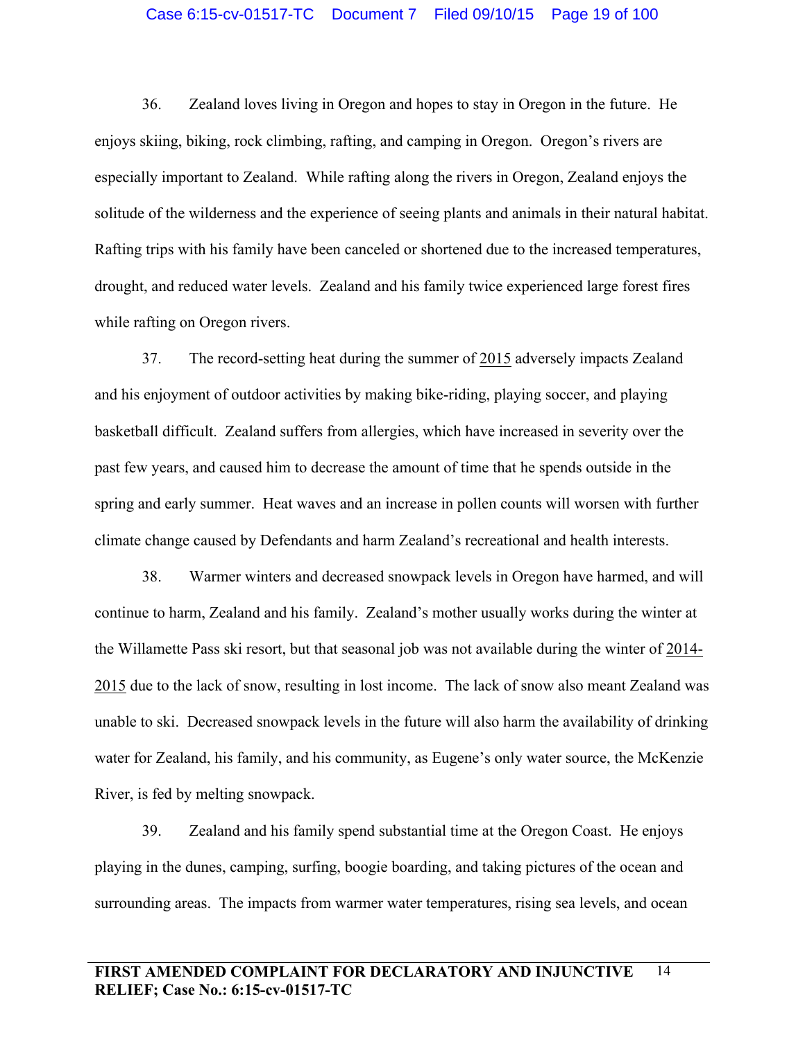36. Zealand loves living in Oregon and hopes to stay in Oregon in the future. He enjoys skiing, biking, rock climbing, rafting, and camping in Oregon. Oregon's rivers are especially important to Zealand. While rafting along the rivers in Oregon, Zealand enjoys the solitude of the wilderness and the experience of seeing plants and animals in their natural habitat. Rafting trips with his family have been canceled or shortened due to the increased temperatures, drought, and reduced water levels. Zealand and his family twice experienced large forest fires while rafting on Oregon rivers.

37. The record-setting heat during the summer of 2015 adversely impacts Zealand and his enjoyment of outdoor activities by making bike-riding, playing soccer, and playing basketball difficult. Zealand suffers from allergies, which have increased in severity over the past few years, and caused him to decrease the amount of time that he spends outside in the spring and early summer. Heat waves and an increase in pollen counts will worsen with further climate change caused by Defendants and harm Zealand's recreational and health interests.

38. Warmer winters and decreased snowpack levels in Oregon have harmed, and will continue to harm, Zealand and his family. Zealand's mother usually works during the winter at the Willamette Pass ski resort, but that seasonal job was not available during the winter of 2014-2015 due to the lack of snow, resulting in lost income. The lack of snow also meant Zealand was unable to ski. Decreased snowpack levels in the future will also harm the availability of drinking water for Zealand, his family, and his community, as Eugene's only water source, the McKenzie River, is fed by melting snowpack.

39. Zealand and his family spend substantial time at the Oregon Coast. He enjoys playing in the dunes, camping, surfing, boogie boarding, and taking pictures of the ocean and surrounding areas. The impacts from warmer water temperatures, rising sea levels, and ocean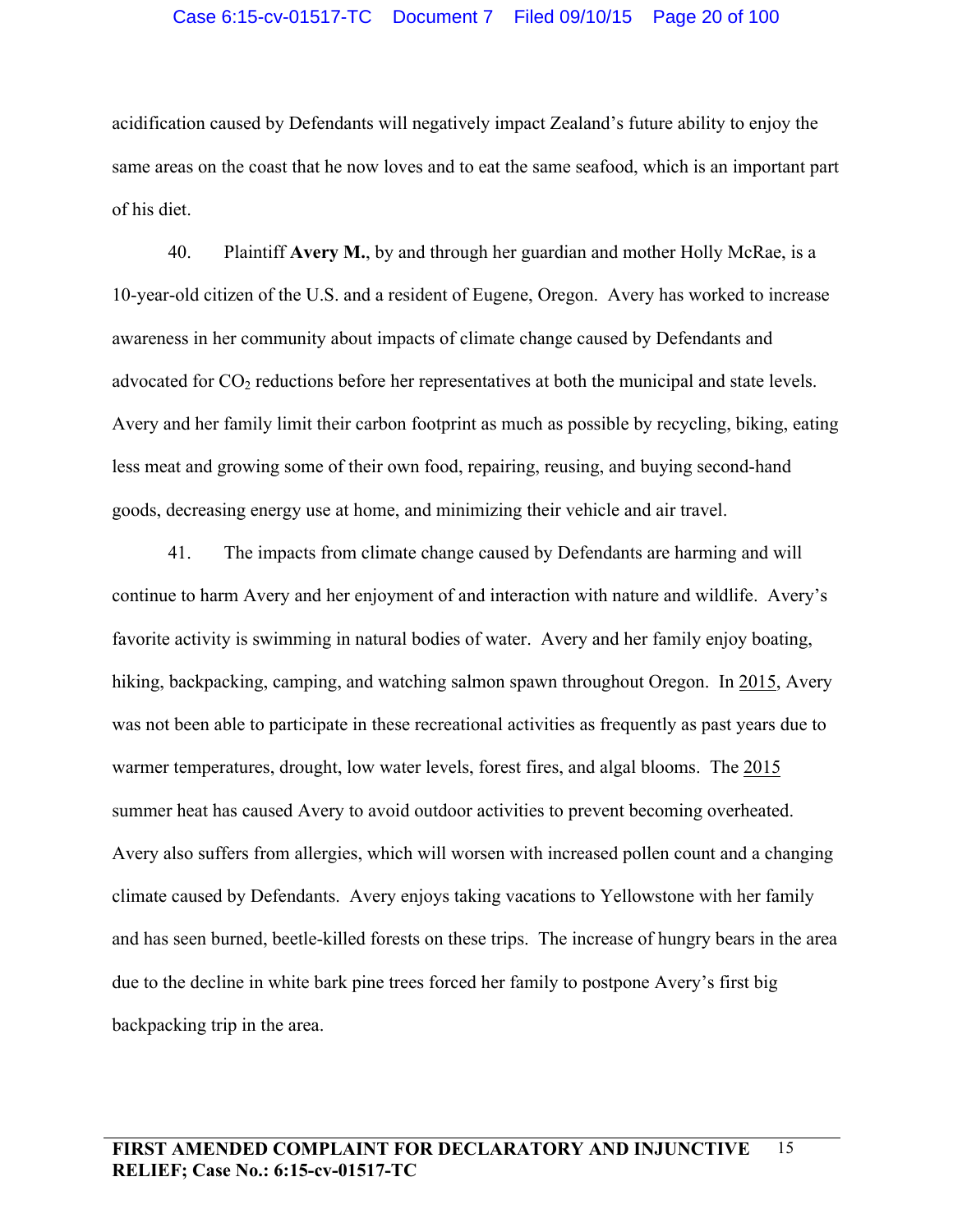acidification caused by Defendants will negatively impact Zealand's future ability to enjoy the same areas on the coast that he now loves and to eat the same seafood, which is an important part of his diet.

40. Plaintiff **Avery M.**, by and through her guardian and mother Holly McRae, is a 10-year-old citizen of the U.S. and a resident of Eugene, Oregon. Avery has worked to increase awareness in her community about impacts of climate change caused by Defendants and advocated for $CO_2$ reductions before her representatives at both the municipal and state levels. Avery and her family limit their carbon footprint as much as possible by recycling, biking, eating less meat and growing some of their own food, repairing, reusing, and buying second-hand goods, decreasing energy use at home, and minimizing their vehicle and air travel.

41. The impacts from climate change caused by Defendants are harming and will continue to harm Avery and her enjoyment of and interaction with nature and wildlife. Avery's favorite activity is swimming in natural bodies of water. Avery and her family enjoy boating, hiking, backpacking, camping, and watching salmon spawn throughout Oregon. In 2015, Avery was not been able to participate in these recreational activities as frequently as past years due to warmer temperatures, drought, low water levels, forest fires, and algal blooms. The 2015 summer heat has caused Avery to avoid outdoor activities to prevent becoming overheated. Avery also suffers from allergies, which will worsen with increased pollen count and a changing climate caused by Defendants. Avery enjoys taking vacations to Yellowstone with her family and has seen burned, beetle-killed forests on these trips. The increase of hungry bears in the area due to the decline in white bark pine trees forced her family to postpone Avery's first big backpacking trip in the area.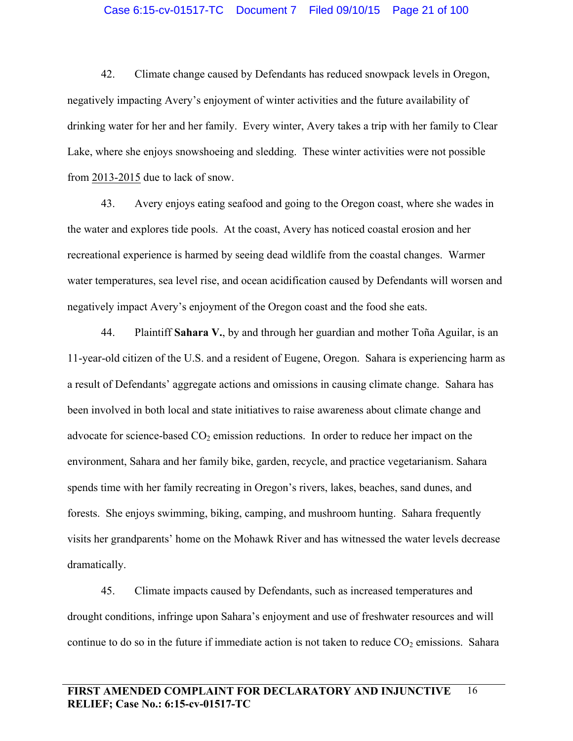42. Climate change caused by Defendants has reduced snowpack levels in Oregon, negatively impacting Avery's enjoyment of winter activities and the future availability of drinking water for her and her family. Every winter, Avery takes a trip with her family to Clear Lake, where she enjoys snowshoeing and sledding. These winter activities were not possible from 2013-2015 due to lack of snow.

43. Avery enjoys eating seafood and going to the Oregon coast, where she wades in the water and explores tide pools. At the coast, Avery has noticed coastal erosion and her recreational experience is harmed by seeing dead wildlife from the coastal changes. Warmer water temperatures, sea level rise, and ocean acidification caused by Defendants will worsen and negatively impact Avery's enjoyment of the Oregon coast and the food she eats.

44. Plaintiff **Sahara V.**, by and through her guardian and mother Toña Aguilar, is an 11-year-old citizen of the U.S. and a resident of Eugene, Oregon. Sahara is experiencing harm as a result of Defendants' aggregate actions and omissions in causing climate change. Sahara has been involved in both local and state initiatives to raise awareness about climate change and advocate for science-based $CO_2$ emission reductions. In order to reduce her impact on the environment, Sahara and her family bike, garden, recycle, and practice vegetarianism. Sahara spends time with her family recreating in Oregon's rivers, lakes, beaches, sand dunes, and forests. She enjoys swimming, biking, camping, and mushroom hunting. Sahara frequently visits her grandparents' home on the Mohawk River and has witnessed the water levels decrease dramatically.

45. Climate impacts caused by Defendants, such as increased temperatures and drought conditions, infringe upon Sahara's enjoyment and use of freshwater resources and will continue to do so in the future if immediate action is not taken to reduce $CO_2$ emissions. Sahara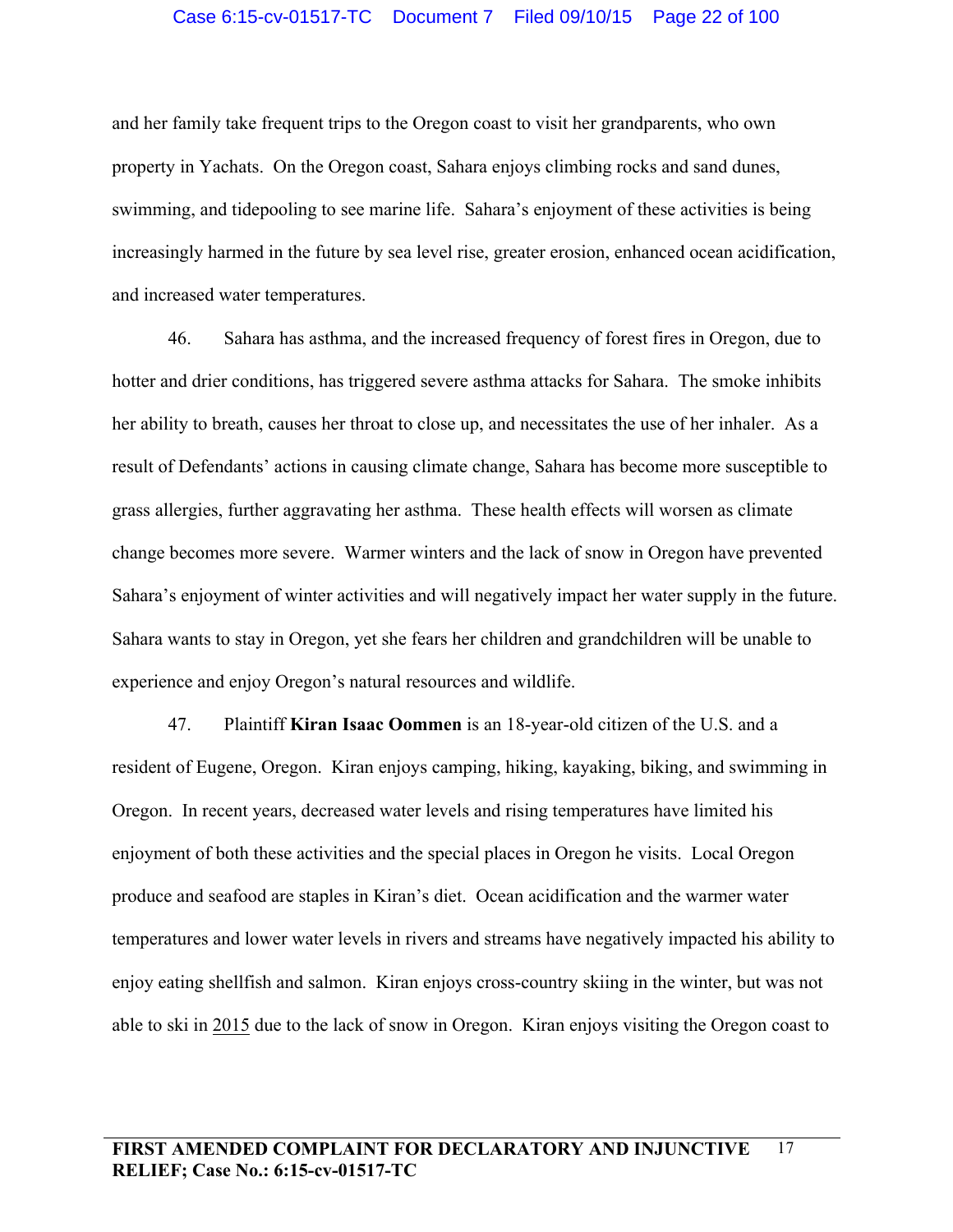and her family take frequent trips to the Oregon coast to visit her grandparents, who own property in Yachats. On the Oregon coast, Sahara enjoys climbing rocks and sand dunes, swimming, and tidepooling to see marine life. Sahara's enjoyment of these activities is being increasingly harmed in the future by sea level rise, greater erosion, enhanced ocean acidification, and increased water temperatures.

46. Sahara has asthma, and the increased frequency of forest fires in Oregon, due to hotter and drier conditions, has triggered severe asthma attacks for Sahara. The smoke inhibits her ability to breath, causes her throat to close up, and necessitates the use of her inhaler. As a result of Defendants' actions in causing climate change, Sahara has become more susceptible to grass allergies, further aggravating her asthma. These health effects will worsen as climate change becomes more severe. Warmer winters and the lack of snow in Oregon have prevented Sahara's enjoyment of winter activities and will negatively impact her water supply in the future. Sahara wants to stay in Oregon, yet she fears her children and grandchildren will be unable to experience and enjoy Oregon's natural resources and wildlife.

47. Plaintiff **Kiran Isaac Oommen** is an 18-year-old citizen of the U.S. and a resident of Eugene, Oregon. Kiran enjoys camping, hiking, kayaking, biking, and swimming in Oregon. In recent years, decreased water levels and rising temperatures have limited his enjoyment of both these activities and the special places in Oregon he visits. Local Oregon produce and seafood are staples in Kiran's diet. Ocean acidification and the warmer water temperatures and lower water levels in rivers and streams have negatively impacted his ability to enjoy eating shellfish and salmon. Kiran enjoys cross-country skiing in the winter, but was not able to ski in 2015 due to the lack of snow in Oregon. Kiran enjoys visiting the Oregon coast to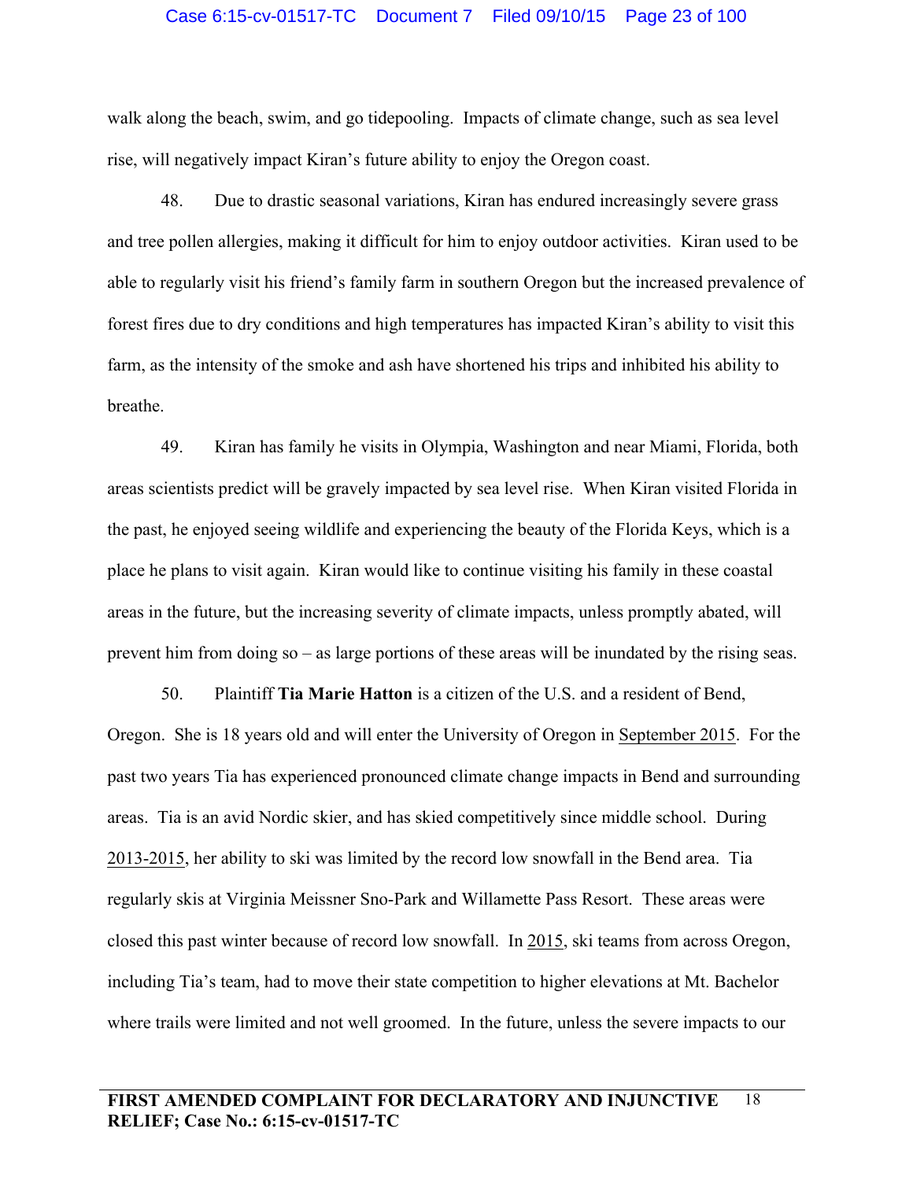walk along the beach, swim, and go tidepooling. Impacts of climate change, such as sea level rise, will negatively impact Kiran's future ability to enjoy the Oregon coast.

48. Due to drastic seasonal variations, Kiran has endured increasingly severe grass and tree pollen allergies, making it difficult for him to enjoy outdoor activities. Kiran used to be able to regularly visit his friend's family farm in southern Oregon but the increased prevalence of forest fires due to dry conditions and high temperatures has impacted Kiran's ability to visit this farm, as the intensity of the smoke and ash have shortened his trips and inhibited his ability to breathe.

49. Kiran has family he visits in Olympia, Washington and near Miami, Florida, both areas scientists predict will be gravely impacted by sea level rise. When Kiran visited Florida in the past, he enjoyed seeing wildlife and experiencing the beauty of the Florida Keys, which is a place he plans to visit again. Kiran would like to continue visiting his family in these coastal areas in the future, but the increasing severity of climate impacts, unless promptly abated, will prevent him from doing so – as large portions of these areas will be inundated by the rising seas.

50. Plaintiff **Tia Marie Hatton** is a citizen of the U.S. and a resident of Bend, Oregon. She is 18 years old and will enter the University of Oregon in September 2015. For the past two years Tia has experienced pronounced climate change impacts in Bend and surrounding areas. Tia is an avid Nordic skier, and has skied competitively since middle school. During 2013-2015, her ability to ski was limited by the record low snowfall in the Bend area. Tia regularly skis at Virginia Meissner Sno-Park and Willamette Pass Resort. These areas were closed this past winter because of record low snowfall. In 2015, ski teams from across Oregon, including Tia's team, had to move their state competition to higher elevations at Mt. Bachelor where trails were limited and not well groomed. In the future, unless the severe impacts to our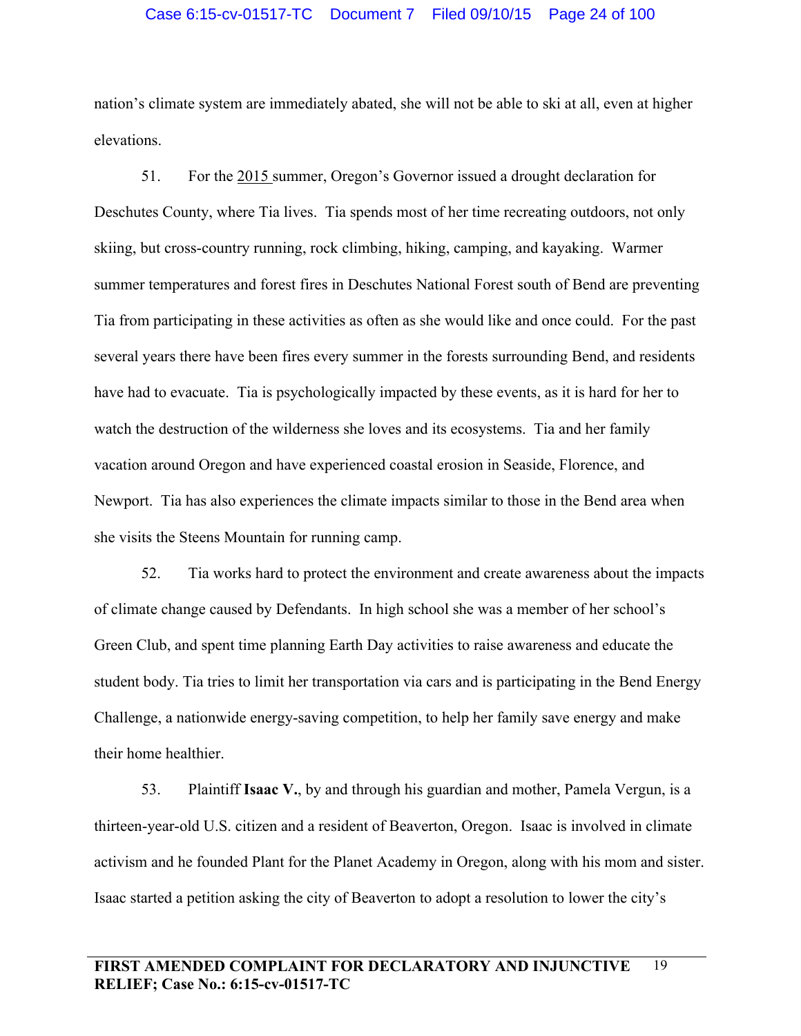nation's climate system are immediately abated, she will not be able to ski at all, even at higher elevations.

51. For the 2015 summer, Oregon's Governor issued a drought declaration for Deschutes County, where Tia lives. Tia spends most of her time recreating outdoors, not only skiing, but cross-country running, rock climbing, hiking, camping, and kayaking. Warmer summer temperatures and forest fires in Deschutes National Forest south of Bend are preventing Tia from participating in these activities as often as she would like and once could. For the past several years there have been fires every summer in the forests surrounding Bend, and residents have had to evacuate. Tia is psychologically impacted by these events, as it is hard for her to watch the destruction of the wilderness she loves and its ecosystems. Tia and her family vacation around Oregon and have experienced coastal erosion in Seaside, Florence, and Newport. Tia has also experiences the climate impacts similar to those in the Bend area when she visits the Steens Mountain for running camp.

52. Tia works hard to protect the environment and create awareness about the impacts of climate change caused by Defendants. In high school she was a member of her school's Green Club, and spent time planning Earth Day activities to raise awareness and educate the student body. Tia tries to limit her transportation via cars and is participating in the Bend Energy Challenge, a nationwide energy-saving competition, to help her family save energy and make their home healthier.

53. Plaintiff **Isaac V.**, by and through his guardian and mother, Pamela Vergun, is a thirteen-year-old U.S. citizen and a resident of Beaverton, Oregon. Isaac is involved in climate activism and he founded Plant for the Planet Academy in Oregon, along with his mom and sister. Isaac started a petition asking the city of Beaverton to adopt a resolution to lower the city's

**FIRST AMENDED COMPLAINT FOR DECLARATORY AND INJUNCTIVE RELIEF; Case No.: 6:15-cv-01517-TC**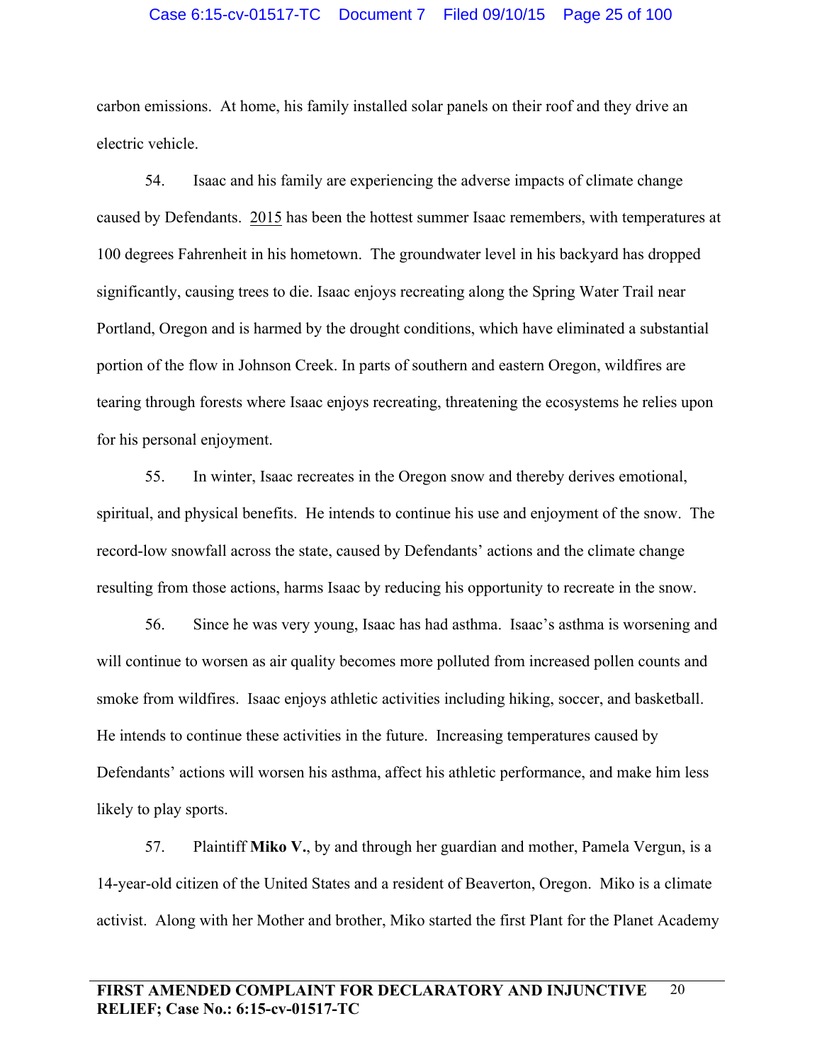carbon emissions. At home, his family installed solar panels on their roof and they drive an electric vehicle.

54. Isaac and his family are experiencing the adverse impacts of climate change caused by Defendants. 2015 has been the hottest summer Isaac remembers, with temperatures at 100 degrees Fahrenheit in his hometown. The groundwater level in his backyard has dropped significantly, causing trees to die. Isaac enjoys recreating along the Spring Water Trail near Portland, Oregon and is harmed by the drought conditions, which have eliminated a substantial portion of the flow in Johnson Creek. In parts of southern and eastern Oregon, wildfires are tearing through forests where Isaac enjoys recreating, threatening the ecosystems he relies upon for his personal enjoyment.

55. In winter, Isaac recreates in the Oregon snow and thereby derives emotional, spiritual, and physical benefits. He intends to continue his use and enjoyment of the snow. The record-low snowfall across the state, caused by Defendants' actions and the climate change resulting from those actions, harms Isaac by reducing his opportunity to recreate in the snow.

56. Since he was very young, Isaac has had asthma. Isaac's asthma is worsening and will continue to worsen as air quality becomes more polluted from increased pollen counts and smoke from wildfires. Isaac enjoys athletic activities including hiking, soccer, and basketball. He intends to continue these activities in the future. Increasing temperatures caused by Defendants' actions will worsen his asthma, affect his athletic performance, and make him less likely to play sports.

57. Plaintiff **Miko V.**, by and through her guardian and mother, Pamela Vergun, is a 14-year-old citizen of the United States and a resident of Beaverton, Oregon. Miko is a climate activist. Along with her Mother and brother, Miko started the first Plant for the Planet Academy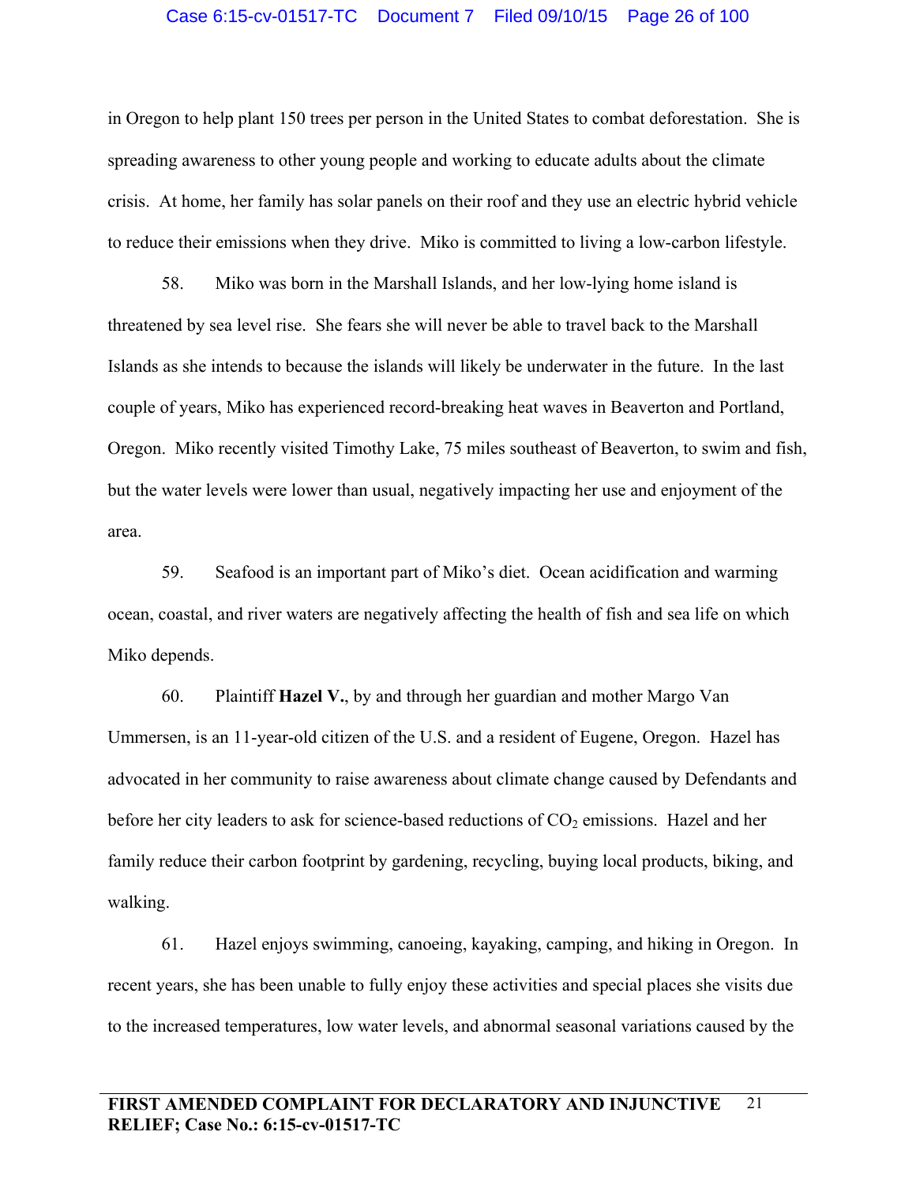in Oregon to help plant 150 trees per person in the United States to combat deforestation. She is spreading awareness to other young people and working to educate adults about the climate crisis. At home, her family has solar panels on their roof and they use an electric hybrid vehicle to reduce their emissions when they drive. Miko is committed to living a low-carbon lifestyle.

58. Miko was born in the Marshall Islands, and her low-lying home island is threatened by sea level rise. She fears she will never be able to travel back to the Marshall Islands as she intends to because the islands will likely be underwater in the future. In the last couple of years, Miko has experienced record-breaking heat waves in Beaverton and Portland, Oregon. Miko recently visited Timothy Lake, 75 miles southeast of Beaverton, to swim and fish, but the water levels were lower than usual, negatively impacting her use and enjoyment of the area.

59. Seafood is an important part of Miko's diet. Ocean acidification and warming ocean, coastal, and river waters are negatively affecting the health of fish and sea life on which Miko depends.

60. Plaintiff **Hazel V.**, by and through her guardian and mother Margo Van Ummersen, is an 11-year-old citizen of the U.S. and a resident of Eugene, Oregon. Hazel has advocated in her community to raise awareness about climate change caused by Defendants and before her city leaders to ask for science-based reductions of $CO_2$ emissions. Hazel and her family reduce their carbon footprint by gardening, recycling, buying local products, biking, and walking.

61. Hazel enjoys swimming, canoeing, kayaking, camping, and hiking in Oregon. In recent years, she has been unable to fully enjoy these activities and special places she visits due to the increased temperatures, low water levels, and abnormal seasonal variations caused by the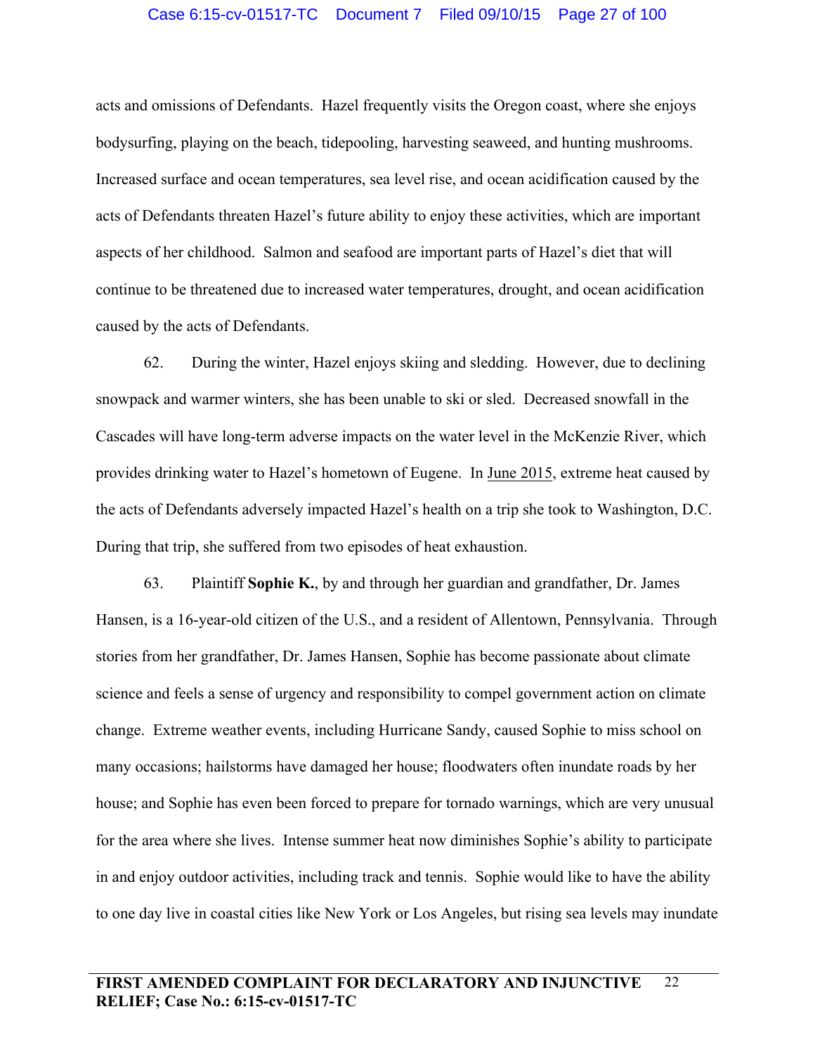acts and omissions of Defendants. Hazel frequently visits the Oregon coast, where she enjoys bodysurfing, playing on the beach, tidepooling, harvesting seaweed, and hunting mushrooms. Increased surface and ocean temperatures, sea level rise, and ocean acidification caused by the acts of Defendants threaten Hazel's future ability to enjoy these activities, which are important aspects of her childhood. Salmon and seafood are important parts of Hazel's diet that will continue to be threatened due to increased water temperatures, drought, and ocean acidification caused by the acts of Defendants.

62. During the winter, Hazel enjoys skiing and sledding. However, due to declining snowpack and warmer winters, she has been unable to ski or sled. Decreased snowfall in the Cascades will have long-term adverse impacts on the water level in the McKenzie River, which provides drinking water to Hazel's hometown of Eugene. In June 2015, extreme heat caused by the acts of Defendants adversely impacted Hazel's health on a trip she took to Washington, D.C. During that trip, she suffered from two episodes of heat exhaustion.

63. Plaintiff **Sophie K.**, by and through her guardian and grandfather, Dr. James Hansen, is a 16-year-old citizen of the U.S., and a resident of Allentown, Pennsylvania. Through stories from her grandfather, Dr. James Hansen, Sophie has become passionate about climate science and feels a sense of urgency and responsibility to compel government action on climate change. Extreme weather events, including Hurricane Sandy, caused Sophie to miss school on many occasions; hailstorms have damaged her house; floodwaters often inundate roads by her house; and Sophie has even been forced to prepare for tornado warnings, which are very unusual for the area where she lives. Intense summer heat now diminishes Sophie's ability to participate in and enjoy outdoor activities, including track and tennis. Sophie would like to have the ability to one day live in coastal cities like New York or Los Angeles, but rising sea levels may inundate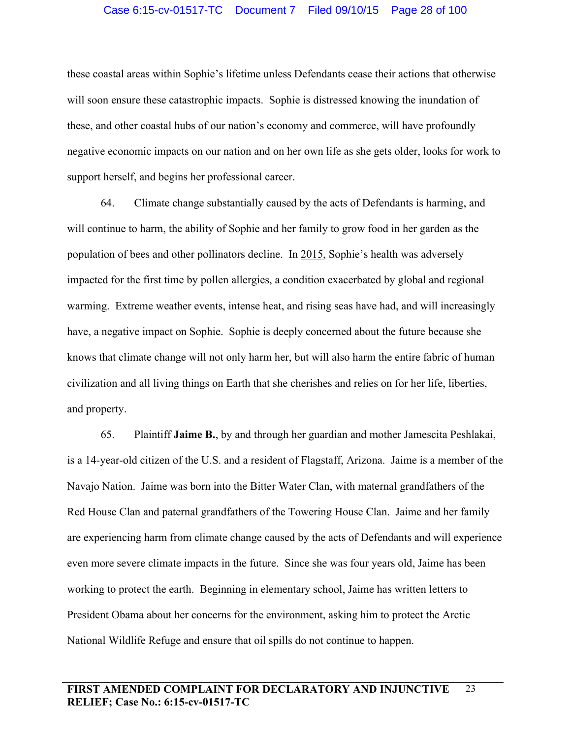these coastal areas within Sophie's lifetime unless Defendants cease their actions that otherwise will soon ensure these catastrophic impacts. Sophie is distressed knowing the inundation of these, and other coastal hubs of our nation's economy and commerce, will have profoundly negative economic impacts on our nation and on her own life as she gets older, looks for work to support herself, and begins her professional career.

64. Climate change substantially caused by the acts of Defendants is harming, and will continue to harm, the ability of Sophie and her family to grow food in her garden as the population of bees and other pollinators decline. In 2015, Sophie's health was adversely impacted for the first time by pollen allergies, a condition exacerbated by global and regional warming. Extreme weather events, intense heat, and rising seas have had, and will increasingly have, a negative impact on Sophie. Sophie is deeply concerned about the future because she knows that climate change will not only harm her, but will also harm the entire fabric of human civilization and all living things on Earth that she cherishes and relies on for her life, liberties, and property.

65. Plaintiff **Jaime B.**, by and through her guardian and mother Jamescita Peshlakai, is a 14-year-old citizen of the U.S. and a resident of Flagstaff, Arizona. Jaime is a member of the Navajo Nation. Jaime was born into the Bitter Water Clan, with maternal grandfathers of the Red House Clan and paternal grandfathers of the Towering House Clan. Jaime and her family are experiencing harm from climate change caused by the acts of Defendants and will experience even more severe climate impacts in the future. Since she was four years old, Jaime has been working to protect the earth. Beginning in elementary school, Jaime has written letters to President Obama about her concerns for the environment, asking him to protect the Arctic National Wildlife Refuge and ensure that oil spills do not continue to happen.

**FIRST AMENDED COMPLAINT FOR DECLARATORY AND INJUNCTIVE RELIEF; Case No.: 6:15-cv-01517-TC**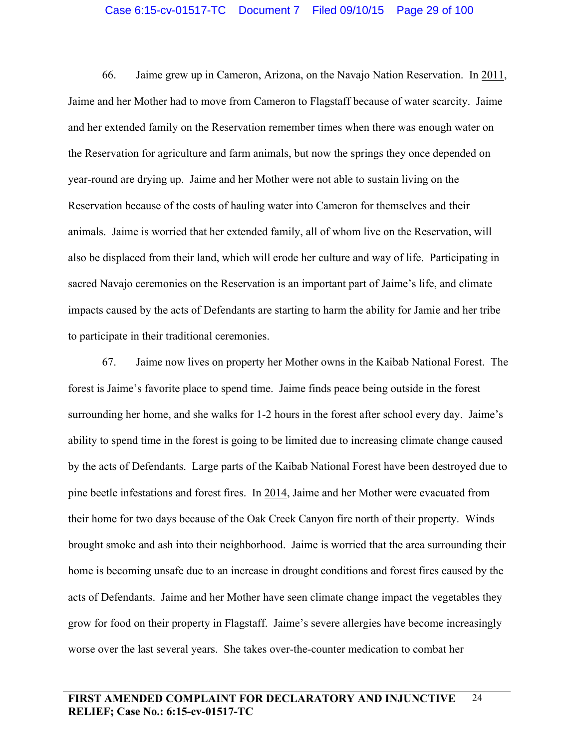66. Jaime grew up in Cameron, Arizona, on the Navajo Nation Reservation. In 2011, Jaime and her Mother had to move from Cameron to Flagstaff because of water scarcity. Jaime and her extended family on the Reservation remember times when there was enough water on the Reservation for agriculture and farm animals, but now the springs they once depended on year-round are drying up. Jaime and her Mother were not able to sustain living on the Reservation because of the costs of hauling water into Cameron for themselves and their animals. Jaime is worried that her extended family, all of whom live on the Reservation, will also be displaced from their land, which will erode her culture and way of life. Participating in sacred Navajo ceremonies on the Reservation is an important part of Jaime's life, and climate impacts caused by the acts of Defendants are starting to harm the ability for Jamie and her tribe to participate in their traditional ceremonies.

67. Jaime now lives on property her Mother owns in the Kaibab National Forest. The forest is Jaime's favorite place to spend time. Jaime finds peace being outside in the forest surrounding her home, and she walks for 1-2 hours in the forest after school every day. Jaime's ability to spend time in the forest is going to be limited due to increasing climate change caused by the acts of Defendants. Large parts of the Kaibab National Forest have been destroyed due to pine beetle infestations and forest fires. In 2014, Jaime and her Mother were evacuated from their home for two days because of the Oak Creek Canyon fire north of their property. Winds brought smoke and ash into their neighborhood. Jaime is worried that the area surrounding their home is becoming unsafe due to an increase in drought conditions and forest fires caused by the acts of Defendants. Jaime and her Mother have seen climate change impact the vegetables they grow for food on their property in Flagstaff. Jaime's severe allergies have become increasingly worse over the last several years. She takes over-the-counter medication to combat her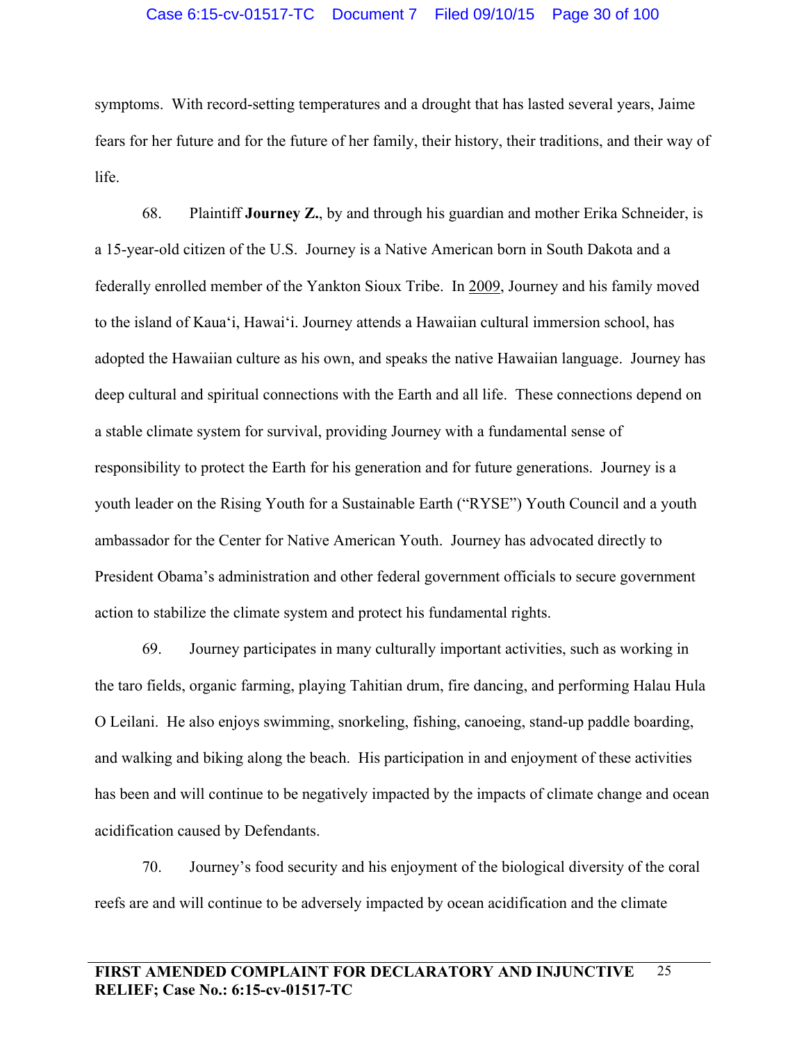symptoms. With record-setting temperatures and a drought that has lasted several years, Jaime fears for her future and for the future of her family, their history, their traditions, and their way of life.

68. Plaintiff **Journey Z.**, by and through his guardian and mother Erika Schneider, is a 15-year-old citizen of the U.S. Journey is a Native American born in South Dakota and a federally enrolled member of the Yankton Sioux Tribe. In <u>2009</u>, Journey and his family moved to the island of Kaua'i, Hawai'i. Journey attends a Hawaiian cultural immersion school, has adopted the Hawaiian culture as his own, and speaks the native Hawaiian language. Journey has deep cultural and spiritual connections with the Earth and all life. These connections depend on a stable climate system for survival, providing Journey with a fundamental sense of responsibility to protect the Earth for his generation and for future generations. Journey is a youth leader on the Rising Youth for a Sustainable Earth ("RYSE") Youth Council and a youth ambassador for the Center for Native American Youth. Journey has advocated directly to President Obama's administration and other federal government officials to secure government action to stabilize the climate system and protect his fundamental rights.

69. Journey participates in many culturally important activities, such as working in the taro fields, organic farming, playing Tahitian drum, fire dancing, and performing Halau Hula O Leilani. He also enjoys swimming, snorkeling, fishing, canoeing, stand-up paddle boarding, and walking and biking along the beach. His participation in and enjoyment of these activities has been and will continue to be negatively impacted by the impacts of climate change and ocean acidification caused by Defendants.

70. Journey's food security and his enjoyment of the biological diversity of the coral reefs are and will continue to be adversely impacted by ocean acidification and the climate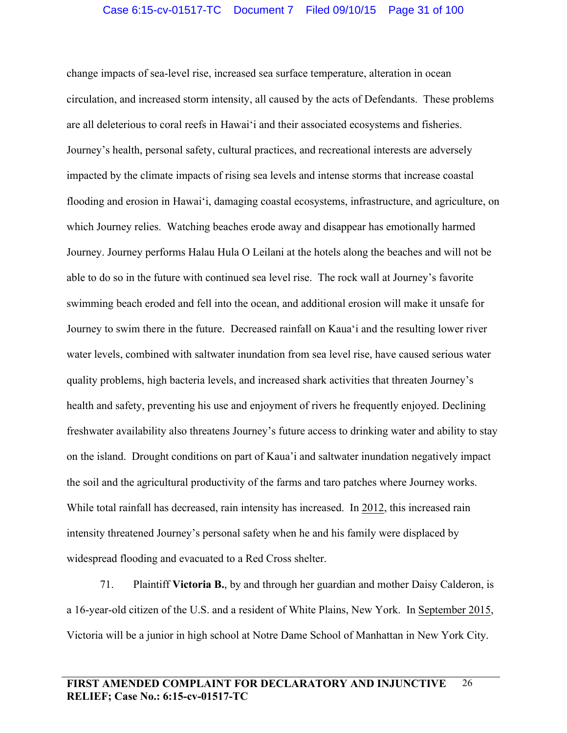change impacts of sea-level rise, increased sea surface temperature, alteration in ocean circulation, and increased storm intensity, all caused by the acts of Defendants. These problems are all deleterious to coral reefs in Hawaiʻi and their associated ecosystems and fisheries. Journey's health, personal safety, cultural practices, and recreational interests are adversely impacted by the climate impacts of rising sea levels and intense storms that increase coastal flooding and erosion in Hawaiʻi, damaging coastal ecosystems, infrastructure, and agriculture, on which Journey relies. Watching beaches erode away and disappear has emotionally harmed Journey. Journey performs Halau Hula O Leilani at the hotels along the beaches and will not be able to do so in the future with continued sea level rise. The rock wall at Journey's favorite swimming beach eroded and fell into the ocean, and additional erosion will make it unsafe for Journey to swim there in the future. Decreased rainfall on Kauaʻi and the resulting lower river water levels, combined with saltwater inundation from sea level rise, have caused serious water quality problems, high bacteria levels, and increased shark activities that threaten Journey's health and safety, preventing his use and enjoyment of rivers he frequently enjoyed. Declining freshwater availability also threatens Journey's future access to drinking water and ability to stay on the island. Drought conditions on part of Kaua'i and saltwater inundation negatively impact the soil and the agricultural productivity of the farms and taro patches where Journey works. While total rainfall has decreased, rain intensity has increased. In 2012, this increased rain intensity threatened Journey's personal safety when he and his family were displaced by widespread flooding and evacuated to a Red Cross shelter.

71. Plaintiff **Victoria B.**, by and through her guardian and mother Daisy Calderon, is a 16-year-old citizen of the U.S. and a resident of White Plains, New York. In September 2015, Victoria will be a junior in high school at Notre Dame School of Manhattan in New York City.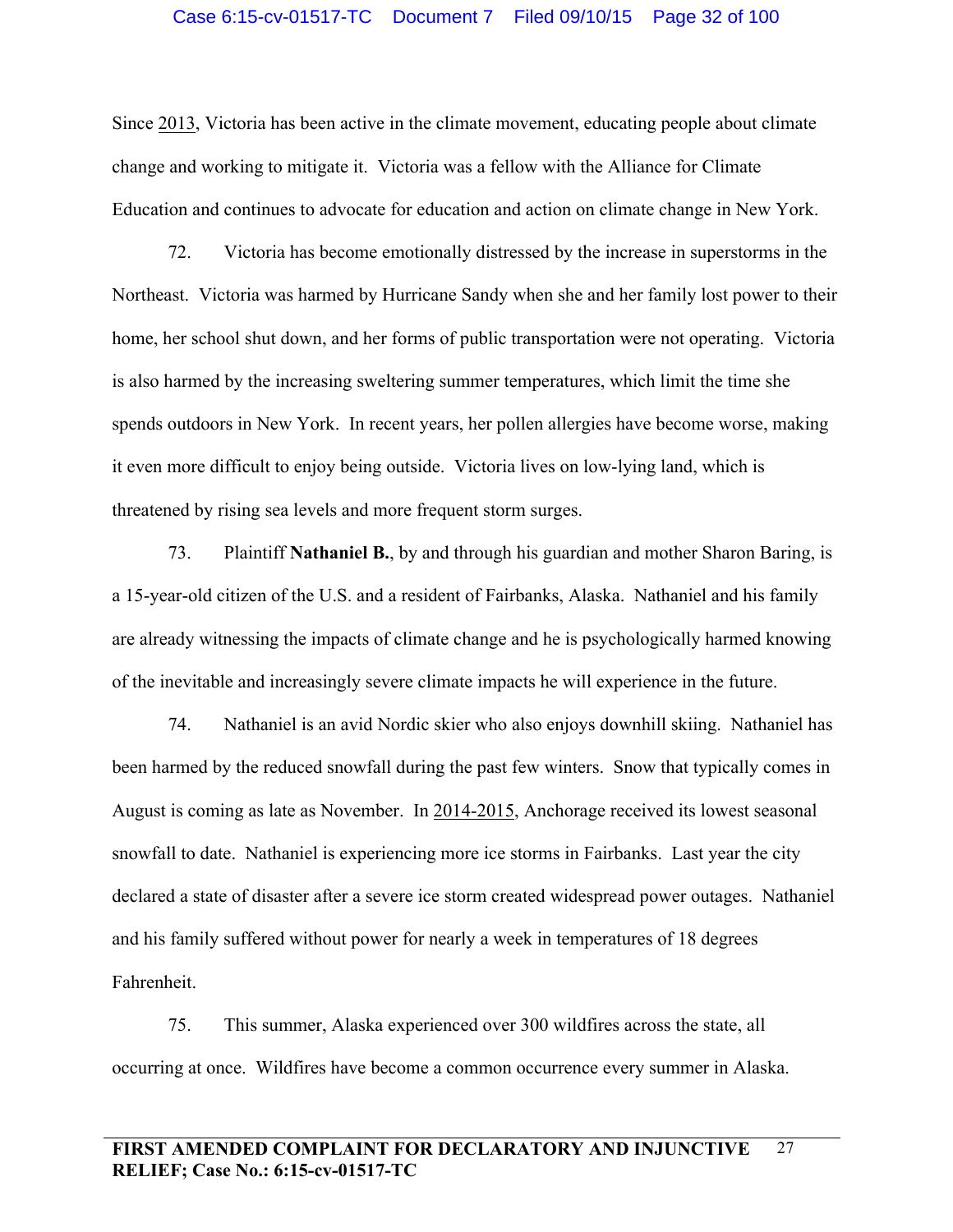Since 2013, Victoria has been active in the climate movement, educating people about climate change and working to mitigate it. Victoria was a fellow with the Alliance for Climate Education and continues to advocate for education and action on climate change in New York.

72. Victoria has become emotionally distressed by the increase in superstorms in the Northeast. Victoria was harmed by Hurricane Sandy when she and her family lost power to their home, her school shut down, and her forms of public transportation were not operating. Victoria is also harmed by the increasing sweltering summer temperatures, which limit the time she spends outdoors in New York. In recent years, her pollen allergies have become worse, making it even more difficult to enjoy being outside. Victoria lives on low-lying land, which is threatened by rising sea levels and more frequent storm surges.

73. Plaintiff **Nathaniel B.**, by and through his guardian and mother Sharon Baring, is a 15-year-old citizen of the U.S. and a resident of Fairbanks, Alaska. Nathaniel and his family are already witnessing the impacts of climate change and he is psychologically harmed knowing of the inevitable and increasingly severe climate impacts he will experience in the future.

74. Nathaniel is an avid Nordic skier who also enjoys downhill skiing. Nathaniel has been harmed by the reduced snowfall during the past few winters. Snow that typically comes in August is coming as late as November. In 2014-2015, Anchorage received its lowest seasonal snowfall to date. Nathaniel is experiencing more ice storms in Fairbanks. Last year the city declared a state of disaster after a severe ice storm created widespread power outages. Nathaniel and his family suffered without power for nearly a week in temperatures of 18 degrees Fahrenheit.

75. This summer, Alaska experienced over 300 wildfires across the state, all occurring at once. Wildfires have become a common occurrence every summer in Alaska.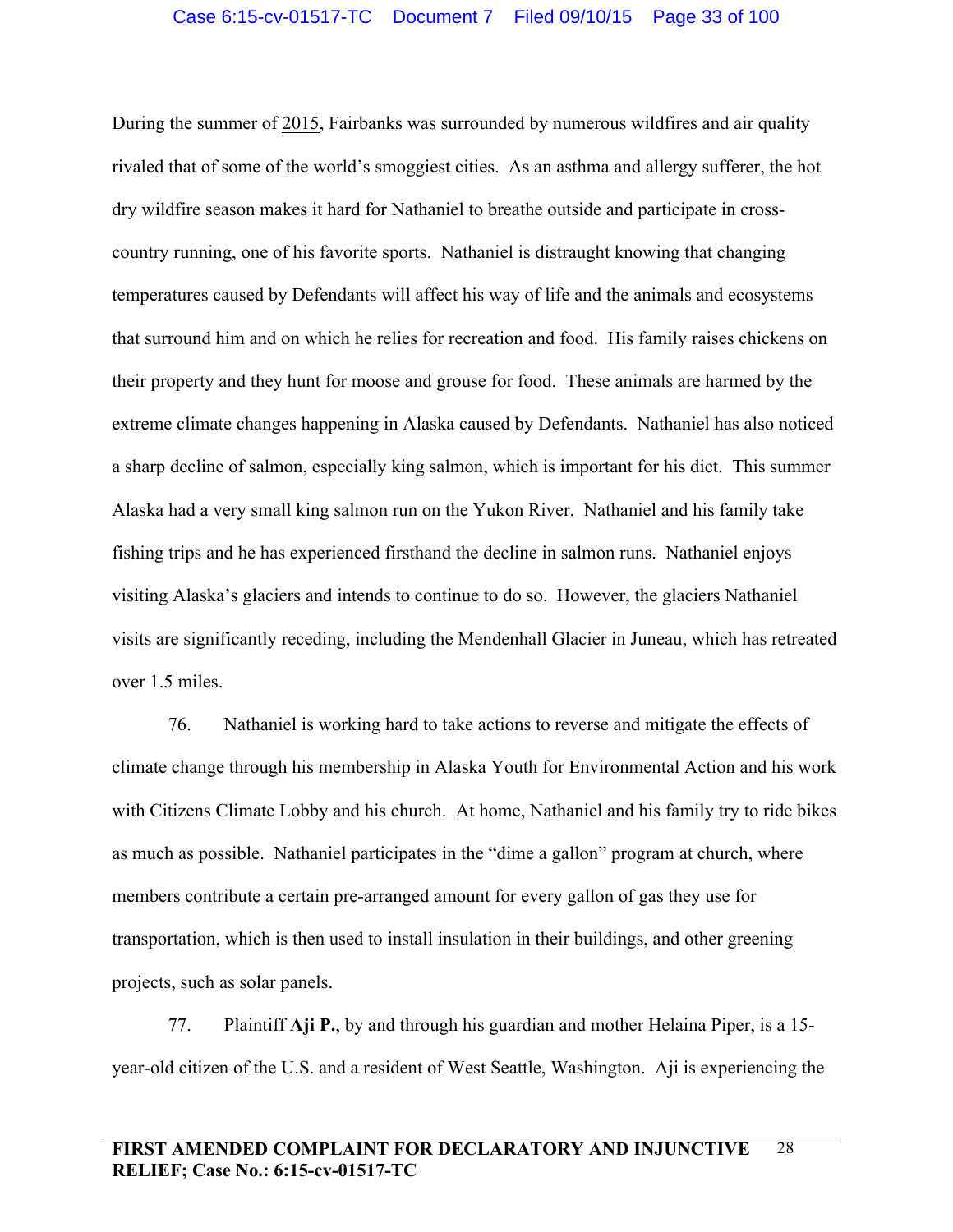During the summer of 2015, Fairbanks was surrounded by numerous wildfires and air quality rivaled that of some of the world's smoggiest cities. As an asthma and allergy sufferer, the hot dry wildfire season makes it hard for Nathaniel to breathe outside and participate in cross-country running, one of his favorite sports. Nathaniel is distraught knowing that changing temperatures caused by Defendants will affect his way of life and the animals and ecosystems that surround him and on which he relies for recreation and food. His family raises chickens on their property and they hunt for moose and grouse for food. These animals are harmed by the extreme climate changes happening in Alaska caused by Defendants. Nathaniel has also noticed a sharp decline of salmon, especially king salmon, which is important for his diet. This summer Alaska had a very small king salmon run on the Yukon River. Nathaniel and his family take fishing trips and he has experienced firsthand the decline in salmon runs. Nathaniel enjoys visiting Alaska's glaciers and intends to continue to do so. However, the glaciers Nathaniel visits are significantly receding, including the Mendenhall Glacier in Juneau, which has retreated over 1.5 miles.

76. Nathaniel is working hard to take actions to reverse and mitigate the effects of climate change through his membership in Alaska Youth for Environmental Action and his work with Citizens Climate Lobby and his church. At home, Nathaniel and his family try to ride bikes as much as possible. Nathaniel participates in the "dime a gallon" program at church, where members contribute a certain pre-arranged amount for every gallon of gas they use for transportation, which is then used to install insulation in their buildings, and other greening projects, such as solar panels.

77. Plaintiff **Aji P.**, by and through his guardian and mother Helaina Piper, is a 15-year-old citizen of the U.S. and a resident of West Seattle, Washington. Aji is experiencing the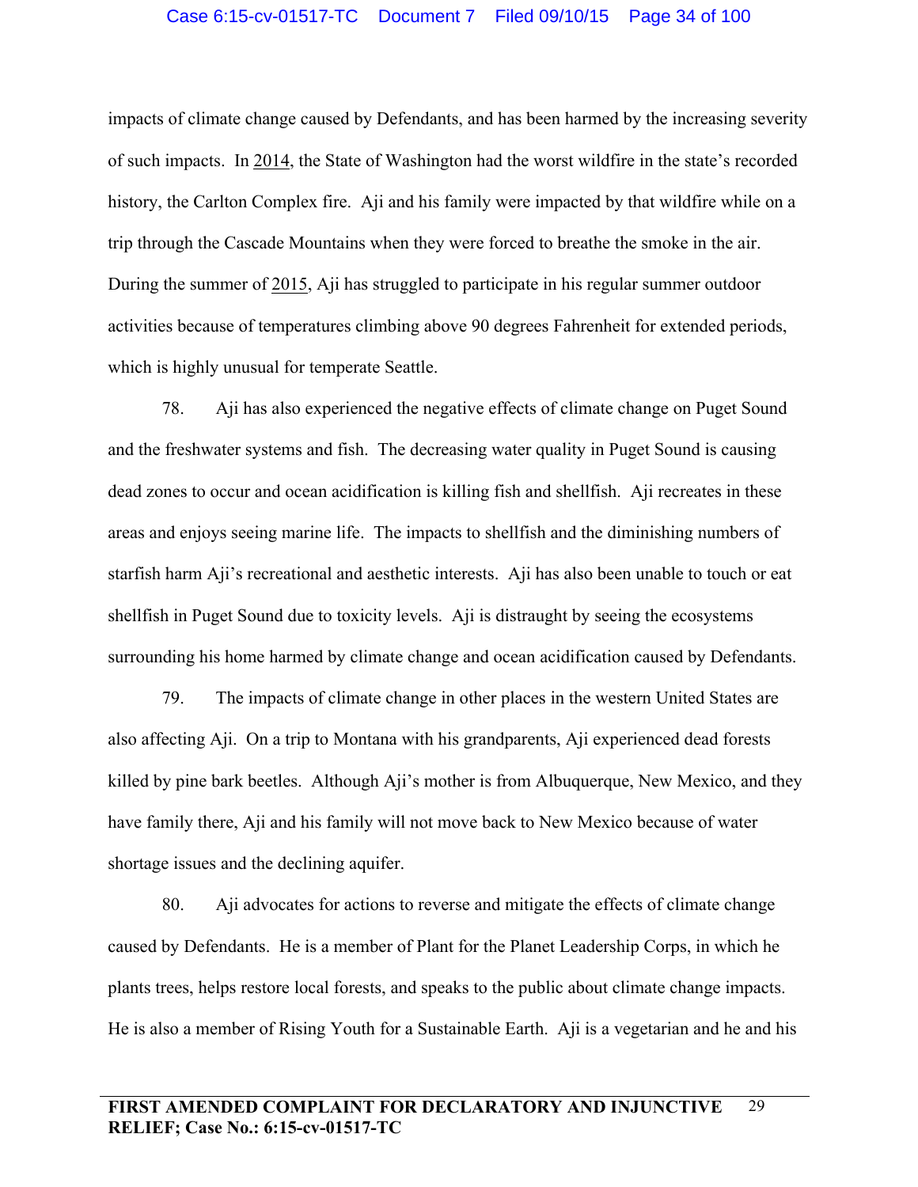impacts of climate change caused by Defendants, and has been harmed by the increasing severity of such impacts. In <u>2014</u>, the State of Washington had the worst wildfire in the state's recorded history, the Carlton Complex fire. Aji and his family were impacted by that wildfire while on a trip through the Cascade Mountains when they were forced to breathe the smoke in the air. During the summer of <u>2015</u>, Aji has struggled to participate in his regular summer outdoor activities because of temperatures climbing above 90 degrees Fahrenheit for extended periods, which is highly unusual for temperate Seattle.

78. Aji has also experienced the negative effects of climate change on Puget Sound and the freshwater systems and fish. The decreasing water quality in Puget Sound is causing dead zones to occur and ocean acidification is killing fish and shellfish. Aji recreates in these areas and enjoys seeing marine life. The impacts to shellfish and the diminishing numbers of starfish harm Aji's recreational and aesthetic interests. Aji has also been unable to touch or eat shellfish in Puget Sound due to toxicity levels. Aji is distraught by seeing the ecosystems surrounding his home harmed by climate change and ocean acidification caused by Defendants.

79. The impacts of climate change in other places in the western United States are also affecting Aji. On a trip to Montana with his grandparents, Aji experienced dead forests killed by pine bark beetles. Although Aji's mother is from Albuquerque, New Mexico, and they have family there, Aji and his family will not move back to New Mexico because of water shortage issues and the declining aquifer.

80. Aji advocates for actions to reverse and mitigate the effects of climate change caused by Defendants. He is a member of Plant for the Planet Leadership Corps, in which he plants trees, helps restore local forests, and speaks to the public about climate change impacts. He is also a member of Rising Youth for a Sustainable Earth. Aji is a vegetarian and he and his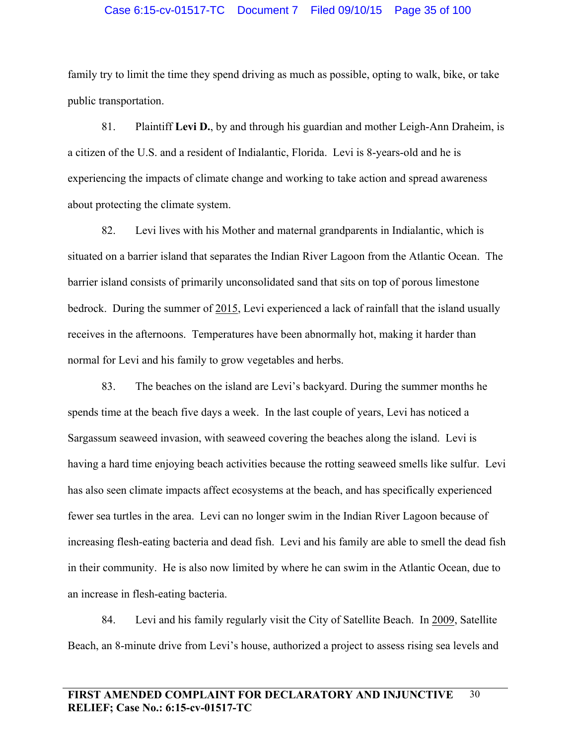family try to limit the time they spend driving as much as possible, opting to walk, bike, or take public transportation.

81. Plaintiff **Levi D.**, by and through his guardian and mother Leigh-Ann Draheim, is a citizen of the U.S. and a resident of Indialantic, Florida. Levi is 8-years-old and he is experiencing the impacts of climate change and working to take action and spread awareness about protecting the climate system.

82. Levi lives with his Mother and maternal grandparents in Indialantic, which is situated on a barrier island that separates the Indian River Lagoon from the Atlantic Ocean. The barrier island consists of primarily unconsolidated sand that sits on top of porous limestone bedrock. During the summer of 2015, Levi experienced a lack of rainfall that the island usually receives in the afternoons. Temperatures have been abnormally hot, making it harder than normal for Levi and his family to grow vegetables and herbs.

83. The beaches on the island are Levi's backyard. During the summer months he spends time at the beach five days a week. In the last couple of years, Levi has noticed a Sargassum seaweed invasion, with seaweed covering the beaches along the island. Levi is having a hard time enjoying beach activities because the rotting seaweed smells like sulfur. Levi has also seen climate impacts affect ecosystems at the beach, and has specifically experienced fewer sea turtles in the area. Levi can no longer swim in the Indian River Lagoon because of increasing flesh-eating bacteria and dead fish. Levi and his family are able to smell the dead fish in their community. He is also now limited by where he can swim in the Atlantic Ocean, due to an increase in flesh-eating bacteria.

84. Levi and his family regularly visit the City of Satellite Beach. In 2009, Satellite Beach, an 8-minute drive from Levi's house, authorized a project to assess rising sea levels and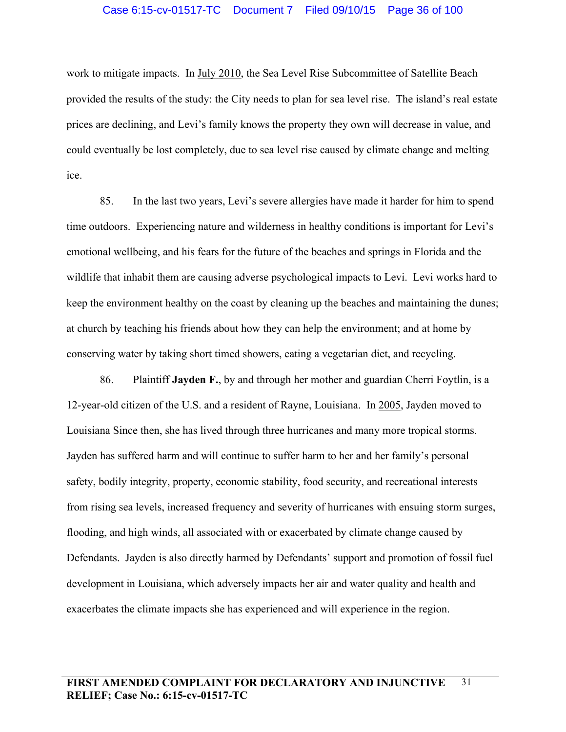work to mitigate impacts. In <u>July 2010</u>, the Sea Level Rise Subcommittee of Satellite Beach provided the results of the study: the City needs to plan for sea level rise. The island's real estate prices are declining, and Levi's family knows the property they own will decrease in value, and could eventually be lost completely, due to sea level rise caused by climate change and melting ice.

85. In the last two years, Levi's severe allergies have made it harder for him to spend time outdoors. Experiencing nature and wilderness in healthy conditions is important for Levi's emotional wellbeing, and his fears for the future of the beaches and springs in Florida and the wildlife that inhabit them are causing adverse psychological impacts to Levi. Levi works hard to keep the environment healthy on the coast by cleaning up the beaches and maintaining the dunes; at church by teaching his friends about how they can help the environment; and at home by conserving water by taking short timed showers, eating a vegetarian diet, and recycling.

86. Plaintiff **Jayden F.**, by and through her mother and guardian Cherri Foytlin, is a 12-year-old citizen of the U.S. and a resident of Rayne, Louisiana. In <u>2005</u>, Jayden moved to Louisiana Since then, she has lived through three hurricanes and many more tropical storms. Jayden has suffered harm and will continue to suffer harm to her and her family's personal safety, bodily integrity, property, economic stability, food security, and recreational interests from rising sea levels, increased frequency and severity of hurricanes with ensuing storm surges, flooding, and high winds, all associated with or exacerbated by climate change caused by Defendants. Jayden is also directly harmed by Defendants' support and promotion of fossil fuel development in Louisiana, which adversely impacts her air and water quality and health and exacerbates the climate impacts she has experienced and will experience in the region.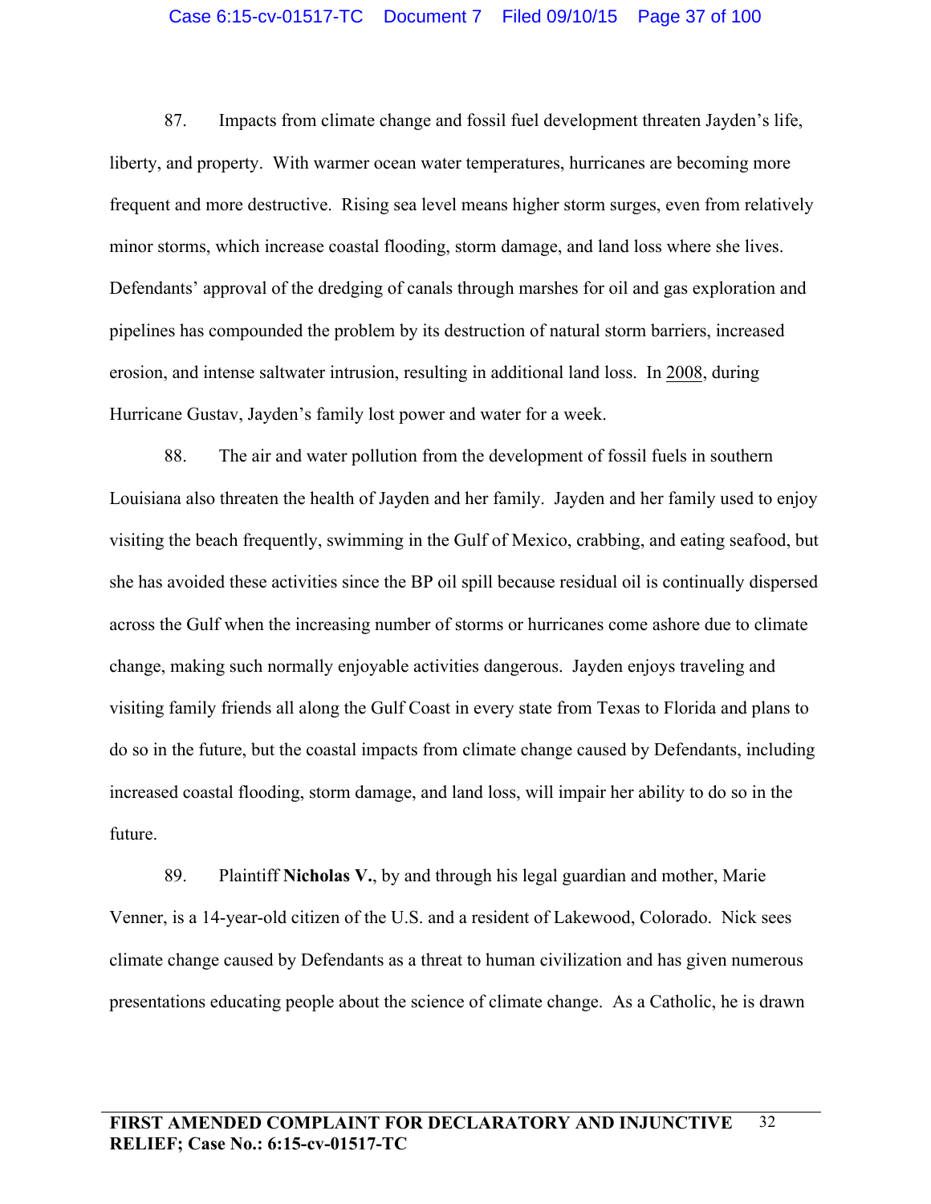87. Impacts from climate change and fossil fuel development threaten Jayden's life, liberty, and property. With warmer ocean water temperatures, hurricanes are becoming more frequent and more destructive. Rising sea level means higher storm surges, even from relatively minor storms, which increase coastal flooding, storm damage, and land loss where she lives. Defendants' approval of the dredging of canals through marshes for oil and gas exploration and pipelines has compounded the problem by its destruction of natural storm barriers, increased erosion, and intense saltwater intrusion, resulting in additional land loss. In 2008, during Hurricane Gustav, Jayden's family lost power and water for a week.

88. The air and water pollution from the development of fossil fuels in southern Louisiana also threaten the health of Jayden and her family. Jayden and her family used to enjoy visiting the beach frequently, swimming in the Gulf of Mexico, crabbing, and eating seafood, but she has avoided these activities since the BP oil spill because residual oil is continually dispersed across the Gulf when the increasing number of storms or hurricanes come ashore due to climate change, making such normally enjoyable activities dangerous. Jayden enjoys traveling and visiting family friends all along the Gulf Coast in every state from Texas to Florida and plans to do so in the future, but the coastal impacts from climate change caused by Defendants, including increased coastal flooding, storm damage, and land loss, will impair her ability to do so in the future.

89. Plaintiff **Nicholas V.**, by and through his legal guardian and mother, Marie Venner, is a 14-year-old citizen of the U.S. and a resident of Lakewood, Colorado. Nick sees climate change caused by Defendants as a threat to human civilization and has given numerous presentations educating people about the science of climate change. As a Catholic, he is drawn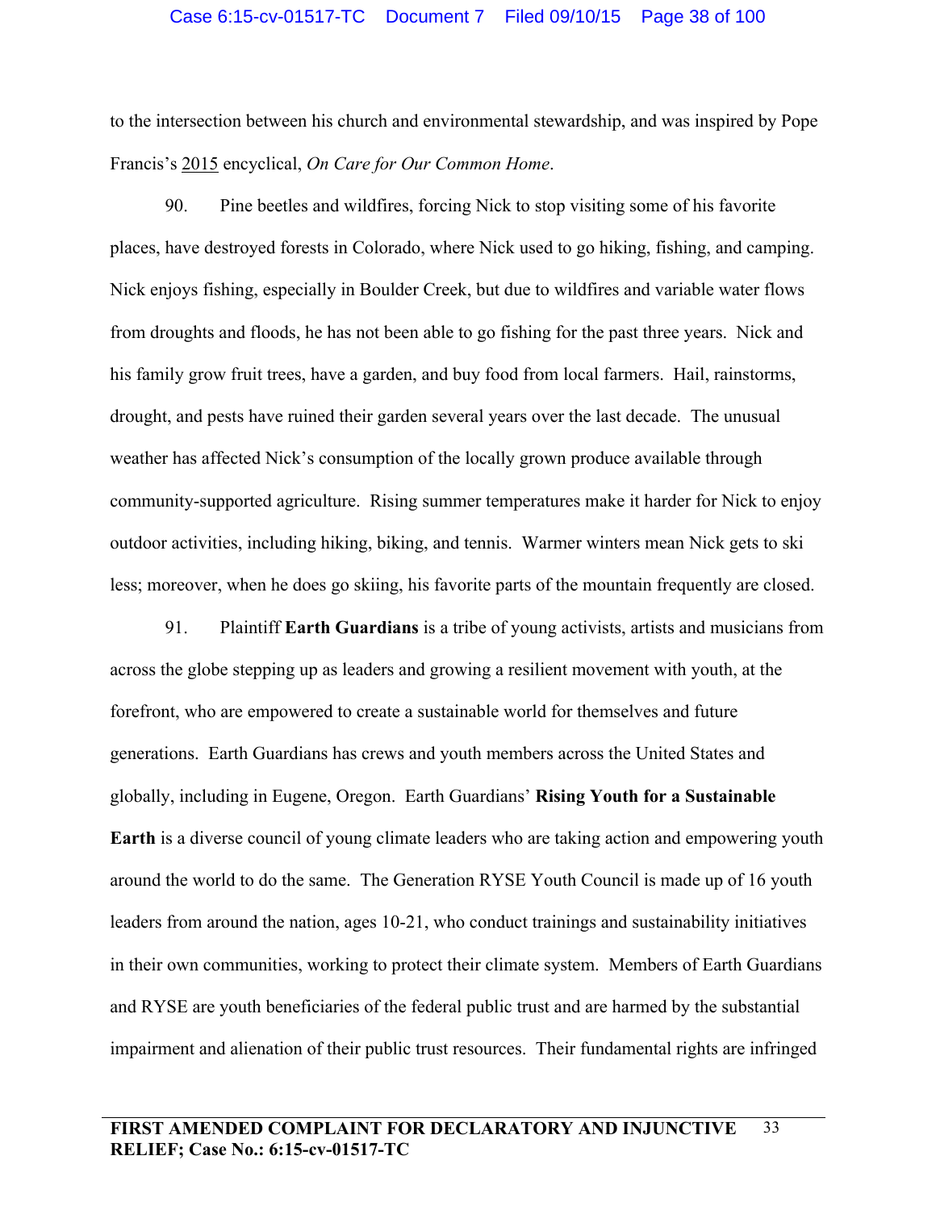to the intersection between his church and environmental stewardship, and was inspired by Pope Francis's 2015 encyclical, *On Care for Our Common Home*.

90. Pine beetles and wildfires, forcing Nick to stop visiting some of his favorite places, have destroyed forests in Colorado, where Nick used to go hiking, fishing, and camping. Nick enjoys fishing, especially in Boulder Creek, but due to wildfires and variable water flows from droughts and floods, he has not been able to go fishing for the past three years. Nick and his family grow fruit trees, have a garden, and buy food from local farmers. Hail, rainstorms, drought, and pests have ruined their garden several years over the last decade. The unusual weather has affected Nick's consumption of the locally grown produce available through community-supported agriculture. Rising summer temperatures make it harder for Nick to enjoy outdoor activities, including hiking, biking, and tennis. Warmer winters mean Nick gets to ski less; moreover, when he does go skiing, his favorite parts of the mountain frequently are closed.

91. Plaintiff **Earth Guardians** is a tribe of young activists, artists and musicians from across the globe stepping up as leaders and growing a resilient movement with youth, at the forefront, who are empowered to create a sustainable world for themselves and future generations. Earth Guardians has crews and youth members across the United States and globally, including in Eugene, Oregon. Earth Guardians' **Rising Youth for a Sustainable Earth** is a diverse council of young climate leaders who are taking action and empowering youth around the world to do the same. The Generation RYSE Youth Council is made up of 16 youth leaders from around the nation, ages 10-21, who conduct trainings and sustainability initiatives in their own communities, working to protect their climate system. Members of Earth Guardians and RYSE are youth beneficiaries of the federal public trust and are harmed by the substantial impairment and alienation of their public trust resources. Their fundamental rights are infringed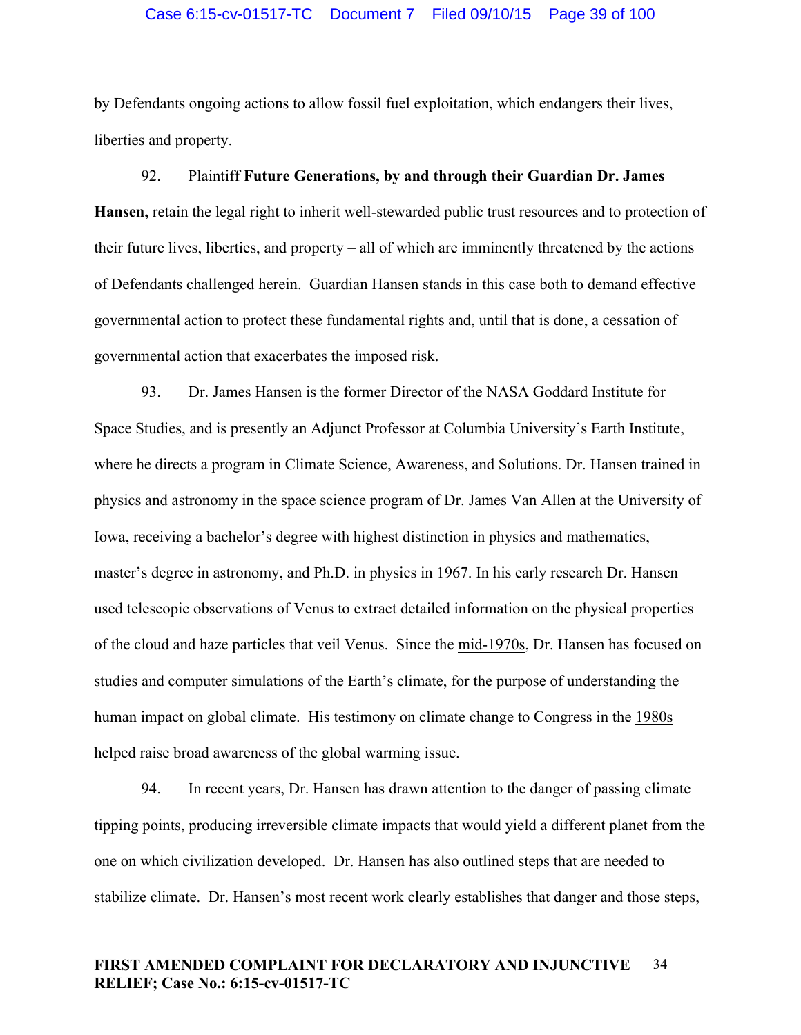by Defendants ongoing actions to allow fossil fuel exploitation, which endangers their lives, liberties and property.

92. Plaintiff **Future Generations, by and through their Guardian Dr. James Hansen,** retain the legal right to inherit well-stewarded public trust resources and to protection of their future lives, liberties, and property – all of which are imminently threatened by the actions of Defendants challenged herein. Guardian Hansen stands in this case both to demand effective governmental action to protect these fundamental rights and, until that is done, a cessation of governmental action that exacerbates the imposed risk.

93. Dr. James Hansen is the former Director of the NASA Goddard Institute for Space Studies, and is presently an Adjunct Professor at Columbia University's Earth Institute, where he directs a program in Climate Science, Awareness, and Solutions. Dr. Hansen trained in physics and astronomy in the space science program of Dr. James Van Allen at the University of Iowa, receiving a bachelor's degree with highest distinction in physics and mathematics, master's degree in astronomy, and Ph.D. in physics in 1967. In his early research Dr. Hansen used telescopic observations of Venus to extract detailed information on the physical properties of the cloud and haze particles that veil Venus. Since the mid-1970s, Dr. Hansen has focused on studies and computer simulations of the Earth's climate, for the purpose of understanding the human impact on global climate. His testimony on climate change to Congress in the 1980s helped raise broad awareness of the global warming issue.

94. In recent years, Dr. Hansen has drawn attention to the danger of passing climate tipping points, producing irreversible climate impacts that would yield a different planet from the one on which civilization developed. Dr. Hansen has also outlined steps that are needed to stabilize climate. Dr. Hansen's most recent work clearly establishes that danger and those steps,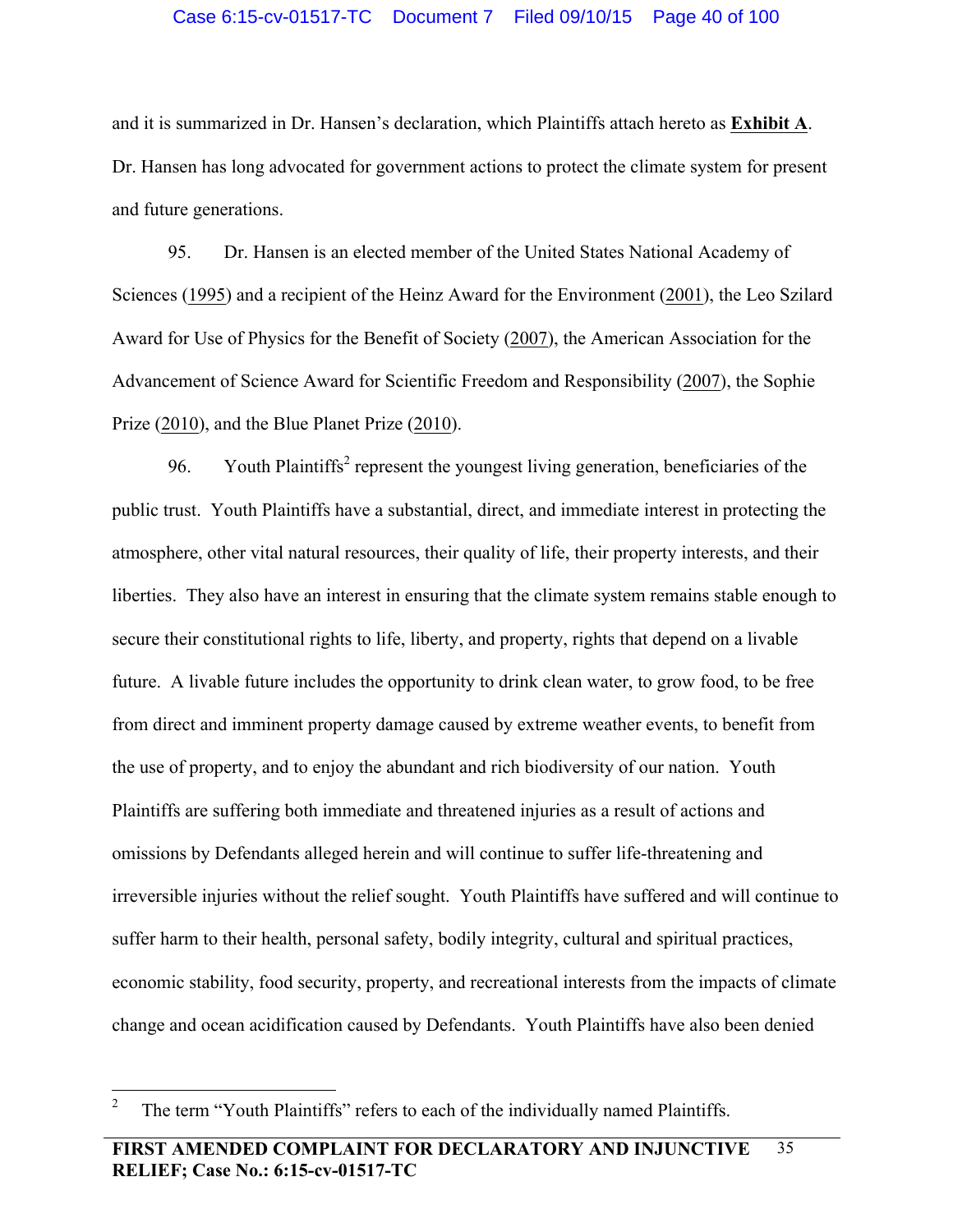and it is summarized in Dr. Hansen's declaration, which Plaintiffs attach hereto as **Exhibit A**. Dr. Hansen has long advocated for government actions to protect the climate system for present and future generations.

95. Dr. Hansen is an elected member of the United States National Academy of Sciences (1995) and a recipient of the Heinz Award for the Environment (2001), the Leo Szilard Award for Use of Physics for the Benefit of Society (2007), the American Association for the Advancement of Science Award for Scientific Freedom and Responsibility (2007), the Sophie Prize (2010), and the Blue Planet Prize (2010).

96. Youth Plaintiffs[2] represent the youngest living generation, beneficiaries of the public trust. Youth Plaintiffs have a substantial, direct, and immediate interest in protecting the atmosphere, other vital natural resources, their quality of life, their property interests, and their liberties. They also have an interest in ensuring that the climate system remains stable enough to secure their constitutional rights to life, liberty, and property, rights that depend on a livable future. A livable future includes the opportunity to drink clean water, to grow food, to be free from direct and imminent property damage caused by extreme weather events, to benefit from the use of property, and to enjoy the abundant and rich biodiversity of our nation. Youth Plaintiffs are suffering both immediate and threatened injuries as a result of actions and omissions by Defendants alleged herein and will continue to suffer life-threatening and irreversible injuries without the relief sought. Youth Plaintiffs have suffered and will continue to suffer harm to their health, personal safety, bodily integrity, cultural and spiritual practices, economic stability, food security, property, and recreational interests from the impacts of climate change and ocean acidification caused by Defendants. Youth Plaintiffs have also been denied

[2] The term "Youth Plaintiffs" refers to each of the individually named Plaintiffs.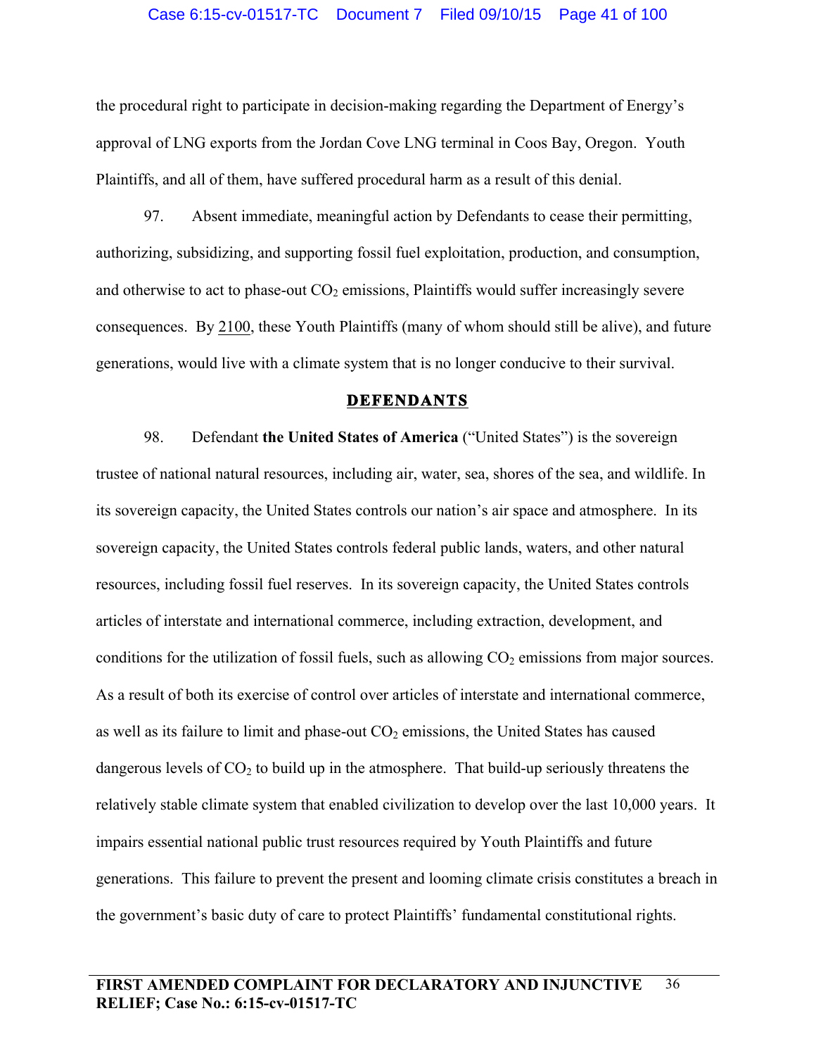the procedural right to participate in decision-making regarding the Department of Energy's approval of LNG exports from the Jordan Cove LNG terminal in Coos Bay, Oregon. Youth Plaintiffs, and all of them, have suffered procedural harm as a result of this denial.

97. Absent immediate, meaningful action by Defendants to cease their permitting, authorizing, subsidizing, and supporting fossil fuel exploitation, production, and consumption, and otherwise to act to phase-out $CO_2$ emissions, Plaintiffs would suffer increasingly severe consequences. By 2100, these Youth Plaintiffs (many of whom should still be alive), and future generations, would live with a climate system that is no longer conducive to their survival.

## DEFENDANTS

98. Defendant **the United States of America** ("United States") is the sovereign trustee of national natural resources, including air, water, sea, shores of the sea, and wildlife. In its sovereign capacity, the United States controls our nation's air space and atmosphere. In its sovereign capacity, the United States controls federal public lands, waters, and other natural resources, including fossil fuel reserves. In its sovereign capacity, the United States controls articles of interstate and international commerce, including extraction, development, and conditions for the utilization of fossil fuels, such as allowing $CO_2$ emissions from major sources. As a result of both its exercise of control over articles of interstate and international commerce, as well as its failure to limit and phase-out $CO_2$ emissions, the United States has caused dangerous levels of $CO_2$ to build up in the atmosphere. That build-up seriously threatens the relatively stable climate system that enabled civilization to develop over the last 10,000 years. It impairs essential national public trust resources required by Youth Plaintiffs and future generations. This failure to prevent the present and looming climate crisis constitutes a breach in the government's basic duty of care to protect Plaintiffs' fundamental constitutional rights.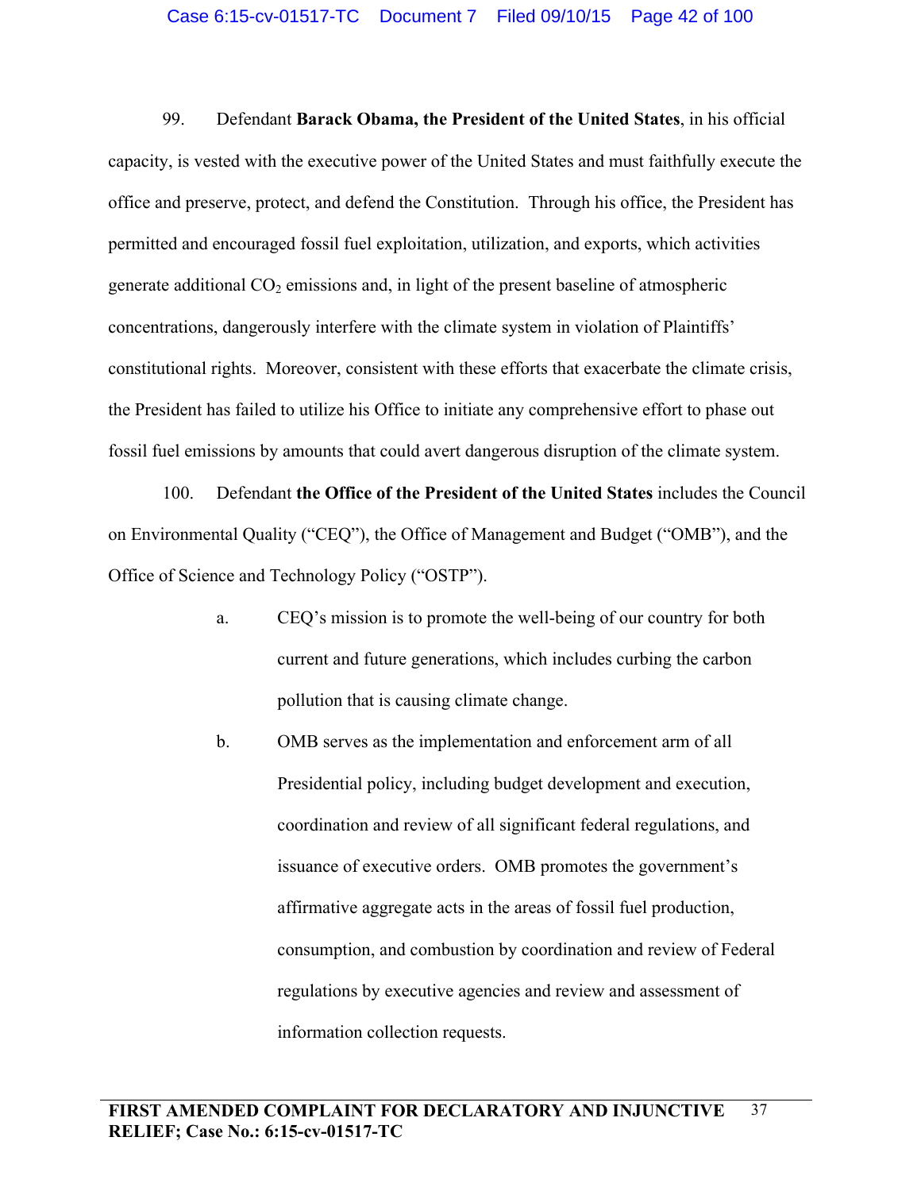99. Defendant **Barack Obama, the President of the United States**, in his official capacity, is vested with the executive power of the United States and must faithfully execute the office and preserve, protect, and defend the Constitution. Through his office, the President has permitted and encouraged fossil fuel exploitation, utilization, and exports, which activities generate additional $CO_2$ emissions and, in light of the present baseline of atmospheric concentrations, dangerously interfere with the climate system in violation of Plaintiffs' constitutional rights. Moreover, consistent with these efforts that exacerbate the climate crisis, the President has failed to utilize his Office to initiate any comprehensive effort to phase out fossil fuel emissions by amounts that could avert dangerous disruption of the climate system.

100. Defendant **the Office of the President of the United States** includes the Council on Environmental Quality ("CEQ"), the Office of Management and Budget ("OMB"), and the Office of Science and Technology Policy ("OSTP").

a. CEQ's mission is to promote the well-being of our country for both current and future generations, which includes curbing the carbon pollution that is causing climate change.

b. OMB serves as the implementation and enforcement arm of all Presidential policy, including budget development and execution, coordination and review of all significant federal regulations, and issuance of executive orders. OMB promotes the government's affirmative aggregate acts in the areas of fossil fuel production, consumption, and combustion by coordination and review of Federal regulations by executive agencies and review and assessment of information collection requests.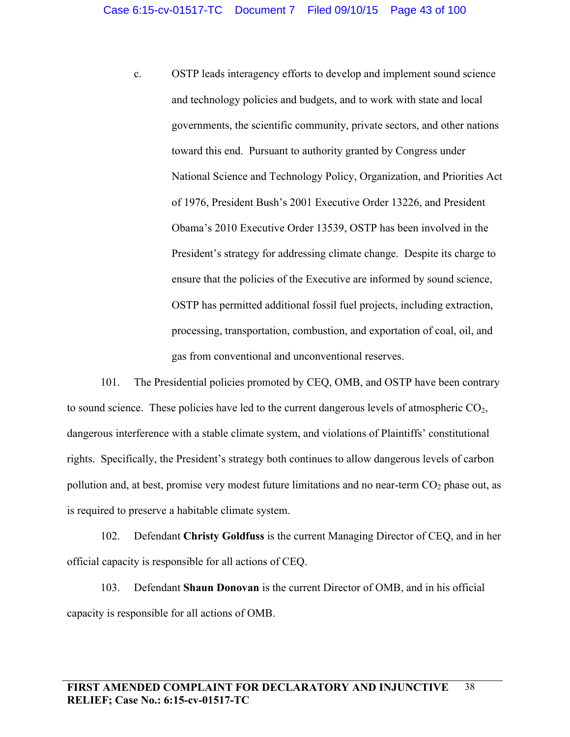c. OSTP leads interagency efforts to develop and implement sound science and technology policies and budgets, and to work with state and local governments, the scientific community, private sectors, and other nations toward this end. Pursuant to authority granted by Congress under National Science and Technology Policy, Organization, and Priorities Act of 1976, President Bush's 2001 Executive Order 13226, and President Obama's 2010 Executive Order 13539, OSTP has been involved in the President's strategy for addressing climate change. Despite its charge to ensure that the policies of the Executive are informed by sound science, OSTP has permitted additional fossil fuel projects, including extraction, processing, transportation, combustion, and exportation of coal, oil, and gas from conventional and unconventional reserves.

101. The Presidential policies promoted by CEQ, OMB, and OSTP have been contrary to sound science. These policies have led to the current dangerous levels of atmospheric $CO_2$, dangerous interference with a stable climate system, and violations of Plaintiffs' constitutional rights. Specifically, the President's strategy both continues to allow dangerous levels of carbon pollution and, at best, promise very modest future limitations and no near-term $CO_2$ phase out, as is required to preserve a habitable climate system.

102. Defendant **Christy Goldfuss** is the current Managing Director of CEQ, and in her official capacity is responsible for all actions of CEQ.

103. Defendant **Shaun Donovan** is the current Director of OMB, and in his official capacity is responsible for all actions of OMB.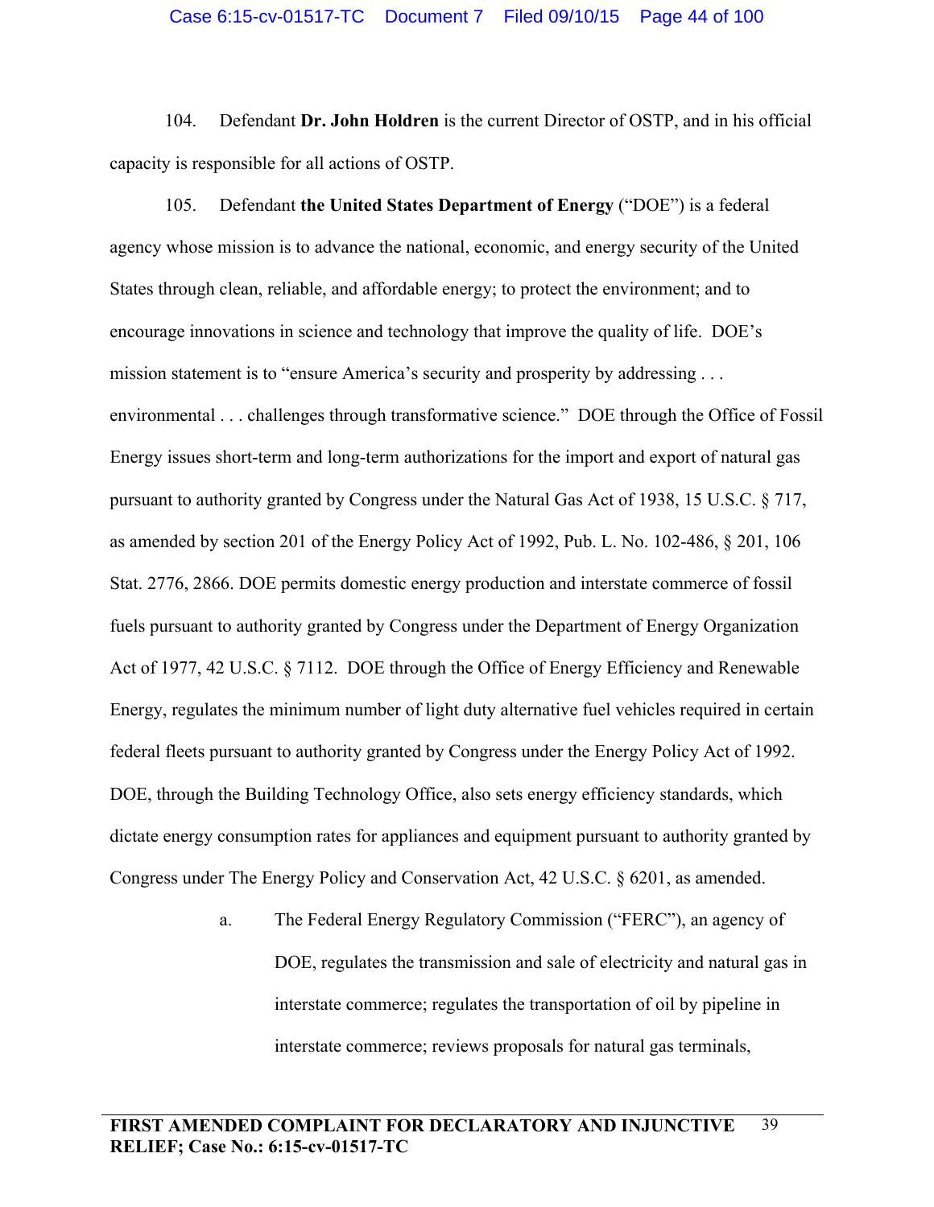104. Defendant **Dr. John Holdren** is the current Director of OSTP, and in his official capacity is responsible for all actions of OSTP.

105. Defendant **the United States Department of Energy** ("DOE") is a federal agency whose mission is to advance the national, economic, and energy security of the United States through clean, reliable, and affordable energy; to protect the environment; and to encourage innovations in science and technology that improve the quality of life. DOE's mission statement is to "ensure America's security and prosperity by addressing . . . environmental . . . challenges through transformative science." DOE through the Office of Fossil Energy issues short-term and long-term authorizations for the import and export of natural gas pursuant to authority granted by Congress under the Natural Gas Act of 1938, 15 U.S.C. § 717, as amended by section 201 of the Energy Policy Act of 1992, Pub. L. No. 102-486, § 201, 106 Stat. 2776, 2866. DOE permits domestic energy production and interstate commerce of fossil fuels pursuant to authority granted by Congress under the Department of Energy Organization Act of 1977, 42 U.S.C. § 7112. DOE through the Office of Energy Efficiency and Renewable Energy, regulates the minimum number of light duty alternative fuel vehicles required in certain federal fleets pursuant to authority granted by Congress under the Energy Policy Act of 1992. DOE, through the Building Technology Office, also sets energy efficiency standards, which dictate energy consumption rates for appliances and equipment pursuant to authority granted by Congress under The Energy Policy and Conservation Act, 42 U.S.C. § 6201, as amended.

a. The Federal Energy Regulatory Commission ("FERC"), an agency of DOE, regulates the transmission and sale of electricity and natural gas in interstate commerce; regulates the transportation of oil by pipeline in interstate commerce; reviews proposals for natural gas terminals,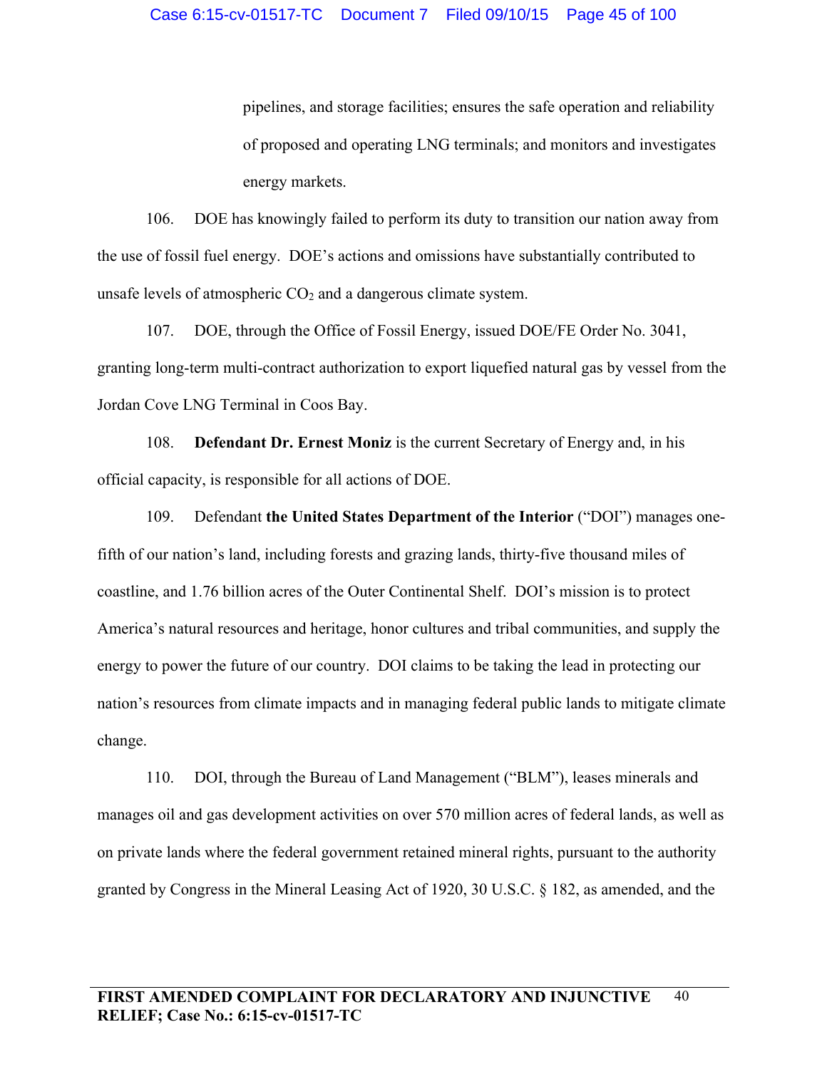pipelines, and storage facilities; ensures the safe operation and reliability of proposed and operating LNG terminals; and monitors and investigates energy markets.

106. DOE has knowingly failed to perform its duty to transition our nation away from the use of fossil fuel energy. DOE's actions and omissions have substantially contributed to unsafe levels of atmospheric $CO_2$ and a dangerous climate system.

107. DOE, through the Office of Fossil Energy, issued DOE/FE Order No. 3041, granting long-term multi-contract authorization to export liquefied natural gas by vessel from the Jordan Cove LNG Terminal in Coos Bay.

108. **Defendant Dr. Ernest Moniz** is the current Secretary of Energy and, in his official capacity, is responsible for all actions of DOE.

109. Defendant **the United States Department of the Interior** ("DOI") manages one-fifth of our nation's land, including forests and grazing lands, thirty-five thousand miles of coastline, and 1.76 billion acres of the Outer Continental Shelf. DOI's mission is to protect America's natural resources and heritage, honor cultures and tribal communities, and supply the energy to power the future of our country. DOI claims to be taking the lead in protecting our nation's resources from climate impacts and in managing federal public lands to mitigate climate change.

110. DOI, through the Bureau of Land Management ("BLM"), leases minerals and manages oil and gas development activities on over 570 million acres of federal lands, as well as on private lands where the federal government retained mineral rights, pursuant to the authority granted by Congress in the Mineral Leasing Act of 1920, 30 U.S.C. § 182, as amended, and the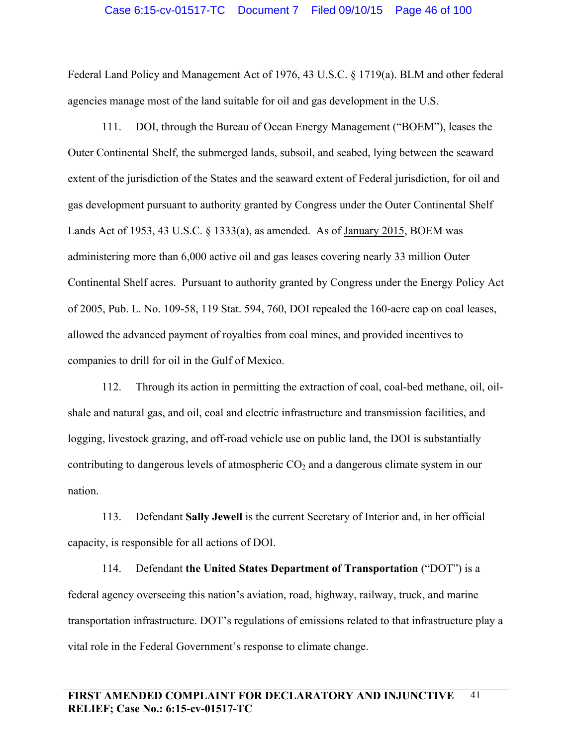Federal Land Policy and Management Act of 1976, 43 U.S.C. § 1719(a). BLM and other federal agencies manage most of the land suitable for oil and gas development in the U.S.

111. DOI, through the Bureau of Ocean Energy Management ("BOEM"), leases the Outer Continental Shelf, the submerged lands, subsoil, and seabed, lying between the seaward extent of the jurisdiction of the States and the seaward extent of Federal jurisdiction, for oil and gas development pursuant to authority granted by Congress under the Outer Continental Shelf Lands Act of 1953, 43 U.S.C. § 1333(a), as amended. As of January 2015, BOEM was administering more than 6,000 active oil and gas leases covering nearly 33 million Outer Continental Shelf acres. Pursuant to authority granted by Congress under the Energy Policy Act of 2005, Pub. L. No. 109-58, 119 Stat. 594, 760, DOI repealed the 160-acre cap on coal leases, allowed the advanced payment of royalties from coal mines, and provided incentives to companies to drill for oil in the Gulf of Mexico.

112. Through its action in permitting the extraction of coal, coal-bed methane, oil, oil-shale and natural gas, and oil, coal and electric infrastructure and transmission facilities, and logging, livestock grazing, and off-road vehicle use on public land, the DOI is substantially contributing to dangerous levels of atmospheric $CO_2$ and a dangerous climate system in our nation.

113. Defendant **Sally Jewell** is the current Secretary of Interior and, in her official capacity, is responsible for all actions of DOI.

114. Defendant **the United States Department of Transportation** ("DOT") is a federal agency overseeing this nation's aviation, road, highway, railway, truck, and marine transportation infrastructure. DOT's regulations of emissions related to that infrastructure play a vital role in the Federal Government's response to climate change.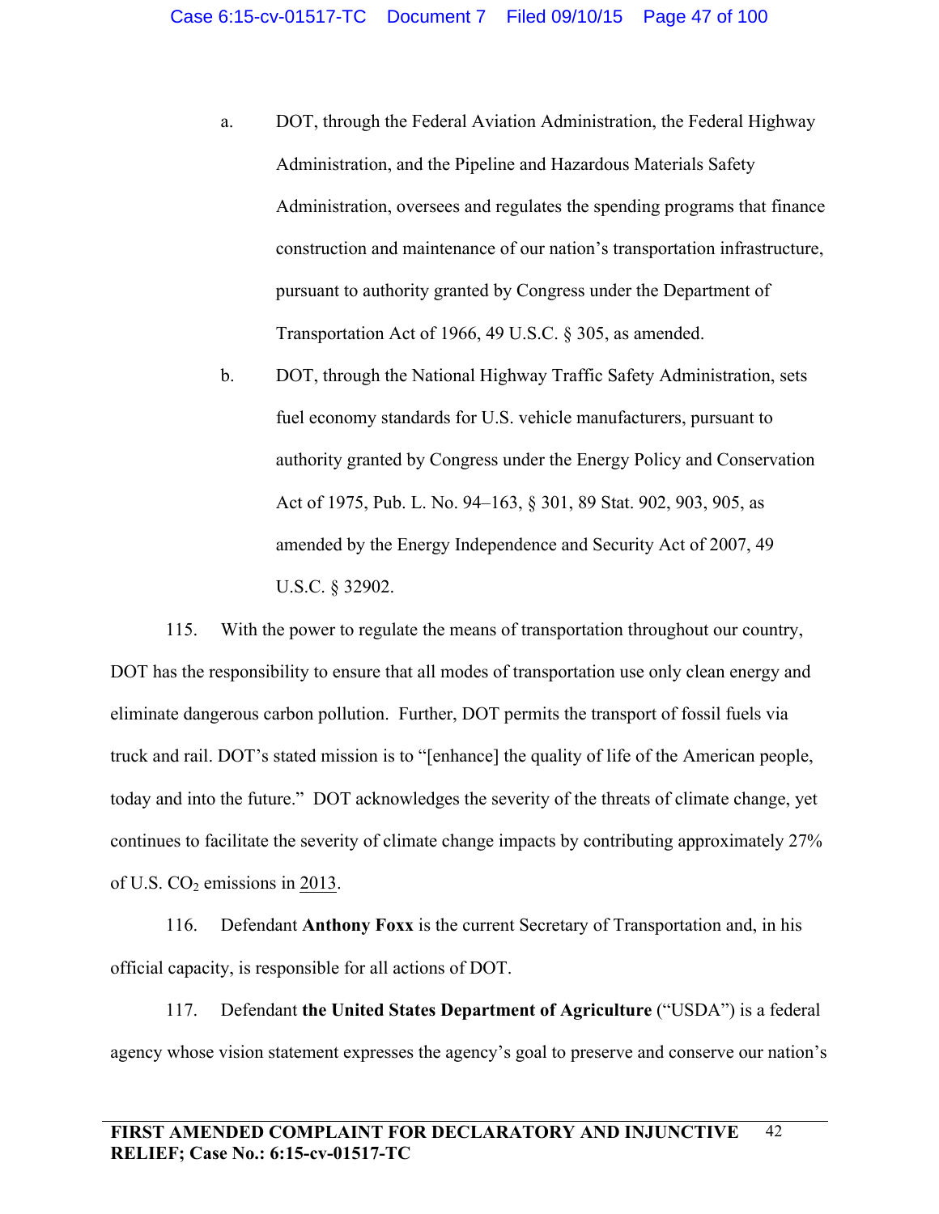a. DOT, through the Federal Aviation Administration, the Federal Highway Administration, and the Pipeline and Hazardous Materials Safety Administration, oversees and regulates the spending programs that finance construction and maintenance of our nation's transportation infrastructure, pursuant to authority granted by Congress under the Department of Transportation Act of 1966, 49 U.S.C. § 305, as amended.

b. DOT, through the National Highway Traffic Safety Administration, sets fuel economy standards for U.S. vehicle manufacturers, pursuant to authority granted by Congress under the Energy Policy and Conservation Act of 1975, Pub. L. No. 94–163, § 301, 89 Stat. 902, 903, 905, as amended by the Energy Independence and Security Act of 2007, 49 U.S.C. § 32902.

115. With the power to regulate the means of transportation throughout our country, DOT has the responsibility to ensure that all modes of transportation use only clean energy and eliminate dangerous carbon pollution. Further, DOT permits the transport of fossil fuels via truck and rail. DOT's stated mission is to "[enhance] the quality of life of the American people, today and into the future." DOT acknowledges the severity of the threats of climate change, yet continues to facilitate the severity of climate change impacts by contributing approximately 27% of U.S. $CO_2$ emissions in 2013.

116. Defendant **Anthony Foxx** is the current Secretary of Transportation and, in his official capacity, is responsible for all actions of DOT.

117. Defendant **the United States Department of Agriculture** ("USDA") is a federal agency whose vision statement expresses the agency's goal to preserve and conserve our nation's

**FIRST AMENDED COMPLAINT FOR DECLARATORY AND INJUNCTIVE RELIEF; Case No.: 6:15-cv-01517-TC**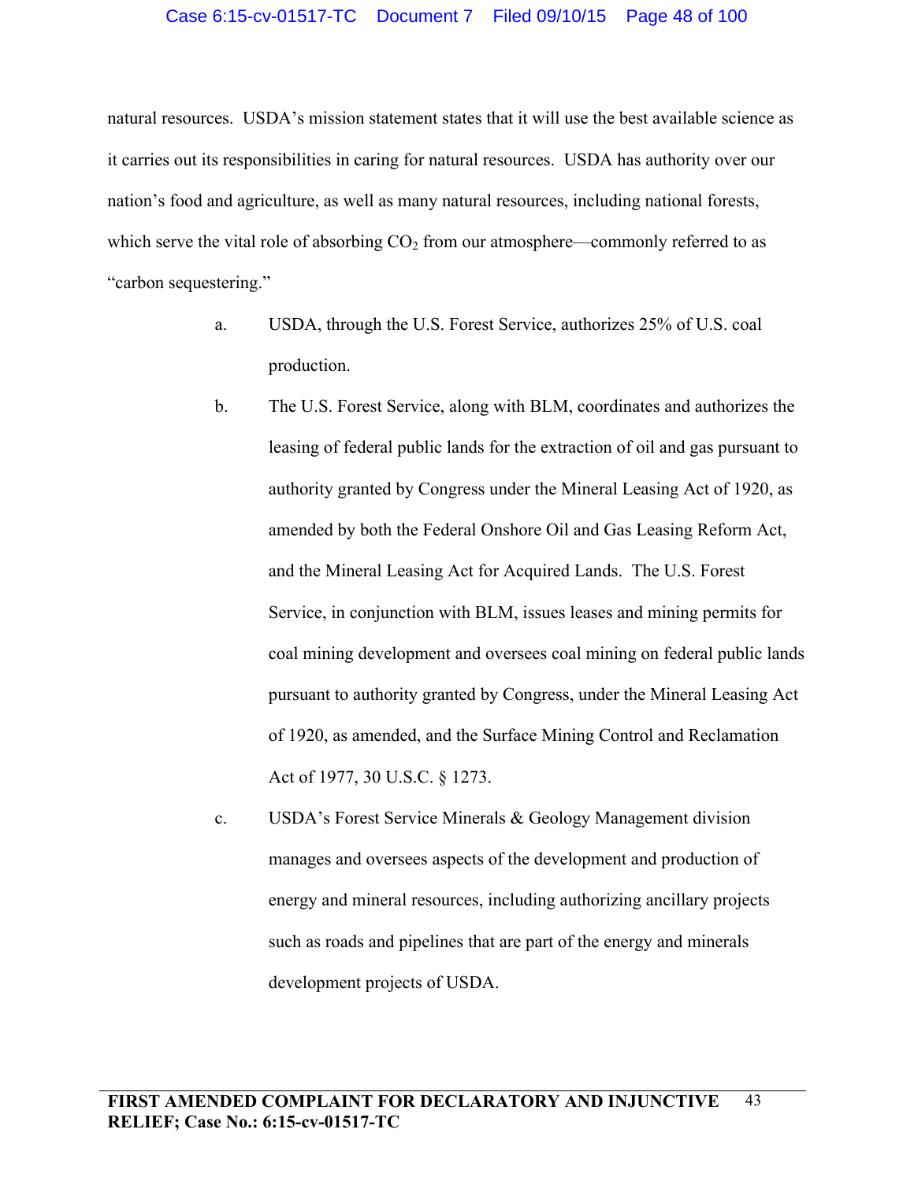natural resources. USDA's mission statement states that it will use the best available science as it carries out its responsibilities in caring for natural resources. USDA has authority over our nation's food and agriculture, as well as many natural resources, including national forests, which serve the vital role of absorbing $CO_2$ from our atmosphere—commonly referred to as "carbon sequestering."

a. USDA, through the U.S. Forest Service, authorizes 25% of U.S. coal production.

b. The U.S. Forest Service, along with BLM, coordinates and authorizes the leasing of federal public lands for the extraction of oil and gas pursuant to authority granted by Congress under the Mineral Leasing Act of 1920, as amended by both the Federal Onshore Oil and Gas Leasing Reform Act, and the Mineral Leasing Act for Acquired Lands. The U.S. Forest Service, in conjunction with BLM, issues leases and mining permits for coal mining development and oversees coal mining on federal public lands pursuant to authority granted by Congress, under the Mineral Leasing Act of 1920, as amended, and the Surface Mining Control and Reclamation Act of 1977, 30 U.S.C. § 1273.

c. USDA's Forest Service Minerals & Geology Management division manages and oversees aspects of the development and production of energy and mineral resources, including authorizing ancillary projects such as roads and pipelines that are part of the energy and minerals development projects of USDA.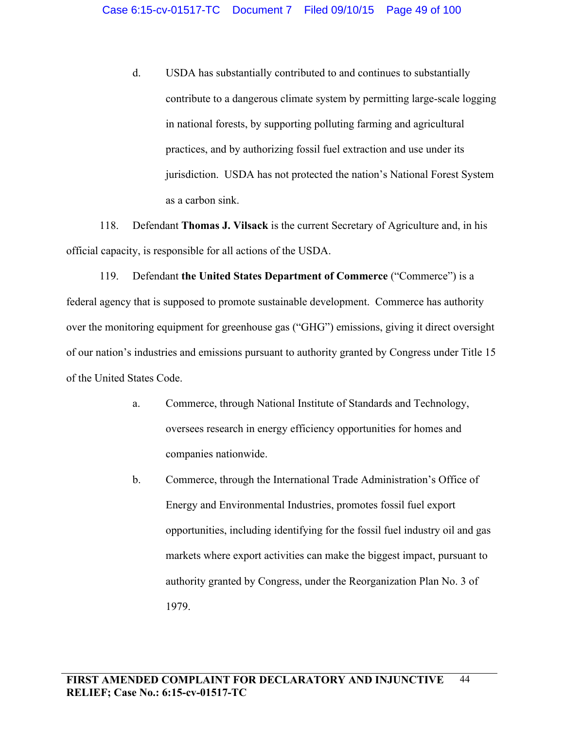d. USDA has substantially contributed to and continues to substantially contribute to a dangerous climate system by permitting large-scale logging in national forests, by supporting polluting farming and agricultural practices, and by authorizing fossil fuel extraction and use under its jurisdiction. USDA has not protected the nation's National Forest System as a carbon sink.

118. Defendant **Thomas J. Vilsack** is the current Secretary of Agriculture and, in his official capacity, is responsible for all actions of the USDA.

119. Defendant **the United States Department of Commerce** ("Commerce") is a federal agency that is supposed to promote sustainable development. Commerce has authority over the monitoring equipment for greenhouse gas ("GHG") emissions, giving it direct oversight of our nation's industries and emissions pursuant to authority granted by Congress under Title 15 of the United States Code.

a. Commerce, through National Institute of Standards and Technology, oversees research in energy efficiency opportunities for homes and companies nationwide.

b. Commerce, through the International Trade Administration's Office of Energy and Environmental Industries, promotes fossil fuel export opportunities, including identifying for the fossil fuel industry oil and gas markets where export activities can make the biggest impact, pursuant to authority granted by Congress, under the Reorganization Plan No. 3 of 1979.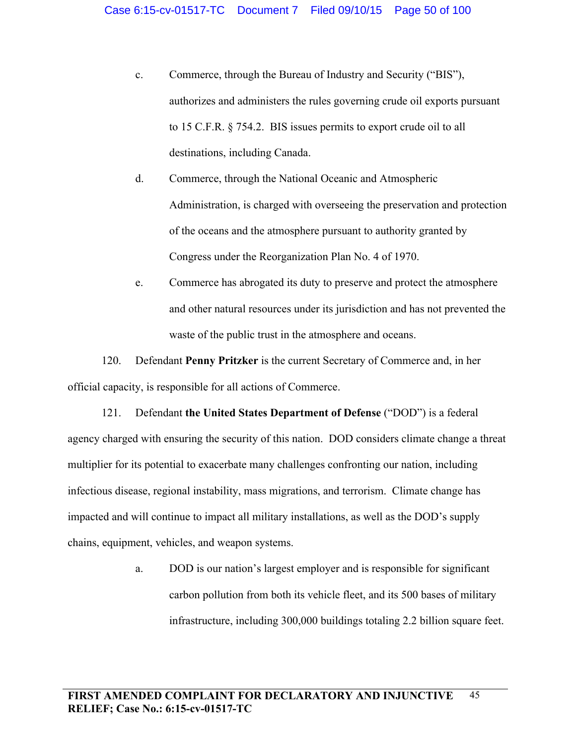c. Commerce, through the Bureau of Industry and Security ("BIS"), authorizes and administers the rules governing crude oil exports pursuant to 15 C.F.R. § 754.2. BIS issues permits to export crude oil to all destinations, including Canada.

d. Commerce, through the National Oceanic and Atmospheric Administration, is charged with overseeing the preservation and protection of the oceans and the atmosphere pursuant to authority granted by Congress under the Reorganization Plan No. 4 of 1970.

e. Commerce has abrogated its duty to preserve and protect the atmosphere and other natural resources under its jurisdiction and has not prevented the waste of the public trust in the atmosphere and oceans.

120. Defendant **Penny Pritzker** is the current Secretary of Commerce and, in her official capacity, is responsible for all actions of Commerce.

121. Defendant **the United States Department of Defense** ("DOD") is a federal agency charged with ensuring the security of this nation. DOD considers climate change a threat multiplier for its potential to exacerbate many challenges confronting our nation, including infectious disease, regional instability, mass migrations, and terrorism. Climate change has impacted and will continue to impact all military installations, as well as the DOD's supply chains, equipment, vehicles, and weapon systems.

a. DOD is our nation's largest employer and is responsible for significant carbon pollution from both its vehicle fleet, and its 500 bases of military infrastructure, including 300,000 buildings totaling 2.2 billion square feet.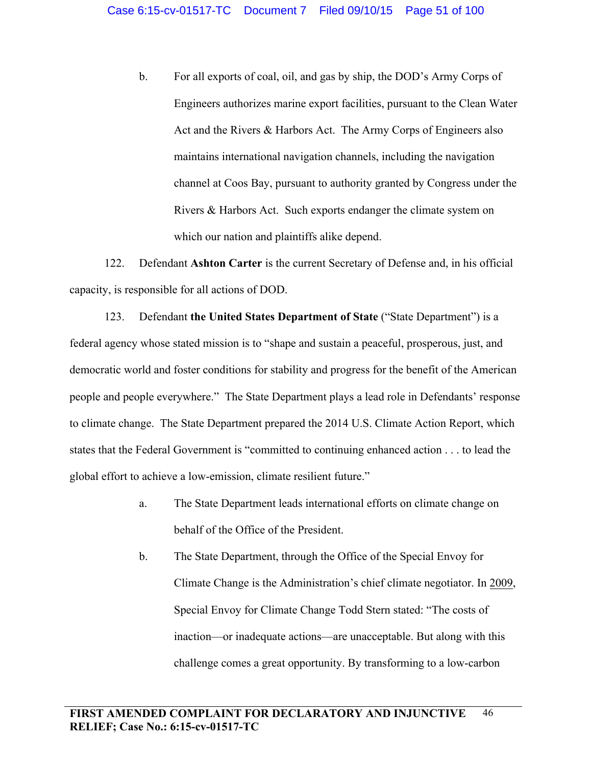b. For all exports of coal, oil, and gas by ship, the DOD's Army Corps of Engineers authorizes marine export facilities, pursuant to the Clean Water Act and the Rivers & Harbors Act. The Army Corps of Engineers also maintains international navigation channels, including the navigation channel at Coos Bay, pursuant to authority granted by Congress under the Rivers & Harbors Act. Such exports endanger the climate system on which our nation and plaintiffs alike depend.

122. Defendant **Ashton Carter** is the current Secretary of Defense and, in his official capacity, is responsible for all actions of DOD.

123. Defendant **the United States Department of State** ("State Department") is a federal agency whose stated mission is to "shape and sustain a peaceful, prosperous, just, and democratic world and foster conditions for stability and progress for the benefit of the American people and people everywhere." The State Department plays a lead role in Defendants' response to climate change. The State Department prepared the 2014 U.S. Climate Action Report, which states that the Federal Government is "committed to continuing enhanced action . . . to lead the global effort to achieve a low-emission, climate resilient future."

a. The State Department leads international efforts on climate change on behalf of the Office of the President.

b. The State Department, through the Office of the Special Envoy for Climate Change is the Administration's chief climate negotiator. In 2009, Special Envoy for Climate Change Todd Stern stated: "The costs of inaction—or inadequate actions—are unacceptable. But along with this challenge comes a great opportunity. By transforming to a low-carbon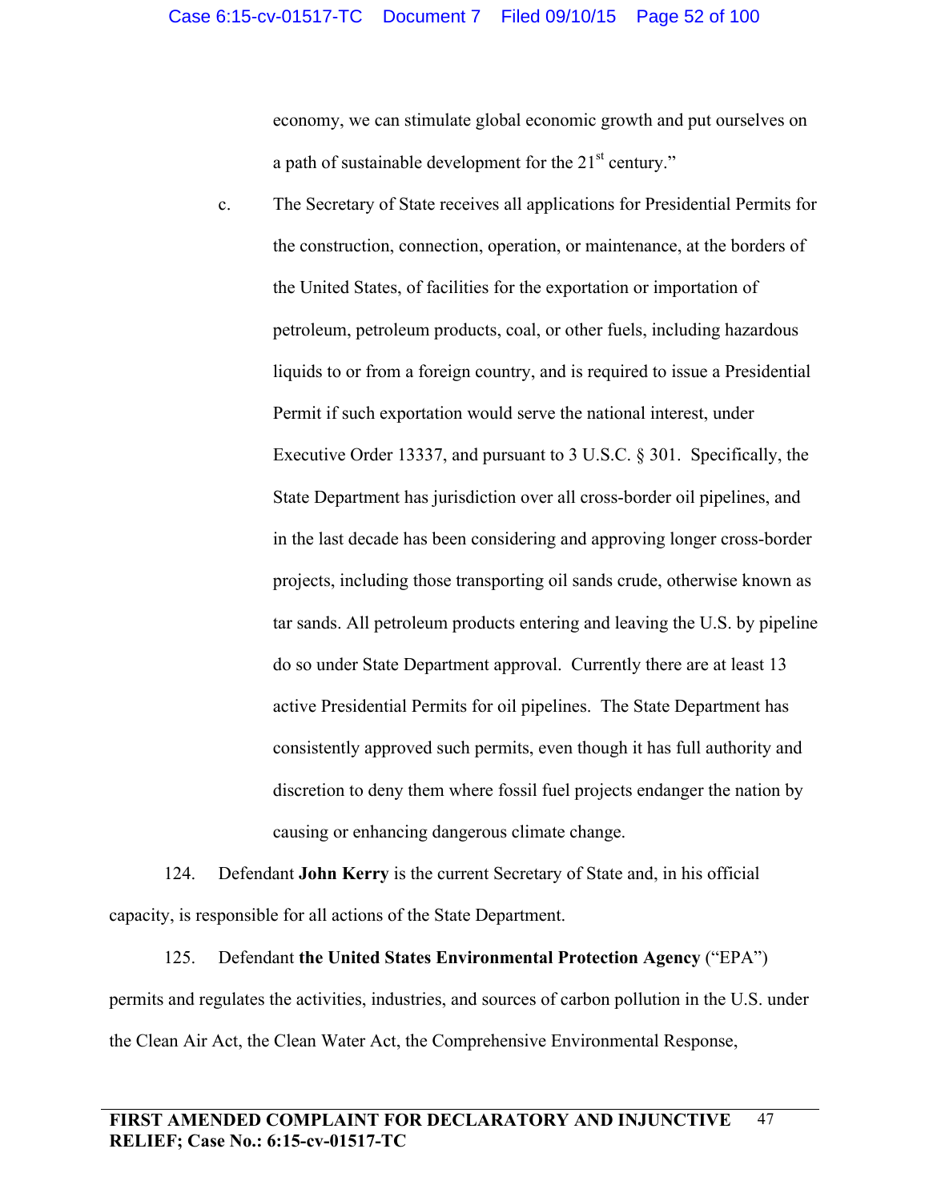economy, we can stimulate global economic growth and put ourselves on a path of sustainable development for the 21st century."

c. The Secretary of State receives all applications for Presidential Permits for the construction, connection, operation, or maintenance, at the borders of the United States, of facilities for the exportation or importation of petroleum, petroleum products, coal, or other fuels, including hazardous liquids to or from a foreign country, and is required to issue a Presidential Permit if such exportation would serve the national interest, under Executive Order 13337, and pursuant to 3 U.S.C. § 301. Specifically, the State Department has jurisdiction over all cross-border oil pipelines, and in the last decade has been considering and approving longer cross-border projects, including those transporting oil sands crude, otherwise known as tar sands. All petroleum products entering and leaving the U.S. by pipeline do so under State Department approval. Currently there are at least 13 active Presidential Permits for oil pipelines. The State Department has consistently approved such permits, even though it has full authority and discretion to deny them where fossil fuel projects endanger the nation by causing or enhancing dangerous climate change.

124. Defendant **John Kerry** is the current Secretary of State and, in his official capacity, is responsible for all actions of the State Department.

125. Defendant **the United States Environmental Protection Agency** ("EPA") permits and regulates the activities, industries, and sources of carbon pollution in the U.S. under the Clean Air Act, the Clean Water Act, the Comprehensive Environmental Response,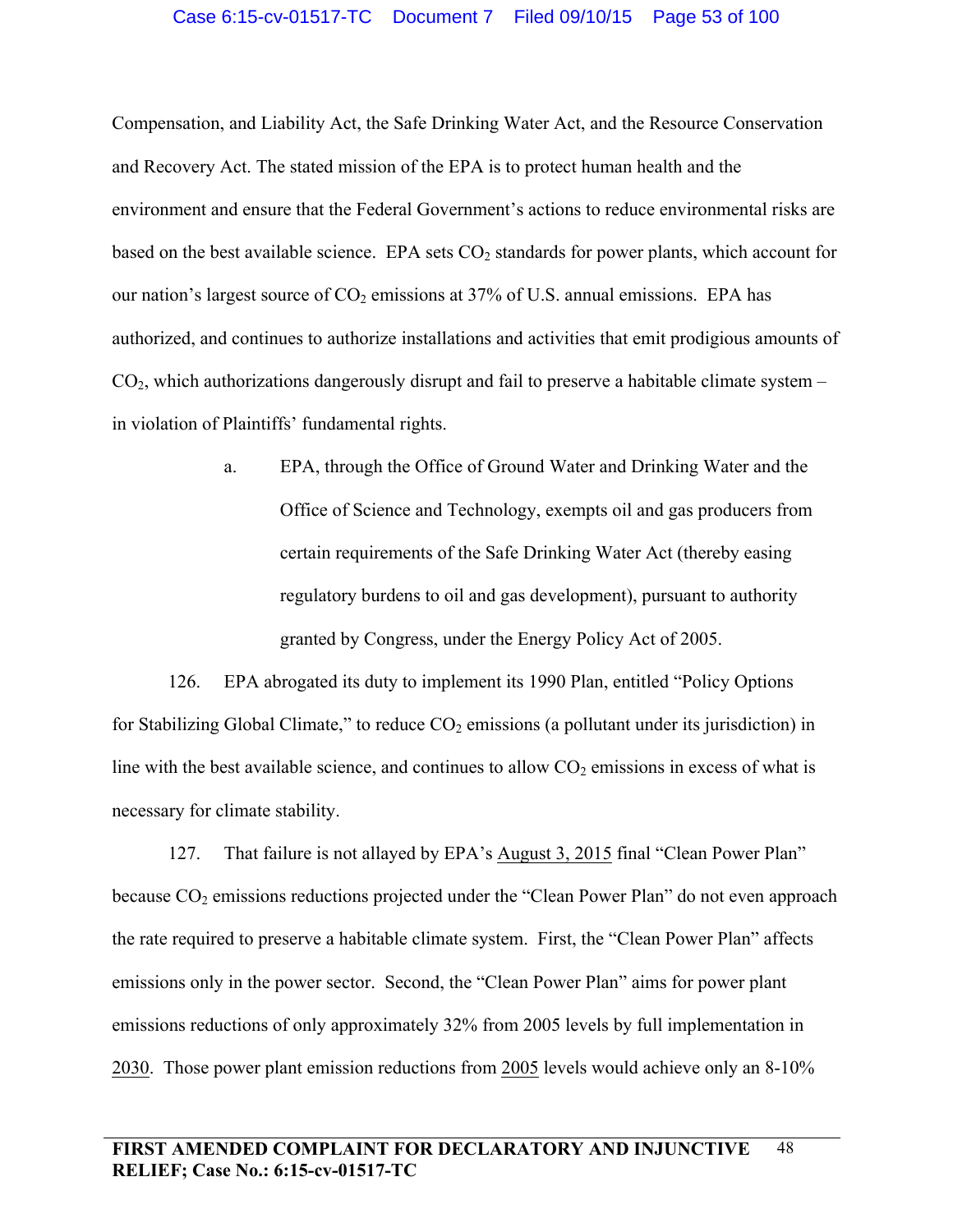Compensation, and Liability Act, the Safe Drinking Water Act, and the Resource Conservation and Recovery Act. The stated mission of the EPA is to protect human health and the environment and ensure that the Federal Government's actions to reduce environmental risks are based on the best available science. EPA sets $CO_2$ standards for power plants, which account for our nation's largest source of $CO_2$ emissions at 37% of U.S. annual emissions. EPA has authorized, and continues to authorize installations and activities that emit prodigious amounts of $CO_2$, which authorizations dangerously disrupt and fail to preserve a habitable climate system – in violation of Plaintiffs' fundamental rights.

a. EPA, through the Office of Ground Water and Drinking Water and the Office of Science and Technology, exempts oil and gas producers from certain requirements of the Safe Drinking Water Act (thereby easing regulatory burdens to oil and gas development), pursuant to authority granted by Congress, under the Energy Policy Act of 2005.

126. EPA abrogated its duty to implement its 1990 Plan, entitled "Policy Options for Stabilizing Global Climate," to reduce $CO_2$ emissions (a pollutant under its jurisdiction) in line with the best available science, and continues to allow $CO_2$ emissions in excess of what is necessary for climate stability.

127. That failure is not allayed by EPA's August 3, 2015 final "Clean Power Plan" because $CO_2$ emissions reductions projected under the "Clean Power Plan" do not even approach the rate required to preserve a habitable climate system. First, the "Clean Power Plan" affects emissions only in the power sector. Second, the "Clean Power Plan" aims for power plant emissions reductions of only approximately 32% from 2005 levels by full implementation in 2030. Those power plant emission reductions from 2005 levels would achieve only an 8-10%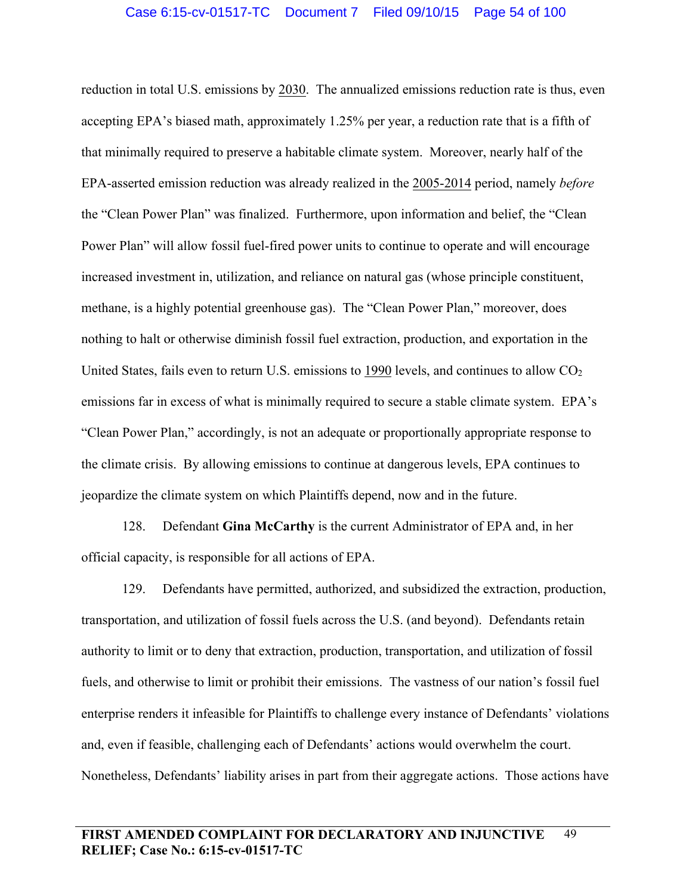reduction in total U.S. emissions by 2030. The annualized emissions reduction rate is thus, even accepting EPA's biased math, approximately 1.25% per year, a reduction rate that is a fifth of that minimally required to preserve a habitable climate system. Moreover, nearly half of the EPA-asserted emission reduction was already realized in the 2005-2014 period, namely *before* the "Clean Power Plan" was finalized. Furthermore, upon information and belief, the "Clean Power Plan" will allow fossil fuel-fired power units to continue to operate and will encourage increased investment in, utilization, and reliance on natural gas (whose principle constituent, methane, is a highly potential greenhouse gas). The "Clean Power Plan," moreover, does nothing to halt or otherwise diminish fossil fuel extraction, production, and exportation in the United States, fails even to return U.S. emissions to 1990 levels, and continues to allow $CO_2$ emissions far in excess of what is minimally required to secure a stable climate system. EPA's "Clean Power Plan," accordingly, is not an adequate or proportionally appropriate response to the climate crisis. By allowing emissions to continue at dangerous levels, EPA continues to jeopardize the climate system on which Plaintiffs depend, now and in the future.

128. Defendant **Gina McCarthy** is the current Administrator of EPA and, in her official capacity, is responsible for all actions of EPA.

129. Defendants have permitted, authorized, and subsidized the extraction, production, transportation, and utilization of fossil fuels across the U.S. (and beyond). Defendants retain authority to limit or to deny that extraction, production, transportation, and utilization of fossil fuels, and otherwise to limit or prohibit their emissions. The vastness of our nation's fossil fuel enterprise renders it infeasible for Plaintiffs to challenge every instance of Defendants' violations and, even if feasible, challenging each of Defendants' actions would overwhelm the court. Nonetheless, Defendants' liability arises in part from their aggregate actions. Those actions have

**FIRST AMENDED COMPLAINT FOR DECLARATORY AND INJUNCTIVE RELIEF; Case No.: 6:15-cv-01517-TC**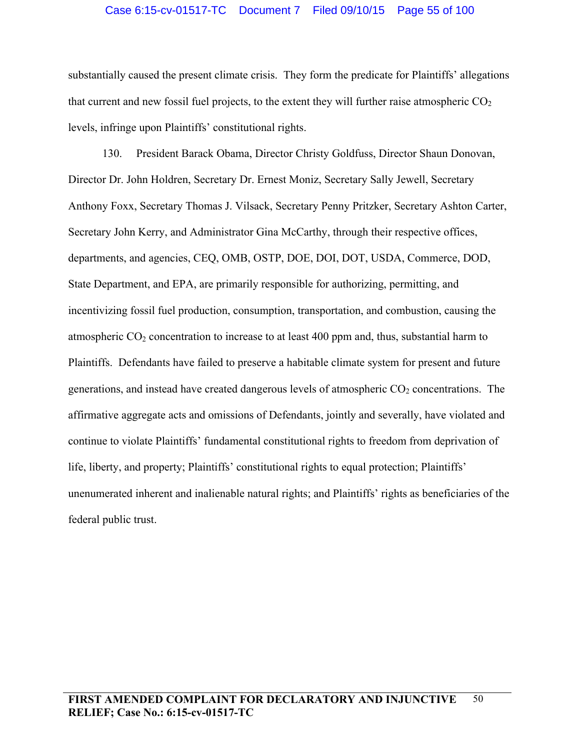substantially caused the present climate crisis. They form the predicate for Plaintiffs' allegations that current and new fossil fuel projects, to the extent they will further raise atmospheric $CO_2$ levels, infringe upon Plaintiffs' constitutional rights.

130. President Barack Obama, Director Christy Goldfuss, Director Shaun Donovan, Director Dr. John Holdren, Secretary Dr. Ernest Moniz, Secretary Sally Jewell, Secretary Anthony Foxx, Secretary Thomas J. Vilsack, Secretary Penny Pritzker, Secretary Ashton Carter, Secretary John Kerry, and Administrator Gina McCarthy, through their respective offices, departments, and agencies, CEQ, OMB, OSTP, DOE, DOI, DOT, USDA, Commerce, DOD, State Department, and EPA, are primarily responsible for authorizing, permitting, and incentivizing fossil fuel production, consumption, transportation, and combustion, causing the atmospheric $CO_2$ concentration to increase to at least 400 ppm and, thus, substantial harm to Plaintiffs. Defendants have failed to preserve a habitable climate system for present and future generations, and instead have created dangerous levels of atmospheric $CO_2$ concentrations. The affirmative aggregate acts and omissions of Defendants, jointly and severally, have violated and continue to violate Plaintiffs' fundamental constitutional rights to freedom from deprivation of life, liberty, and property; Plaintiffs' constitutional rights to equal protection; Plaintiffs' unenumerated inherent and inalienable natural rights; and Plaintiffs' rights as beneficiaries of the federal public trust.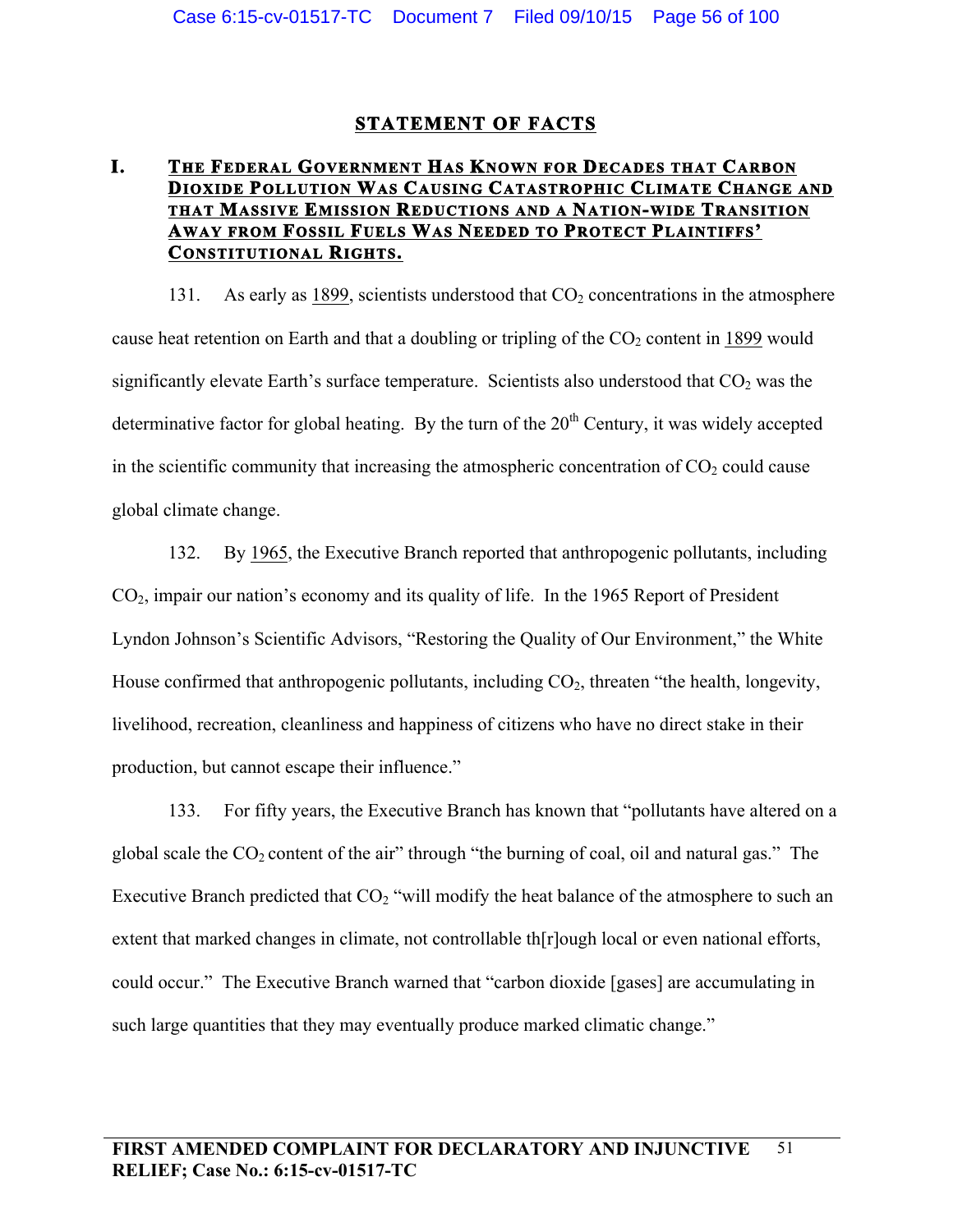## STATEMENT OF FACTS

### I. THE FEDERAL GOVERNMENT HAS KNOWN FOR DECADES THAT CARBON DIOXIDE POLLUTION WAS CAUSING CATASTROPHIC CLIMATE CHANGE AND THAT MASSIVE EMISSION REDUCTIONS AND A NATION-WIDE TRANSITION AWAY FROM FOSSIL FUELS WAS NEEDED TO PROTECT PLAINTIFFS' CONSTITUTIONAL RIGHTS.

131. As early as 1899, scientists understood that $CO_2$ concentrations in the atmosphere cause heat retention on Earth and that a doubling or tripling of the $CO_2$ content in 1899 would significantly elevate Earth's surface temperature. Scientists also understood that $CO_2$ was the determinative factor for global heating. By the turn of the 20th Century, it was widely accepted in the scientific community that increasing the atmospheric concentration of $CO_2$ could cause global climate change.

132. By 1965, the Executive Branch reported that anthropogenic pollutants, including $CO_2$, impair our nation's economy and its quality of life. In the 1965 Report of President Lyndon Johnson's Scientific Advisors, "Restoring the Quality of Our Environment," the White House confirmed that anthropogenic pollutants, including $CO_2$, threaten "the health, longevity, livelihood, recreation, cleanliness and happiness of citizens who have no direct stake in their production, but cannot escape their influence."

133. For fifty years, the Executive Branch has known that "pollutants have altered on a global scale the $CO_2$ content of the air" through "the burning of coal, oil and natural gas." The Executive Branch predicted that $CO_2$ "will modify the heat balance of the atmosphere to such an extent that marked changes in climate, not controllable th[r]ough local or even national efforts, could occur." The Executive Branch warned that "carbon dioxide [gases] are accumulating in such large quantities that they may eventually produce marked climatic change."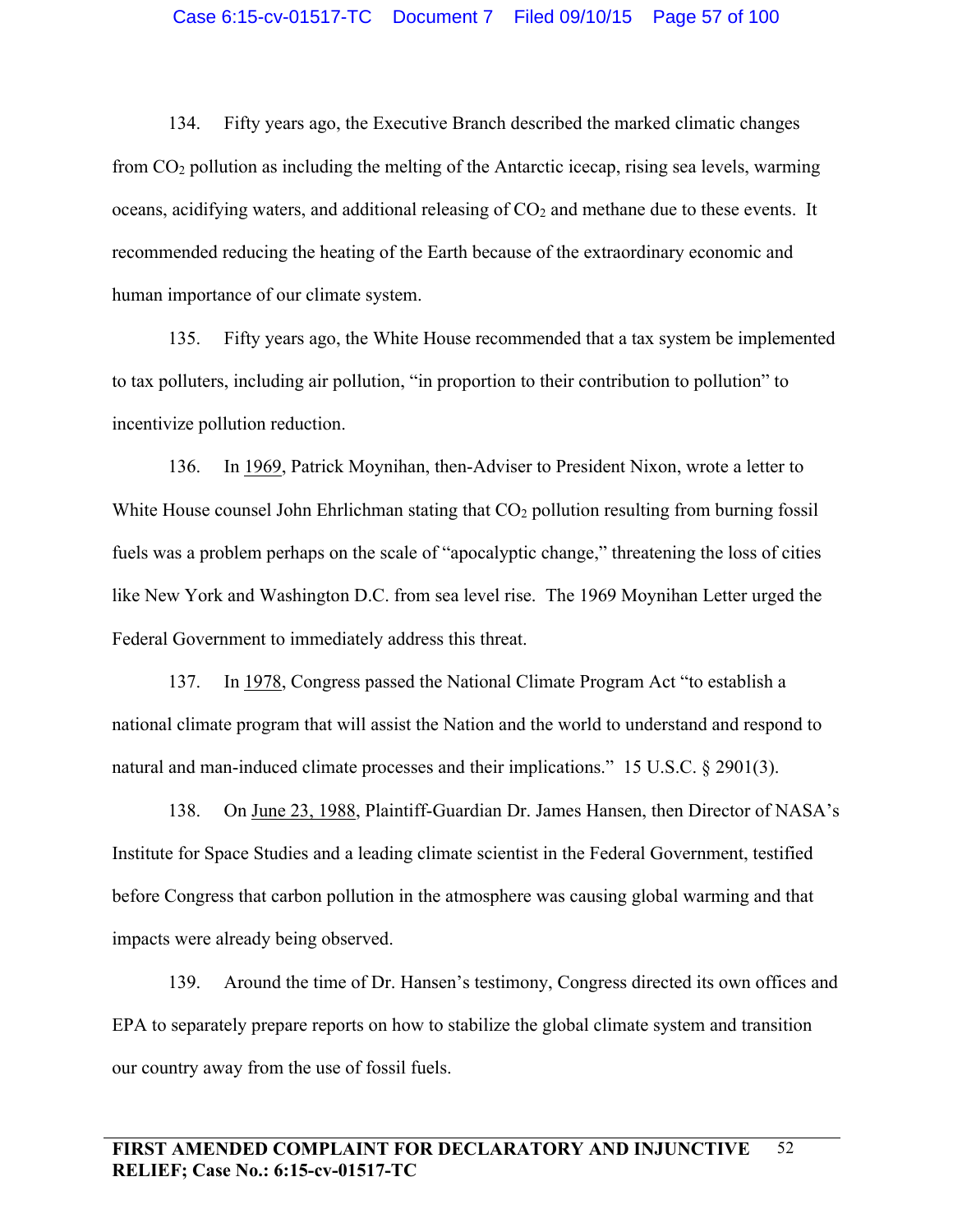134. Fifty years ago, the Executive Branch described the marked climatic changes from $CO_2$ pollution as including the melting of the Antarctic icecap, rising sea levels, warming oceans, acidifying waters, and additional releasing of $CO_2$ and methane due to these events. It recommended reducing the heating of the Earth because of the extraordinary economic and human importance of our climate system.

135. Fifty years ago, the White House recommended that a tax system be implemented to tax polluters, including air pollution, "in proportion to their contribution to pollution" to incentivize pollution reduction.

136. In 1969, Patrick Moynihan, then-Adviser to President Nixon, wrote a letter to White House counsel John Ehrlichman stating that $CO_2$ pollution resulting from burning fossil fuels was a problem perhaps on the scale of "apocalyptic change," threatening the loss of cities like New York and Washington D.C. from sea level rise. The 1969 Moynihan Letter urged the Federal Government to immediately address this threat.

137. In 1978, Congress passed the National Climate Program Act "to establish a national climate program that will assist the Nation and the world to understand and respond to natural and man-induced climate processes and their implications." 15 U.S.C. § 2901(3).

138. On June 23, 1988, Plaintiff-Guardian Dr. James Hansen, then Director of NASA's Institute for Space Studies and a leading climate scientist in the Federal Government, testified before Congress that carbon pollution in the atmosphere was causing global warming and that impacts were already being observed.

139. Around the time of Dr. Hansen's testimony, Congress directed its own offices and EPA to separately prepare reports on how to stabilize the global climate system and transition our country away from the use of fossil fuels.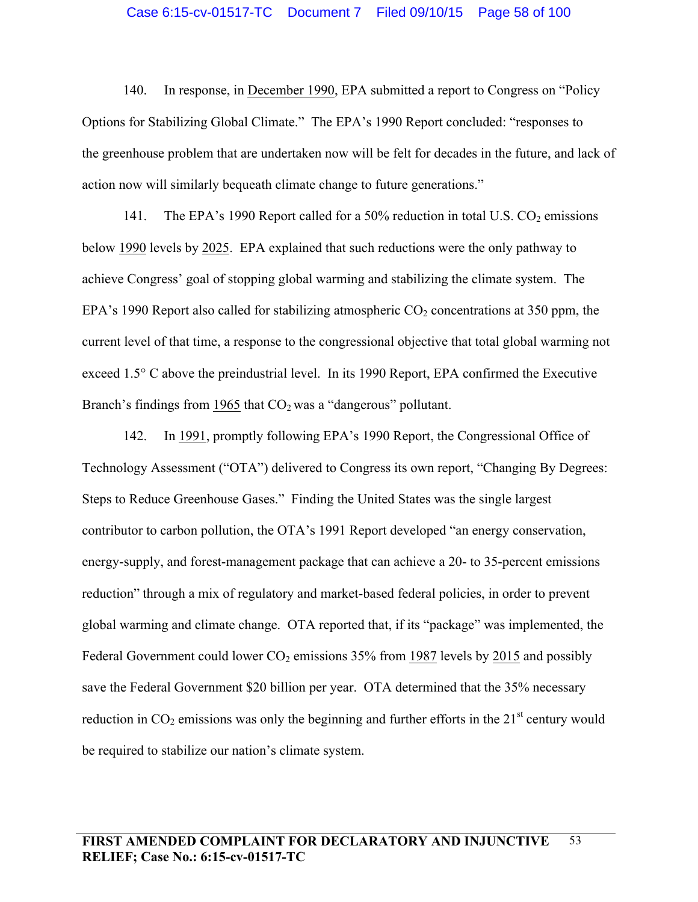140. In response, in December 1990, EPA submitted a report to Congress on "Policy Options for Stabilizing Global Climate." The EPA's 1990 Report concluded: "responses to the greenhouse problem that are undertaken now will be felt for decades in the future, and lack of action now will similarly bequeath climate change to future generations."

141. The EPA's 1990 Report called for a 50% reduction in total U.S. $CO_2$ emissions below 1990 levels by 2025. EPA explained that such reductions were the only pathway to achieve Congress' goal of stopping global warming and stabilizing the climate system. The EPA's 1990 Report also called for stabilizing atmospheric $CO_2$ concentrations at 350 ppm, the current level of that time, a response to the congressional objective that total global warming not exceed 1.5° C above the preindustrial level. In its 1990 Report, EPA confirmed the Executive Branch's findings from 1965 that $CO_2$ was a "dangerous" pollutant.

142. In 1991, promptly following EPA's 1990 Report, the Congressional Office of Technology Assessment ("OTA") delivered to Congress its own report, "Changing By Degrees: Steps to Reduce Greenhouse Gases." Finding the United States was the single largest contributor to carbon pollution, the OTA's 1991 Report developed "an energy conservation, energy-supply, and forest-management package that can achieve a 20- to 35-percent emissions reduction" through a mix of regulatory and market-based federal policies, in order to prevent global warming and climate change. OTA reported that, if its "package" was implemented, the Federal Government could lower $CO_2$ emissions 35% from 1987 levels by 2015 and possibly save the Federal Government $20 billion per year. OTA determined that the 35% necessary reduction in $CO_2$ emissions was only the beginning and further efforts in the 21$^{st}$ century would be required to stabilize our nation's climate system.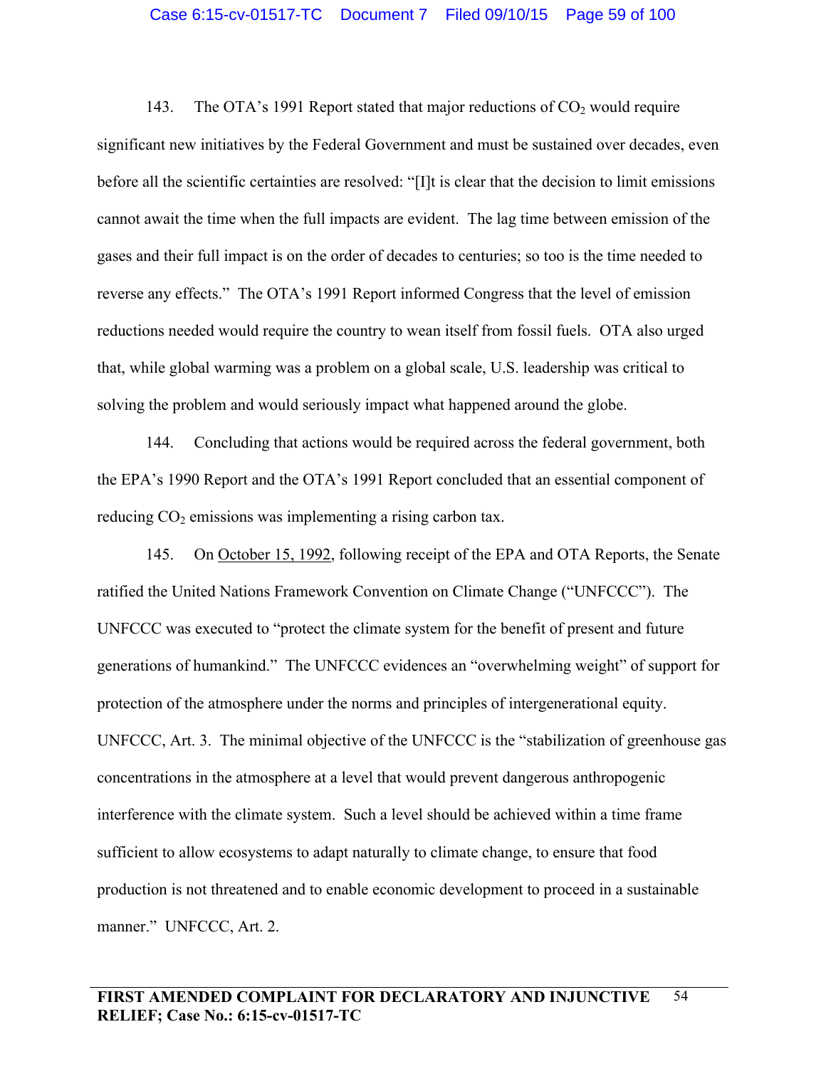143. The OTA's 1991 Report stated that major reductions of $CO_2$ would require significant new initiatives by the Federal Government and must be sustained over decades, even before all the scientific certainties are resolved: "[I]t is clear that the decision to limit emissions cannot await the time when the full impacts are evident. The lag time between emission of the gases and their full impact is on the order of decades to centuries; so too is the time needed to reverse any effects." The OTA's 1991 Report informed Congress that the level of emission reductions needed would require the country to wean itself from fossil fuels. OTA also urged that, while global warming was a problem on a global scale, U.S. leadership was critical to solving the problem and would seriously impact what happened around the globe.

144. Concluding that actions would be required across the federal government, both the EPA's 1990 Report and the OTA's 1991 Report concluded that an essential component of reducing $CO_2$ emissions was implementing a rising carbon tax.

145. On <u>October 15, 1992</u>, following receipt of the EPA and OTA Reports, the Senate ratified the United Nations Framework Convention on Climate Change ("UNFCCC"). The UNFCCC was executed to "protect the climate system for the benefit of present and future generations of humankind." The UNFCCC evidences an "overwhelming weight" of support for protection of the atmosphere under the norms and principles of intergenerational equity. UNFCCC, Art. 3. The minimal objective of the UNFCCC is the "stabilization of greenhouse gas concentrations in the atmosphere at a level that would prevent dangerous anthropogenic interference with the climate system. Such a level should be achieved within a time frame sufficient to allow ecosystems to adapt naturally to climate change, to ensure that food production is not threatened and to enable economic development to proceed in a sustainable manner." UNFCCC, Art. 2.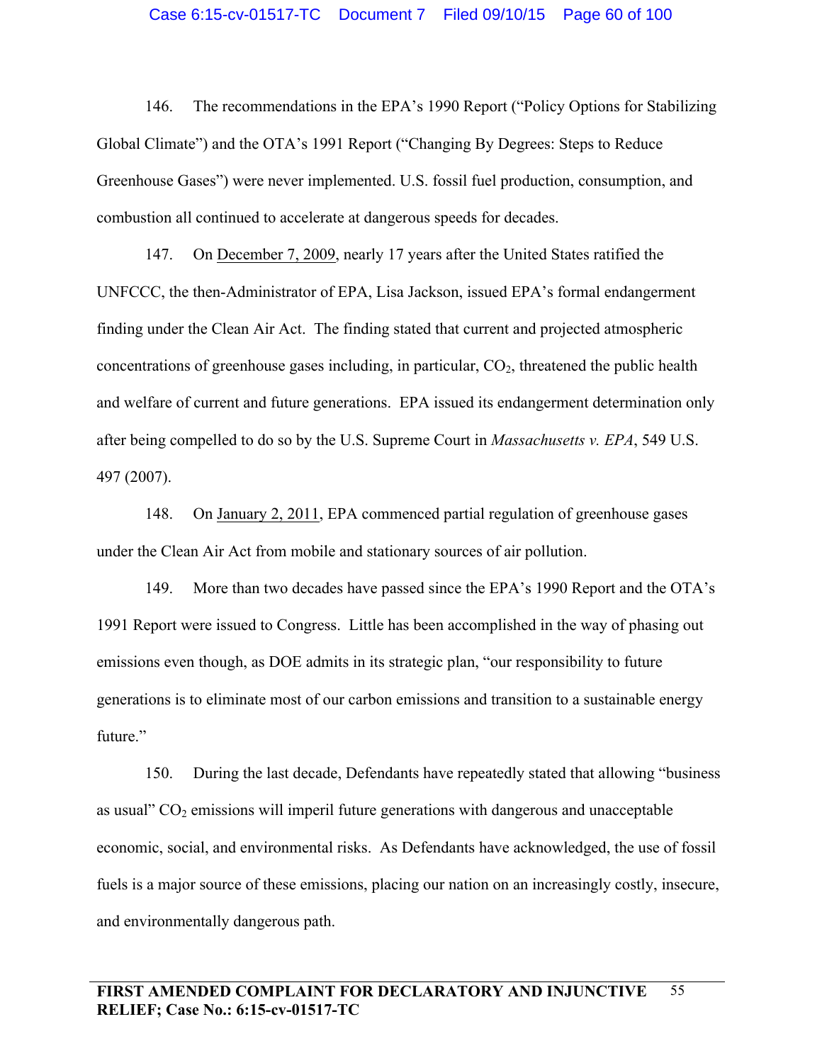146. The recommendations in the EPA's 1990 Report ("Policy Options for Stabilizing Global Climate") and the OTA's 1991 Report ("Changing By Degrees: Steps to Reduce Greenhouse Gases") were never implemented. U.S. fossil fuel production, consumption, and combustion all continued to accelerate at dangerous speeds for decades.

147. On December 7, 2009, nearly 17 years after the United States ratified the UNFCCC, the then-Administrator of EPA, Lisa Jackson, issued EPA's formal endangerment finding under the Clean Air Act. The finding stated that current and projected atmospheric concentrations of greenhouse gases including, in particular, $CO_2$, threatened the public health and welfare of current and future generations. EPA issued its endangerment determination only after being compelled to do so by the U.S. Supreme Court in *Massachusetts v. EPA*, 549 U.S. 497 (2007).

148. On January 2, 2011, EPA commenced partial regulation of greenhouse gases under the Clean Air Act from mobile and stationary sources of air pollution.

149. More than two decades have passed since the EPA's 1990 Report and the OTA's 1991 Report were issued to Congress. Little has been accomplished in the way of phasing out emissions even though, as DOE admits in its strategic plan, "our responsibility to future generations is to eliminate most of our carbon emissions and transition to a sustainable energy future."

150. During the last decade, Defendants have repeatedly stated that allowing "business as usual" $CO_2$ emissions will imperil future generations with dangerous and unacceptable economic, social, and environmental risks. As Defendants have acknowledged, the use of fossil fuels is a major source of these emissions, placing our nation on an increasingly costly, insecure, and environmentally dangerous path.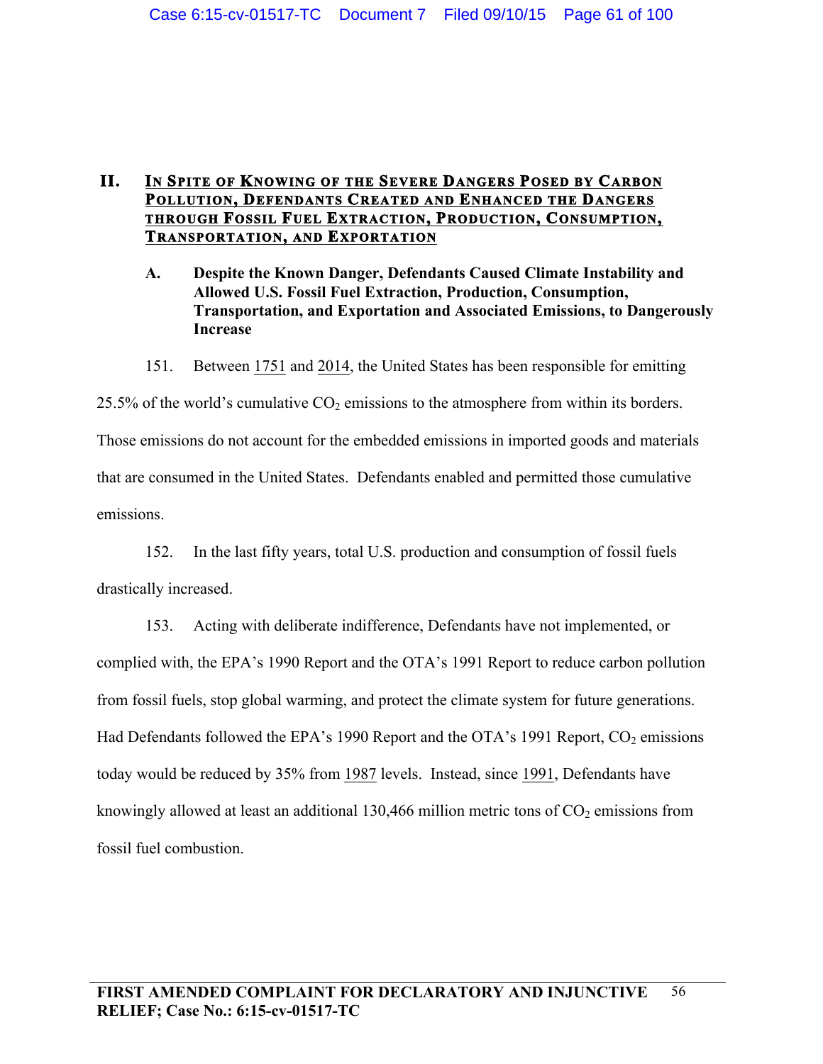## II. In Spite of Knowing of the Severe Dangers Posed by Carbon Pollution, Defendants Created and Enhanced the Dangers through Fossil Fuel Extraction, Production, Consumption, Transportation, and Exportation

### A. Despite the Known Danger, Defendants Caused Climate Instability and Allowed U.S. Fossil Fuel Extraction, Production, Consumption, Transportation, and Exportation and Associated Emissions, to Dangerously Increase

151. Between 1751 and 2014, the United States has been responsible for emitting 25.5% of the world's cumulative $CO_2$ emissions to the atmosphere from within its borders. Those emissions do not account for the embedded emissions in imported goods and materials that are consumed in the United States. Defendants enabled and permitted those cumulative emissions.

152. In the last fifty years, total U.S. production and consumption of fossil fuels drastically increased.

153. Acting with deliberate indifference, Defendants have not implemented, or complied with, the EPA's 1990 Report and the OTA's 1991 Report to reduce carbon pollution from fossil fuels, stop global warming, and protect the climate system for future generations. Had Defendants followed the EPA's 1990 Report and the OTA's 1991 Report, $CO_2$ emissions today would be reduced by 35% from 1987 levels. Instead, since 1991, Defendants have knowingly allowed at least an additional 130,466 million metric tons of $CO_2$ emissions from fossil fuel combustion.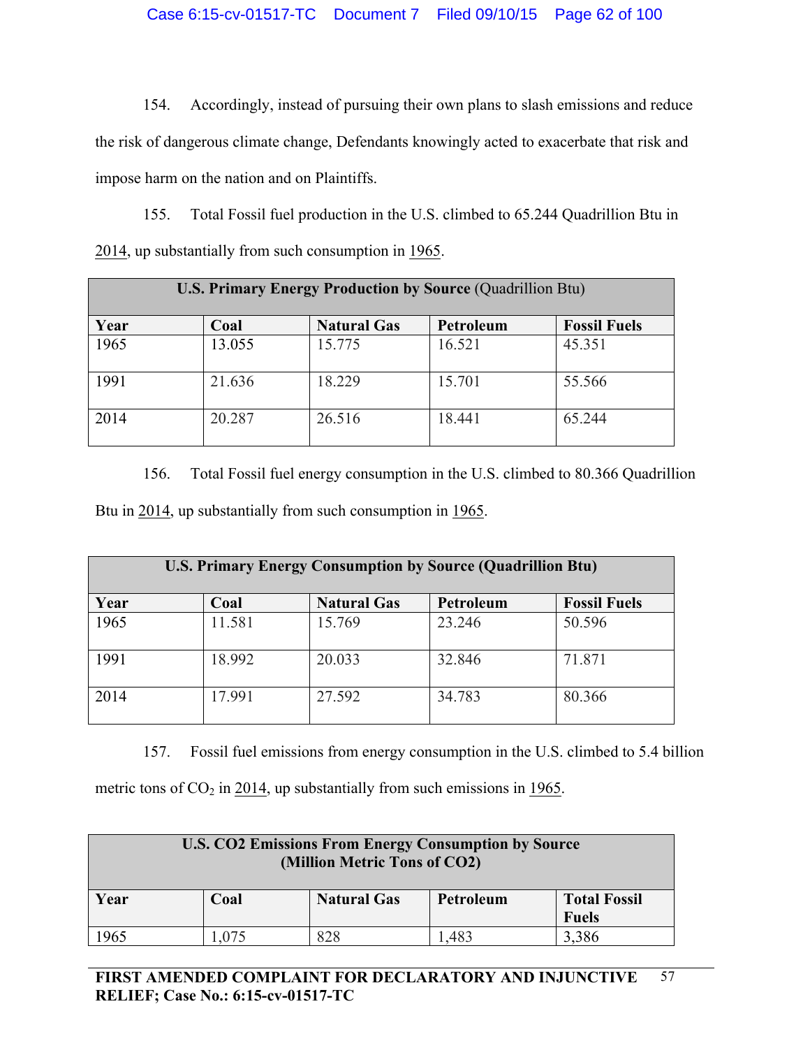154. Accordingly, instead of pursuing their own plans to slash emissions and reduce the risk of dangerous climate change, Defendants knowingly acted to exacerbate that risk and impose harm on the nation and on Plaintiffs.

155. Total Fossil fuel production in the U.S. climbed to 65.244 Quadrillion Btu in 2014, up substantially from such consumption in 1965.

| **U.S. Primary Energy Production by Source** (Quadrillion Btu) | | | | |
|---|---|---|---|---|
| **Year** | **Coal** | **Natural Gas** | **Petroleum** | **Fossil Fuels** |
| 1965 | 13.055 | 15.775 | 16.521 | 45.351 |
| 1991 | 21.636 | 18.229 | 15.701 | 55.566 |
| 2014 | 20.287 | 26.516 | 18.441 | 65.244 |

156. Total Fossil fuel energy consumption in the U.S. climbed to 80.366 Quadrillion Btu in 2014, up substantially from such consumption in 1965.

| **U.S. Primary Energy Consumption by Source (Quadrillion Btu)** | | | | |
|---|---|---|---|---|
| **Year** | **Coal** | **Natural Gas** | **Petroleum** | **Fossil Fuels** |
| 1965 | 11.581 | 15.769 | 23.246 | 50.596 |
| 1991 | 18.992 | 20.033 | 32.846 | 71.871 |
| 2014 | 17.991 | 27.592 | 34.783 | 80.366 |

157. Fossil fuel emissions from energy consumption in the U.S. climbed to 5.4 billion metric tons of $CO_2$ in 2014, up substantially from such emissions in 1965.

| **U.S. CO2 Emissions From Energy Consumption by Source (Million Metric Tons of CO2)** | | | | |
|---|---|---|---|---|
| **Year** | **Coal** | **Natural Gas** | **Petroleum** | **Total Fossil Fuels** |
| 1965 | 1,075 | 828 | 1,483 | 3,386 |

**FIRST AMENDED COMPLAINT FOR DECLARATORY AND INJUNCTIVE RELIEF; Case No.: 6:15-cv-01517-TC**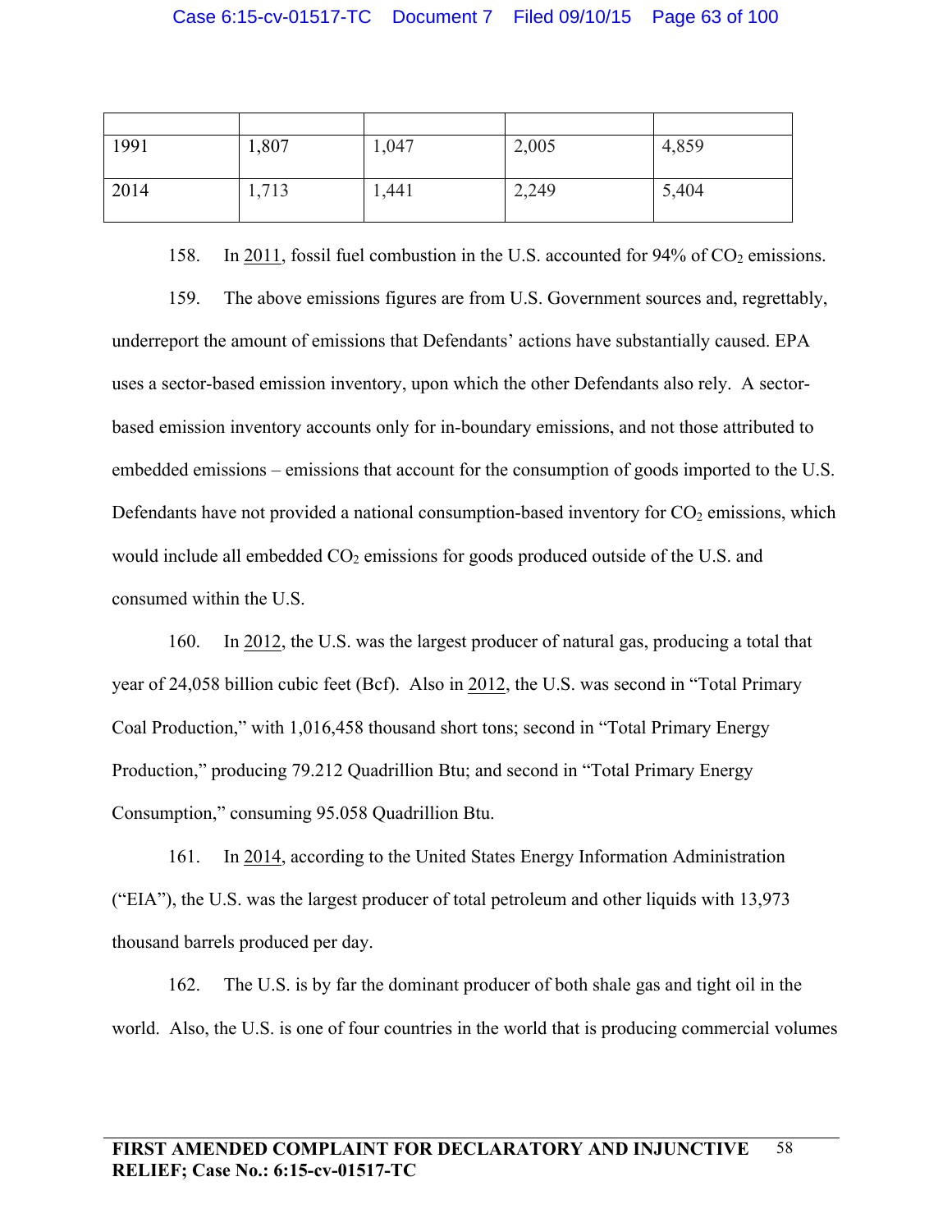| | | | | |
|---|---|---|---|---|
| 1991 | 1,807 | 1,047 | 2,005 | 4,859 |
| 2014 | 1,713 | 1,441 | 2,249 | 5,404 |

158. In <u>2011</u>, fossil fuel combustion in the U.S. accounted for 94% of $CO_2$ emissions.

159. The above emissions figures are from U.S. Government sources and, regrettably, underreport the amount of emissions that Defendants' actions have substantially caused. EPA uses a sector-based emission inventory, upon which the other Defendants also rely. A sector-based emission inventory accounts only for in-boundary emissions, and not those attributed to embedded emissions – emissions that account for the consumption of goods imported to the U.S. Defendants have not provided a national consumption-based inventory for $CO_2$ emissions, which would include all embedded $CO_2$ emissions for goods produced outside of the U.S. and consumed within the U.S.

160. In <u>2012</u>, the U.S. was the largest producer of natural gas, producing a total that year of 24,058 billion cubic feet (Bcf). Also in <u>2012</u>, the U.S. was second in "Total Primary Coal Production," with 1,016,458 thousand short tons; second in "Total Primary Energy Production," producing 79.212 Quadrillion Btu; and second in "Total Primary Energy Consumption," consuming 95.058 Quadrillion Btu.

161. In <u>2014</u>, according to the United States Energy Information Administration ("EIA"), the U.S. was the largest producer of total petroleum and other liquids with 13,973 thousand barrels produced per day.

162. The U.S. is by far the dominant producer of both shale gas and tight oil in the world. Also, the U.S. is one of four countries in the world that is producing commercial volumes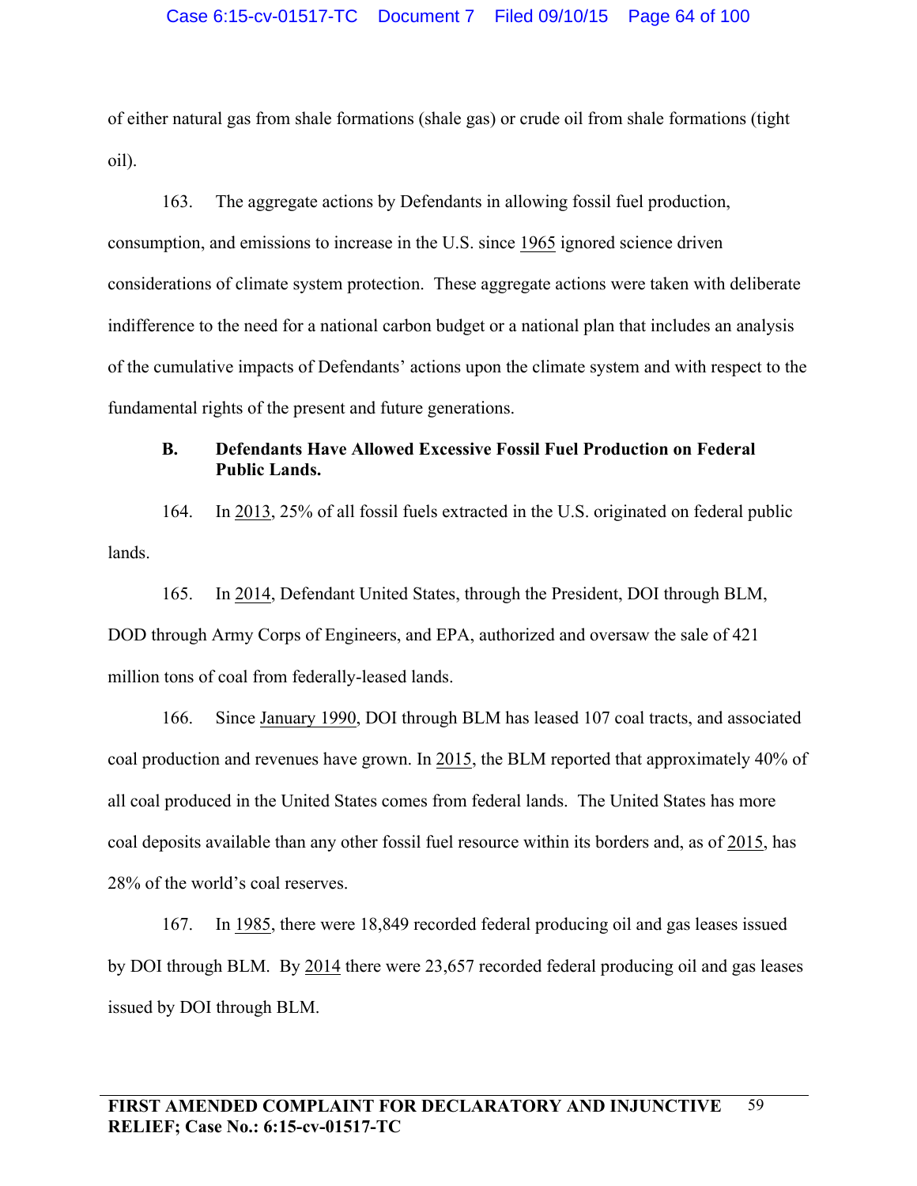of either natural gas from shale formations (shale gas) or crude oil from shale formations (tight oil).

163. The aggregate actions by Defendants in allowing fossil fuel production, consumption, and emissions to increase in the U.S. since 1965 ignored science driven considerations of climate system protection. These aggregate actions were taken with deliberate indifference to the need for a national carbon budget or a national plan that includes an analysis of the cumulative impacts of Defendants' actions upon the climate system and with respect to the fundamental rights of the present and future generations.

### B. Defendants Have Allowed Excessive Fossil Fuel Production on Federal Public Lands.

164. In 2013, 25% of all fossil fuels extracted in the U.S. originated on federal public lands.

165. In 2014, Defendant United States, through the President, DOI through BLM, DOD through Army Corps of Engineers, and EPA, authorized and oversaw the sale of 421 million tons of coal from federally-leased lands.

166. Since January 1990, DOI through BLM has leased 107 coal tracts, and associated coal production and revenues have grown. In 2015, the BLM reported that approximately 40% of all coal produced in the United States comes from federal lands. The United States has more coal deposits available than any other fossil fuel resource within its borders and, as of 2015, has 28% of the world's coal reserves.

167. In 1985, there were 18,849 recorded federal producing oil and gas leases issued by DOI through BLM. By 2014 there were 23,657 recorded federal producing oil and gas leases issued by DOI through BLM.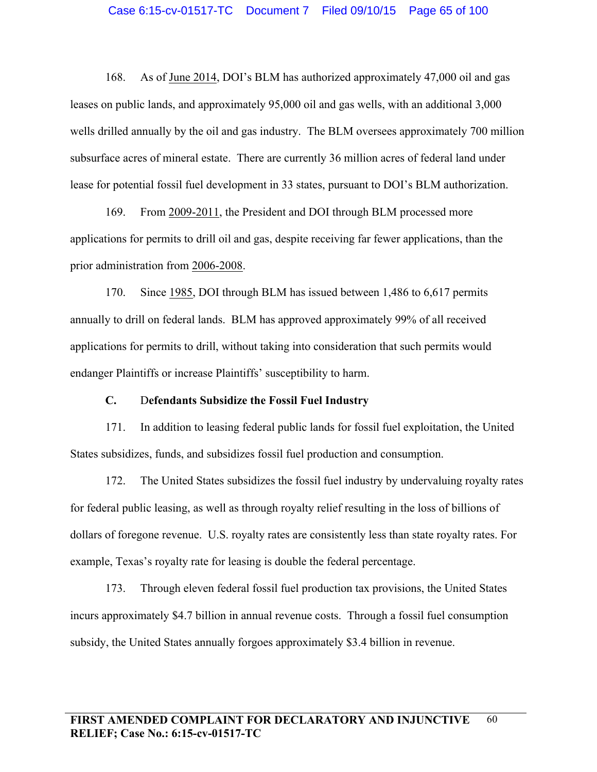168. As of June 2014, DOI's BLM has authorized approximately 47,000 oil and gas leases on public lands, and approximately 95,000 oil and gas wells, with an additional 3,000 wells drilled annually by the oil and gas industry. The BLM oversees approximately 700 million subsurface acres of mineral estate. There are currently 36 million acres of federal land under lease for potential fossil fuel development in 33 states, pursuant to DOI's BLM authorization.

169. From 2009-2011, the President and DOI through BLM processed more applications for permits to drill oil and gas, despite receiving far fewer applications, than the prior administration from 2006-2008.

170. Since 1985, DOI through BLM has issued between 1,486 to 6,617 permits annually to drill on federal lands. BLM has approved approximately 99% of all received applications for permits to drill, without taking into consideration that such permits would endanger Plaintiffs or increase Plaintiffs' susceptibility to harm.

**C. Defendants Subsidize the Fossil Fuel Industry**

171. In addition to leasing federal public lands for fossil fuel exploitation, the United States subsidizes, funds, and subsidizes fossil fuel production and consumption.

172. The United States subsidizes the fossil fuel industry by undervaluing royalty rates for federal public leasing, as well as through royalty relief resulting in the loss of billions of dollars of foregone revenue. U.S. royalty rates are consistently less than state royalty rates. For example, Texas's royalty rate for leasing is double the federal percentage.

173. Through eleven federal fossil fuel production tax provisions, the United States incurs approximately $4.7 billion in annual revenue costs. Through a fossil fuel consumption subsidy, the United States annually forgoes approximately $3.4 billion in revenue.

**FIRST AMENDED COMPLAINT FOR DECLARATORY AND INJUNCTIVE RELIEF; Case No.: 6:15-cv-01517-TC**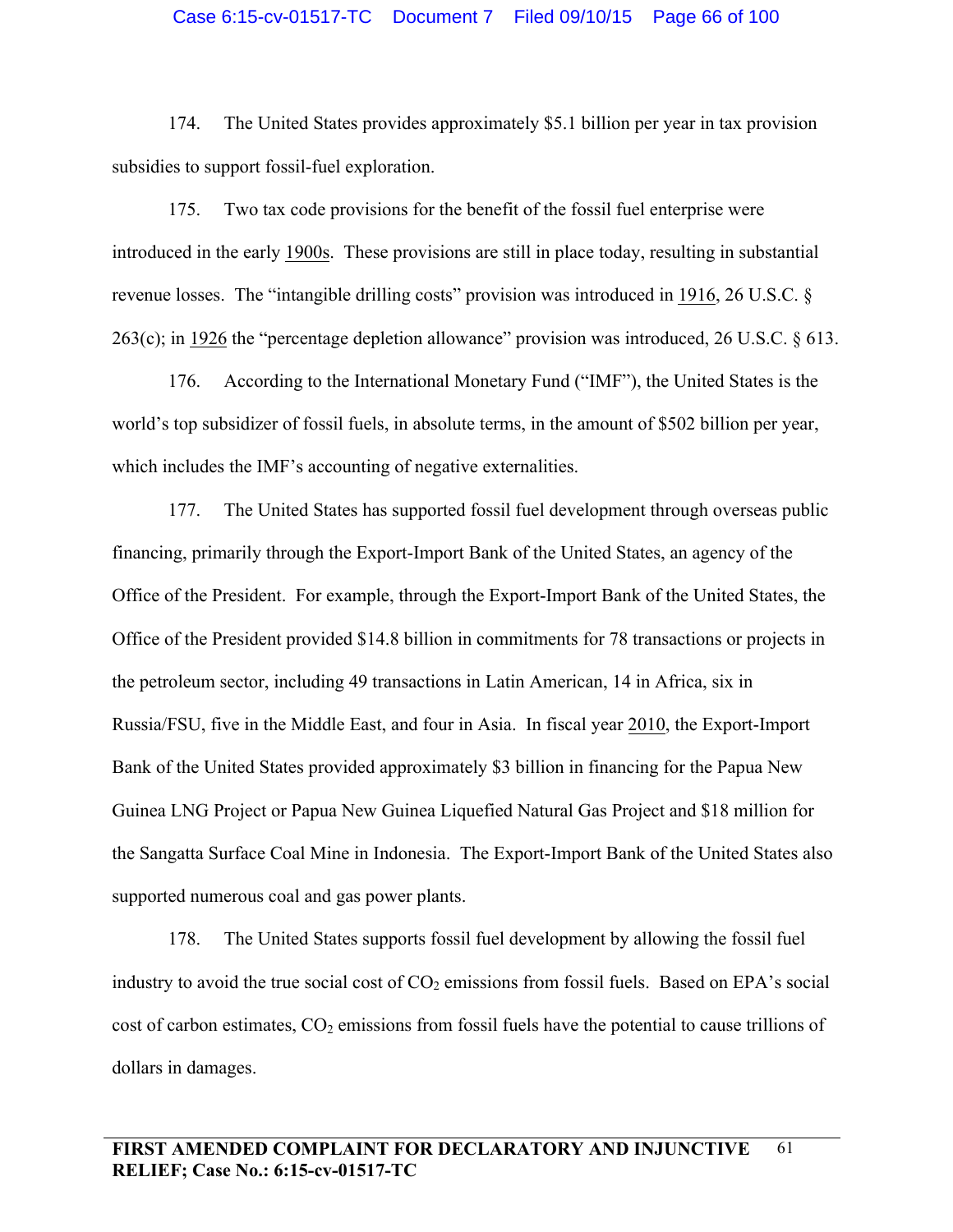174. The United States provides approximately $5.1 billion per year in tax provision subsidies to support fossil-fuel exploration.

175. Two tax code provisions for the benefit of the fossil fuel enterprise were introduced in the early 1900s. These provisions are still in place today, resulting in substantial revenue losses. The "intangible drilling costs" provision was introduced in 1916, 26 U.S.C. § 263(c); in 1926 the "percentage depletion allowance" provision was introduced, 26 U.S.C. § 613.

176. According to the International Monetary Fund ("IMF"), the United States is the world's top subsidizer of fossil fuels, in absolute terms, in the amount of $502 billion per year, which includes the IMF's accounting of negative externalities.

177. The United States has supported fossil fuel development through overseas public financing, primarily through the Export-Import Bank of the United States, an agency of the Office of the President. For example, through the Export-Import Bank of the United States, the Office of the President provided $14.8 billion in commitments for 78 transactions or projects in the petroleum sector, including 49 transactions in Latin American, 14 in Africa, six in Russia/FSU, five in the Middle East, and four in Asia. In fiscal year 2010, the Export-Import Bank of the United States provided approximately $3 billion in financing for the Papua New Guinea LNG Project or Papua New Guinea Liquefied Natural Gas Project and $18 million for the Sangatta Surface Coal Mine in Indonesia. The Export-Import Bank of the United States also supported numerous coal and gas power plants.

178. The United States supports fossil fuel development by allowing the fossil fuel industry to avoid the true social cost of $CO_2$ emissions from fossil fuels. Based on EPA's social cost of carbon estimates, $CO_2$ emissions from fossil fuels have the potential to cause trillions of dollars in damages.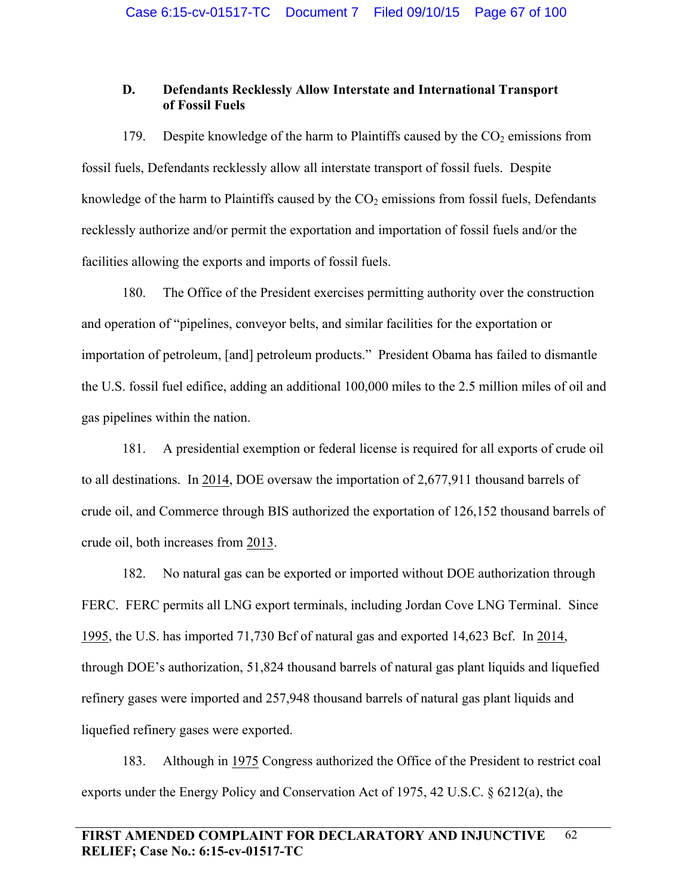### D. Defendants Recklessly Allow Interstate and International Transport of Fossil Fuels

179. Despite knowledge of the harm to Plaintiffs caused by the $CO_2$ emissions from fossil fuels, Defendants recklessly allow all interstate transport of fossil fuels. Despite knowledge of the harm to Plaintiffs caused by the $CO_2$ emissions from fossil fuels, Defendants recklessly authorize and/or permit the exportation and importation of fossil fuels and/or the facilities allowing the exports and imports of fossil fuels.

180. The Office of the President exercises permitting authority over the construction and operation of "pipelines, conveyor belts, and similar facilities for the exportation or importation of petroleum, [and] petroleum products." President Obama has failed to dismantle the U.S. fossil fuel edifice, adding an additional 100,000 miles to the 2.5 million miles of oil and gas pipelines within the nation.

181. A presidential exemption or federal license is required for all exports of crude oil to all destinations. In 2014, DOE oversaw the importation of 2,677,911 thousand barrels of crude oil, and Commerce through BIS authorized the exportation of 126,152 thousand barrels of crude oil, both increases from 2013.

182. No natural gas can be exported or imported without DOE authorization through FERC. FERC permits all LNG export terminals, including Jordan Cove LNG Terminal. Since 1995, the U.S. has imported 71,730 Bcf of natural gas and exported 14,623 Bcf. In 2014, through DOE's authorization, 51,824 thousand barrels of natural gas plant liquids and liquefied refinery gases were imported and 257,948 thousand barrels of natural gas plant liquids and liquefied refinery gases were exported.

183. Although in 1975 Congress authorized the Office of the President to restrict coal exports under the Energy Policy and Conservation Act of 1975, 42 U.S.C. § 6212(a), the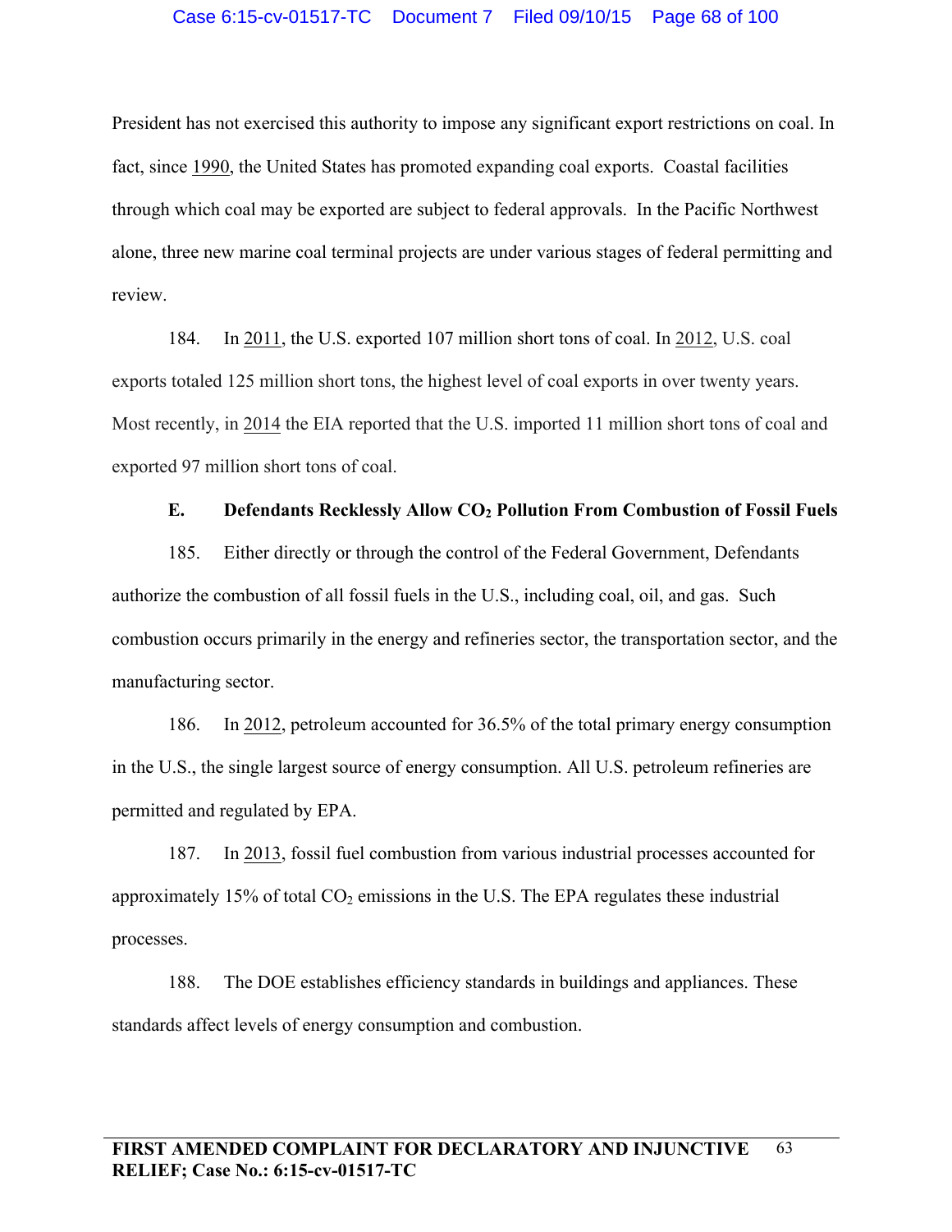President has not exercised this authority to impose any significant export restrictions on coal. In fact, since 1990, the United States has promoted expanding coal exports. Coastal facilities through which coal may be exported are subject to federal approvals. In the Pacific Northwest alone, three new marine coal terminal projects are under various stages of federal permitting and review.

184. In 2011, the U.S. exported 107 million short tons of coal. In 2012, U.S. coal exports totaled 125 million short tons, the highest level of coal exports in over twenty years. Most recently, in 2014 the EIA reported that the U.S. imported 11 million short tons of coal and exported 97 million short tons of coal.

### E. Defendants Recklessly Allow $CO_2$ Pollution From Combustion of Fossil Fuels

185. Either directly or through the control of the Federal Government, Defendants authorize the combustion of all fossil fuels in the U.S., including coal, oil, and gas. Such combustion occurs primarily in the energy and refineries sector, the transportation sector, and the manufacturing sector.

186. In 2012, petroleum accounted for 36.5% of the total primary energy consumption in the U.S., the single largest source of energy consumption. All U.S. petroleum refineries are permitted and regulated by EPA.

187. In 2013, fossil fuel combustion from various industrial processes accounted for approximately 15% of total $CO_2$ emissions in the U.S. The EPA regulates these industrial processes.

188. The DOE establishes efficiency standards in buildings and appliances. These standards affect levels of energy consumption and combustion.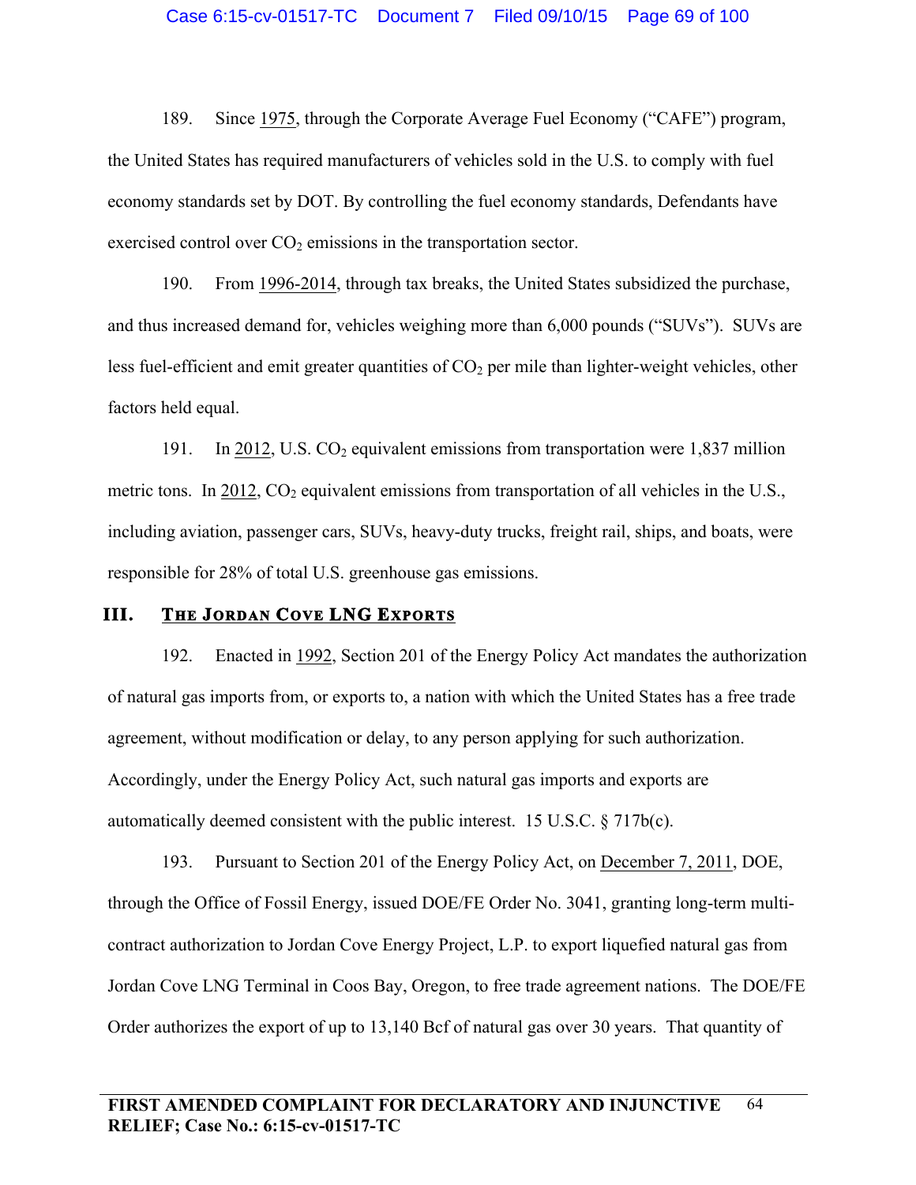189. Since 1975, through the Corporate Average Fuel Economy ("CAFE") program, the United States has required manufacturers of vehicles sold in the U.S. to comply with fuel economy standards set by DOT. By controlling the fuel economy standards, Defendants have exercised control over $CO_2$ emissions in the transportation sector.

190. From 1996-2014, through tax breaks, the United States subsidized the purchase, and thus increased demand for, vehicles weighing more than 6,000 pounds ("SUVs"). SUVs are less fuel-efficient and emit greater quantities of $CO_2$ per mile than lighter-weight vehicles, other factors held equal.

191. In 2012, U.S. $CO_2$ equivalent emissions from transportation were 1,837 million metric tons. In 2012, $CO_2$ equivalent emissions from transportation of all vehicles in the U.S., including aviation, passenger cars, SUVs, heavy-duty trucks, freight rail, ships, and boats, were responsible for 28% of total U.S. greenhouse gas emissions.

## III. THE JORDAN COVE LNG EXPORTS

192. Enacted in 1992, Section 201 of the Energy Policy Act mandates the authorization of natural gas imports from, or exports to, a nation with which the United States has a free trade agreement, without modification or delay, to any person applying for such authorization. Accordingly, under the Energy Policy Act, such natural gas imports and exports are automatically deemed consistent with the public interest. 15 U.S.C. § 717b(c).

193. Pursuant to Section 201 of the Energy Policy Act, on December 7, 2011, DOE, through the Office of Fossil Energy, issued DOE/FE Order No. 3041, granting long-term multi-contract authorization to Jordan Cove Energy Project, L.P. to export liquefied natural gas from Jordan Cove LNG Terminal in Coos Bay, Oregon, to free trade agreement nations. The DOE/FE Order authorizes the export of up to 13,140 Bcf of natural gas over 30 years. That quantity of

**FIRST AMENDED COMPLAINT FOR DECLARATORY AND INJUNCTIVE RELIEF; Case No.: 6:15-cv-01517-TC**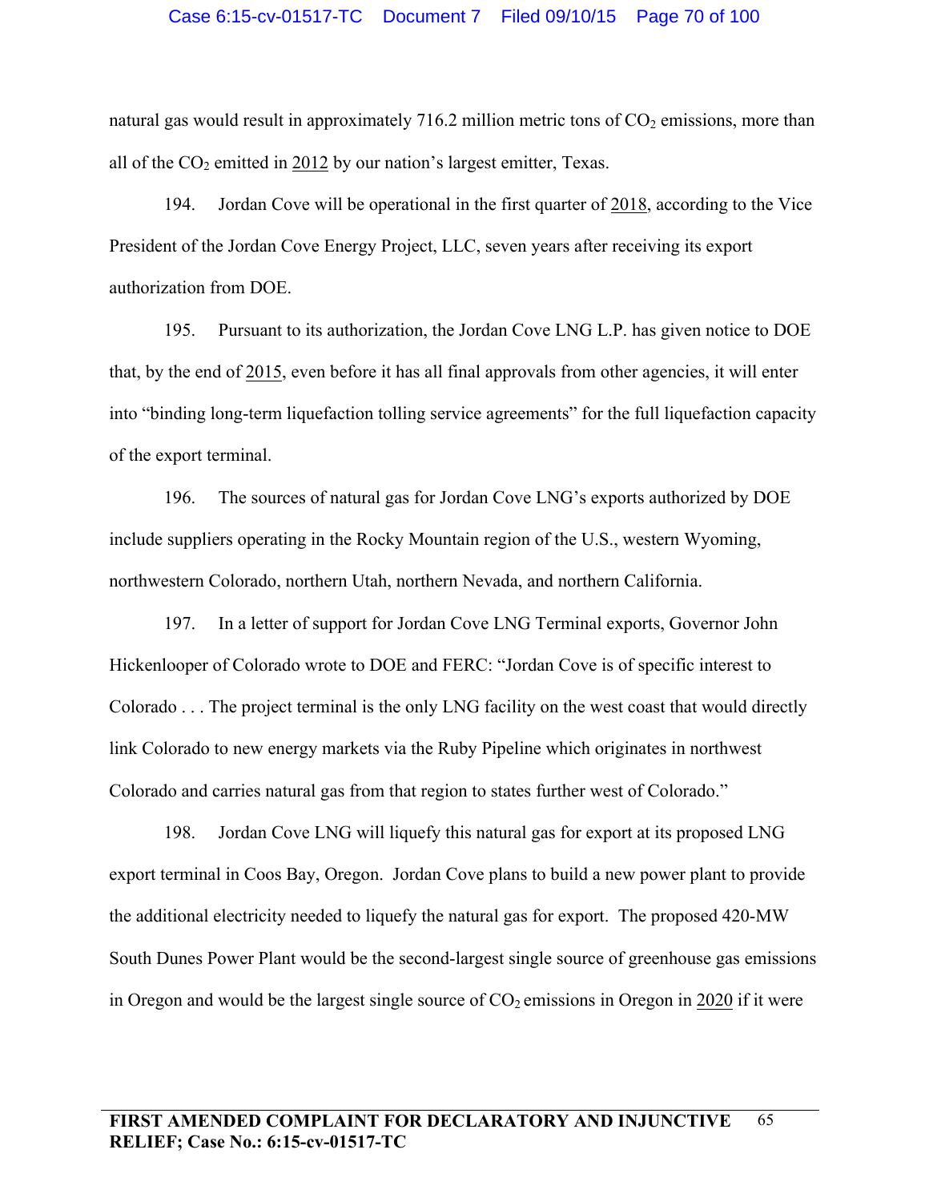natural gas would result in approximately 716.2 million metric tons of $CO_2$ emissions, more than all of the $CO_2$ emitted in <u>2012</u> by our nation's largest emitter, Texas.

194. Jordan Cove will be operational in the first quarter of <u>2018</u>, according to the Vice President of the Jordan Cove Energy Project, LLC, seven years after receiving its export authorization from DOE.

195. Pursuant to its authorization, the Jordan Cove LNG L.P. has given notice to DOE that, by the end of <u>2015</u>, even before it has all final approvals from other agencies, it will enter into "binding long-term liquefaction tolling service agreements" for the full liquefaction capacity of the export terminal.

196. The sources of natural gas for Jordan Cove LNG's exports authorized by DOE include suppliers operating in the Rocky Mountain region of the U.S., western Wyoming, northwestern Colorado, northern Utah, northern Nevada, and northern California.

197. In a letter of support for Jordan Cove LNG Terminal exports, Governor John Hickenlooper of Colorado wrote to DOE and FERC: "Jordan Cove is of specific interest to Colorado . . . The project terminal is the only LNG facility on the west coast that would directly link Colorado to new energy markets via the Ruby Pipeline which originates in northwest Colorado and carries natural gas from that region to states further west of Colorado."

198. Jordan Cove LNG will liquefy this natural gas for export at its proposed LNG export terminal in Coos Bay, Oregon. Jordan Cove plans to build a new power plant to provide the additional electricity needed to liquefy the natural gas for export. The proposed 420-MW South Dunes Power Plant would be the second-largest single source of greenhouse gas emissions in Oregon and would be the largest single source of $CO_2$ emissions in Oregon in <u>2020</u> if it were

**FIRST AMENDED COMPLAINT FOR DECLARATORY AND INJUNCTIVE RELIEF; Case No.: 6:15-cv-01517-TC**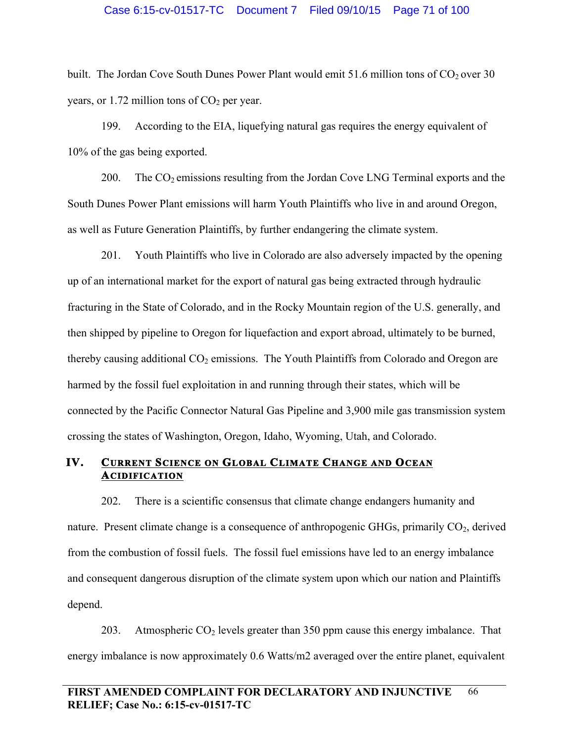built. The Jordan Cove South Dunes Power Plant would emit 51.6 million tons of $CO_2$ over 30 years, or 1.72 million tons of $CO_2$ per year.

199. According to the EIA, liquefying natural gas requires the energy equivalent of 10% of the gas being exported.

200. The $CO_2$ emissions resulting from the Jordan Cove LNG Terminal exports and the South Dunes Power Plant emissions will harm Youth Plaintiffs who live in and around Oregon, as well as Future Generation Plaintiffs, by further endangering the climate system.

201. Youth Plaintiffs who live in Colorado are also adversely impacted by the opening up of an international market for the export of natural gas being extracted through hydraulic fracturing in the State of Colorado, and in the Rocky Mountain region of the U.S. generally, and then shipped by pipeline to Oregon for liquefaction and export abroad, ultimately to be burned, thereby causing additional $CO_2$ emissions. The Youth Plaintiffs from Colorado and Oregon are harmed by the fossil fuel exploitation in and running through their states, which will be connected by the Pacific Connector Natural Gas Pipeline and 3,900 mile gas transmission system crossing the states of Washington, Oregon, Idaho, Wyoming, Utah, and Colorado.

## IV. Current Science on Global Climate Change and Ocean Acidification

202. There is a scientific consensus that climate change endangers humanity and nature. Present climate change is a consequence of anthropogenic GHGs, primarily $CO_2$, derived from the combustion of fossil fuels. The fossil fuel emissions have led to an energy imbalance and consequent dangerous disruption of the climate system upon which our nation and Plaintiffs depend.

203. Atmospheric $CO_2$ levels greater than 350 ppm cause this energy imbalance. That energy imbalance is now approximately 0.6 Watts/m2 averaged over the entire planet, equivalent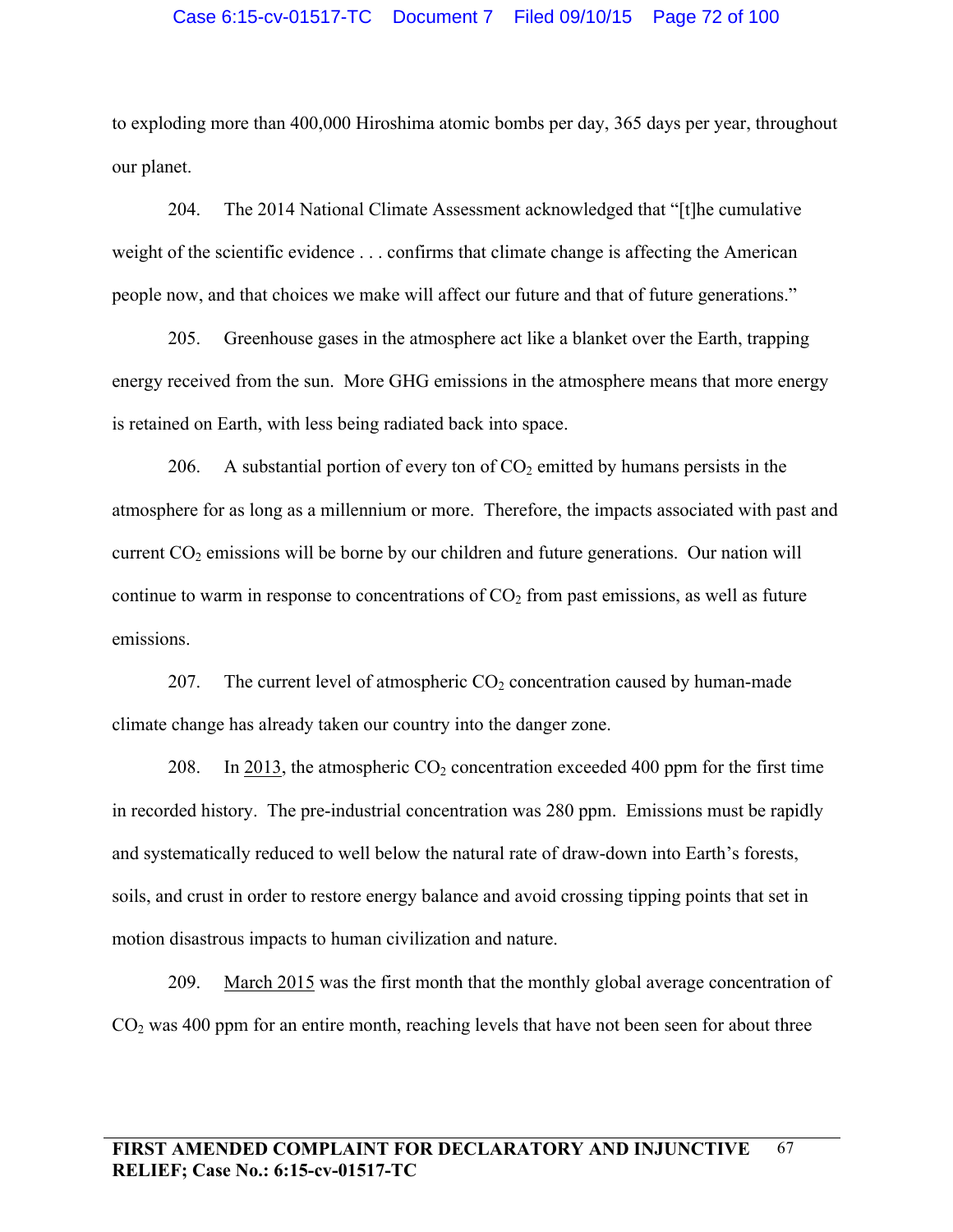to exploding more than 400,000 Hiroshima atomic bombs per day, 365 days per year, throughout our planet.

204. The 2014 National Climate Assessment acknowledged that "[t]he cumulative weight of the scientific evidence . . . confirms that climate change is affecting the American people now, and that choices we make will affect our future and that of future generations."

205. Greenhouse gases in the atmosphere act like a blanket over the Earth, trapping energy received from the sun. More GHG emissions in the atmosphere means that more energy is retained on Earth, with less being radiated back into space.

206. A substantial portion of every ton of $CO_2$ emitted by humans persists in the atmosphere for as long as a millennium or more. Therefore, the impacts associated with past and current $CO_2$ emissions will be borne by our children and future generations. Our nation will continue to warm in response to concentrations of $CO_2$ from past emissions, as well as future emissions.

207. The current level of atmospheric $CO_2$ concentration caused by human-made climate change has already taken our country into the danger zone.

208. In <u>2013</u>, the atmospheric $CO_2$ concentration exceeded 400 ppm for the first time in recorded history. The pre-industrial concentration was 280 ppm. Emissions must be rapidly and systematically reduced to well below the natural rate of draw-down into Earth's forests, soils, and crust in order to restore energy balance and avoid crossing tipping points that set in motion disastrous impacts to human civilization and nature.

209. <u>March 2015</u> was the first month that the monthly global average concentration of $CO_2$ was 400 ppm for an entire month, reaching levels that have not been seen for about three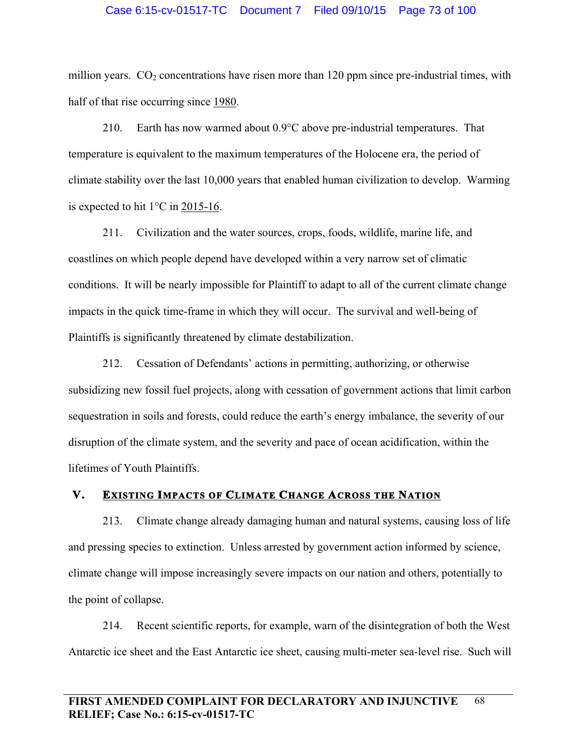million years. $CO_2$ concentrations have risen more than 120 ppm since pre-industrial times, with half of that rise occurring since 1980.

210. Earth has now warmed about 0.9°C above pre-industrial temperatures. That temperature is equivalent to the maximum temperatures of the Holocene era, the period of climate stability over the last 10,000 years that enabled human civilization to develop. Warming is expected to hit 1°C in 2015-16.

211. Civilization and the water sources, crops, foods, wildlife, marine life, and coastlines on which people depend have developed within a very narrow set of climatic conditions. It will be nearly impossible for Plaintiff to adapt to all of the current climate change impacts in the quick time-frame in which they will occur. The survival and well-being of Plaintiffs is significantly threatened by climate destabilization.

212. Cessation of Defendants' actions in permitting, authorizing, or otherwise subsidizing new fossil fuel projects, along with cessation of government actions that limit carbon sequestration in soils and forests, could reduce the earth's energy imbalance, the severity of our disruption of the climate system, and the severity and pace of ocean acidification, within the lifetimes of Youth Plaintiffs.

## V. Existing Impacts of Climate Change Across the Nation

213. Climate change already damaging human and natural systems, causing loss of life and pressing species to extinction. Unless arrested by government action informed by science, climate change will impose increasingly severe impacts on our nation and others, potentially to the point of collapse.

214. Recent scientific reports, for example, warn of the disintegration of both the West Antarctic ice sheet and the East Antarctic ice sheet, causing multi-meter sea-level rise. Such will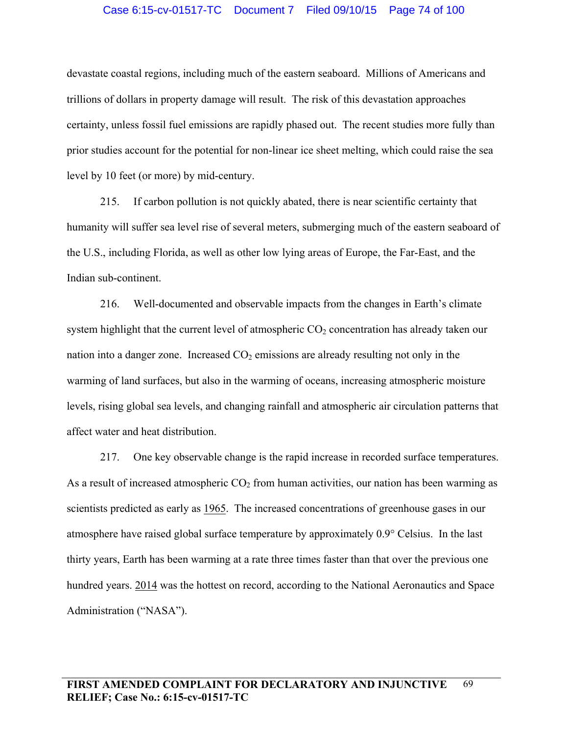devastate coastal regions, including much of the eastern seaboard. Millions of Americans and trillions of dollars in property damage will result. The risk of this devastation approaches certainty, unless fossil fuel emissions are rapidly phased out. The recent studies more fully than prior studies account for the potential for non-linear ice sheet melting, which could raise the sea level by 10 feet (or more) by mid-century.

215. If carbon pollution is not quickly abated, there is near scientific certainty that humanity will suffer sea level rise of several meters, submerging much of the eastern seaboard of the U.S., including Florida, as well as other low lying areas of Europe, the Far-East, and the Indian sub-continent.

216. Well-documented and observable impacts from the changes in Earth's climate system highlight that the current level of atmospheric $CO_2$ concentration has already taken our nation into a danger zone. Increased $CO_2$ emissions are already resulting not only in the warming of land surfaces, but also in the warming of oceans, increasing atmospheric moisture levels, rising global sea levels, and changing rainfall and atmospheric air circulation patterns that affect water and heat distribution.

217. One key observable change is the rapid increase in recorded surface temperatures. As a result of increased atmospheric $CO_2$ from human activities, our nation has been warming as scientists predicted as early as 1965. The increased concentrations of greenhouse gases in our atmosphere have raised global surface temperature by approximately 0.9° Celsius. In the last thirty years, Earth has been warming at a rate three times faster than that over the previous one hundred years. 2014 was the hottest on record, according to the National Aeronautics and Space Administration ("NASA").

**FIRST AMENDED COMPLAINT FOR DECLARATORY AND INJUNCTIVE RELIEF; Case No.: 6:15-cv-01517-TC**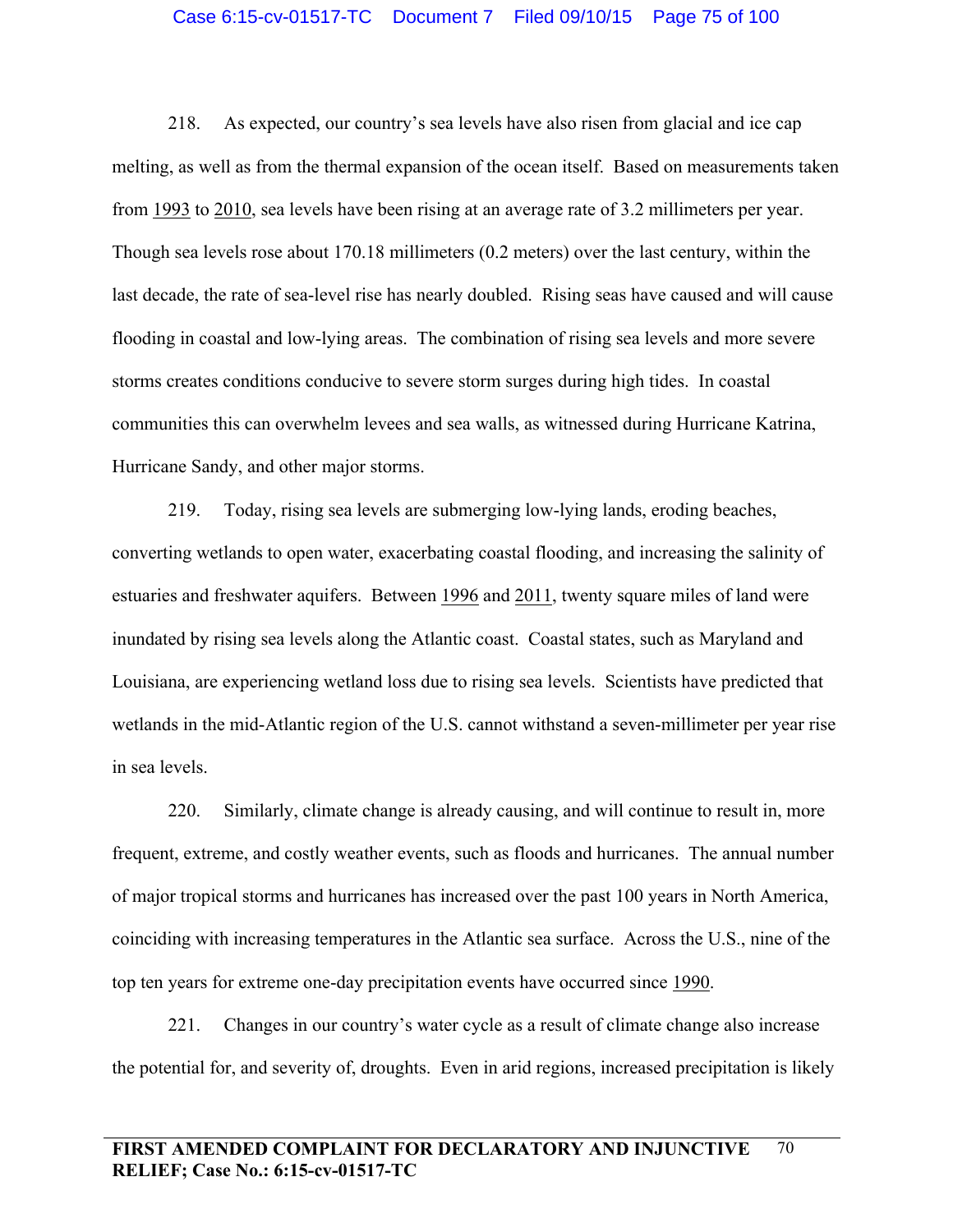218. As expected, our country's sea levels have also risen from glacial and ice cap melting, as well as from the thermal expansion of the ocean itself. Based on measurements taken from 1993 to 2010, sea levels have been rising at an average rate of 3.2 millimeters per year. Though sea levels rose about 170.18 millimeters (0.2 meters) over the last century, within the last decade, the rate of sea-level rise has nearly doubled. Rising seas have caused and will cause flooding in coastal and low-lying areas. The combination of rising sea levels and more severe storms creates conditions conducive to severe storm surges during high tides. In coastal communities this can overwhelm levees and sea walls, as witnessed during Hurricane Katrina, Hurricane Sandy, and other major storms.

219. Today, rising sea levels are submerging low-lying lands, eroding beaches, converting wetlands to open water, exacerbating coastal flooding, and increasing the salinity of estuaries and freshwater aquifers. Between 1996 and 2011, twenty square miles of land were inundated by rising sea levels along the Atlantic coast. Coastal states, such as Maryland and Louisiana, are experiencing wetland loss due to rising sea levels. Scientists have predicted that wetlands in the mid-Atlantic region of the U.S. cannot withstand a seven-millimeter per year rise in sea levels.

220. Similarly, climate change is already causing, and will continue to result in, more frequent, extreme, and costly weather events, such as floods and hurricanes. The annual number of major tropical storms and hurricanes has increased over the past 100 years in North America, coinciding with increasing temperatures in the Atlantic sea surface. Across the U.S., nine of the top ten years for extreme one-day precipitation events have occurred since 1990.

221. Changes in our country's water cycle as a result of climate change also increase the potential for, and severity of, droughts. Even in arid regions, increased precipitation is likely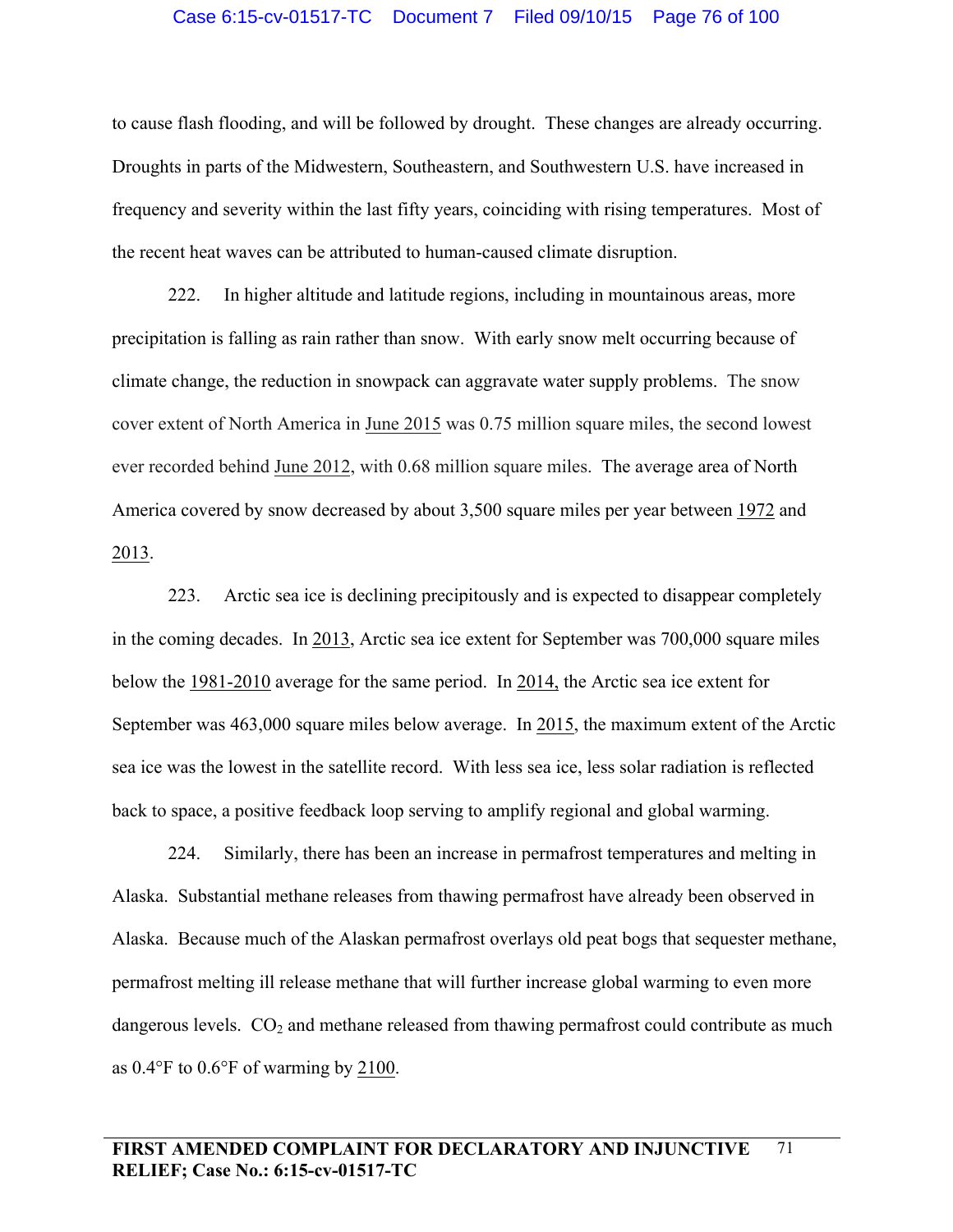to cause flash flooding, and will be followed by drought. These changes are already occurring. Droughts in parts of the Midwestern, Southeastern, and Southwestern U.S. have increased in frequency and severity within the last fifty years, coinciding with rising temperatures. Most of the recent heat waves can be attributed to human-caused climate disruption.

222. In higher altitude and latitude regions, including in mountainous areas, more precipitation is falling as rain rather than snow. With early snow melt occurring because of climate change, the reduction in snowpack can aggravate water supply problems. The snow cover extent of North America in June 2015 was 0.75 million square miles, the second lowest ever recorded behind June 2012, with 0.68 million square miles. The average area of North America covered by snow decreased by about 3,500 square miles per year between 1972 and 2013.

223. Arctic sea ice is declining precipitously and is expected to disappear completely in the coming decades. In 2013, Arctic sea ice extent for September was 700,000 square miles below the 1981-2010 average for the same period. In 2014, the Arctic sea ice extent for September was 463,000 square miles below average. In 2015, the maximum extent of the Arctic sea ice was the lowest in the satellite record. With less sea ice, less solar radiation is reflected back to space, a positive feedback loop serving to amplify regional and global warming.

224. Similarly, there has been an increase in permafrost temperatures and melting in Alaska. Substantial methane releases from thawing permafrost have already been observed in Alaska. Because much of the Alaskan permafrost overlays old peat bogs that sequester methane, permafrost melting ill release methane that will further increase global warming to even more dangerous levels. $CO_2$ and methane released from thawing permafrost could contribute as much as 0.4°F to 0.6°F of warming by 2100.

**FIRST AMENDED COMPLAINT FOR DECLARATORY AND INJUNCTIVE RELIEF; Case No.: 6:15-cv-01517-TC**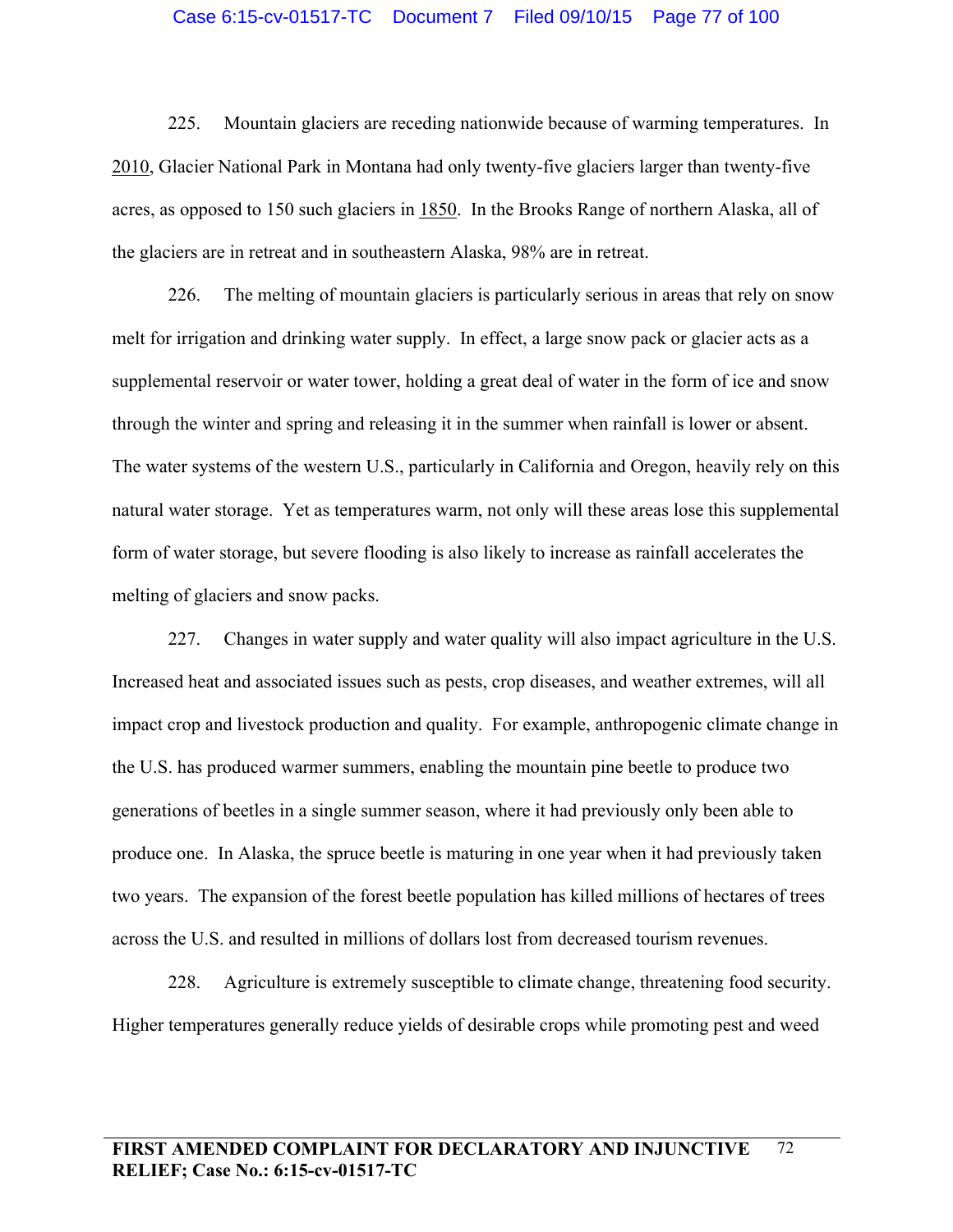225. Mountain glaciers are receding nationwide because of warming temperatures. In 2010, Glacier National Park in Montana had only twenty-five glaciers larger than twenty-five acres, as opposed to 150 such glaciers in 1850. In the Brooks Range of northern Alaska, all of the glaciers are in retreat and in southeastern Alaska, 98% are in retreat.

226. The melting of mountain glaciers is particularly serious in areas that rely on snow melt for irrigation and drinking water supply. In effect, a large snow pack or glacier acts as a supplemental reservoir or water tower, holding a great deal of water in the form of ice and snow through the winter and spring and releasing it in the summer when rainfall is lower or absent. The water systems of the western U.S., particularly in California and Oregon, heavily rely on this natural water storage. Yet as temperatures warm, not only will these areas lose this supplemental form of water storage, but severe flooding is also likely to increase as rainfall accelerates the melting of glaciers and snow packs.

227. Changes in water supply and water quality will also impact agriculture in the U.S. Increased heat and associated issues such as pests, crop diseases, and weather extremes, will all impact crop and livestock production and quality. For example, anthropogenic climate change in the U.S. has produced warmer summers, enabling the mountain pine beetle to produce two generations of beetles in a single summer season, where it had previously only been able to produce one. In Alaska, the spruce beetle is maturing in one year when it had previously taken two years. The expansion of the forest beetle population has killed millions of hectares of trees across the U.S. and resulted in millions of dollars lost from decreased tourism revenues.

228. Agriculture is extremely susceptible to climate change, threatening food security. Higher temperatures generally reduce yields of desirable crops while promoting pest and weed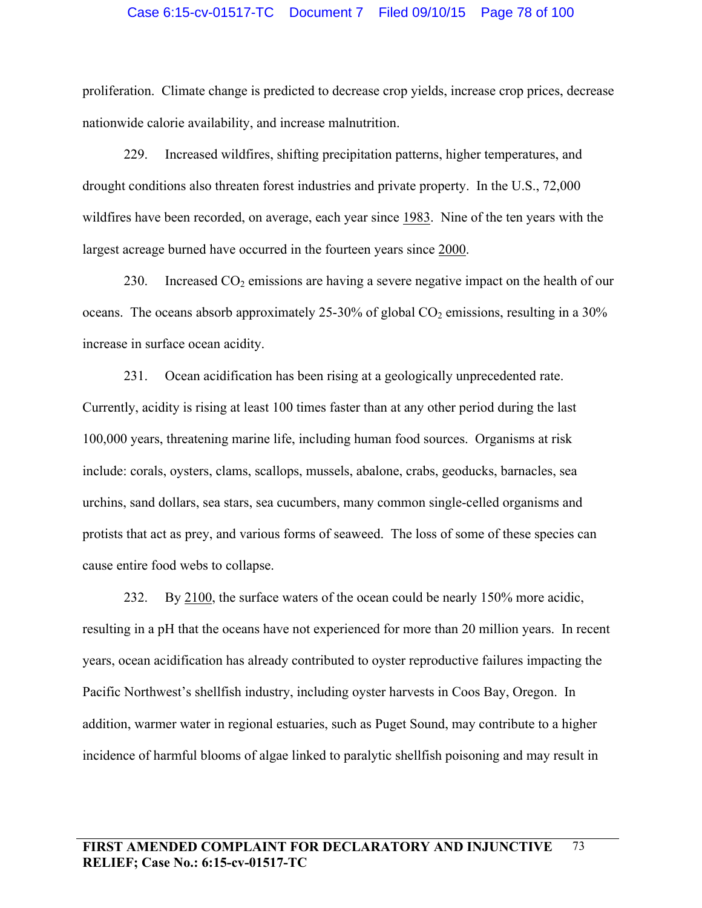proliferation. Climate change is predicted to decrease crop yields, increase crop prices, decrease nationwide calorie availability, and increase malnutrition.

229. Increased wildfires, shifting precipitation patterns, higher temperatures, and drought conditions also threaten forest industries and private property. In the U.S., 72,000 wildfires have been recorded, on average, each year since 1983. Nine of the ten years with the largest acreage burned have occurred in the fourteen years since 2000.

230. Increased $CO_2$ emissions are having a severe negative impact on the health of our oceans. The oceans absorb approximately 25-30% of global $CO_2$ emissions, resulting in a 30% increase in surface ocean acidity.

231. Ocean acidification has been rising at a geologically unprecedented rate. Currently, acidity is rising at least 100 times faster than at any other period during the last 100,000 years, threatening marine life, including human food sources. Organisms at risk include: corals, oysters, clams, scallops, mussels, abalone, crabs, geoducks, barnacles, sea urchins, sand dollars, sea stars, sea cucumbers, many common single-celled organisms and protists that act as prey, and various forms of seaweed. The loss of some of these species can cause entire food webs to collapse.

232. By 2100, the surface waters of the ocean could be nearly 150% more acidic, resulting in a pH that the oceans have not experienced for more than 20 million years. In recent years, ocean acidification has already contributed to oyster reproductive failures impacting the Pacific Northwest's shellfish industry, including oyster harvests in Coos Bay, Oregon. In addition, warmer water in regional estuaries, such as Puget Sound, may contribute to a higher incidence of harmful blooms of algae linked to paralytic shellfish poisoning and may result in

**FIRST AMENDED COMPLAINT FOR DECLARATORY AND INJUNCTIVE RELIEF; Case No.: 6:15-cv-01517-TC**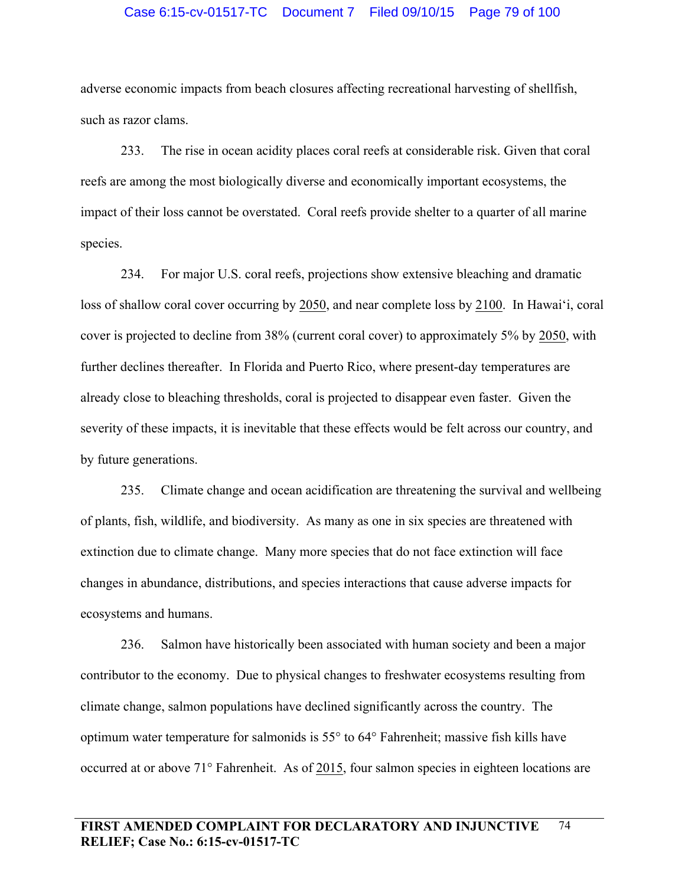adverse economic impacts from beach closures affecting recreational harvesting of shellfish, such as razor clams.

233. The rise in ocean acidity places coral reefs at considerable risk. Given that coral reefs are among the most biologically diverse and economically important ecosystems, the impact of their loss cannot be overstated. Coral reefs provide shelter to a quarter of all marine species.

234. For major U.S. coral reefs, projections show extensive bleaching and dramatic loss of shallow coral cover occurring by 2050, and near complete loss by 2100. In Hawai‘i, coral cover is projected to decline from 38% (current coral cover) to approximately 5% by 2050, with further declines thereafter. In Florida and Puerto Rico, where present-day temperatures are already close to bleaching thresholds, coral is projected to disappear even faster. Given the severity of these impacts, it is inevitable that these effects would be felt across our country, and by future generations.

235. Climate change and ocean acidification are threatening the survival and wellbeing of plants, fish, wildlife, and biodiversity. As many as one in six species are threatened with extinction due to climate change. Many more species that do not face extinction will face changes in abundance, distributions, and species interactions that cause adverse impacts for ecosystems and humans.

236. Salmon have historically been associated with human society and been a major contributor to the economy. Due to physical changes to freshwater ecosystems resulting from climate change, salmon populations have declined significantly across the country. The optimum water temperature for salmonids is 55° to 64° Fahrenheit; massive fish kills have occurred at or above 71° Fahrenheit. As of 2015, four salmon species in eighteen locations are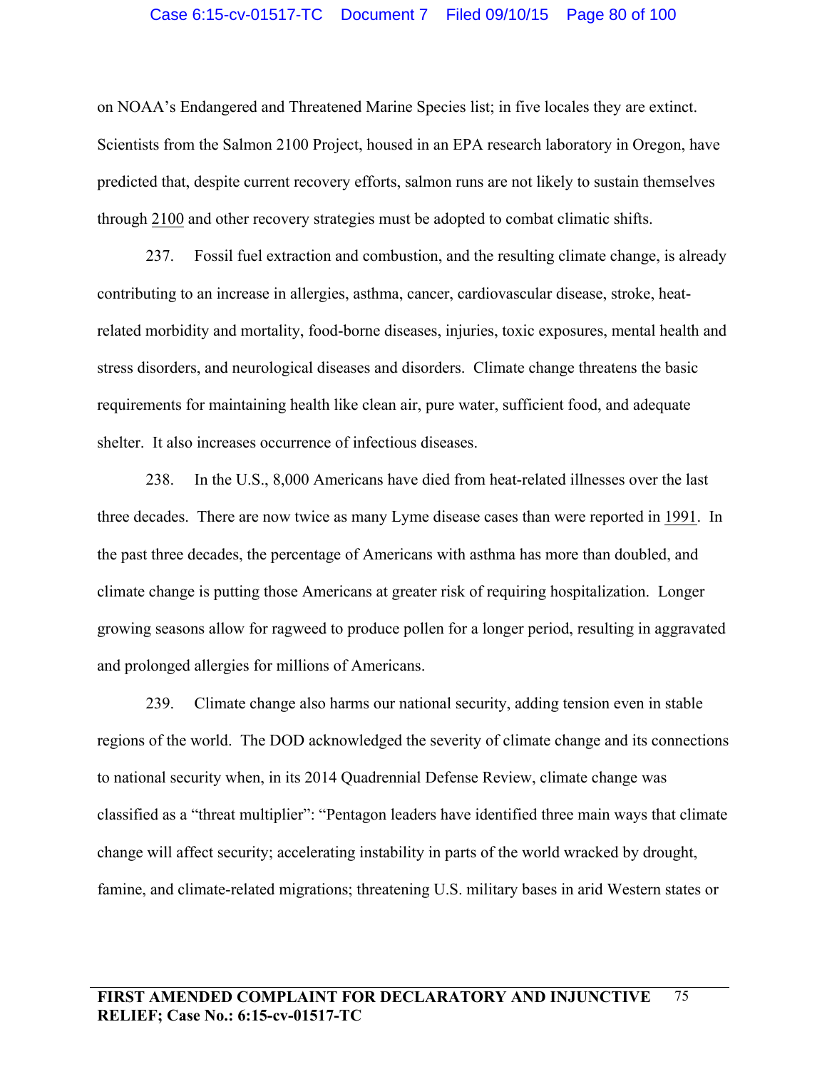on NOAA's Endangered and Threatened Marine Species list; in five locales they are extinct. Scientists from the Salmon 2100 Project, housed in an EPA research laboratory in Oregon, have predicted that, despite current recovery efforts, salmon runs are not likely to sustain themselves through 2100 and other recovery strategies must be adopted to combat climatic shifts.

237. Fossil fuel extraction and combustion, and the resulting climate change, is already contributing to an increase in allergies, asthma, cancer, cardiovascular disease, stroke, heat-related morbidity and mortality, food-borne diseases, injuries, toxic exposures, mental health and stress disorders, and neurological diseases and disorders. Climate change threatens the basic requirements for maintaining health like clean air, pure water, sufficient food, and adequate shelter. It also increases occurrence of infectious diseases.

238. In the U.S., 8,000 Americans have died from heat-related illnesses over the last three decades. There are now twice as many Lyme disease cases than were reported in 1991. In the past three decades, the percentage of Americans with asthma has more than doubled, and climate change is putting those Americans at greater risk of requiring hospitalization. Longer growing seasons allow for ragweed to produce pollen for a longer period, resulting in aggravated and prolonged allergies for millions of Americans.

239. Climate change also harms our national security, adding tension even in stable regions of the world. The DOD acknowledged the severity of climate change and its connections to national security when, in its 2014 Quadrennial Defense Review, climate change was classified as a "threat multiplier": "Pentagon leaders have identified three main ways that climate change will affect security; accelerating instability in parts of the world wracked by drought, famine, and climate-related migrations; threatening U.S. military bases in arid Western states or

**FIRST AMENDED COMPLAINT FOR DECLARATORY AND INJUNCTIVE RELIEF; Case No.: 6:15-cv-01517-TC**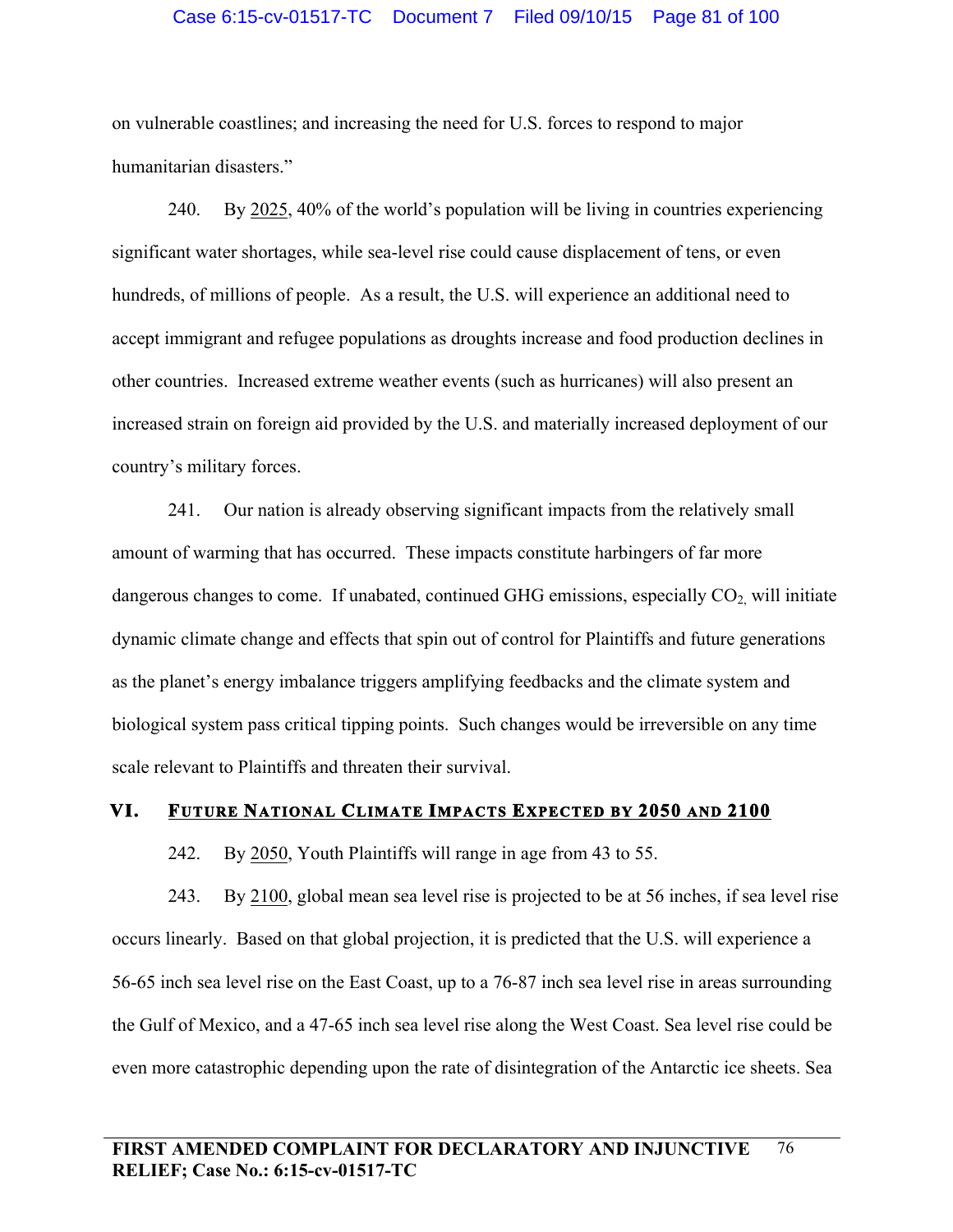on vulnerable coastlines; and increasing the need for U.S. forces to respond to major humanitarian disasters."

240. By 2025, 40% of the world's population will be living in countries experiencing significant water shortages, while sea-level rise could cause displacement of tens, or even hundreds, of millions of people. As a result, the U.S. will experience an additional need to accept immigrant and refugee populations as droughts increase and food production declines in other countries. Increased extreme weather events (such as hurricanes) will also present an increased strain on foreign aid provided by the U.S. and materially increased deployment of our country's military forces.

241. Our nation is already observing significant impacts from the relatively small amount of warming that has occurred. These impacts constitute harbingers of far more dangerous changes to come. If unabated, continued GHG emissions, especially $CO_2$, will initiate dynamic climate change and effects that spin out of control for Plaintiffs and future generations as the planet's energy imbalance triggers amplifying feedbacks and the climate system and biological system pass critical tipping points. Such changes would be irreversible on any time scale relevant to Plaintiffs and threaten their survival.

## VI. FUTURE NATIONAL CLIMATE IMPACTS EXPECTED BY 2050 AND 2100

242. By 2050, Youth Plaintiffs will range in age from 43 to 55.

243. By 2100, global mean sea level rise is projected to be at 56 inches, if sea level rise occurs linearly. Based on that global projection, it is predicted that the U.S. will experience a 56-65 inch sea level rise on the East Coast, up to a 76-87 inch sea level rise in areas surrounding the Gulf of Mexico, and a 47-65 inch sea level rise along the West Coast. Sea level rise could be even more catastrophic depending upon the rate of disintegration of the Antarctic ice sheets. Sea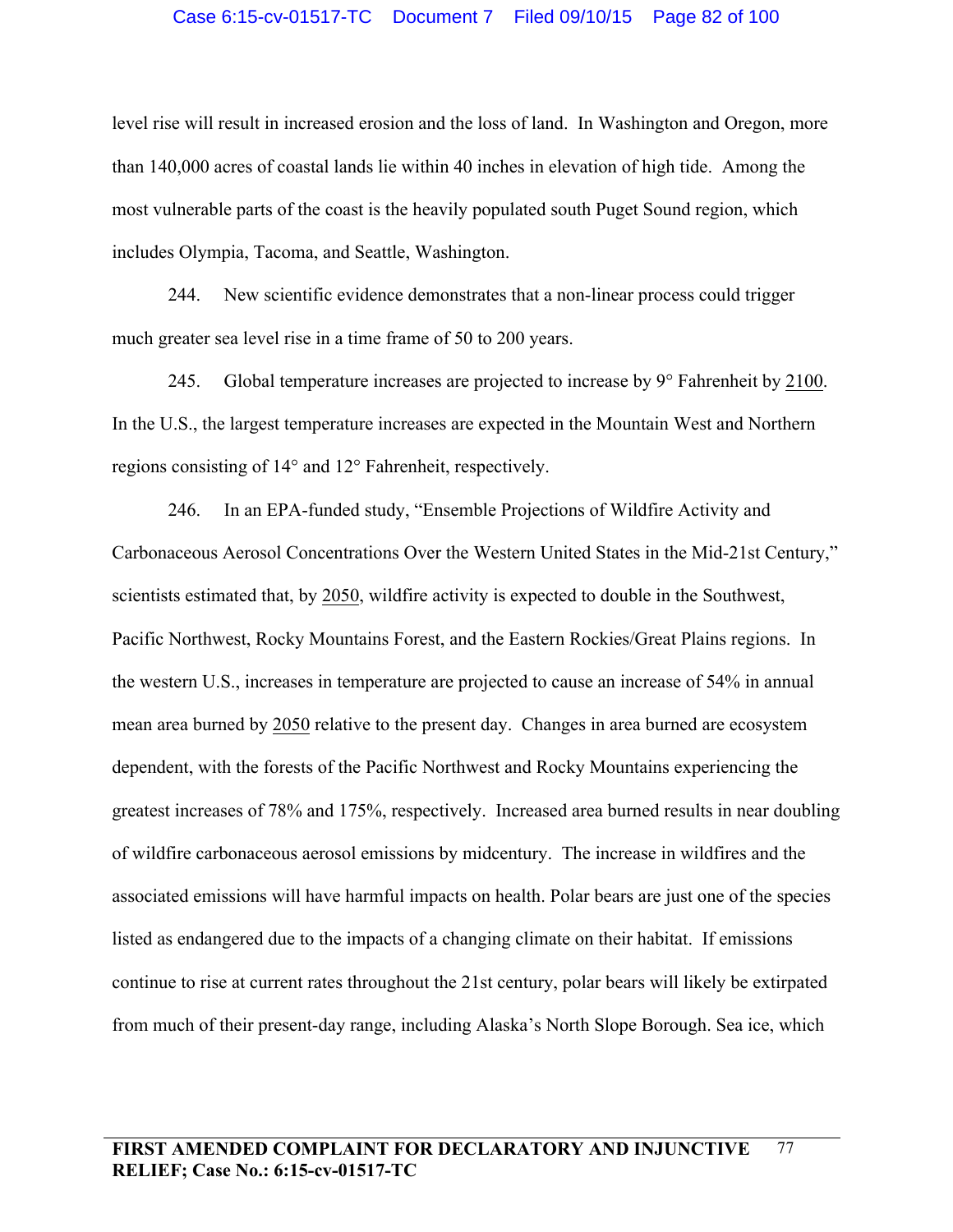level rise will result in increased erosion and the loss of land. In Washington and Oregon, more than 140,000 acres of coastal lands lie within 40 inches in elevation of high tide. Among the most vulnerable parts of the coast is the heavily populated south Puget Sound region, which includes Olympia, Tacoma, and Seattle, Washington.

244. New scientific evidence demonstrates that a non-linear process could trigger much greater sea level rise in a time frame of 50 to 200 years.

245. Global temperature increases are projected to increase by 9° Fahrenheit by 2100. In the U.S., the largest temperature increases are expected in the Mountain West and Northern regions consisting of 14° and 12° Fahrenheit, respectively.

246. In an EPA-funded study, "Ensemble Projections of Wildfire Activity and Carbonaceous Aerosol Concentrations Over the Western United States in the Mid-21st Century," scientists estimated that, by 2050, wildfire activity is expected to double in the Southwest, Pacific Northwest, Rocky Mountains Forest, and the Eastern Rockies/Great Plains regions. In the western U.S., increases in temperature are projected to cause an increase of 54% in annual mean area burned by 2050 relative to the present day. Changes in area burned are ecosystem dependent, with the forests of the Pacific Northwest and Rocky Mountains experiencing the greatest increases of 78% and 175%, respectively. Increased area burned results in near doubling of wildfire carbonaceous aerosol emissions by midcentury. The increase in wildfires and the associated emissions will have harmful impacts on health. Polar bears are just one of the species listed as endangered due to the impacts of a changing climate on their habitat. If emissions continue to rise at current rates throughout the 21st century, polar bears will likely be extirpated from much of their present-day range, including Alaska's North Slope Borough. Sea ice, which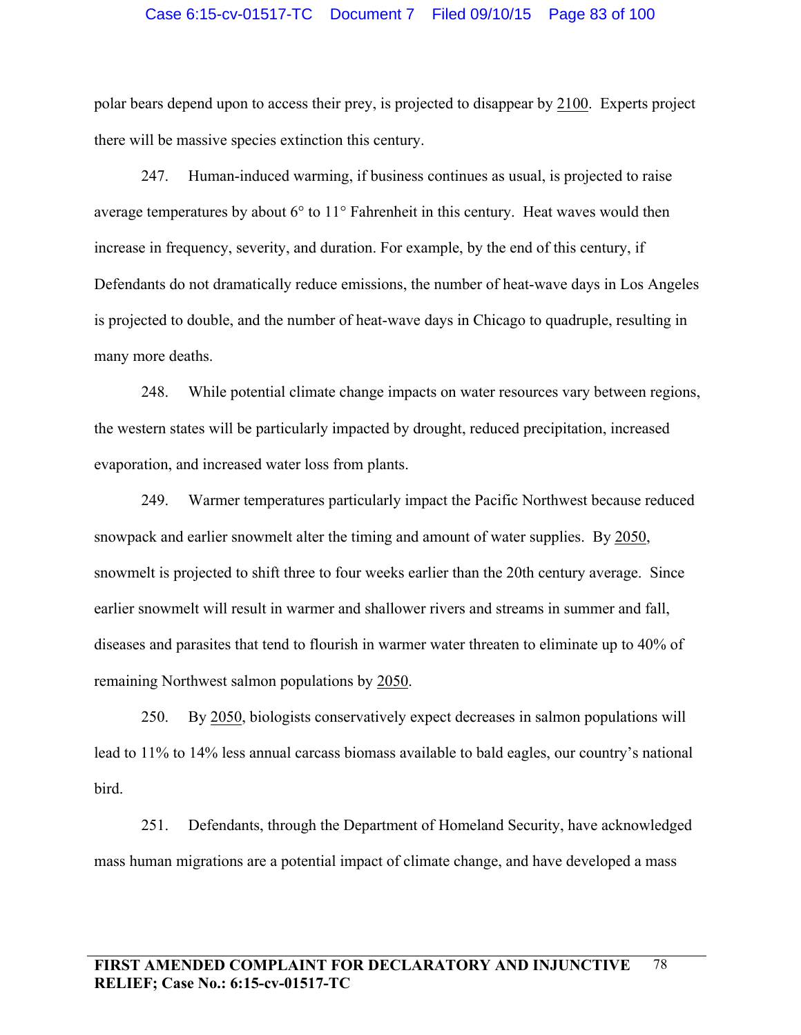polar bears depend upon to access their prey, is projected to disappear by 2100. Experts project there will be massive species extinction this century.

247. Human-induced warming, if business continues as usual, is projected to raise average temperatures by about 6° to 11° Fahrenheit in this century. Heat waves would then increase in frequency, severity, and duration. For example, by the end of this century, if Defendants do not dramatically reduce emissions, the number of heat-wave days in Los Angeles is projected to double, and the number of heat-wave days in Chicago to quadruple, resulting in many more deaths.

248. While potential climate change impacts on water resources vary between regions, the western states will be particularly impacted by drought, reduced precipitation, increased evaporation, and increased water loss from plants.

249. Warmer temperatures particularly impact the Pacific Northwest because reduced snowpack and earlier snowmelt alter the timing and amount of water supplies. By 2050, snowmelt is projected to shift three to four weeks earlier than the 20th century average. Since earlier snowmelt will result in warmer and shallower rivers and streams in summer and fall, diseases and parasites that tend to flourish in warmer water threaten to eliminate up to 40% of remaining Northwest salmon populations by 2050.

250. By 2050, biologists conservatively expect decreases in salmon populations will lead to 11% to 14% less annual carcass biomass available to bald eagles, our country's national bird.

251. Defendants, through the Department of Homeland Security, have acknowledged mass human migrations are a potential impact of climate change, and have developed a mass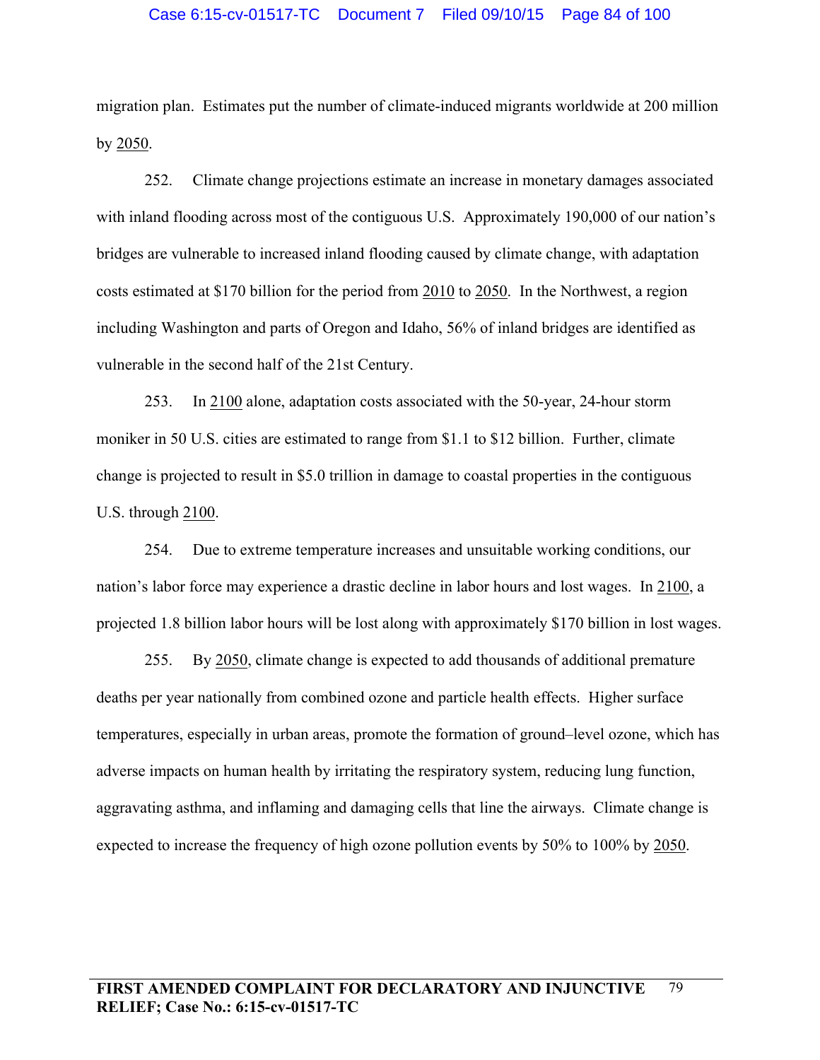migration plan. Estimates put the number of climate-induced migrants worldwide at 200 million by <u>2050</u>.

252. Climate change projections estimate an increase in monetary damages associated with inland flooding across most of the contiguous U.S. Approximately 190,000 of our nation's bridges are vulnerable to increased inland flooding caused by climate change, with adaptation costs estimated at $170 billion for the period from <u>2010</u> to <u>2050</u>. In the Northwest, a region including Washington and parts of Oregon and Idaho, 56% of inland bridges are identified as vulnerable in the second half of the 21st Century.

253. In <u>2100</u> alone, adaptation costs associated with the 50-year, 24-hour storm moniker in 50 U.S. cities are estimated to range from $1.1 to $12 billion. Further, climate change is projected to result in $5.0 trillion in damage to coastal properties in the contiguous U.S. through <u>2100</u>.

254. Due to extreme temperature increases and unsuitable working conditions, our nation's labor force may experience a drastic decline in labor hours and lost wages. In <u>2100</u>, a projected 1.8 billion labor hours will be lost along with approximately $170 billion in lost wages.

255. By <u>2050</u>, climate change is expected to add thousands of additional premature deaths per year nationally from combined ozone and particle health effects. Higher surface temperatures, especially in urban areas, promote the formation of ground–level ozone, which has adverse impacts on human health by irritating the respiratory system, reducing lung function, aggravating asthma, and inflaming and damaging cells that line the airways. Climate change is expected to increase the frequency of high ozone pollution events by 50% to 100% by <u>2050</u>.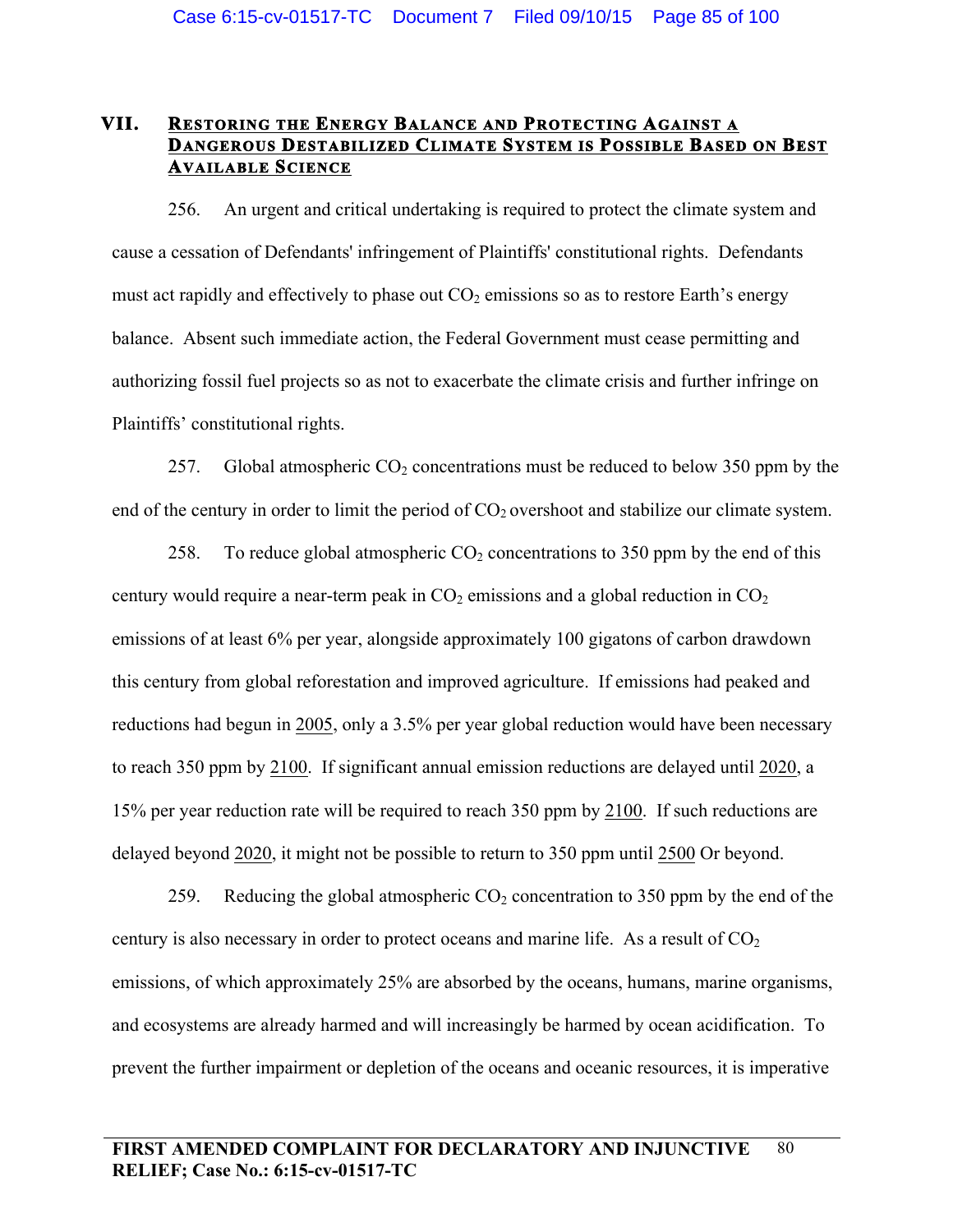## VII. RESTORING THE ENERGY BALANCE AND PROTECTING AGAINST A DANGEROUS DESTABILIZED CLIMATE SYSTEM IS POSSIBLE BASED ON BEST AVAILABLE SCIENCE

256. An urgent and critical undertaking is required to protect the climate system and cause a cessation of Defendants' infringement of Plaintiffs' constitutional rights. Defendants must act rapidly and effectively to phase out $CO_2$ emissions so as to restore Earth's energy balance. Absent such immediate action, the Federal Government must cease permitting and authorizing fossil fuel projects so as not to exacerbate the climate crisis and further infringe on Plaintiffs' constitutional rights.

257. Global atmospheric $CO_2$ concentrations must be reduced to below 350 ppm by the end of the century in order to limit the period of $CO_2$ overshoot and stabilize our climate system.

258. To reduce global atmospheric $CO_2$ concentrations to 350 ppm by the end of this century would require a near-term peak in $CO_2$ emissions and a global reduction in $CO_2$ emissions of at least 6% per year, alongside approximately 100 gigatons of carbon drawdown this century from global reforestation and improved agriculture. If emissions had peaked and reductions had begun in <u>2005</u>, only a 3.5% per year global reduction would have been necessary to reach 350 ppm by <u>2100</u>. If significant annual emission reductions are delayed until <u>2020</u>, a 15% per year reduction rate will be required to reach 350 ppm by <u>2100</u>. If such reductions are delayed beyond <u>2020</u>, it might not be possible to return to 350 ppm until <u>2500</u> Or beyond.

259. Reducing the global atmospheric $CO_2$ concentration to 350 ppm by the end of the century is also necessary in order to protect oceans and marine life. As a result of $CO_2$ emissions, of which approximately 25% are absorbed by the oceans, humans, marine organisms, and ecosystems are already harmed and will increasingly be harmed by ocean acidification. To prevent the further impairment or depletion of the oceans and oceanic resources, it is imperative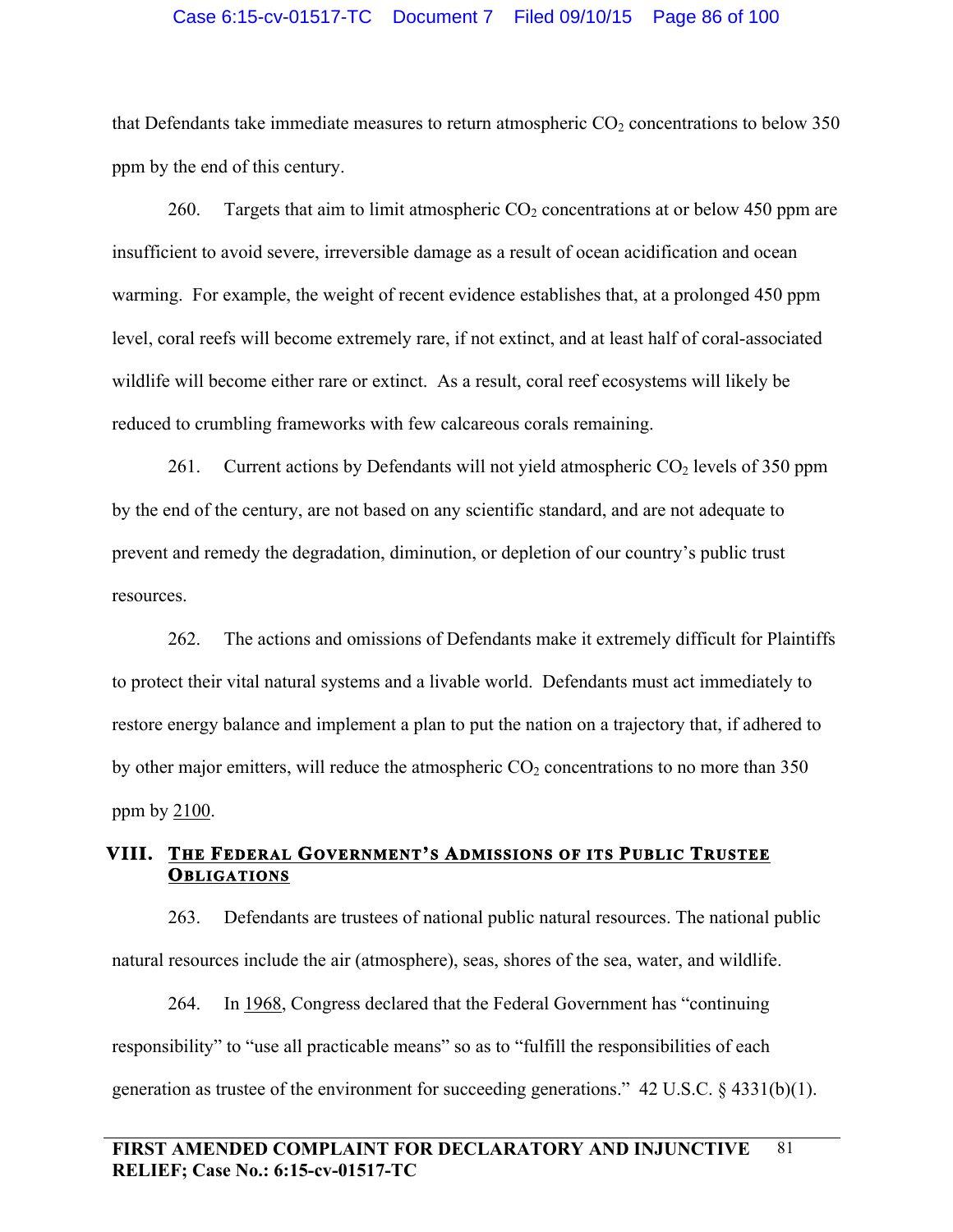that Defendants take immediate measures to return atmospheric $CO_2$ concentrations to below 350 ppm by the end of this century.

260. Targets that aim to limit atmospheric $CO_2$ concentrations at or below 450 ppm are insufficient to avoid severe, irreversible damage as a result of ocean acidification and ocean warming. For example, the weight of recent evidence establishes that, at a prolonged 450 ppm level, coral reefs will become extremely rare, if not extinct, and at least half of coral-associated wildlife will become either rare or extinct. As a result, coral reef ecosystems will likely be reduced to crumbling frameworks with few calcareous corals remaining.

261. Current actions by Defendants will not yield atmospheric $CO_2$ levels of 350 ppm by the end of the century, are not based on any scientific standard, and are not adequate to prevent and remedy the degradation, diminution, or depletion of our country's public trust resources.

262. The actions and omissions of Defendants make it extremely difficult for Plaintiffs to protect their vital natural systems and a livable world. Defendants must act immediately to restore energy balance and implement a plan to put the nation on a trajectory that, if adhered to by other major emitters, will reduce the atmospheric $CO_2$ concentrations to no more than 350 ppm by 2100.

## VIII. THE FEDERAL GOVERNMENT'S ADMISSIONS OF ITS PUBLIC TRUSTEE OBLIGATIONS

263. Defendants are trustees of national public natural resources. The national public natural resources include the air (atmosphere), seas, shores of the sea, water, and wildlife.

264. In 1968, Congress declared that the Federal Government has "continuing responsibility" to "use all practicable means" so as to "fulfill the responsibilities of each generation as trustee of the environment for succeeding generations." 42 U.S.C. § 4331(b)(1).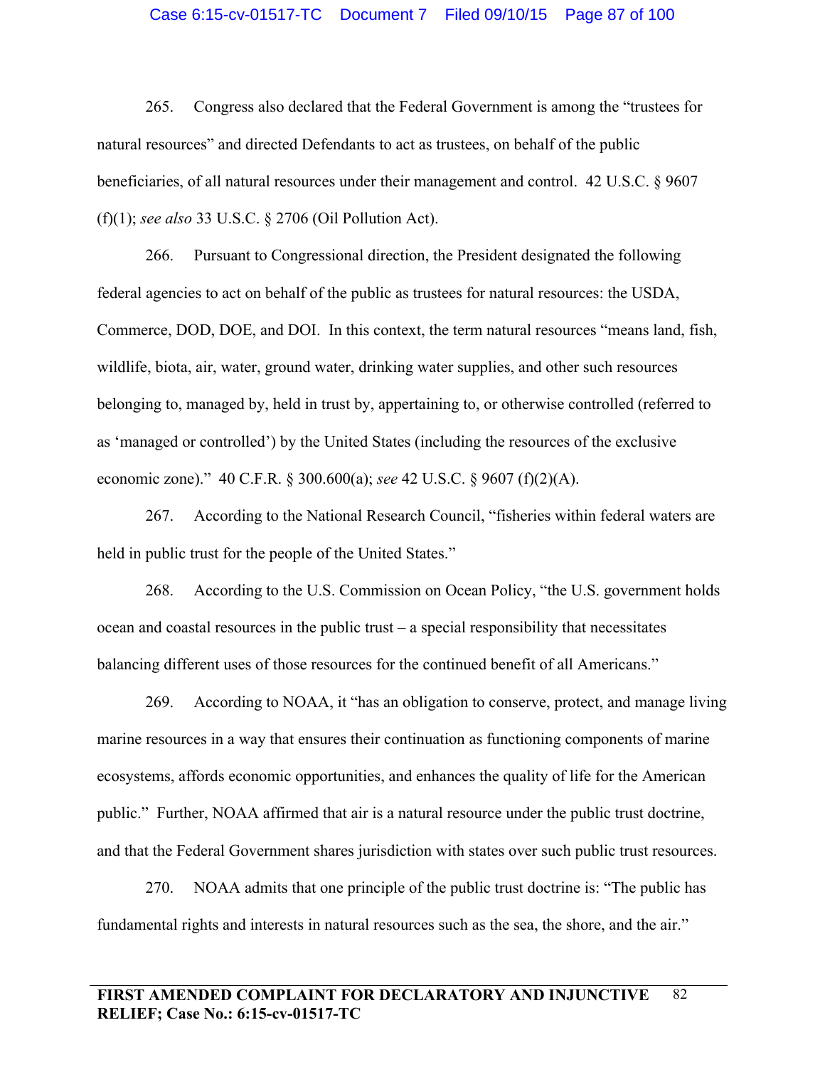265. Congress also declared that the Federal Government is among the "trustees for natural resources" and directed Defendants to act as trustees, on behalf of the public beneficiaries, of all natural resources under their management and control. 42 U.S.C. § 9607 (f)(1); *see also* 33 U.S.C. § 2706 (Oil Pollution Act).

266. Pursuant to Congressional direction, the President designated the following federal agencies to act on behalf of the public as trustees for natural resources: the USDA, Commerce, DOD, DOE, and DOI. In this context, the term natural resources "means land, fish, wildlife, biota, air, water, ground water, drinking water supplies, and other such resources belonging to, managed by, held in trust by, appertaining to, or otherwise controlled (referred to as 'managed or controlled') by the United States (including the resources of the exclusive economic zone)." 40 C.F.R. § 300.600(a); *see* 42 U.S.C. § 9607 (f)(2)(A).

267. According to the National Research Council, "fisheries within federal waters are held in public trust for the people of the United States."

268. According to the U.S. Commission on Ocean Policy, "the U.S. government holds ocean and coastal resources in the public trust – a special responsibility that necessitates balancing different uses of those resources for the continued benefit of all Americans."

269. According to NOAA, it "has an obligation to conserve, protect, and manage living marine resources in a way that ensures their continuation as functioning components of marine ecosystems, affords economic opportunities, and enhances the quality of life for the American public." Further, NOAA affirmed that air is a natural resource under the public trust doctrine, and that the Federal Government shares jurisdiction with states over such public trust resources.

270. NOAA admits that one principle of the public trust doctrine is: "The public has fundamental rights and interests in natural resources such as the sea, the shore, and the air."

**FIRST AMENDED COMPLAINT FOR DECLARATORY AND INJUNCTIVE RELIEF; Case No.: 6:15-cv-01517-TC**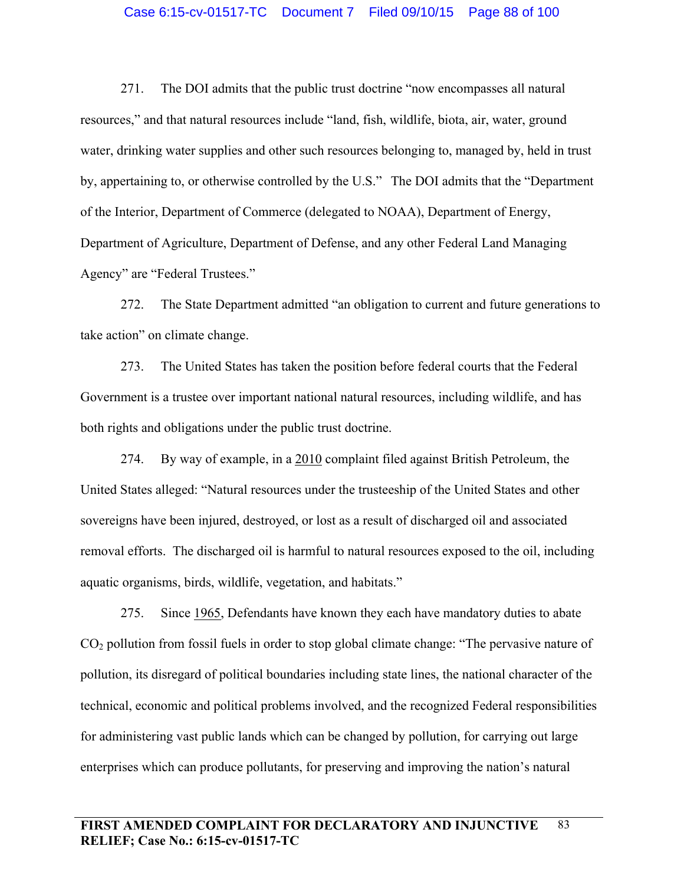271. The DOI admits that the public trust doctrine "now encompasses all natural resources," and that natural resources include "land, fish, wildlife, biota, air, water, ground water, drinking water supplies and other such resources belonging to, managed by, held in trust by, appertaining to, or otherwise controlled by the U.S." The DOI admits that the "Department of the Interior, Department of Commerce (delegated to NOAA), Department of Energy, Department of Agriculture, Department of Defense, and any other Federal Land Managing Agency" are "Federal Trustees."

272. The State Department admitted "an obligation to current and future generations to take action" on climate change.

273. The United States has taken the position before federal courts that the Federal Government is a trustee over important national natural resources, including wildlife, and has both rights and obligations under the public trust doctrine.

274. By way of example, in a 2010 complaint filed against British Petroleum, the United States alleged: "Natural resources under the trusteeship of the United States and other sovereigns have been injured, destroyed, or lost as a result of discharged oil and associated removal efforts. The discharged oil is harmful to natural resources exposed to the oil, including aquatic organisms, birds, wildlife, vegetation, and habitats."

275. Since 1965, Defendants have known they each have mandatory duties to abate $CO_2$ pollution from fossil fuels in order to stop global climate change: "The pervasive nature of pollution, its disregard of political boundaries including state lines, the national character of the technical, economic and political problems involved, and the recognized Federal responsibilities for administering vast public lands which can be changed by pollution, for carrying out large enterprises which can produce pollutants, for preserving and improving the nation's natural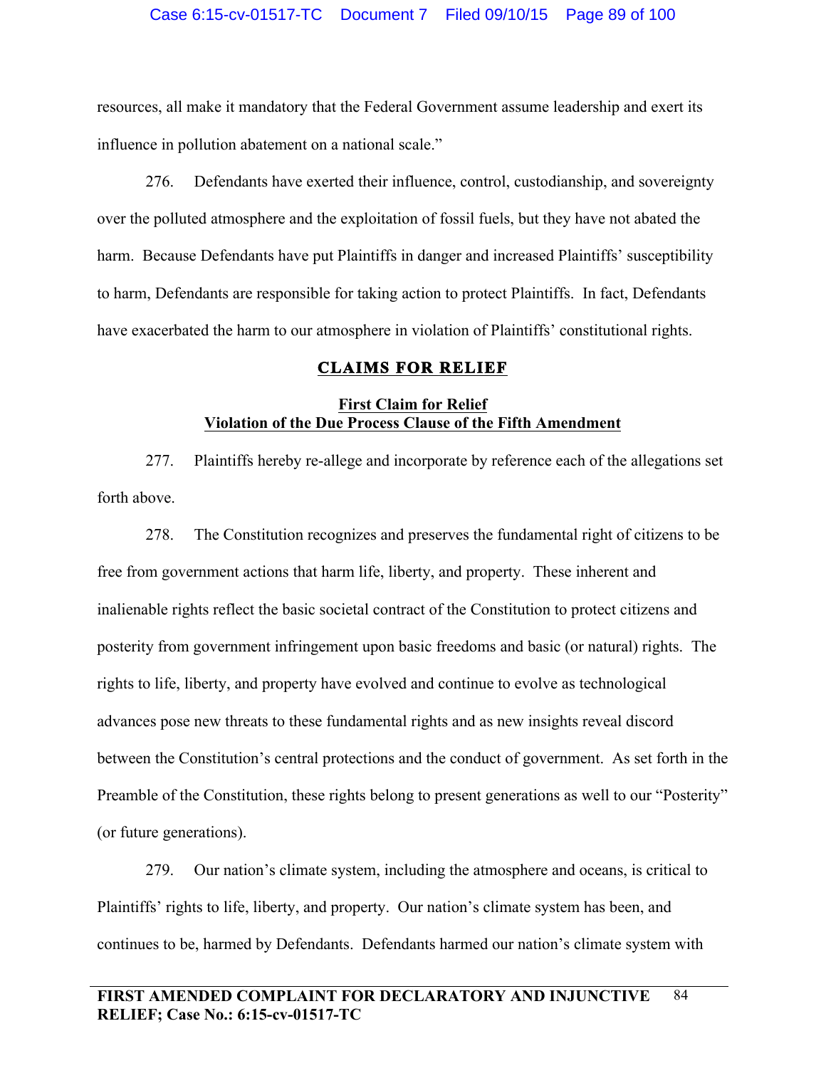resources, all make it mandatory that the Federal Government assume leadership and exert its influence in pollution abatement on a national scale."

276. Defendants have exerted their influence, control, custodianship, and sovereignty over the polluted atmosphere and the exploitation of fossil fuels, but they have not abated the harm. Because Defendants have put Plaintiffs in danger and increased Plaintiffs' susceptibility to harm, Defendants are responsible for taking action to protect Plaintiffs. In fact, Defendants have exacerbated the harm to our atmosphere in violation of Plaintiffs' constitutional rights.

## CLAIMS FOR RELIEF

### First Claim for Relief
### Violation of the Due Process Clause of the Fifth Amendment

277. Plaintiffs hereby re-allege and incorporate by reference each of the allegations set forth above.

278. The Constitution recognizes and preserves the fundamental right of citizens to be free from government actions that harm life, liberty, and property. These inherent and inalienable rights reflect the basic societal contract of the Constitution to protect citizens and posterity from government infringement upon basic freedoms and basic (or natural) rights. The rights to life, liberty, and property have evolved and continue to evolve as technological advances pose new threats to these fundamental rights and as new insights reveal discord between the Constitution's central protections and the conduct of government. As set forth in the Preamble of the Constitution, these rights belong to present generations as well to our "Posterity" (or future generations).

279. Our nation's climate system, including the atmosphere and oceans, is critical to Plaintiffs' rights to life, liberty, and property. Our nation's climate system has been, and continues to be, harmed by Defendants. Defendants harmed our nation's climate system with

**FIRST AMENDED COMPLAINT FOR DECLARATORY AND INJUNCTIVE RELIEF; Case No.: 6:15-cv-01517-TC**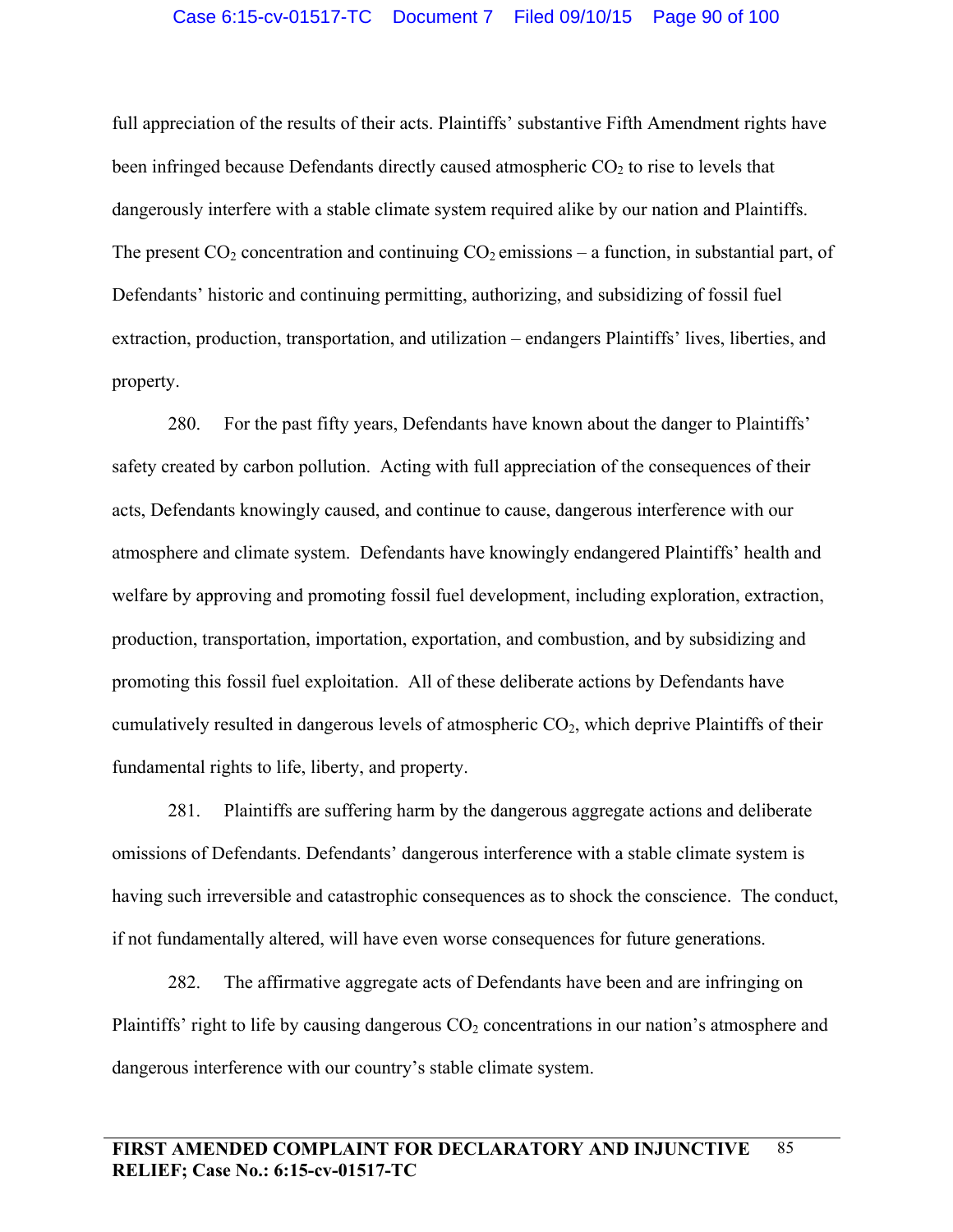full appreciation of the results of their acts. Plaintiffs' substantive Fifth Amendment rights have been infringed because Defendants directly caused atmospheric $CO_2$ to rise to levels that dangerously interfere with a stable climate system required alike by our nation and Plaintiffs. The present $CO_2$ concentration and continuing $CO_2$ emissions – a function, in substantial part, of Defendants' historic and continuing permitting, authorizing, and subsidizing of fossil fuel extraction, production, transportation, and utilization – endangers Plaintiffs' lives, liberties, and property.

280. For the past fifty years, Defendants have known about the danger to Plaintiffs' safety created by carbon pollution. Acting with full appreciation of the consequences of their acts, Defendants knowingly caused, and continue to cause, dangerous interference with our atmosphere and climate system. Defendants have knowingly endangered Plaintiffs' health and welfare by approving and promoting fossil fuel development, including exploration, extraction, production, transportation, importation, exportation, and combustion, and by subsidizing and promoting this fossil fuel exploitation. All of these deliberate actions by Defendants have cumulatively resulted in dangerous levels of atmospheric $CO_2$, which deprive Plaintiffs of their fundamental rights to life, liberty, and property.

281. Plaintiffs are suffering harm by the dangerous aggregate actions and deliberate omissions of Defendants. Defendants' dangerous interference with a stable climate system is having such irreversible and catastrophic consequences as to shock the conscience. The conduct, if not fundamentally altered, will have even worse consequences for future generations.

282. The affirmative aggregate acts of Defendants have been and are infringing on Plaintiffs' right to life by causing dangerous $CO_2$ concentrations in our nation's atmosphere and dangerous interference with our country's stable climate system.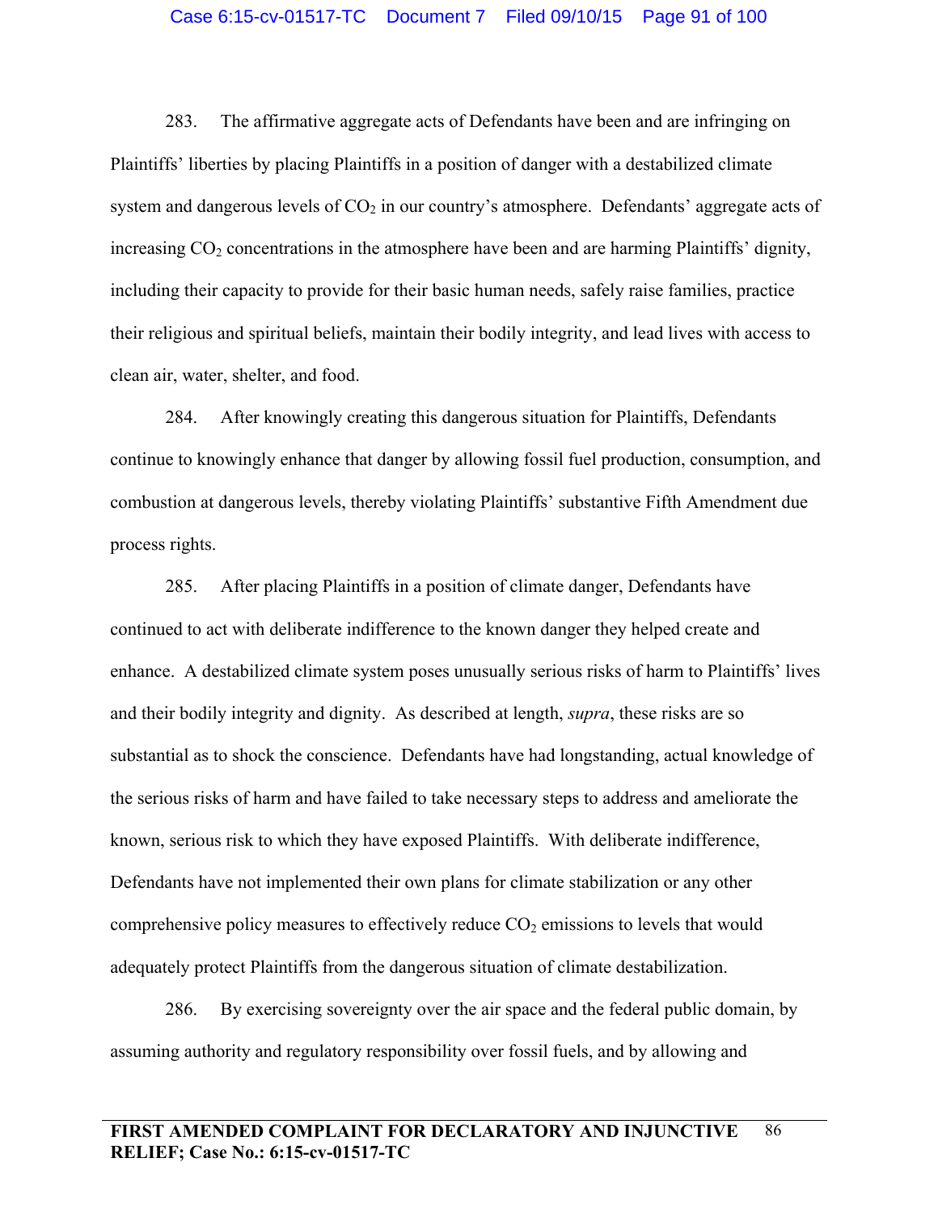283. The affirmative aggregate acts of Defendants have been and are infringing on Plaintiffs' liberties by placing Plaintiffs in a position of danger with a destabilized climate system and dangerous levels of $CO_2$ in our country's atmosphere. Defendants' aggregate acts of increasing $CO_2$ concentrations in the atmosphere have been and are harming Plaintiffs' dignity, including their capacity to provide for their basic human needs, safely raise families, practice their religious and spiritual beliefs, maintain their bodily integrity, and lead lives with access to clean air, water, shelter, and food.

284. After knowingly creating this dangerous situation for Plaintiffs, Defendants continue to knowingly enhance that danger by allowing fossil fuel production, consumption, and combustion at dangerous levels, thereby violating Plaintiffs' substantive Fifth Amendment due process rights.

285. After placing Plaintiffs in a position of climate danger, Defendants have continued to act with deliberate indifference to the known danger they helped create and enhance. A destabilized climate system poses unusually serious risks of harm to Plaintiffs' lives and their bodily integrity and dignity. As described at length, *supra*, these risks are so substantial as to shock the conscience. Defendants have had longstanding, actual knowledge of the serious risks of harm and have failed to take necessary steps to address and ameliorate the known, serious risk to which they have exposed Plaintiffs. With deliberate indifference, Defendants have not implemented their own plans for climate stabilization or any other comprehensive policy measures to effectively reduce $CO_2$ emissions to levels that would adequately protect Plaintiffs from the dangerous situation of climate destabilization.

286. By exercising sovereignty over the air space and the federal public domain, by assuming authority and regulatory responsibility over fossil fuels, and by allowing and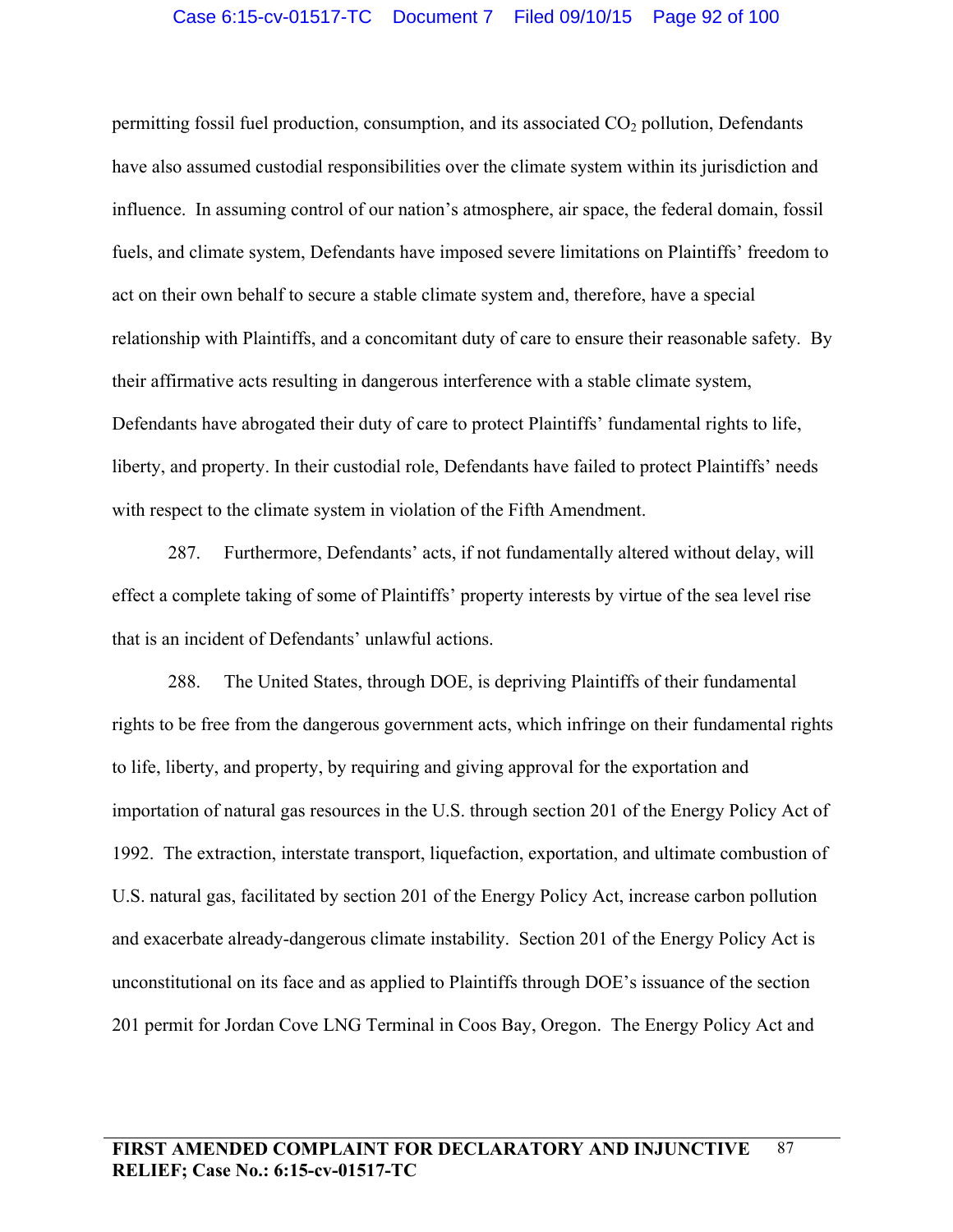permitting fossil fuel production, consumption, and its associated $CO_2$ pollution, Defendants have also assumed custodial responsibilities over the climate system within its jurisdiction and influence. In assuming control of our nation's atmosphere, air space, the federal domain, fossil fuels, and climate system, Defendants have imposed severe limitations on Plaintiffs' freedom to act on their own behalf to secure a stable climate system and, therefore, have a special relationship with Plaintiffs, and a concomitant duty of care to ensure their reasonable safety. By their affirmative acts resulting in dangerous interference with a stable climate system, Defendants have abrogated their duty of care to protect Plaintiffs' fundamental rights to life, liberty, and property. In their custodial role, Defendants have failed to protect Plaintiffs' needs with respect to the climate system in violation of the Fifth Amendment.

287. Furthermore, Defendants' acts, if not fundamentally altered without delay, will effect a complete taking of some of Plaintiffs' property interests by virtue of the sea level rise that is an incident of Defendants' unlawful actions.

288. The United States, through DOE, is depriving Plaintiffs of their fundamental rights to be free from the dangerous government acts, which infringe on their fundamental rights to life, liberty, and property, by requiring and giving approval for the exportation and importation of natural gas resources in the U.S. through section 201 of the Energy Policy Act of 1992. The extraction, interstate transport, liquefaction, exportation, and ultimate combustion of U.S. natural gas, facilitated by section 201 of the Energy Policy Act, increase carbon pollution and exacerbate already-dangerous climate instability. Section 201 of the Energy Policy Act is unconstitutional on its face and as applied to Plaintiffs through DOE's issuance of the section 201 permit for Jordan Cove LNG Terminal in Coos Bay, Oregon. The Energy Policy Act and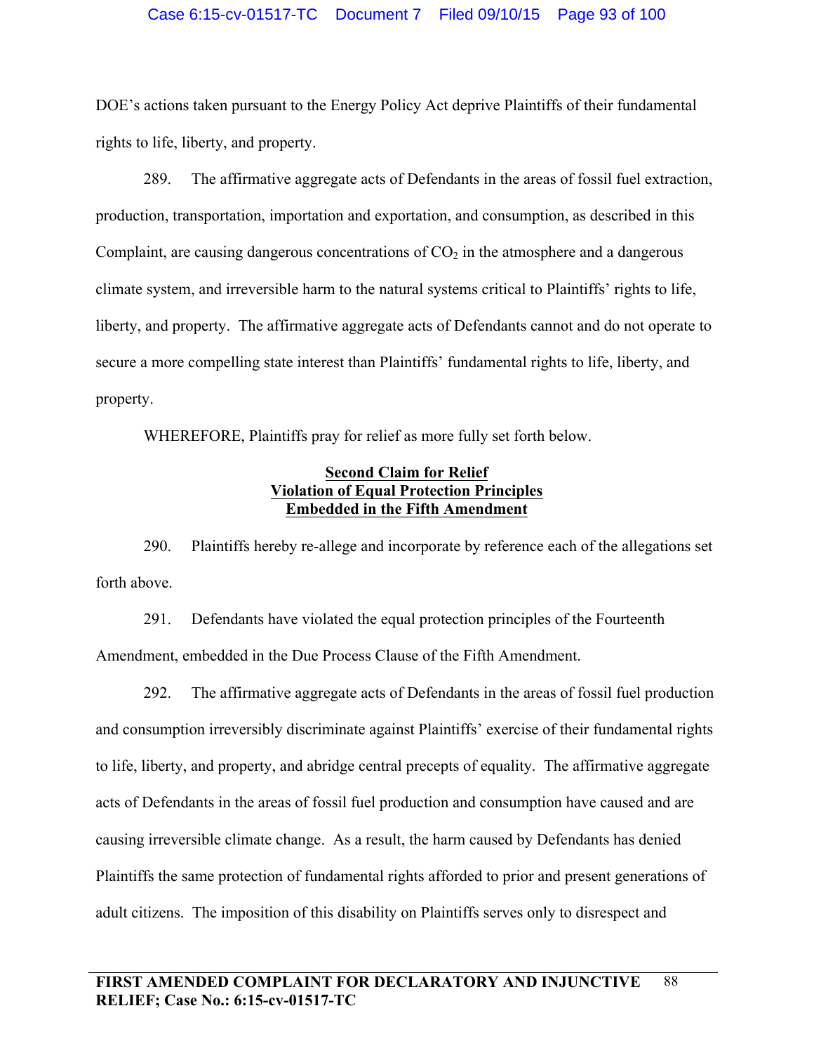DOE's actions taken pursuant to the Energy Policy Act deprive Plaintiffs of their fundamental rights to life, liberty, and property.

289. The affirmative aggregate acts of Defendants in the areas of fossil fuel extraction, production, transportation, importation and exportation, and consumption, as described in this Complaint, are causing dangerous concentrations of $CO_2$ in the atmosphere and a dangerous climate system, and irreversible harm to the natural systems critical to Plaintiffs' rights to life, liberty, and property. The affirmative aggregate acts of Defendants cannot and do not operate to secure a more compelling state interest than Plaintiffs' fundamental rights to life, liberty, and property.

WHEREFORE, Plaintiffs pray for relief as more fully set forth below.

**Second Claim for Relief**
**Violation of Equal Protection Principles**
**Embedded in the Fifth Amendment**

290. Plaintiffs hereby re-allege and incorporate by reference each of the allegations set forth above.

291. Defendants have violated the equal protection principles of the Fourteenth Amendment, embedded in the Due Process Clause of the Fifth Amendment.

292. The affirmative aggregate acts of Defendants in the areas of fossil fuel production and consumption irreversibly discriminate against Plaintiffs' exercise of their fundamental rights to life, liberty, and property, and abridge central precepts of equality. The affirmative aggregate acts of Defendants in the areas of fossil fuel production and consumption have caused and are causing irreversible climate change. As a result, the harm caused by Defendants has denied Plaintiffs the same protection of fundamental rights afforded to prior and present generations of adult citizens. The imposition of this disability on Plaintiffs serves only to disrespect and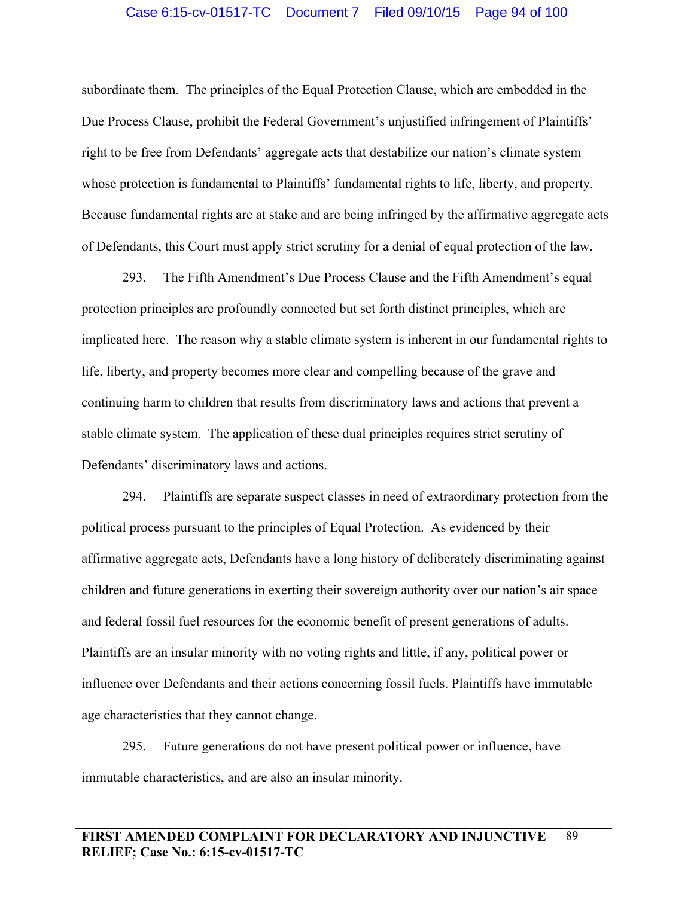subordinate them. The principles of the Equal Protection Clause, which are embedded in the Due Process Clause, prohibit the Federal Government's unjustified infringement of Plaintiffs' right to be free from Defendants' aggregate acts that destabilize our nation's climate system whose protection is fundamental to Plaintiffs' fundamental rights to life, liberty, and property. Because fundamental rights are at stake and are being infringed by the affirmative aggregate acts of Defendants, this Court must apply strict scrutiny for a denial of equal protection of the law.

293. The Fifth Amendment's Due Process Clause and the Fifth Amendment's equal protection principles are profoundly connected but set forth distinct principles, which are implicated here. The reason why a stable climate system is inherent in our fundamental rights to life, liberty, and property becomes more clear and compelling because of the grave and continuing harm to children that results from discriminatory laws and actions that prevent a stable climate system. The application of these dual principles requires strict scrutiny of Defendants' discriminatory laws and actions.

294. Plaintiffs are separate suspect classes in need of extraordinary protection from the political process pursuant to the principles of Equal Protection. As evidenced by their affirmative aggregate acts, Defendants have a long history of deliberately discriminating against children and future generations in exerting their sovereign authority over our nation's air space and federal fossil fuel resources for the economic benefit of present generations of adults. Plaintiffs are an insular minority with no voting rights and little, if any, political power or influence over Defendants and their actions concerning fossil fuels. Plaintiffs have immutable age characteristics that they cannot change.

295. Future generations do not have present political power or influence, have immutable characteristics, and are also an insular minority.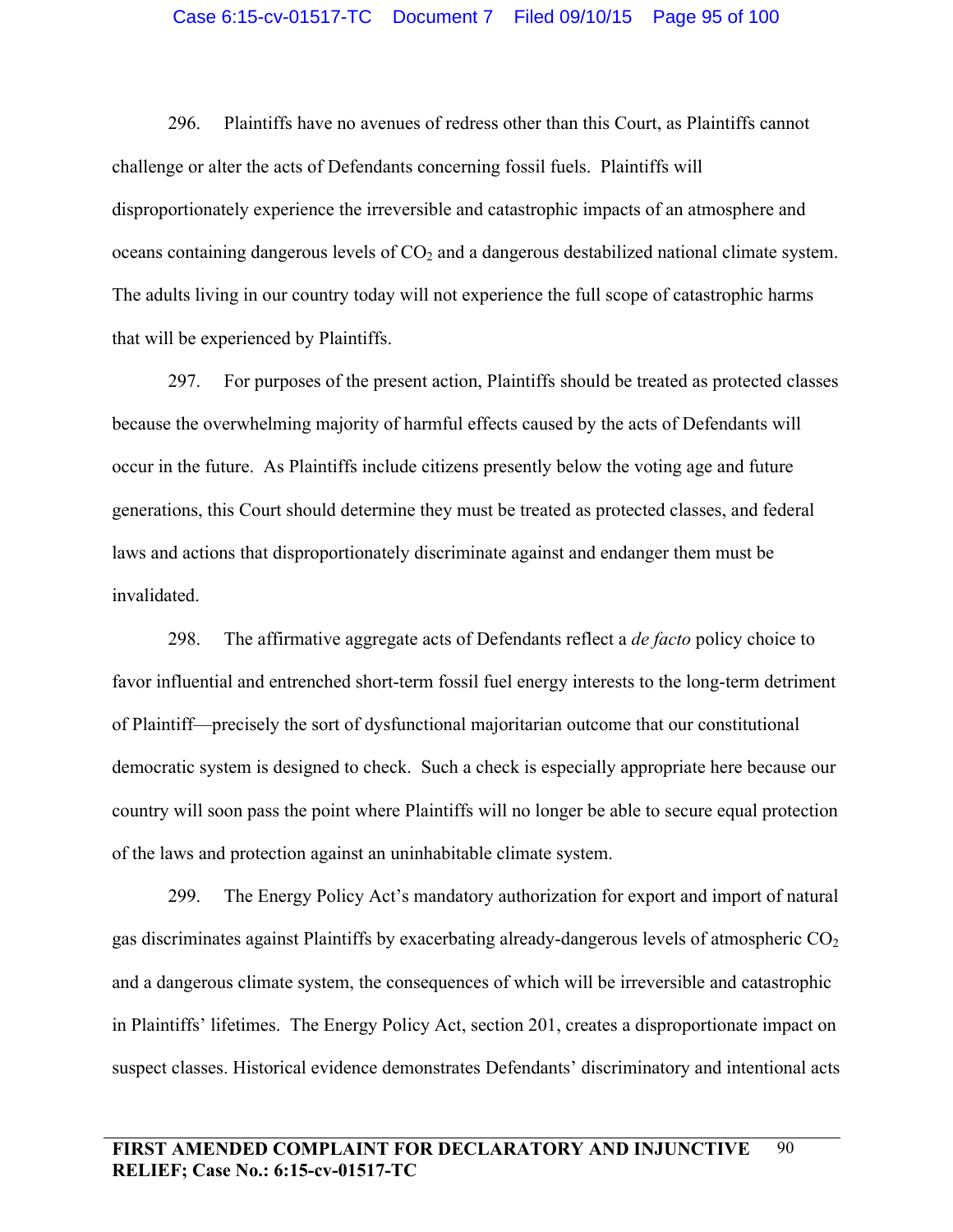296. Plaintiffs have no avenues of redress other than this Court, as Plaintiffs cannot challenge or alter the acts of Defendants concerning fossil fuels. Plaintiffs will disproportionately experience the irreversible and catastrophic impacts of an atmosphere and oceans containing dangerous levels of $CO_2$ and a dangerous destabilized national climate system. The adults living in our country today will not experience the full scope of catastrophic harms that will be experienced by Plaintiffs.

297. For purposes of the present action, Plaintiffs should be treated as protected classes because the overwhelming majority of harmful effects caused by the acts of Defendants will occur in the future. As Plaintiffs include citizens presently below the voting age and future generations, this Court should determine they must be treated as protected classes, and federal laws and actions that disproportionately discriminate against and endanger them must be invalidated.

298. The affirmative aggregate acts of Defendants reflect a *de facto* policy choice to favor influential and entrenched short-term fossil fuel energy interests to the long-term detriment of Plaintiff—precisely the sort of dysfunctional majoritarian outcome that our constitutional democratic system is designed to check. Such a check is especially appropriate here because our country will soon pass the point where Plaintiffs will no longer be able to secure equal protection of the laws and protection against an uninhabitable climate system.

299. The Energy Policy Act's mandatory authorization for export and import of natural gas discriminates against Plaintiffs by exacerbating already-dangerous levels of atmospheric $CO_2$ and a dangerous climate system, the consequences of which will be irreversible and catastrophic in Plaintiffs' lifetimes. The Energy Policy Act, section 201, creates a disproportionate impact on suspect classes. Historical evidence demonstrates Defendants' discriminatory and intentional acts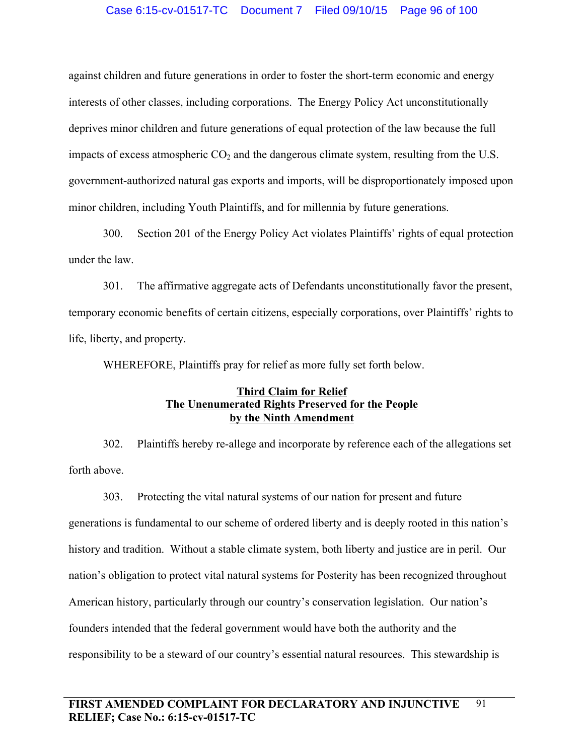against children and future generations in order to foster the short-term economic and energy interests of other classes, including corporations. The Energy Policy Act unconstitutionally deprives minor children and future generations of equal protection of the law because the full impacts of excess atmospheric $CO_2$ and the dangerous climate system, resulting from the U.S. government-authorized natural gas exports and imports, will be disproportionately imposed upon minor children, including Youth Plaintiffs, and for millennia by future generations.

300. Section 201 of the Energy Policy Act violates Plaintiffs' rights of equal protection under the law.

301. The affirmative aggregate acts of Defendants unconstitutionally favor the present, temporary economic benefits of certain citizens, especially corporations, over Plaintiffs' rights to life, liberty, and property.

WHEREFORE, Plaintiffs pray for relief as more fully set forth below.

## Third Claim for Relief
## The Unenumerated Rights Preserved for the People by the Ninth Amendment

302. Plaintiffs hereby re-allege and incorporate by reference each of the allegations set forth above.

303. Protecting the vital natural systems of our nation for present and future generations is fundamental to our scheme of ordered liberty and is deeply rooted in this nation's history and tradition. Without a stable climate system, both liberty and justice are in peril. Our nation's obligation to protect vital natural systems for Posterity has been recognized throughout American history, particularly through our country's conservation legislation. Our nation's founders intended that the federal government would have both the authority and the responsibility to be a steward of our country's essential natural resources. This stewardship is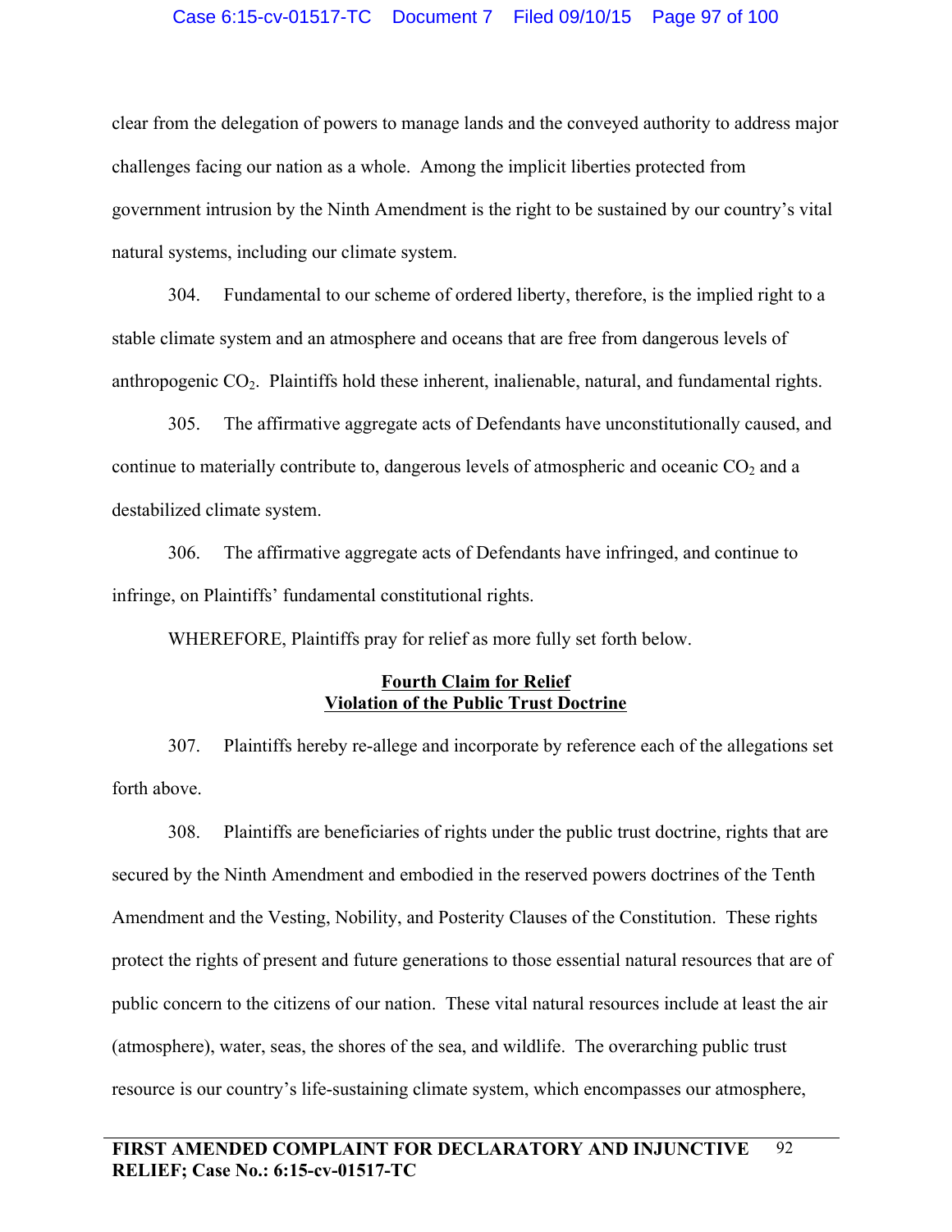clear from the delegation of powers to manage lands and the conveyed authority to address major challenges facing our nation as a whole. Among the implicit liberties protected from government intrusion by the Ninth Amendment is the right to be sustained by our country's vital natural systems, including our climate system.

304. Fundamental to our scheme of ordered liberty, therefore, is the implied right to a stable climate system and an atmosphere and oceans that are free from dangerous levels of anthropogenic $CO_2$. Plaintiffs hold these inherent, inalienable, natural, and fundamental rights.

305. The affirmative aggregate acts of Defendants have unconstitutionally caused, and continue to materially contribute to, dangerous levels of atmospheric and oceanic $CO_2$ and a destabilized climate system.

306. The affirmative aggregate acts of Defendants have infringed, and continue to infringe, on Plaintiffs' fundamental constitutional rights.

WHEREFORE, Plaintiffs pray for relief as more fully set forth below.

## Fourth Claim for Relief
## Violation of the Public Trust Doctrine

307. Plaintiffs hereby re-allege and incorporate by reference each of the allegations set forth above.

308. Plaintiffs are beneficiaries of rights under the public trust doctrine, rights that are secured by the Ninth Amendment and embodied in the reserved powers doctrines of the Tenth Amendment and the Vesting, Nobility, and Posterity Clauses of the Constitution. These rights protect the rights of present and future generations to those essential natural resources that are of public concern to the citizens of our nation. These vital natural resources include at least the air (atmosphere), water, seas, the shores of the sea, and wildlife. The overarching public trust resource is our country's life-sustaining climate system, which encompasses our atmosphere,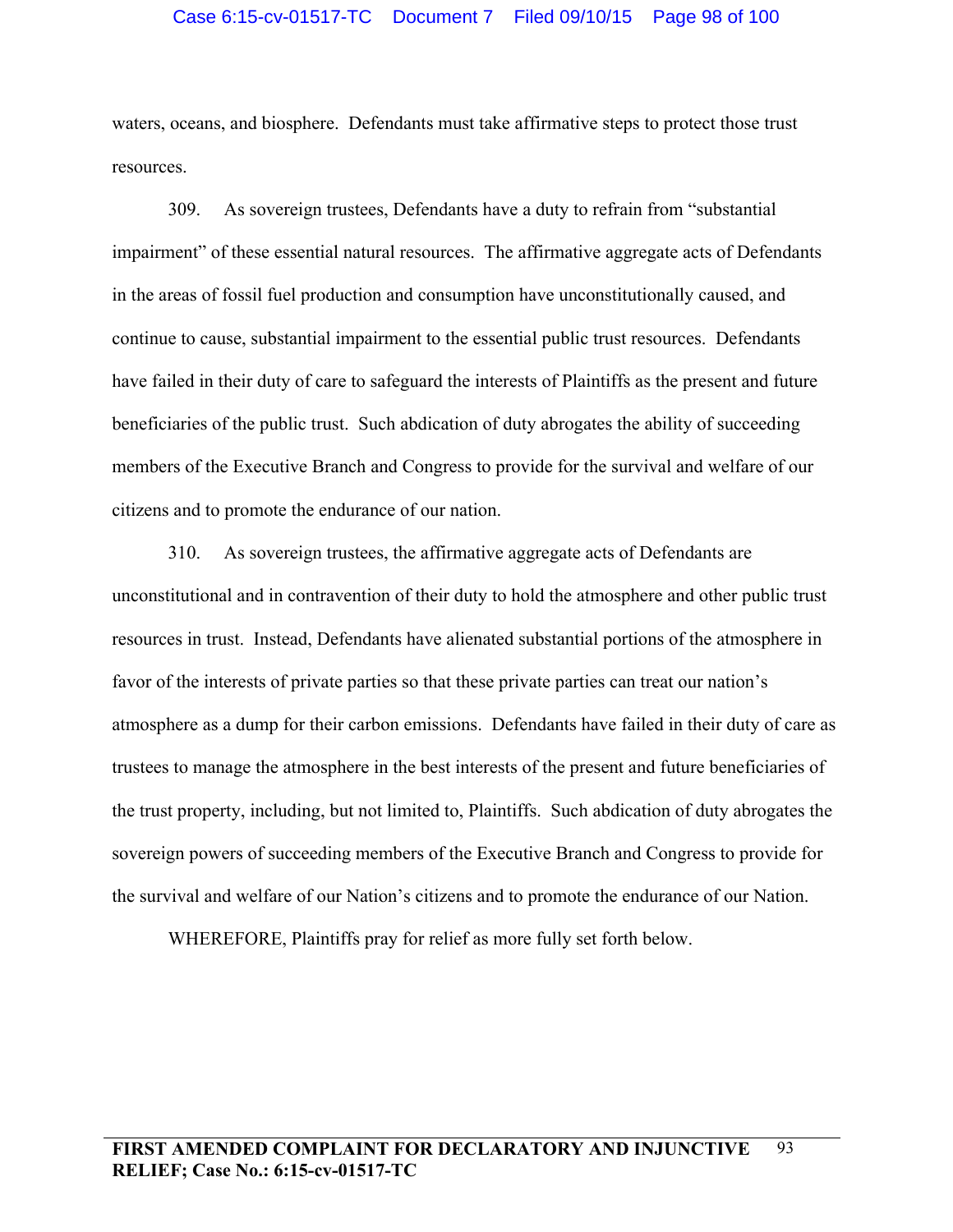waters, oceans, and biosphere. Defendants must take affirmative steps to protect those trust resources.

309. As sovereign trustees, Defendants have a duty to refrain from "substantial impairment" of these essential natural resources. The affirmative aggregate acts of Defendants in the areas of fossil fuel production and consumption have unconstitutionally caused, and continue to cause, substantial impairment to the essential public trust resources. Defendants have failed in their duty of care to safeguard the interests of Plaintiffs as the present and future beneficiaries of the public trust. Such abdication of duty abrogates the ability of succeeding members of the Executive Branch and Congress to provide for the survival and welfare of our citizens and to promote the endurance of our nation.

310. As sovereign trustees, the affirmative aggregate acts of Defendants are unconstitutional and in contravention of their duty to hold the atmosphere and other public trust resources in trust. Instead, Defendants have alienated substantial portions of the atmosphere in favor of the interests of private parties so that these private parties can treat our nation's atmosphere as a dump for their carbon emissions. Defendants have failed in their duty of care as trustees to manage the atmosphere in the best interests of the present and future beneficiaries of the trust property, including, but not limited to, Plaintiffs. Such abdication of duty abrogates the sovereign powers of succeeding members of the Executive Branch and Congress to provide for the survival and welfare of our Nation's citizens and to promote the endurance of our Nation.

WHEREFORE, Plaintiffs pray for relief as more fully set forth below.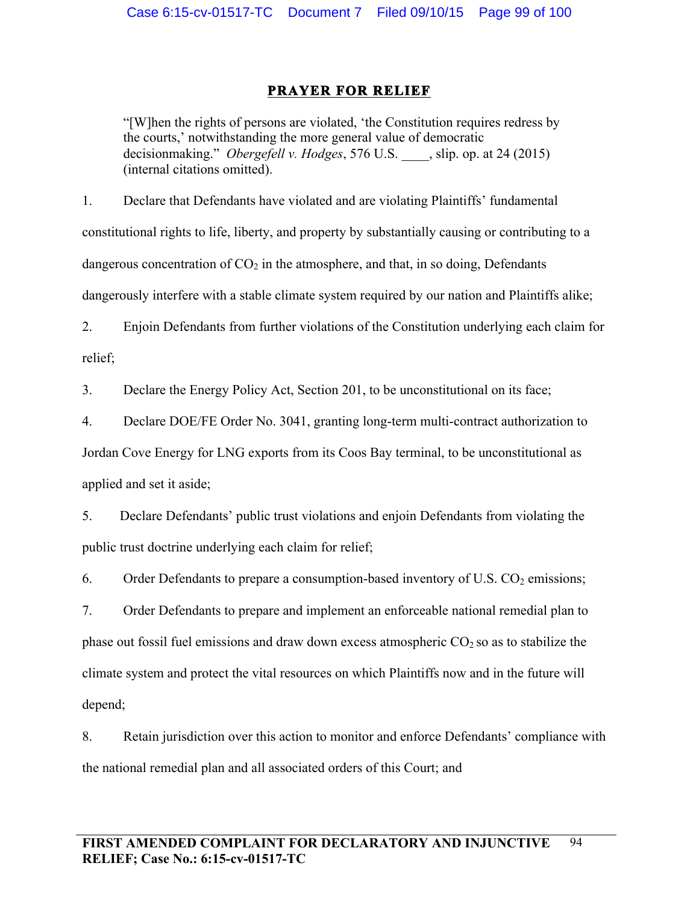## PRAYER FOR RELIEF

> "[W]hen the rights of persons are violated, 'the Constitution requires redress by the courts,' notwithstanding the more general value of democratic decisionmaking." *Obergefell v. Hodges*, 576 U.S. ____, slip. op. at 24 (2015) (internal citations omitted).

1. Declare that Defendants have violated and are violating Plaintiffs' fundamental constitutional rights to life, liberty, and property by substantially causing or contributing to a dangerous concentration of $CO_2$ in the atmosphere, and that, in so doing, Defendants dangerously interfere with a stable climate system required by our nation and Plaintiffs alike;

2. Enjoin Defendants from further violations of the Constitution underlying each claim for relief;

3. Declare the Energy Policy Act, Section 201, to be unconstitutional on its face;

4. Declare DOE/FE Order No. 3041, granting long-term multi-contract authorization to Jordan Cove Energy for LNG exports from its Coos Bay terminal, to be unconstitutional as applied and set it aside;

5. Declare Defendants' public trust violations and enjoin Defendants from violating the public trust doctrine underlying each claim for relief;

6. Order Defendants to prepare a consumption-based inventory of U.S. $CO_2$ emissions;

7. Order Defendants to prepare and implement an enforceable national remedial plan to phase out fossil fuel emissions and draw down excess atmospheric $CO_2$ so as to stabilize the climate system and protect the vital resources on which Plaintiffs now and in the future will depend;

8. Retain jurisdiction over this action to monitor and enforce Defendants' compliance with the national remedial plan and all associated orders of this Court; and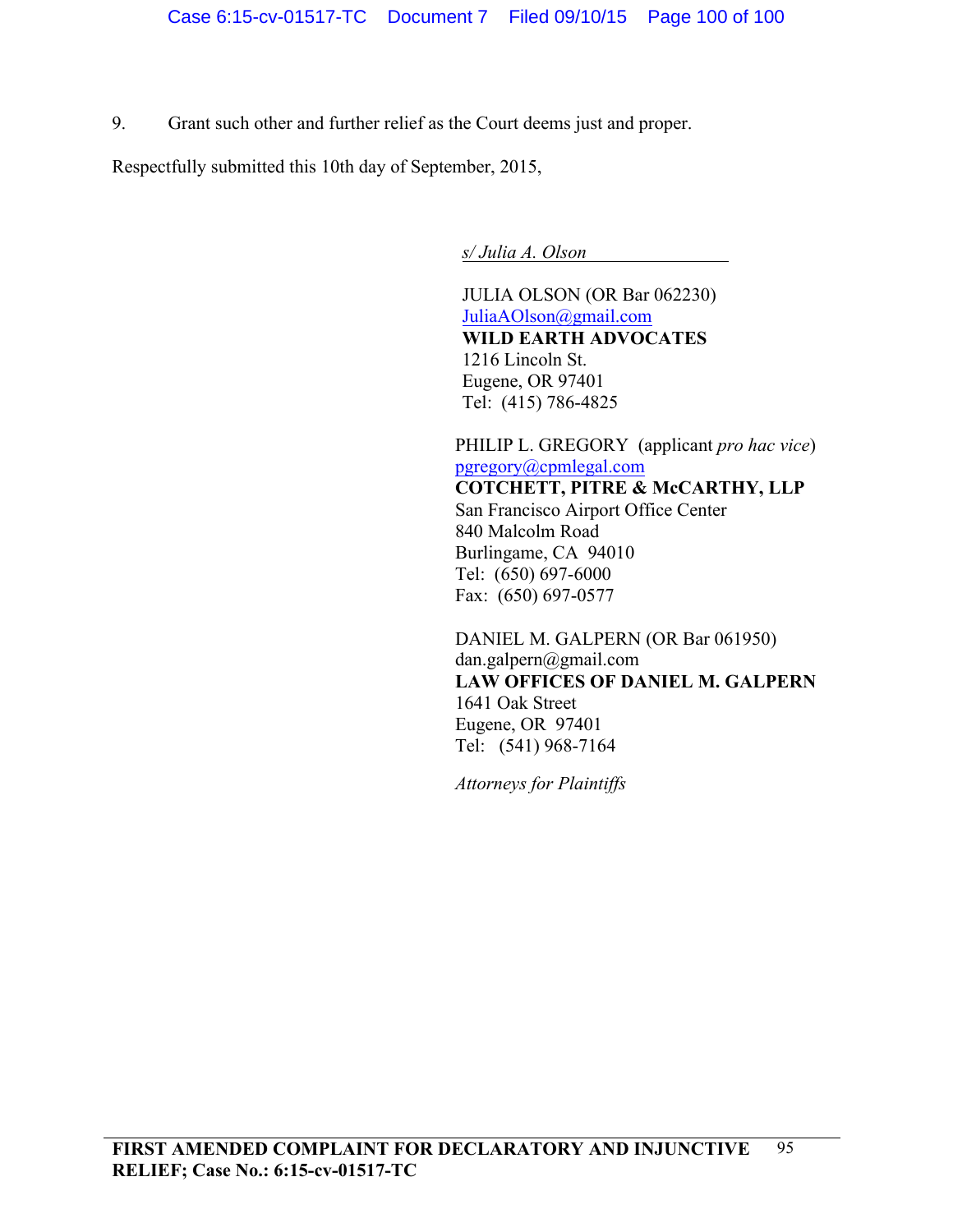9. Grant such other and further relief as the Court deems just and proper.

Respectfully submitted this 10th day of September, 2015,

*s/ Julia A. Olson*

JULIA OLSON (OR Bar 062230)
JuliaAOlson@gmail.com
**WILD EARTH ADVOCATES**
1216 Lincoln St.
Eugene, OR 97401
Tel: (415) 786-4825

PHILIP L. GREGORY (applicant *pro hac vice*)
pgregory@cpmlegal.com
**COTCHETT, PITRE & McCARTHY, LLP**
San Francisco Airport Office Center
840 Malcolm Road
Burlingame, CA 94010
Tel: (650) 697-6000
Fax: (650) 697-0577

DANIEL M. GALPERN (OR Bar 061950)
dan.galpern@gmail.com
**LAW OFFICES OF DANIEL M. GALPERN**
1641 Oak Street
Eugene, OR 97401
Tel: (541) 968-7164

*Attorneys for Plaintiffs*